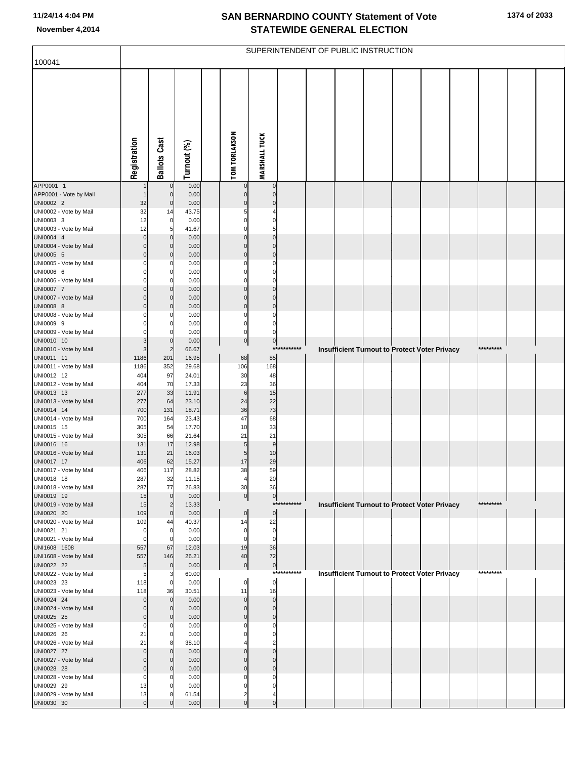# SAN BERNARDINO COUNTY Statement of Vote
## STATEWIDE GENERAL ELECTION

11/24/14 4:04 PM
November 4,2014

SUPERINTENDENT OF PUBLIC INSTRUCTION

100041

| | Registration | Ballots Cast | Turnout (%) | | TOM TORLAKSON | MARSHALL TUCK |
|---|---|---|---|---|---|---|
| APP0001 1 | 1 | 0 | 0.00 | | 0 | 0 |
| APP0001 - Vote by Mail | 1 | 0 | 0.00 | | 0 | 0 |
| UNI0002 2 | 32 | 0 | 0.00 | | 0 | 0 |
| UNI0002 - Vote by Mail | 32 | 14 | 43.75 | | 5 | 4 |
| UNI0003 3 | 12 | 0 | 0.00 | | 0 | 0 |
| UNI0003 - Vote by Mail | 12 | 5 | 41.67 | | 0 | 5 |
| UNI0004 4 | 0 | 0 | 0.00 | | 0 | 0 |
| UNI0004 - Vote by Mail | 0 | 0 | 0.00 | | 0 | 0 |
| UNI0005 5 | 0 | 0 | 0.00 | | 0 | 0 |
| UNI0005 - Vote by Mail | 0 | 0 | 0.00 | | 0 | 0 |
| UNI0006 6 | 0 | 0 | 0.00 | | 0 | 0 |
| UNI0006 - Vote by Mail | 0 | 0 | 0.00 | | 0 | 0 |
| UNI0007 7 | 0 | 0 | 0.00 | | 0 | 0 |
| UNI0007 - Vote by Mail | 0 | 0 | 0.00 | | 0 | 0 |
| UNI0008 8 | 0 | 0 | 0.00 | | 0 | 0 |
| UNI0008 - Vote by Mail | 0 | 0 | 0.00 | | 0 | 0 |
| UNI0009 9 | 0 | 0 | 0.00 | | 0 | 0 |
| UNI0009 - Vote by Mail | 0 | 0 | 0.00 | | 0 | 0 |
| UNI0010 10 | 3 | 0 | 0.00 | | 0 | 0 |
| UNI0010 - Vote by Mail | 3 | 2 | 66.67 | | *********** Insufficient Turnout to Protect Voter Privacy ********* | |
| UNI0011 11 | 1186 | 201 | 16.95 | | 68 | 85 |
| UNI0011 - Vote by Mail | 1186 | 352 | 29.68 | | 106 | 168 |
| UNI0012 12 | 404 | 97 | 24.01 | | 30 | 48 |
| UNI0012 - Vote by Mail | 404 | 70 | 17.33 | | 23 | 36 |
| UNI0013 13 | 277 | 33 | 11.91 | | 6 | 15 |
| UNI0013 - Vote by Mail | 277 | 64 | 23.10 | | 24 | 22 |
| UNI0014 14 | 700 | 131 | 18.71 | | 36 | 73 |
| UNI0014 - Vote by Mail | 700 | 164 | 23.43 | | 47 | 68 |
| UNI0015 15 | 305 | 54 | 17.70 | | 10 | 33 |
| UNI0015 - Vote by Mail | 305 | 66 | 21.64 | | 21 | 21 |
| UNI0016 16 | 131 | 17 | 12.98 | | 5 | 9 |
| UNI0016 - Vote by Mail | 131 | 21 | 16.03 | | 5 | 10 |
| UNI0017 17 | 406 | 62 | 15.27 | | 17 | 29 |
| UNI0017 - Vote by Mail | 406 | 117 | 28.82 | | 38 | 59 |
| UNI0018 18 | 287 | 32 | 11.15 | | 4 | 20 |
| UNI0018 - Vote by Mail | 287 | 77 | 26.83 | | 30 | 36 |
| UNI0019 19 | 15 | 0 | 0.00 | | 0 | 0 |
| UNI0019 - Vote by Mail | 15 | 2 | 13.33 | | *********** Insufficient Turnout to Protect Voter Privacy ********* | |
| UNI0020 20 | 109 | 0 | 0.00 | | 0 | 0 |
| UNI0020 - Vote by Mail | 109 | 44 | 40.37 | | 14 | 22 |
| UNI0021 21 | 0 | 0 | 0.00 | | 0 | 0 |
| UNI0021 - Vote by Mail | 0 | 0 | 0.00 | | 0 | 0 |
| UNI1608 1608 | 557 | 67 | 12.03 | | 19 | 36 |
| UNI1608 - Vote by Mail | 557 | 146 | 26.21 | | 40 | 72 |
| UNI0022 22 | 5 | 0 | 0.00 | | 0 | 0 |
| UNI0022 - Vote by Mail | 5 | 3 | 60.00 | | *********** Insufficient Turnout to Protect Voter Privacy ********* | |
| UNI0023 23 | 118 | 0 | 0.00 | | 0 | 0 |
| UNI0023 - Vote by Mail | 118 | 36 | 30.51 | | 11 | 16 |
| UNI0024 24 | 0 | 0 | 0.00 | | 0 | 0 |
| UNI0024 - Vote by Mail | 0 | 0 | 0.00 | | 0 | 0 |
| UNI0025 25 | 0 | 0 | 0.00 | | 0 | 0 |
| UNI0025 - Vote by Mail | 0 | 0 | 0.00 | | 0 | 0 |
| UNI0026 26 | 21 | 0 | 0.00 | | 0 | 0 |
| UNI0026 - Vote by Mail | 21 | 8 | 38.10 | | 4 | 2 |
| UNI0027 27 | 0 | 0 | 0.00 | | 0 | 0 |
| UNI0027 - Vote by Mail | 0 | 0 | 0.00 | | 0 | 0 |
| UNI0028 28 | 0 | 0 | 0.00 | | 0 | 0 |
| UNI0028 - Vote by Mail | 0 | 0 | 0.00 | | 0 | 0 |
| UNI0029 29 | 13 | 0 | 0.00 | | 0 | 0 |
| UNI0029 - Vote by Mail | 13 | 8 | 61.54 | | 2 | 4 |
| UNI0030 30 | 0 | 0 | 0.00 | | 0 | 0 |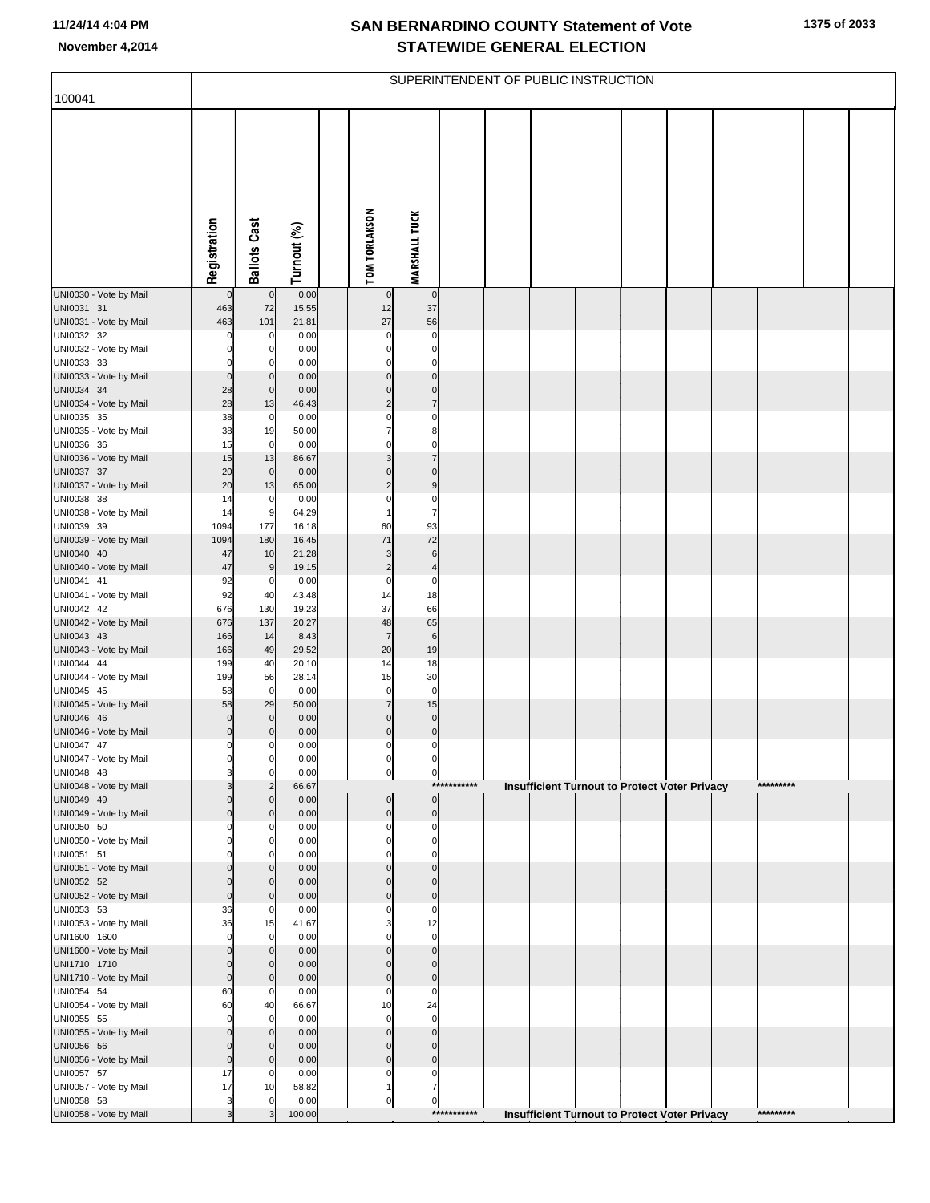# SAN BERNARDINO COUNTY Statement of Vote
## November 4,2014 STATEWIDE GENERAL ELECTION

SUPERINTENDENT OF PUBLIC INSTRUCTION

100041

| | Registration | Ballots Cast | Turnout (%) | | TOM TORLAKSON | MARSHALL TUCK |
|---|---|---|---|---|---|---|
| UNI0030 - Vote by Mail | 0 | 0 | 0.00 | | 0 | 0 |
| UNI0031 31 | 463 | 72 | 15.55 | | 12 | 37 |
| UNI0031 - Vote by Mail | 463 | 101 | 21.81 | | 27 | 56 |
| UNI0032 32 | 0 | 0 | 0.00 | | 0 | 0 |
| UNI0032 - Vote by Mail | 0 | 0 | 0.00 | | 0 | 0 |
| UNI0033 33 | 0 | 0 | 0.00 | | 0 | 0 |
| UNI0033 - Vote by Mail | 0 | 0 | 0.00 | | 0 | 0 |
| UNI0034 34 | 28 | 0 | 0.00 | | 0 | 0 |
| UNI0034 - Vote by Mail | 28 | 13 | 46.43 | | 2 | 7 |
| UNI0035 35 | 38 | 0 | 0.00 | | 0 | 0 |
| UNI0035 - Vote by Mail | 38 | 19 | 50.00 | | 7 | 8 |
| UNI0036 36 | 15 | 0 | 0.00 | | 0 | 0 |
| UNI0036 - Vote by Mail | 15 | 13 | 86.67 | | 3 | 7 |
| UNI0037 37 | 20 | 0 | 0.00 | | 0 | 0 |
| UNI0037 - Vote by Mail | 20 | 13 | 65.00 | | 2 | 9 |
| UNI0038 38 | 14 | 0 | 0.00 | | 0 | 0 |
| UNI0038 - Vote by Mail | 14 | 9 | 64.29 | | 1 | 7 |
| UNI0039 39 | 1094 | 177 | 16.18 | | 60 | 93 |
| UNI0039 - Vote by Mail | 1094 | 180 | 16.45 | | 71 | 72 |
| UNI0040 40 | 47 | 10 | 21.28 | | 3 | 6 |
| UNI0040 - Vote by Mail | 47 | 9 | 19.15 | | 2 | 4 |
| UNI0041 41 | 92 | 0 | 0.00 | | 0 | 0 |
| UNI0041 - Vote by Mail | 92 | 40 | 43.48 | | 14 | 18 |
| UNI0042 42 | 676 | 130 | 19.23 | | 37 | 66 |
| UNI0042 - Vote by Mail | 676 | 137 | 20.27 | | 48 | 65 |
| UNI0043 43 | 166 | 14 | 8.43 | | 7 | 6 |
| UNI0043 - Vote by Mail | 166 | 49 | 29.52 | | 20 | 19 |
| UNI0044 44 | 199 | 40 | 20.10 | | 14 | 18 |
| UNI0044 - Vote by Mail | 199 | 56 | 28.14 | | 15 | 30 |
| UNI0045 45 | 58 | 0 | 0.00 | | 0 | 0 |
| UNI0045 - Vote by Mail | 58 | 29 | 50.00 | | 7 | 15 |
| UNI0046 46 | 0 | 0 | 0.00 | | 0 | 0 |
| UNI0046 - Vote by Mail | 0 | 0 | 0.00 | | 0 | 0 |
| UNI0047 47 | 0 | 0 | 0.00 | | 0 | 0 |
| UNI0047 - Vote by Mail | 0 | 0 | 0.00 | | 0 | 0 |
| UNI0048 48 | 3 | 0 | 0.00 | | 0 | 0 |
| UNI0048 - Vote by Mail | 3 | 2 | 66.67 | | *********** Insufficient Turnout to Protect Voter Privacy ********* | |
| UNI0049 49 | 0 | 0 | 0.00 | | 0 | 0 |
| UNI0049 - Vote by Mail | 0 | 0 | 0.00 | | 0 | 0 |
| UNI0050 50 | 0 | 0 | 0.00 | | 0 | 0 |
| UNI0050 - Vote by Mail | 0 | 0 | 0.00 | | 0 | 0 |
| UNI0051 51 | 0 | 0 | 0.00 | | 0 | 0 |
| UNI0051 - Vote by Mail | 0 | 0 | 0.00 | | 0 | 0 |
| UNI0052 52 | 0 | 0 | 0.00 | | 0 | 0 |
| UNI0052 - Vote by Mail | 0 | 0 | 0.00 | | 0 | 0 |
| UNI0053 53 | 36 | 0 | 0.00 | | 0 | 0 |
| UNI0053 - Vote by Mail | 36 | 15 | 41.67 | | 3 | 12 |
| UNI1600 1600 | 0 | 0 | 0.00 | | 0 | 0 |
| UNI1600 - Vote by Mail | 0 | 0 | 0.00 | | 0 | 0 |
| UNI1710 1710 | 0 | 0 | 0.00 | | 0 | 0 |
| UNI1710 - Vote by Mail | 0 | 0 | 0.00 | | 0 | 0 |
| UNI0054 54 | 60 | 0 | 0.00 | | 0 | 0 |
| UNI0054 - Vote by Mail | 60 | 40 | 66.67 | | 10 | 24 |
| UNI0055 55 | 0 | 0 | 0.00 | | 0 | 0 |
| UNI0055 - Vote by Mail | 0 | 0 | 0.00 | | 0 | 0 |
| UNI0056 56 | 0 | 0 | 0.00 | | 0 | 0 |
| UNI0056 - Vote by Mail | 0 | 0 | 0.00 | | 0 | 0 |
| UNI0057 57 | 17 | 0 | 0.00 | | 0 | 0 |
| UNI0057 - Vote by Mail | 17 | 10 | 58.82 | | 1 | 7 |
| UNI0058 58 | 3 | 0 | 0.00 | | 0 | 0 |
| UNI0058 - Vote by Mail | 3 | 3 | 100.00 | | *********** Insufficient Turnout to Protect Voter Privacy ********* | |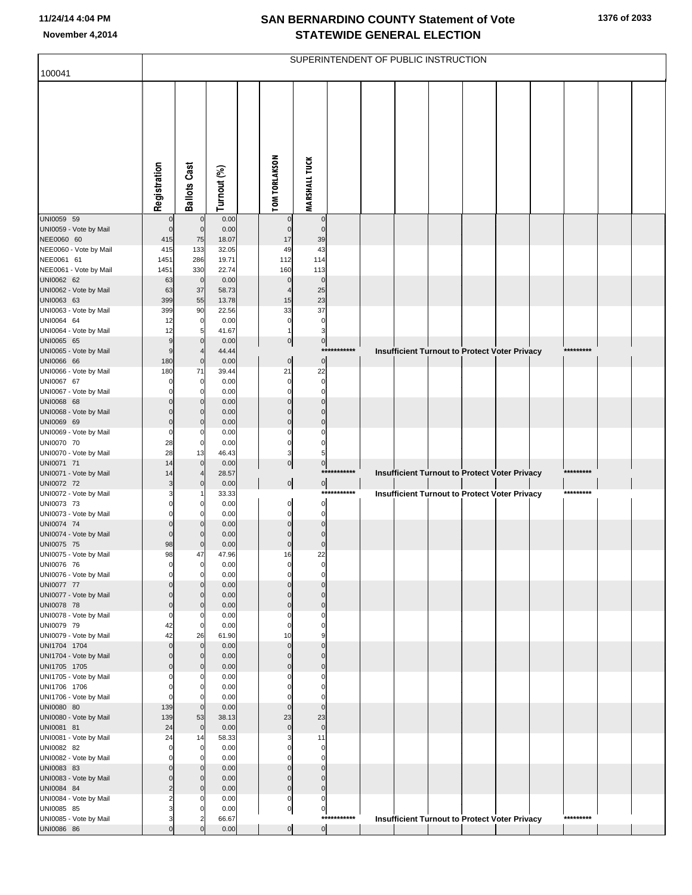# SAN BERNARDINO COUNTY Statement of Vote
# STATEWIDE GENERAL ELECTION

November 4,2014

100041

SUPERINTENDENT OF PUBLIC INSTRUCTION

| | Registration | Ballots Cast | Turnout (%) | TOM TORLAKSON | MARSHALL TUCK |
|---|---|---|---|---|---|
| UNI0059 59 | 0 | 0 | 0.00 | 0 | 0 |
| UNI0059 - Vote by Mail | 0 | 0 | 0.00 | 0 | 0 |
| NEE0060 60 | 415 | 75 | 18.07 | 17 | 39 |
| NEE0060 - Vote by Mail | 415 | 133 | 32.05 | 49 | 43 |
| NEE0061 61 | 1451 | 286 | 19.71 | 112 | 114 |
| NEE0061 - Vote by Mail | 1451 | 330 | 22.74 | 160 | 113 |
| UNI0062 62 | 63 | 0 | 0.00 | 0 | 0 |
| UNI0062 - Vote by Mail | 63 | 37 | 58.73 | 4 | 25 |
| UNI0063 63 | 399 | 55 | 13.78 | 15 | 23 |
| UNI0063 - Vote by Mail | 399 | 90 | 22.56 | 33 | 37 |
| UNI0064 64 | 12 | 0 | 0.00 | 0 | 0 |
| UNI0064 - Vote by Mail | 12 | 5 | 41.67 | 1 | 3 |
| UNI0065 65 | 9 | 0 | 0.00 | 0 | 0 |
| UNI0065 - Vote by Mail | 9 | 4 | 44.44 | *********** Insufficient Turnout to Protect Voter Privacy ********* | |
| UNI0066 66 | 180 | 0 | 0.00 | 0 | 0 |
| UNI0066 - Vote by Mail | 180 | 71 | 39.44 | 21 | 22 |
| UNI0067 67 | 0 | 0 | 0.00 | 0 | 0 |
| UNI0067 - Vote by Mail | 0 | 0 | 0.00 | 0 | 0 |
| UNI0068 68 | 0 | 0 | 0.00 | 0 | 0 |
| UNI0068 - Vote by Mail | 0 | 0 | 0.00 | 0 | 0 |
| UNI0069 69 | 0 | 0 | 0.00 | 0 | 0 |
| UNI0069 - Vote by Mail | 0 | 0 | 0.00 | 0 | 0 |
| UNI0070 70 | 28 | 0 | 0.00 | 0 | 0 |
| UNI0070 - Vote by Mail | 28 | 13 | 46.43 | 3 | 5 |
| UNI0071 71 | 14 | 0 | 0.00 | 0 | 0 |
| UNI0071 - Vote by Mail | 14 | 4 | 28.57 | *********** Insufficient Turnout to Protect Voter Privacy ********* | |
| UNI0072 72 | 3 | 0 | 0.00 | 0 | 0 |
| UNI0072 - Vote by Mail | 3 | 1 | 33.33 | *********** Insufficient Turnout to Protect Voter Privacy ********* | |
| UNI0073 73 | 0 | 0 | 0.00 | 0 | 0 |
| UNI0073 - Vote by Mail | 0 | 0 | 0.00 | 0 | 0 |
| UNI0074 74 | 0 | 0 | 0.00 | 0 | 0 |
| UNI0074 - Vote by Mail | 0 | 0 | 0.00 | 0 | 0 |
| UNI0075 75 | 98 | 0 | 0.00 | 0 | 0 |
| UNI0075 - Vote by Mail | 98 | 47 | 47.96 | 16 | 22 |
| UNI0076 76 | 0 | 0 | 0.00 | 0 | 0 |
| UNI0076 - Vote by Mail | 0 | 0 | 0.00 | 0 | 0 |
| UNI0077 77 | 0 | 0 | 0.00 | 0 | 0 |
| UNI0077 - Vote by Mail | 0 | 0 | 0.00 | 0 | 0 |
| UNI0078 78 | 0 | 0 | 0.00 | 0 | 0 |
| UNI0078 - Vote by Mail | 0 | 0 | 0.00 | 0 | 0 |
| UNI0079 79 | 42 | 0 | 0.00 | 0 | 0 |
| UNI0079 - Vote by Mail | 42 | 26 | 61.90 | 10 | 9 |
| UNI1704 1704 | 0 | 0 | 0.00 | 0 | 0 |
| UNI1704 - Vote by Mail | 0 | 0 | 0.00 | 0 | 0 |
| UNI1705 1705 | 0 | 0 | 0.00 | 0 | 0 |
| UNI1705 - Vote by Mail | 0 | 0 | 0.00 | 0 | 0 |
| UNI1706 1706 | 0 | 0 | 0.00 | 0 | 0 |
| UNI1706 - Vote by Mail | 0 | 0 | 0.00 | 0 | 0 |
| UNI0080 80 | 139 | 0 | 0.00 | 0 | 0 |
| UNI0080 - Vote by Mail | 139 | 53 | 38.13 | 23 | 23 |
| UNI0081 81 | 24 | 0 | 0.00 | 0 | 0 |
| UNI0081 - Vote by Mail | 24 | 14 | 58.33 | 3 | 11 |
| UNI0082 82 | 0 | 0 | 0.00 | 0 | 0 |
| UNI0082 - Vote by Mail | 0 | 0 | 0.00 | 0 | 0 |
| UNI0083 83 | 0 | 0 | 0.00 | 0 | 0 |
| UNI0083 - Vote by Mail | 0 | 0 | 0.00 | 0 | 0 |
| UNI0084 84 | 2 | 0 | 0.00 | 0 | 0 |
| UNI0084 - Vote by Mail | 2 | 0 | 0.00 | 0 | 0 |
| UNI0085 85 | 3 | 0 | 0.00 | 0 | 0 |
| UNI0085 - Vote by Mail | 3 | 2 | 66.67 | *********** Insufficient Turnout to Protect Voter Privacy ********* | |
| UNI0086 86 | 0 | 0 | 0.00 | 0 | 0 |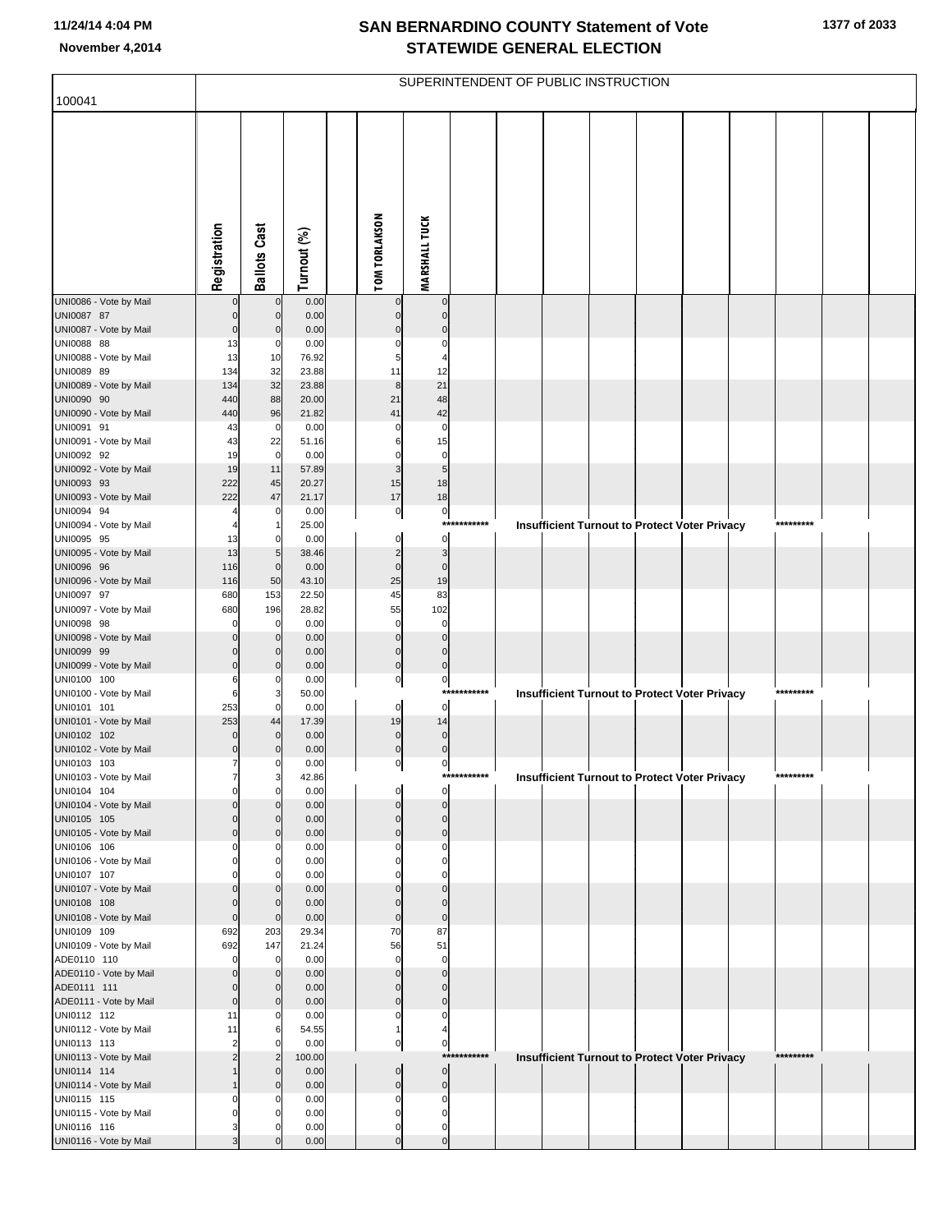# SAN BERNARDINO COUNTY Statement of Vote
## STATEWIDE GENERAL ELECTION

November 4,2014

SUPERINTENDENT OF PUBLIC INSTRUCTION

| 100041 | Registration | Ballots Cast | Turnout (%) | | TOM TORLAKSON | MARSHALL TUCK | | | | | | | | | | |
|---|---|---|---|---|---|---|---|---|---|---|---|---|---|---|---|---|
| UNI0086 - Vote by Mail | 0 | 0 | 0.00 | | 0 | 0 | | | | | | | | | | |
| UNI0087 87 | 0 | 0 | 0.00 | | 0 | 0 | | | | | | | | | | |
| UNI0087 - Vote by Mail | 0 | 0 | 0.00 | | 0 | 0 | | | | | | | | | | |
| UNI0088 88 | 13 | 0 | 0.00 | | 0 | 0 | | | | | | | | | | |
| UNI0088 - Vote by Mail | 13 | 10 | 76.92 | | 5 | 4 | | | | | | | | | | |
| UNI0089 89 | 134 | 32 | 23.88 | | 11 | 12 | | | | | | | | | | |
| UNI0089 - Vote by Mail | 134 | 32 | 23.88 | | 8 | 21 | | | | | | | | | | |
| UNI0090 90 | 440 | 88 | 20.00 | | 21 | 48 | | | | | | | | | | |
| UNI0090 - Vote by Mail | 440 | 96 | 21.82 | | 41 | 42 | | | | | | | | | | |
| UNI0091 91 | 43 | 0 | 0.00 | | 0 | 0 | | | | | | | | | | |
| UNI0091 - Vote by Mail | 43 | 22 | 51.16 | | 6 | 15 | | | | | | | | | | |
| UNI0092 92 | 19 | 0 | 0.00 | | 0 | 0 | | | | | | | | | | |
| UNI0092 - Vote by Mail | 19 | 11 | 57.89 | | 3 | 5 | | | | | | | | | | |
| UNI0093 93 | 222 | 45 | 20.27 | | 15 | 18 | | | | | | | | | | |
| UNI0093 - Vote by Mail | 222 | 47 | 21.17 | | 17 | 18 | | | | | | | | | | |
| UNI0094 94 | 4 | 0 | 0.00 | | 0 | 0 | | | | | | | | | | |
| UNI0094 - Vote by Mail | 4 | 1 | 25.00 | | | | *********** | Insufficient Turnout to Protect Voter Privacy | | | | | | ********* | | |
| UNI0095 95 | 13 | 0 | 0.00 | | 0 | 0 | | | | | | | | | | |
| UNI0095 - Vote by Mail | 13 | 5 | 38.46 | | 2 | 3 | | | | | | | | | | |
| UNI0096 96 | 116 | 0 | 0.00 | | 0 | 0 | | | | | | | | | | |
| UNI0096 - Vote by Mail | 116 | 50 | 43.10 | | 25 | 19 | | | | | | | | | | |
| UNI0097 97 | 680 | 153 | 22.50 | | 45 | 83 | | | | | | | | | | |
| UNI0097 - Vote by Mail | 680 | 196 | 28.82 | | 55 | 102 | | | | | | | | | | |
| UNI0098 98 | 0 | 0 | 0.00 | | 0 | 0 | | | | | | | | | | |
| UNI0098 - Vote by Mail | 0 | 0 | 0.00 | | 0 | 0 | | | | | | | | | | |
| UNI0099 99 | 0 | 0 | 0.00 | | 0 | 0 | | | | | | | | | | |
| UNI0099 - Vote by Mail | 0 | 0 | 0.00 | | 0 | 0 | | | | | | | | | | |
| UNI0100 100 | 6 | 0 | 0.00 | | 0 | 0 | | | | | | | | | | |
| UNI0100 - Vote by Mail | 6 | 3 | 50.00 | | | | *********** | Insufficient Turnout to Protect Voter Privacy | | | | | | ********* | | |
| UNI0101 101 | 253 | 0 | 0.00 | | 0 | 0 | | | | | | | | | | |
| UNI0101 - Vote by Mail | 253 | 44 | 17.39 | | 19 | 14 | | | | | | | | | | |
| UNI0102 102 | 0 | 0 | 0.00 | | 0 | 0 | | | | | | | | | | |
| UNI0102 - Vote by Mail | 0 | 0 | 0.00 | | 0 | 0 | | | | | | | | | | |
| UNI0103 103 | 7 | 0 | 0.00 | | 0 | 0 | | | | | | | | | | |
| UNI0103 - Vote by Mail | 7 | 3 | 42.86 | | | | *********** | Insufficient Turnout to Protect Voter Privacy | | | | | | ********* | | |
| UNI0104 104 | 0 | 0 | 0.00 | | 0 | 0 | | | | | | | | | | |
| UNI0104 - Vote by Mail | 0 | 0 | 0.00 | | 0 | 0 | | | | | | | | | | |
| UNI0105 105 | 0 | 0 | 0.00 | | 0 | 0 | | | | | | | | | | |
| UNI0105 - Vote by Mail | 0 | 0 | 0.00 | | 0 | 0 | | | | | | | | | | |
| UNI0106 106 | 0 | 0 | 0.00 | | 0 | 0 | | | | | | | | | | |
| UNI0106 - Vote by Mail | 0 | 0 | 0.00 | | 0 | 0 | | | | | | | | | | |
| UNI0107 107 | 0 | 0 | 0.00 | | 0 | 0 | | | | | | | | | | |
| UNI0107 - Vote by Mail | 0 | 0 | 0.00 | | 0 | 0 | | | | | | | | | | |
| UNI0108 108 | 0 | 0 | 0.00 | | 0 | 0 | | | | | | | | | | |
| UNI0108 - Vote by Mail | 0 | 0 | 0.00 | | 0 | 0 | | | | | | | | | | |
| UNI0109 109 | 692 | 203 | 29.34 | | 70 | 87 | | | | | | | | | | |
| UNI0109 - Vote by Mail | 692 | 147 | 21.24 | | 56 | 51 | | | | | | | | | | |
| ADE0110 110 | 0 | 0 | 0.00 | | 0 | 0 | | | | | | | | | | |
| ADE0110 - Vote by Mail | 0 | 0 | 0.00 | | 0 | 0 | | | | | | | | | | |
| ADE0111 111 | 0 | 0 | 0.00 | | 0 | 0 | | | | | | | | | | |
| ADE0111 - Vote by Mail | 0 | 0 | 0.00 | | 0 | 0 | | | | | | | | | | |
| UNI0112 112 | 11 | 0 | 0.00 | | 0 | 0 | | | | | | | | | | |
| UNI0112 - Vote by Mail | 11 | 6 | 54.55 | | 1 | 4 | | | | | | | | | | |
| UNI0113 113 | 2 | 0 | 0.00 | | 0 | 0 | | | | | | | | | | |
| UNI0113 - Vote by Mail | 2 | 2 | 100.00 | | | | *********** | Insufficient Turnout to Protect Voter Privacy | | | | | | ********* | | |
| UNI0114 114 | 1 | 0 | 0.00 | | 0 | 0 | | | | | | | | | | |
| UNI0114 - Vote by Mail | 1 | 0 | 0.00 | | 0 | 0 | | | | | | | | | | |
| UNI0115 115 | 0 | 0 | 0.00 | | 0 | 0 | | | | | | | | | | |
| UNI0115 - Vote by Mail | 0 | 0 | 0.00 | | 0 | 0 | | | | | | | | | | |
| UNI0116 116 | 3 | 0 | 0.00 | | 0 | 0 | | | | | | | | | | |
| UNI0116 - Vote by Mail | 3 | 0 | 0.00 | | 0 | 0 | | | | | | | | | | |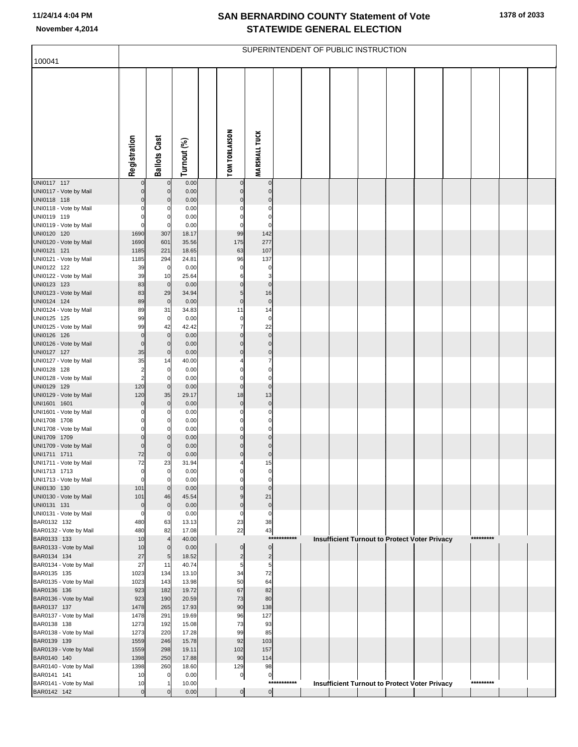# SAN BERNARDINO COUNTY Statement of Vote
## STATEWIDE GENERAL ELECTION

November 4,2014

SUPERINTENDENT OF PUBLIC INSTRUCTION

| 100041 | Registration | Ballots Cast | Turnout (%) | | TOM TORLAKSON | MARSHALL TUCK |
|---|---|---|---|---|---|---|
| UNI0117 117 | 0 | 0 | 0.00 | | 0 | 0 |
| UNI0117 - Vote by Mail | 0 | 0 | 0.00 | | 0 | 0 |
| UNI0118 118 | 0 | 0 | 0.00 | | 0 | 0 |
| UNI0118 - Vote by Mail | 0 | 0 | 0.00 | | 0 | 0 |
| UNI0119 119 | 0 | 0 | 0.00 | | 0 | 0 |
| UNI0119 - Vote by Mail | 0 | 0 | 0.00 | | 0 | 0 |
| UNI0120 120 | 1690 | 307 | 18.17 | | 99 | 142 |
| UNI0120 - Vote by Mail | 1690 | 601 | 35.56 | | 175 | 277 |
| UNI0121 121 | 1185 | 221 | 18.65 | | 63 | 107 |
| UNI0121 - Vote by Mail | 1185 | 294 | 24.81 | | 96 | 137 |
| UNI0122 122 | 39 | 0 | 0.00 | | 0 | 0 |
| UNI0122 - Vote by Mail | 39 | 10 | 25.64 | | 6 | 3 |
| UNI0123 123 | 83 | 0 | 0.00 | | 0 | 0 |
| UNI0123 - Vote by Mail | 83 | 29 | 34.94 | | 5 | 16 |
| UNI0124 124 | 89 | 0 | 0.00 | | 0 | 0 |
| UNI0124 - Vote by Mail | 89 | 31 | 34.83 | | 11 | 14 |
| UNI0125 125 | 99 | 0 | 0.00 | | 0 | 0 |
| UNI0125 - Vote by Mail | 99 | 42 | 42.42 | | 7 | 22 |
| UNI0126 126 | 0 | 0 | 0.00 | | 0 | 0 |
| UNI0126 - Vote by Mail | 0 | 0 | 0.00 | | 0 | 0 |
| UNI0127 127 | 35 | 0 | 0.00 | | 0 | 0 |
| UNI0127 - Vote by Mail | 35 | 14 | 40.00 | | 4 | 7 |
| UNI0128 128 | 2 | 0 | 0.00 | | 0 | 0 |
| UNI0128 - Vote by Mail | 2 | 0 | 0.00 | | 0 | 0 |
| UNI0129 129 | 120 | 0 | 0.00 | | 0 | 0 |
| UNI0129 - Vote by Mail | 120 | 35 | 29.17 | | 18 | 13 |
| UNI1601 1601 | 0 | 0 | 0.00 | | 0 | 0 |
| UNI1601 - Vote by Mail | 0 | 0 | 0.00 | | 0 | 0 |
| UNI1708 1708 | 0 | 0 | 0.00 | | 0 | 0 |
| UNI1708 - Vote by Mail | 0 | 0 | 0.00 | | 0 | 0 |
| UNI1709 1709 | 0 | 0 | 0.00 | | 0 | 0 |
| UNI1709 - Vote by Mail | 0 | 0 | 0.00 | | 0 | 0 |
| UNI1711 1711 | 72 | 0 | 0.00 | | 0 | 0 |
| UNI1711 - Vote by Mail | 72 | 23 | 31.94 | | 4 | 15 |
| UNI1713 1713 | 0 | 0 | 0.00 | | 0 | 0 |
| UNI1713 - Vote by Mail | 0 | 0 | 0.00 | | 0 | 0 |
| UNI0130 130 | 101 | 0 | 0.00 | | 0 | 0 |
| UNI0130 - Vote by Mail | 101 | 46 | 45.54 | | 9 | 21 |
| UNI0131 131 | 0 | 0 | 0.00 | | 0 | 0 |
| UNI0131 - Vote by Mail | 0 | 0 | 0.00 | | 0 | 0 |
| BAR0132 132 | 480 | 63 | 13.13 | | 23 | 38 |
| BAR0132 - Vote by Mail | 480 | 82 | 17.08 | | 22 | 43 |
| BAR0133 133 | 10 | 4 | 40.00 | | *********** Insufficient Turnout to Protect Voter Privacy ********* | |
| BAR0133 - Vote by Mail | 10 | 0 | 0.00 | | 0 | 0 |
| BAR0134 134 | 27 | 5 | 18.52 | | 2 | 2 |
| BAR0134 - Vote by Mail | 27 | 11 | 40.74 | | 5 | 5 |
| BAR0135 135 | 1023 | 134 | 13.10 | | 34 | 72 |
| BAR0135 - Vote by Mail | 1023 | 143 | 13.98 | | 50 | 64 |
| BAR0136 136 | 923 | 182 | 19.72 | | 67 | 82 |
| BAR0136 - Vote by Mail | 923 | 190 | 20.59 | | 73 | 80 |
| BAR0137 137 | 1478 | 265 | 17.93 | | 90 | 138 |
| BAR0137 - Vote by Mail | 1478 | 291 | 19.69 | | 96 | 127 |
| BAR0138 138 | 1273 | 192 | 15.08 | | 73 | 93 |
| BAR0138 - Vote by Mail | 1273 | 220 | 17.28 | | 99 | 85 |
| BAR0139 139 | 1559 | 246 | 15.78 | | 92 | 103 |
| BAR0139 - Vote by Mail | 1559 | 298 | 19.11 | | 102 | 157 |
| BAR0140 140 | 1398 | 250 | 17.88 | | 90 | 114 |
| BAR0140 - Vote by Mail | 1398 | 260 | 18.60 | | 129 | 98 |
| BAR0141 141 | 10 | 0 | 0.00 | | 0 | 0 |
| BAR0141 - Vote by Mail | 10 | 1 | 10.00 | | *********** Insufficient Turnout to Protect Voter Privacy ********* | |
| BAR0142 142 | 0 | 0 | 0.00 | | 0 | 0 |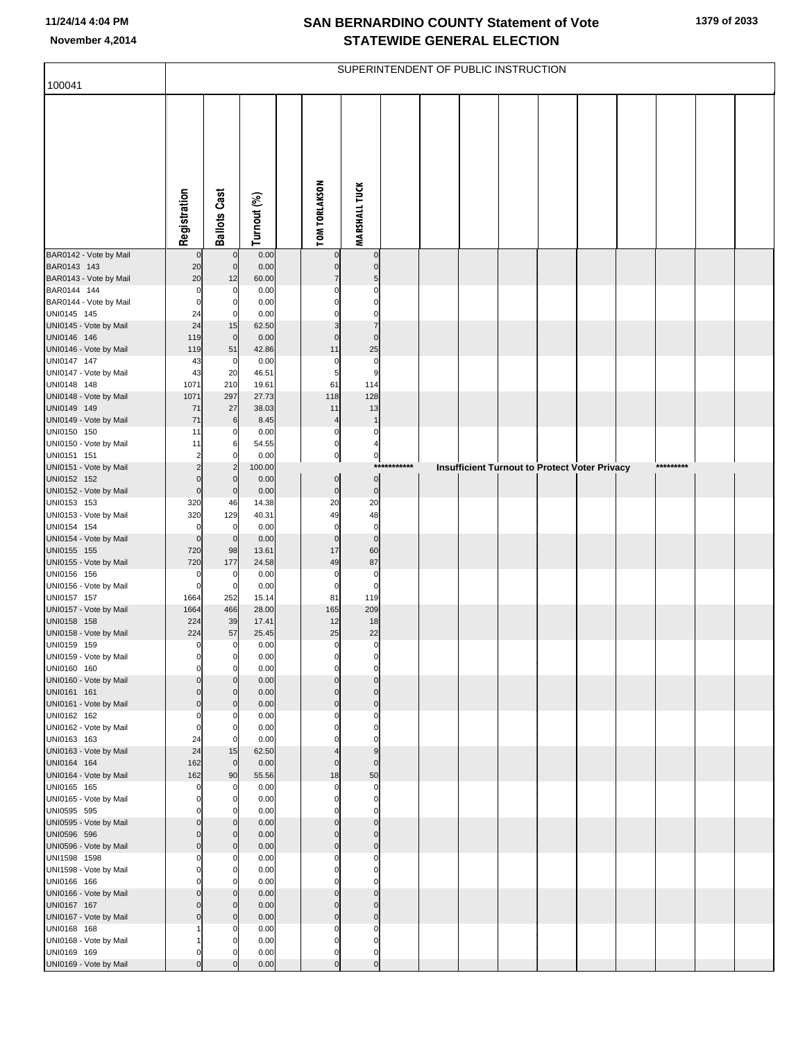# SAN BERNARDINO COUNTY Statement of Vote
## STATEWIDE GENERAL ELECTION

November 4,2014

| 100041 | SUPERINTENDENT OF PUBLIC INSTRUCTION | | | | |
|---|---|---|---|---|---|
| | Registration | Ballots Cast | Turnout (%) | TOM TORLAKSON | MARSHALL TUCK |
| BAR0142 - Vote by Mail | 0 | 0 | 0.00 | 0 | 0 |
| BAR0143 143 | 20 | 0 | 0.00 | 0 | 0 |
| BAR0143 - Vote by Mail | 20 | 12 | 60.00 | 7 | 5 |
| BAR0144 144 | 0 | 0 | 0.00 | 0 | 0 |
| BAR0144 - Vote by Mail | 0 | 0 | 0.00 | 0 | 0 |
| UNI0145 145 | 24 | 0 | 0.00 | 0 | 0 |
| UNI0145 - Vote by Mail | 24 | 15 | 62.50 | 3 | 7 |
| UNI0146 146 | 119 | 0 | 0.00 | 0 | 0 |
| UNI0146 - Vote by Mail | 119 | 51 | 42.86 | 11 | 25 |
| UNI0147 147 | 43 | 0 | 0.00 | 0 | 0 |
| UNI0147 - Vote by Mail | 43 | 20 | 46.51 | 5 | 9 |
| UNI0148 148 | 1071 | 210 | 19.61 | 61 | 114 |
| UNI0148 - Vote by Mail | 1071 | 297 | 27.73 | 118 | 128 |
| UNI0149 149 | 71 | 27 | 38.03 | 11 | 13 |
| UNI0149 - Vote by Mail | 71 | 6 | 8.45 | 4 | 1 |
| UNI0150 150 | 11 | 0 | 0.00 | 0 | 0 |
| UNI0150 - Vote by Mail | 11 | 6 | 54.55 | 0 | 4 |
| UNI0151 151 | 2 | 0 | 0.00 | 0 | 0 |
| UNI0151 - Vote by Mail | 2 | 2 | 100.00 | *********** Insufficient Turnout to Protect Voter Privacy ********* | |
| UNI0152 152 | 0 | 0 | 0.00 | 0 | 0 |
| UNI0152 - Vote by Mail | 0 | 0 | 0.00 | 0 | 0 |
| UNI0153 153 | 320 | 46 | 14.38 | 20 | 20 |
| UNI0153 - Vote by Mail | 320 | 129 | 40.31 | 49 | 48 |
| UNI0154 154 | 0 | 0 | 0.00 | 0 | 0 |
| UNI0154 - Vote by Mail | 0 | 0 | 0.00 | 0 | 0 |
| UNI0155 155 | 720 | 98 | 13.61 | 17 | 60 |
| UNI0155 - Vote by Mail | 720 | 177 | 24.58 | 49 | 87 |
| UNI0156 156 | 0 | 0 | 0.00 | 0 | 0 |
| UNI0156 - Vote by Mail | 0 | 0 | 0.00 | 0 | 0 |
| UNI0157 157 | 1664 | 252 | 15.14 | 81 | 119 |
| UNI0157 - Vote by Mail | 1664 | 466 | 28.00 | 165 | 209 |
| UNI0158 158 | 224 | 39 | 17.41 | 12 | 18 |
| UNI0158 - Vote by Mail | 224 | 57 | 25.45 | 25 | 22 |
| UNI0159 159 | 0 | 0 | 0.00 | 0 | 0 |
| UNI0159 - Vote by Mail | 0 | 0 | 0.00 | 0 | 0 |
| UNI0160 160 | 0 | 0 | 0.00 | 0 | 0 |
| UNI0160 - Vote by Mail | 0 | 0 | 0.00 | 0 | 0 |
| UNI0161 161 | 0 | 0 | 0.00 | 0 | 0 |
| UNI0161 - Vote by Mail | 0 | 0 | 0.00 | 0 | 0 |
| UNI0162 162 | 0 | 0 | 0.00 | 0 | 0 |
| UNI0162 - Vote by Mail | 0 | 0 | 0.00 | 0 | 0 |
| UNI0163 163 | 24 | 0 | 0.00 | 0 | 0 |
| UNI0163 - Vote by Mail | 24 | 15 | 62.50 | 4 | 9 |
| UNI0164 164 | 162 | 0 | 0.00 | 0 | 0 |
| UNI0164 - Vote by Mail | 162 | 90 | 55.56 | 18 | 50 |
| UNI0165 165 | 0 | 0 | 0.00 | 0 | 0 |
| UNI0165 - Vote by Mail | 0 | 0 | 0.00 | 0 | 0 |
| UNI0595 595 | 0 | 0 | 0.00 | 0 | 0 |
| UNI0595 - Vote by Mail | 0 | 0 | 0.00 | 0 | 0 |
| UNI0596 596 | 0 | 0 | 0.00 | 0 | 0 |
| UNI0596 - Vote by Mail | 0 | 0 | 0.00 | 0 | 0 |
| UNI1598 1598 | 0 | 0 | 0.00 | 0 | 0 |
| UNI1598 - Vote by Mail | 0 | 0 | 0.00 | 0 | 0 |
| UNI0166 166 | 0 | 0 | 0.00 | 0 | 0 |
| UNI0166 - Vote by Mail | 0 | 0 | 0.00 | 0 | 0 |
| UNI0167 167 | 0 | 0 | 0.00 | 0 | 0 |
| UNI0167 - Vote by Mail | 0 | 0 | 0.00 | 0 | 0 |
| UNI0168 168 | 1 | 0 | 0.00 | 0 | 0 |
| UNI0168 - Vote by Mail | 1 | 0 | 0.00 | 0 | 0 |
| UNI0169 169 | 0 | 0 | 0.00 | 0 | 0 |
| UNI0169 - Vote by Mail | 0 | 0 | 0.00 | 0 | 0 |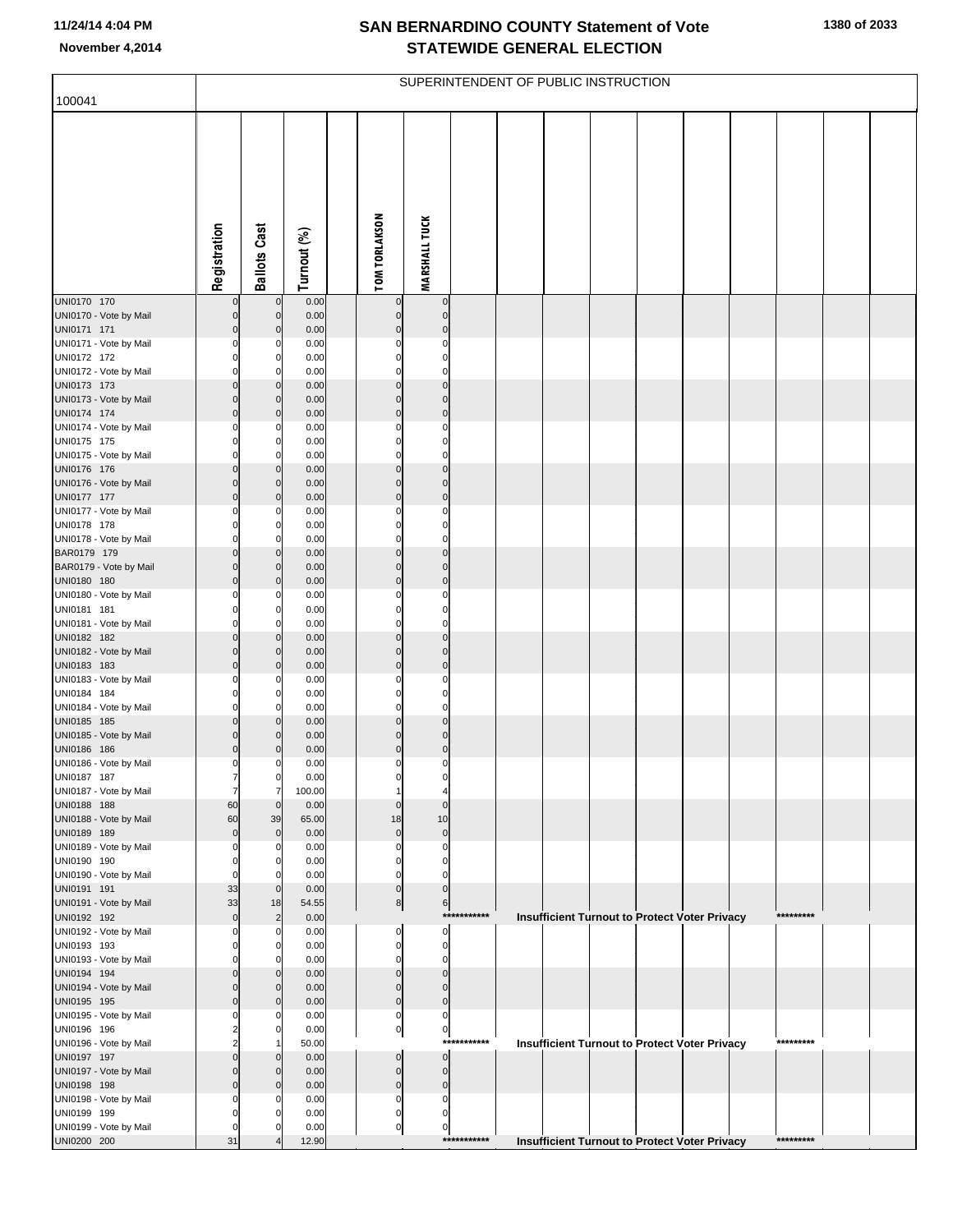# SAN BERNARDINO COUNTY Statement of Vote
## STATEWIDE GENERAL ELECTION

November 4,2014

SUPERINTENDENT OF PUBLIC INSTRUCTION

| 100041 | Registration | Ballots Cast | Turnout (%) | TOM TORLAKSON | MARSHALL TUCK |
|---|---|---|---|---|---|
| UNI0170 170 | 0 | 0 | 0.00 | 0 | 0 |
| UNI0170 - Vote by Mail | 0 | 0 | 0.00 | 0 | 0 |
| UNI0171 171 | 0 | 0 | 0.00 | 0 | 0 |
| UNI0171 - Vote by Mail | 0 | 0 | 0.00 | 0 | 0 |
| UNI0172 172 | 0 | 0 | 0.00 | 0 | 0 |
| UNI0172 - Vote by Mail | 0 | 0 | 0.00 | 0 | 0 |
| UNI0173 173 | 0 | 0 | 0.00 | 0 | 0 |
| UNI0173 - Vote by Mail | 0 | 0 | 0.00 | 0 | 0 |
| UNI0174 174 | 0 | 0 | 0.00 | 0 | 0 |
| UNI0174 - Vote by Mail | 0 | 0 | 0.00 | 0 | 0 |
| UNI0175 175 | 0 | 0 | 0.00 | 0 | 0 |
| UNI0175 - Vote by Mail | 0 | 0 | 0.00 | 0 | 0 |
| UNI0176 176 | 0 | 0 | 0.00 | 0 | 0 |
| UNI0176 - Vote by Mail | 0 | 0 | 0.00 | 0 | 0 |
| UNI0177 177 | 0 | 0 | 0.00 | 0 | 0 |
| UNI0177 - Vote by Mail | 0 | 0 | 0.00 | 0 | 0 |
| UNI0178 178 | 0 | 0 | 0.00 | 0 | 0 |
| UNI0178 - Vote by Mail | 0 | 0 | 0.00 | 0 | 0 |
| BAR0179 179 | 0 | 0 | 0.00 | 0 | 0 |
| BAR0179 - Vote by Mail | 0 | 0 | 0.00 | 0 | 0 |
| UNI0180 180 | 0 | 0 | 0.00 | 0 | 0 |
| UNI0180 - Vote by Mail | 0 | 0 | 0.00 | 0 | 0 |
| UNI0181 181 | 0 | 0 | 0.00 | 0 | 0 |
| UNI0181 - Vote by Mail | 0 | 0 | 0.00 | 0 | 0 |
| UNI0182 182 | 0 | 0 | 0.00 | 0 | 0 |
| UNI0182 - Vote by Mail | 0 | 0 | 0.00 | 0 | 0 |
| UNI0183 183 | 0 | 0 | 0.00 | 0 | 0 |
| UNI0183 - Vote by Mail | 0 | 0 | 0.00 | 0 | 0 |
| UNI0184 184 | 0 | 0 | 0.00 | 0 | 0 |
| UNI0184 - Vote by Mail | 0 | 0 | 0.00 | 0 | 0 |
| UNI0185 185 | 0 | 0 | 0.00 | 0 | 0 |
| UNI0185 - Vote by Mail | 0 | 0 | 0.00 | 0 | 0 |
| UNI0186 186 | 0 | 0 | 0.00 | 0 | 0 |
| UNI0186 - Vote by Mail | 0 | 0 | 0.00 | 0 | 0 |
| UNI0187 187 | 7 | 0 | 0.00 | 0 | 0 |
| UNI0187 - Vote by Mail | 7 | 7 | 100.00 | 1 | 4 |
| UNI0188 188 | 60 | 0 | 0.00 | 0 | 0 |
| UNI0188 - Vote by Mail | 60 | 39 | 65.00 | 18 | 10 |
| UNI0189 189 | 0 | 0 | 0.00 | 0 | 0 |
| UNI0189 - Vote by Mail | 0 | 0 | 0.00 | 0 | 0 |
| UNI0190 190 | 0 | 0 | 0.00 | 0 | 0 |
| UNI0190 - Vote by Mail | 0 | 0 | 0.00 | 0 | 0 |
| UNI0191 191 | 33 | 0 | 0.00 | 0 | 0 |
| UNI0191 - Vote by Mail | 33 | 18 | 54.55 | 8 | 6 |
| UNI0192 192 | 0 | 2 | 0.00 | *********** Insufficient Turnout to Protect Voter Privacy ********* | |
| UNI0192 - Vote by Mail | 0 | 0 | 0.00 | 0 | 0 |
| UNI0193 193 | 0 | 0 | 0.00 | 0 | 0 |
| UNI0193 - Vote by Mail | 0 | 0 | 0.00 | 0 | 0 |
| UNI0194 194 | 0 | 0 | 0.00 | 0 | 0 |
| UNI0194 - Vote by Mail | 0 | 0 | 0.00 | 0 | 0 |
| UNI0195 195 | 0 | 0 | 0.00 | 0 | 0 |
| UNI0195 - Vote by Mail | 0 | 0 | 0.00 | 0 | 0 |
| UNI0196 196 | 2 | 0 | 0.00 | 0 | 0 |
| UNI0196 - Vote by Mail | 2 | 1 | 50.00 | *********** Insufficient Turnout to Protect Voter Privacy ********* | |
| UNI0197 197 | 0 | 0 | 0.00 | 0 | 0 |
| UNI0197 - Vote by Mail | 0 | 0 | 0.00 | 0 | 0 |
| UNI0198 198 | 0 | 0 | 0.00 | 0 | 0 |
| UNI0198 - Vote by Mail | 0 | 0 | 0.00 | 0 | 0 |
| UNI0199 199 | 0 | 0 | 0.00 | 0 | 0 |
| UNI0199 - Vote by Mail | 0 | 0 | 0.00 | 0 | 0 |
| UNI0200 200 | 31 | 4 | 12.90 | *********** Insufficient Turnout to Protect Voter Privacy ********* | |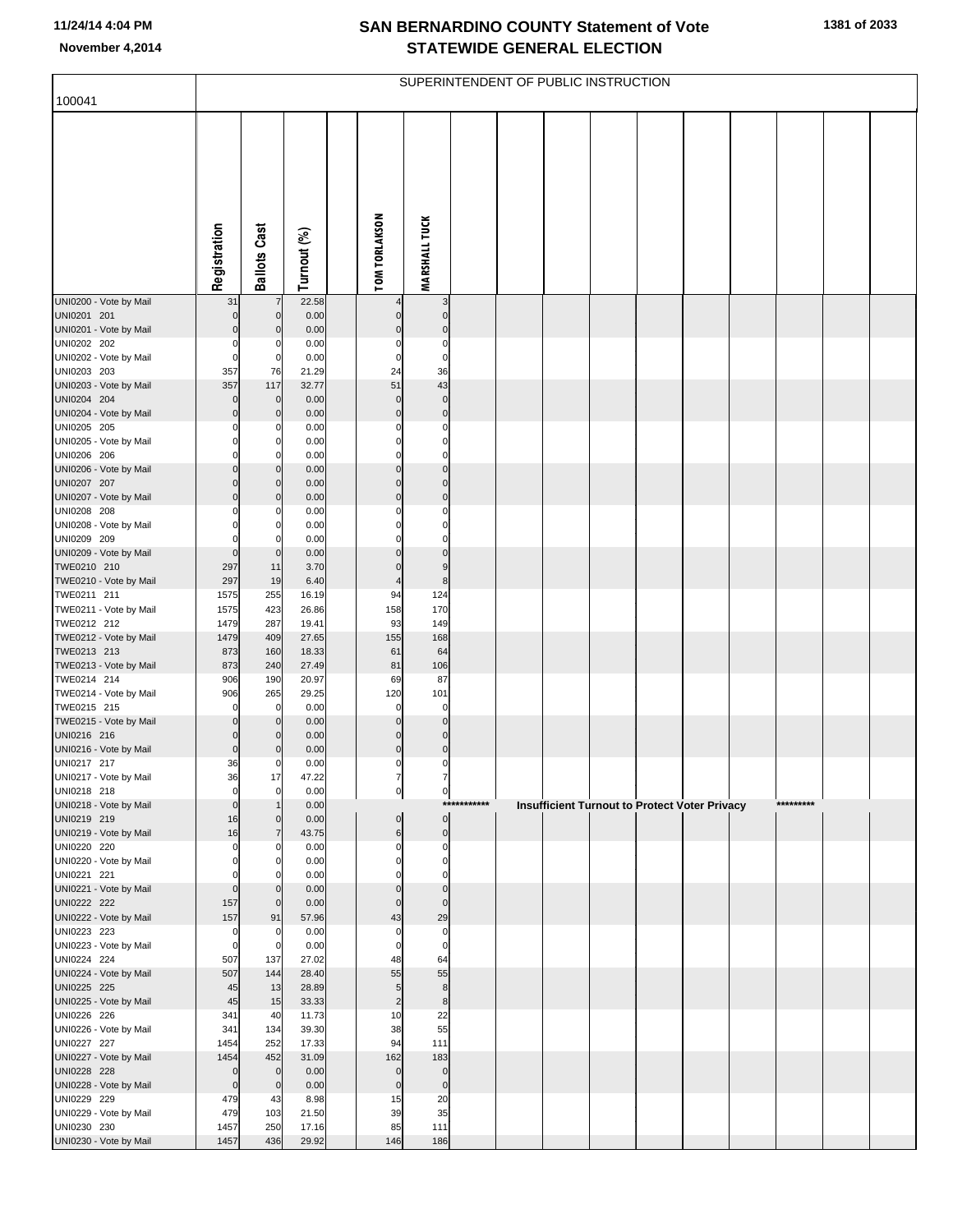# SAN BERNARDINO COUNTY Statement of Vote
## November 4,2014 STATEWIDE GENERAL ELECTION

SUPERINTENDENT OF PUBLIC INSTRUCTION

| 100041 | Registration | Ballots Cast | Turnout (%) | | TOM TORLAKSON | MARSHALL TUCK |
|---|---|---|---|---|---|---|
| UNI0200 - Vote by Mail | 31 | 7 | 22.58 | | 4 | 3 |
| UNI0201 201 | 0 | 0 | 0.00 | | 0 | 0 |
| UNI0201 - Vote by Mail | 0 | 0 | 0.00 | | 0 | 0 |
| UNI0202 202 | 0 | 0 | 0.00 | | 0 | 0 |
| UNI0202 - Vote by Mail | 0 | 0 | 0.00 | | 0 | 0 |
| UNI0203 203 | 357 | 76 | 21.29 | | 24 | 36 |
| UNI0203 - Vote by Mail | 357 | 117 | 32.77 | | 51 | 43 |
| UNI0204 204 | 0 | 0 | 0.00 | | 0 | 0 |
| UNI0204 - Vote by Mail | 0 | 0 | 0.00 | | 0 | 0 |
| UNI0205 205 | 0 | 0 | 0.00 | | 0 | 0 |
| UNI0205 - Vote by Mail | 0 | 0 | 0.00 | | 0 | 0 |
| UNI0206 206 | 0 | 0 | 0.00 | | 0 | 0 |
| UNI0206 - Vote by Mail | 0 | 0 | 0.00 | | 0 | 0 |
| UNI0207 207 | 0 | 0 | 0.00 | | 0 | 0 |
| UNI0207 - Vote by Mail | 0 | 0 | 0.00 | | 0 | 0 |
| UNI0208 208 | 0 | 0 | 0.00 | | 0 | 0 |
| UNI0208 - Vote by Mail | 0 | 0 | 0.00 | | 0 | 0 |
| UNI0209 209 | 0 | 0 | 0.00 | | 0 | 0 |
| UNI0209 - Vote by Mail | 0 | 0 | 0.00 | | 0 | 0 |
| TWE0210 210 | 297 | 11 | 3.70 | | 0 | 9 |
| TWE0210 - Vote by Mail | 297 | 19 | 6.40 | | 4 | 8 |
| TWE0211 211 | 1575 | 255 | 16.19 | | 94 | 124 |
| TWE0211 - Vote by Mail | 1575 | 423 | 26.86 | | 158 | 170 |
| TWE0212 212 | 1479 | 287 | 19.41 | | 93 | 149 |
| TWE0212 - Vote by Mail | 1479 | 409 | 27.65 | | 155 | 168 |
| TWE0213 213 | 873 | 160 | 18.33 | | 61 | 64 |
| TWE0213 - Vote by Mail | 873 | 240 | 27.49 | | 81 | 106 |
| TWE0214 214 | 906 | 190 | 20.97 | | 69 | 87 |
| TWE0214 - Vote by Mail | 906 | 265 | 29.25 | | 120 | 101 |
| TWE0215 215 | 0 | 0 | 0.00 | | 0 | 0 |
| TWE0215 - Vote by Mail | 0 | 0 | 0.00 | | 0 | 0 |
| UNI0216 216 | 0 | 0 | 0.00 | | 0 | 0 |
| UNI0216 - Vote by Mail | 0 | 0 | 0.00 | | 0 | 0 |
| UNI0217 217 | 36 | 0 | 0.00 | | 0 | 0 |
| UNI0217 - Vote by Mail | 36 | 17 | 47.22 | | 7 | 7 |
| UNI0218 218 | 0 | 0 | 0.00 | | 0 | 0 |
| UNI0218 - Vote by Mail | 0 | 1 | 0.00 | | *********** Insufficient Turnout to Protect Voter Privacy ********* | |
| UNI0219 219 | 16 | 0 | 0.00 | | 0 | 0 |
| UNI0219 - Vote by Mail | 16 | 7 | 43.75 | | 6 | 0 |
| UNI0220 220 | 0 | 0 | 0.00 | | 0 | 0 |
| UNI0220 - Vote by Mail | 0 | 0 | 0.00 | | 0 | 0 |
| UNI0221 221 | 0 | 0 | 0.00 | | 0 | 0 |
| UNI0221 - Vote by Mail | 0 | 0 | 0.00 | | 0 | 0 |
| UNI0222 222 | 157 | 0 | 0.00 | | 0 | 0 |
| UNI0222 - Vote by Mail | 157 | 91 | 57.96 | | 43 | 29 |
| UNI0223 223 | 0 | 0 | 0.00 | | 0 | 0 |
| UNI0223 - Vote by Mail | 0 | 0 | 0.00 | | 0 | 0 |
| UNI0224 224 | 507 | 137 | 27.02 | | 48 | 64 |
| UNI0224 - Vote by Mail | 507 | 144 | 28.40 | | 55 | 55 |
| UNI0225 225 | 45 | 13 | 28.89 | | 5 | 8 |
| UNI0225 - Vote by Mail | 45 | 15 | 33.33 | | 2 | 8 |
| UNI0226 226 | 341 | 40 | 11.73 | | 10 | 22 |
| UNI0226 - Vote by Mail | 341 | 134 | 39.30 | | 38 | 55 |
| UNI0227 227 | 1454 | 252 | 17.33 | | 94 | 111 |
| UNI0227 - Vote by Mail | 1454 | 452 | 31.09 | | 162 | 183 |
| UNI0228 228 | 0 | 0 | 0.00 | | 0 | 0 |
| UNI0228 - Vote by Mail | 0 | 0 | 0.00 | | 0 | 0 |
| UNI0229 229 | 479 | 43 | 8.98 | | 15 | 20 |
| UNI0229 - Vote by Mail | 479 | 103 | 21.50 | | 39 | 35 |
| UNI0230 230 | 1457 | 250 | 17.16 | | 85 | 111 |
| UNI0230 - Vote by Mail | 1457 | 436 | 29.92 | | 146 | 186 |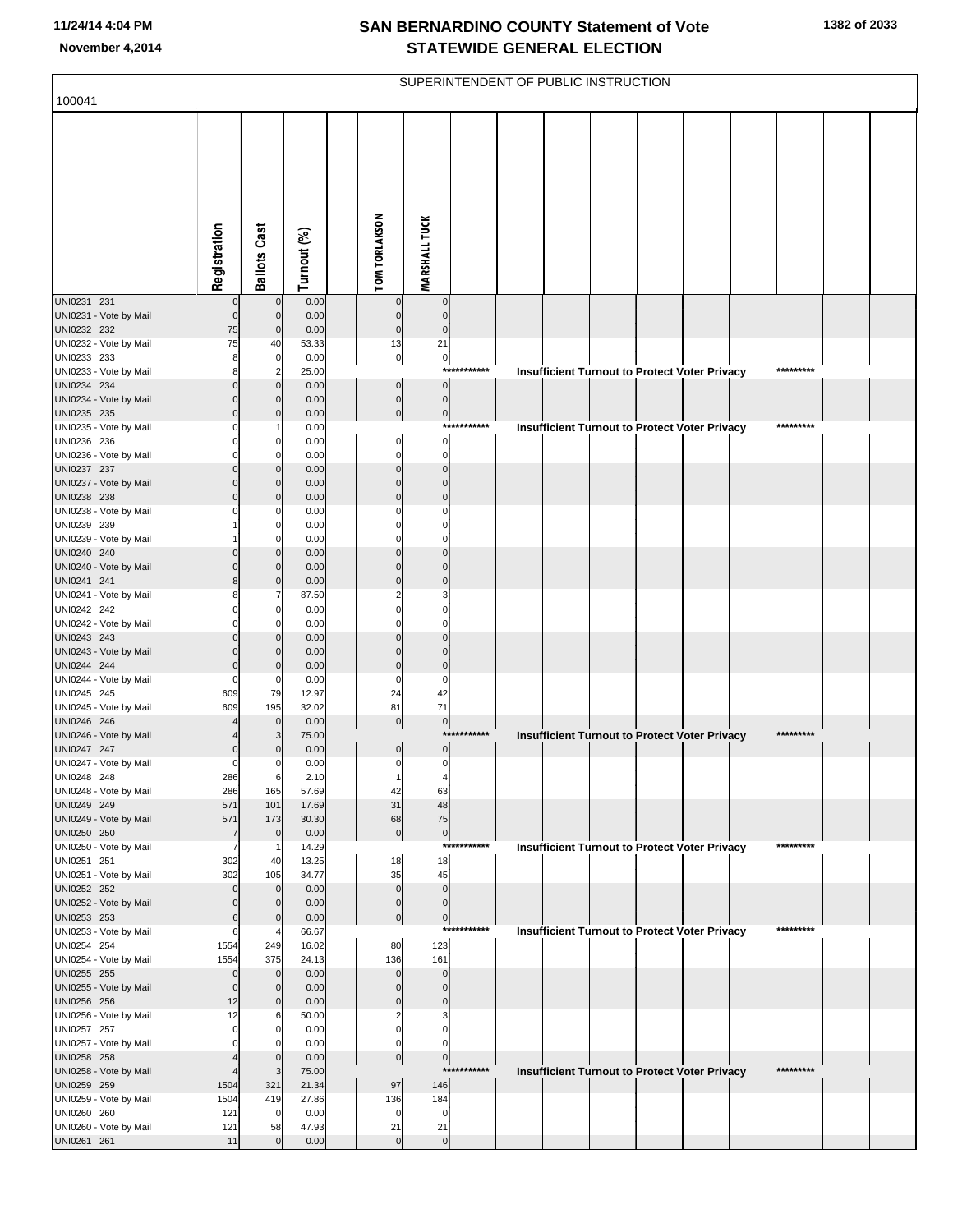# SAN BERNARDINO COUNTY Statement of Vote
## STATEWIDE GENERAL ELECTION

November 4,2014

### SUPERINTENDENT OF PUBLIC INSTRUCTION

100041

| | Registration | Ballots Cast | Turnout (%) | TOM TORLAKSON | MARSHALL TUCK |
|---|---|---|---|---|---|
| UNI0231 231 | 0 | 0 | 0.00 | 0 | 0 |
| UNI0231 - Vote by Mail | 0 | 0 | 0.00 | 0 | 0 |
| UNI0232 232 | 75 | 0 | 0.00 | 0 | 0 |
| UNI0232 - Vote by Mail | 75 | 40 | 53.33 | 13 | 21 |
| UNI0233 233 | 8 | 0 | 0.00 | 0 | 0 |
| UNI0233 - Vote by Mail | 8 | 2 | 25.00 | Insufficient Turnout to Protect Voter Privacy | |
| UNI0234 234 | 0 | 0 | 0.00 | 0 | 0 |
| UNI0234 - Vote by Mail | 0 | 0 | 0.00 | 0 | 0 |
| UNI0235 235 | 0 | 0 | 0.00 | 0 | 0 |
| UNI0235 - Vote by Mail | 0 | 1 | 0.00 | Insufficient Turnout to Protect Voter Privacy | |
| UNI0236 236 | 0 | 0 | 0.00 | 0 | 0 |
| UNI0236 - Vote by Mail | 0 | 0 | 0.00 | 0 | 0 |
| UNI0237 237 | 0 | 0 | 0.00 | 0 | 0 |
| UNI0237 - Vote by Mail | 0 | 0 | 0.00 | 0 | 0 |
| UNI0238 238 | 0 | 0 | 0.00 | 0 | 0 |
| UNI0238 - Vote by Mail | 0 | 0 | 0.00 | 0 | 0 |
| UNI0239 239 | 1 | 0 | 0.00 | 0 | 0 |
| UNI0239 - Vote by Mail | 1 | 0 | 0.00 | 0 | 0 |
| UNI0240 240 | 0 | 0 | 0.00 | 0 | 0 |
| UNI0240 - Vote by Mail | 0 | 0 | 0.00 | 0 | 0 |
| UNI0241 241 | 8 | 0 | 0.00 | 0 | 0 |
| UNI0241 - Vote by Mail | 8 | 7 | 87.50 | 2 | 3 |
| UNI0242 242 | 0 | 0 | 0.00 | 0 | 0 |
| UNI0242 - Vote by Mail | 0 | 0 | 0.00 | 0 | 0 |
| UNI0243 243 | 0 | 0 | 0.00 | 0 | 0 |
| UNI0243 - Vote by Mail | 0 | 0 | 0.00 | 0 | 0 |
| UNI0244 244 | 0 | 0 | 0.00 | 0 | 0 |
| UNI0244 - Vote by Mail | 0 | 0 | 0.00 | 0 | 0 |
| UNI0245 245 | 609 | 79 | 12.97 | 24 | 42 |
| UNI0245 - Vote by Mail | 609 | 195 | 32.02 | 81 | 71 |
| UNI0246 246 | 4 | 0 | 0.00 | 0 | 0 |
| UNI0246 - Vote by Mail | 4 | 3 | 75.00 | Insufficient Turnout to Protect Voter Privacy | |
| UNI0247 247 | 0 | 0 | 0.00 | 0 | 0 |
| UNI0247 - Vote by Mail | 0 | 0 | 0.00 | 0 | 0 |
| UNI0248 248 | 286 | 6 | 2.10 | 1 | 4 |
| UNI0248 - Vote by Mail | 286 | 165 | 57.69 | 42 | 63 |
| UNI0249 249 | 571 | 101 | 17.69 | 31 | 48 |
| UNI0249 - Vote by Mail | 571 | 173 | 30.30 | 68 | 75 |
| UNI0250 250 | 7 | 0 | 0.00 | 0 | 0 |
| UNI0250 - Vote by Mail | 7 | 1 | 14.29 | Insufficient Turnout to Protect Voter Privacy | |
| UNI0251 251 | 302 | 40 | 13.25 | 18 | 18 |
| UNI0251 - Vote by Mail | 302 | 105 | 34.77 | 35 | 45 |
| UNI0252 252 | 0 | 0 | 0.00 | 0 | 0 |
| UNI0252 - Vote by Mail | 0 | 0 | 0.00 | 0 | 0 |
| UNI0253 253 | 6 | 0 | 0.00 | 0 | 0 |
| UNI0253 - Vote by Mail | 6 | 4 | 66.67 | Insufficient Turnout to Protect Voter Privacy | |
| UNI0254 254 | 1554 | 249 | 16.02 | 80 | 123 |
| UNI0254 - Vote by Mail | 1554 | 375 | 24.13 | 136 | 161 |
| UNI0255 255 | 0 | 0 | 0.00 | 0 | 0 |
| UNI0255 - Vote by Mail | 0 | 0 | 0.00 | 0 | 0 |
| UNI0256 256 | 12 | 0 | 0.00 | 0 | 0 |
| UNI0256 - Vote by Mail | 12 | 6 | 50.00 | 2 | 3 |
| UNI0257 257 | 0 | 0 | 0.00 | 0 | 0 |
| UNI0257 - Vote by Mail | 0 | 0 | 0.00 | 0 | 0 |
| UNI0258 258 | 4 | 0 | 0.00 | 0 | 0 |
| UNI0258 - Vote by Mail | 4 | 3 | 75.00 | Insufficient Turnout to Protect Voter Privacy | |
| UNI0259 259 | 1504 | 321 | 21.34 | 97 | 146 |
| UNI0259 - Vote by Mail | 1504 | 419 | 27.86 | 136 | 184 |
| UNI0260 260 | 121 | 0 | 0.00 | 0 | 0 |
| UNI0260 - Vote by Mail | 121 | 58 | 47.93 | 21 | 21 |
| UNI0261 261 | 11 | 0 | 0.00 | 0 | 0 |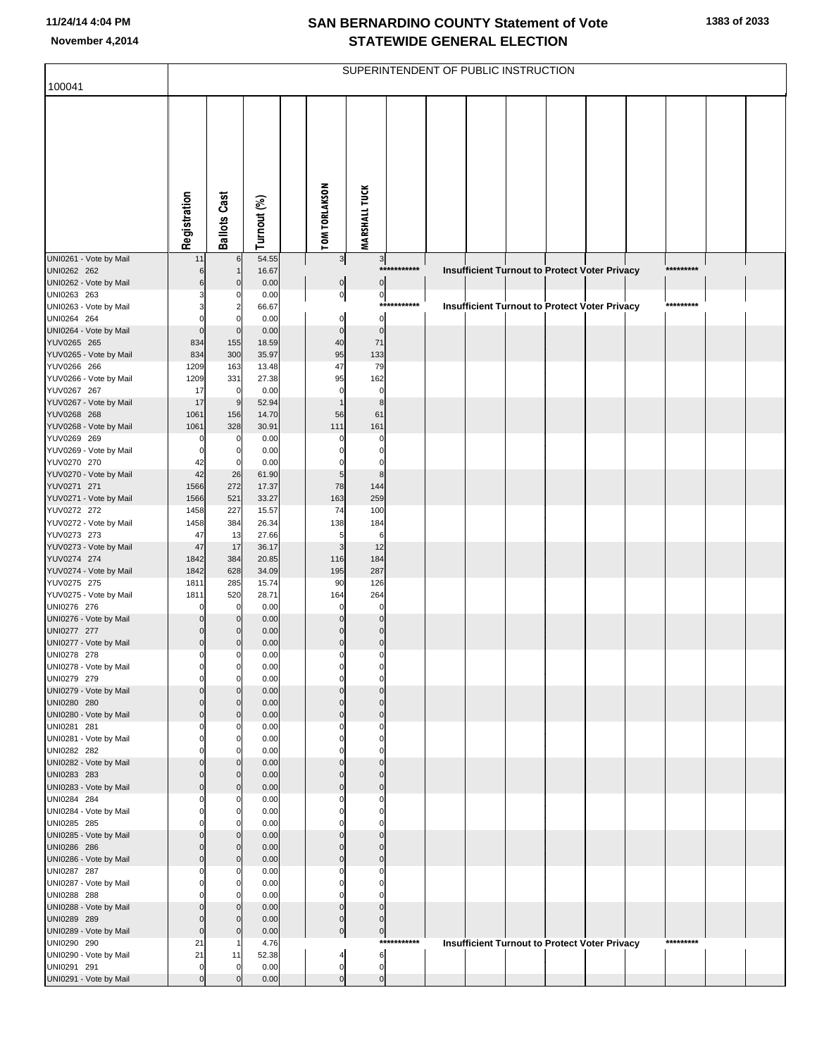# SAN BERNARDINO COUNTY Statement of Vote
## STATEWIDE GENERAL ELECTION

November 4,2014

| 100041 | SUPERINTENDENT OF PUBLIC INSTRUCTION | | | | | |
|---|---|---|---|---|---|---|
| | Registration | Ballots Cast | Turnout (%) | TOM TORLAKSON | MARSHALL TUCK | |
| UNI0261 - Vote by Mail | 11 | 6 | 54.55 | 3 | 3 | |
| UNI0262 262 | 6 | 1 | 16.67 | *********** | | Insufficient Turnout to Protect Voter Privacy ********* |
| UNI0262 - Vote by Mail | 6 | 0 | 0.00 | 0 | 0 | |
| UNI0263 263 | 3 | 0 | 0.00 | 0 | 0 | |
| UNI0263 - Vote by Mail | 3 | 2 | 66.67 | *********** | | Insufficient Turnout to Protect Voter Privacy ********* |
| UNI0264 264 | 0 | 0 | 0.00 | 0 | 0 | |
| UNI0264 - Vote by Mail | 0 | 0 | 0.00 | 0 | 0 | |
| YUV0265 265 | 834 | 155 | 18.59 | 40 | 71 | |
| YUV0265 - Vote by Mail | 834 | 300 | 35.97 | 95 | 133 | |
| YUV0266 266 | 1209 | 163 | 13.48 | 47 | 79 | |
| YUV0266 - Vote by Mail | 1209 | 331 | 27.38 | 95 | 162 | |
| YUV0267 267 | 17 | 0 | 0.00 | 0 | 0 | |
| YUV0267 - Vote by Mail | 17 | 9 | 52.94 | 1 | 8 | |
| YUV0268 268 | 1061 | 156 | 14.70 | 56 | 61 | |
| YUV0268 - Vote by Mail | 1061 | 328 | 30.91 | 111 | 161 | |
| YUV0269 269 | 0 | 0 | 0.00 | 0 | 0 | |
| YUV0269 - Vote by Mail | 0 | 0 | 0.00 | 0 | 0 | |
| YUV0270 270 | 42 | 0 | 0.00 | 0 | 0 | |
| YUV0270 - Vote by Mail | 42 | 26 | 61.90 | 5 | 8 | |
| YUV0271 271 | 1566 | 272 | 17.37 | 78 | 144 | |
| YUV0271 - Vote by Mail | 1566 | 521 | 33.27 | 163 | 259 | |
| YUV0272 272 | 1458 | 227 | 15.57 | 74 | 100 | |
| YUV0272 - Vote by Mail | 1458 | 384 | 26.34 | 138 | 184 | |
| YUV0273 273 | 47 | 13 | 27.66 | 5 | 6 | |
| YUV0273 - Vote by Mail | 47 | 17 | 36.17 | 3 | 12 | |
| YUV0274 274 | 1842 | 384 | 20.85 | 116 | 184 | |
| YUV0274 - Vote by Mail | 1842 | 628 | 34.09 | 195 | 287 | |
| YUV0275 275 | 1811 | 285 | 15.74 | 90 | 126 | |
| YUV0275 - Vote by Mail | 1811 | 520 | 28.71 | 164 | 264 | |
| UNI0276 276 | 0 | 0 | 0.00 | 0 | 0 | |
| UNI0276 - Vote by Mail | 0 | 0 | 0.00 | 0 | 0 | |
| UNI0277 277 | 0 | 0 | 0.00 | 0 | 0 | |
| UNI0277 - Vote by Mail | 0 | 0 | 0.00 | 0 | 0 | |
| UNI0278 278 | 0 | 0 | 0.00 | 0 | 0 | |
| UNI0278 - Vote by Mail | 0 | 0 | 0.00 | 0 | 0 | |
| UNI0279 279 | 0 | 0 | 0.00 | 0 | 0 | |
| UNI0279 - Vote by Mail | 0 | 0 | 0.00 | 0 | 0 | |
| UNI0280 280 | 0 | 0 | 0.00 | 0 | 0 | |
| UNI0280 - Vote by Mail | 0 | 0 | 0.00 | 0 | 0 | |
| UNI0281 281 | 0 | 0 | 0.00 | 0 | 0 | |
| UNI0281 - Vote by Mail | 0 | 0 | 0.00 | 0 | 0 | |
| UNI0282 282 | 0 | 0 | 0.00 | 0 | 0 | |
| UNI0282 - Vote by Mail | 0 | 0 | 0.00 | 0 | 0 | |
| UNI0283 283 | 0 | 0 | 0.00 | 0 | 0 | |
| UNI0283 - Vote by Mail | 0 | 0 | 0.00 | 0 | 0 | |
| UNI0284 284 | 0 | 0 | 0.00 | 0 | 0 | |
| UNI0284 - Vote by Mail | 0 | 0 | 0.00 | 0 | 0 | |
| UNI0285 285 | 0 | 0 | 0.00 | 0 | 0 | |
| UNI0285 - Vote by Mail | 0 | 0 | 0.00 | 0 | 0 | |
| UNI0286 286 | 0 | 0 | 0.00 | 0 | 0 | |
| UNI0286 - Vote by Mail | 0 | 0 | 0.00 | 0 | 0 | |
| UNI0287 287 | 0 | 0 | 0.00 | 0 | 0 | |
| UNI0287 - Vote by Mail | 0 | 0 | 0.00 | 0 | 0 | |
| UNI0288 288 | 0 | 0 | 0.00 | 0 | 0 | |
| UNI0288 - Vote by Mail | 0 | 0 | 0.00 | 0 | 0 | |
| UNI0289 289 | 0 | 0 | 0.00 | 0 | 0 | |
| UNI0289 - Vote by Mail | 0 | 0 | 0.00 | 0 | 0 | |
| UNI0290 290 | 21 | 1 | 4.76 | *********** | | Insufficient Turnout to Protect Voter Privacy ********* |
| UNI0290 - Vote by Mail | 21 | 11 | 52.38 | 4 | 6 | |
| UNI0291 291 | 0 | 0 | 0.00 | 0 | 0 | |
| UNI0291 - Vote by Mail | 0 | 0 | 0.00 | 0 | 0 | |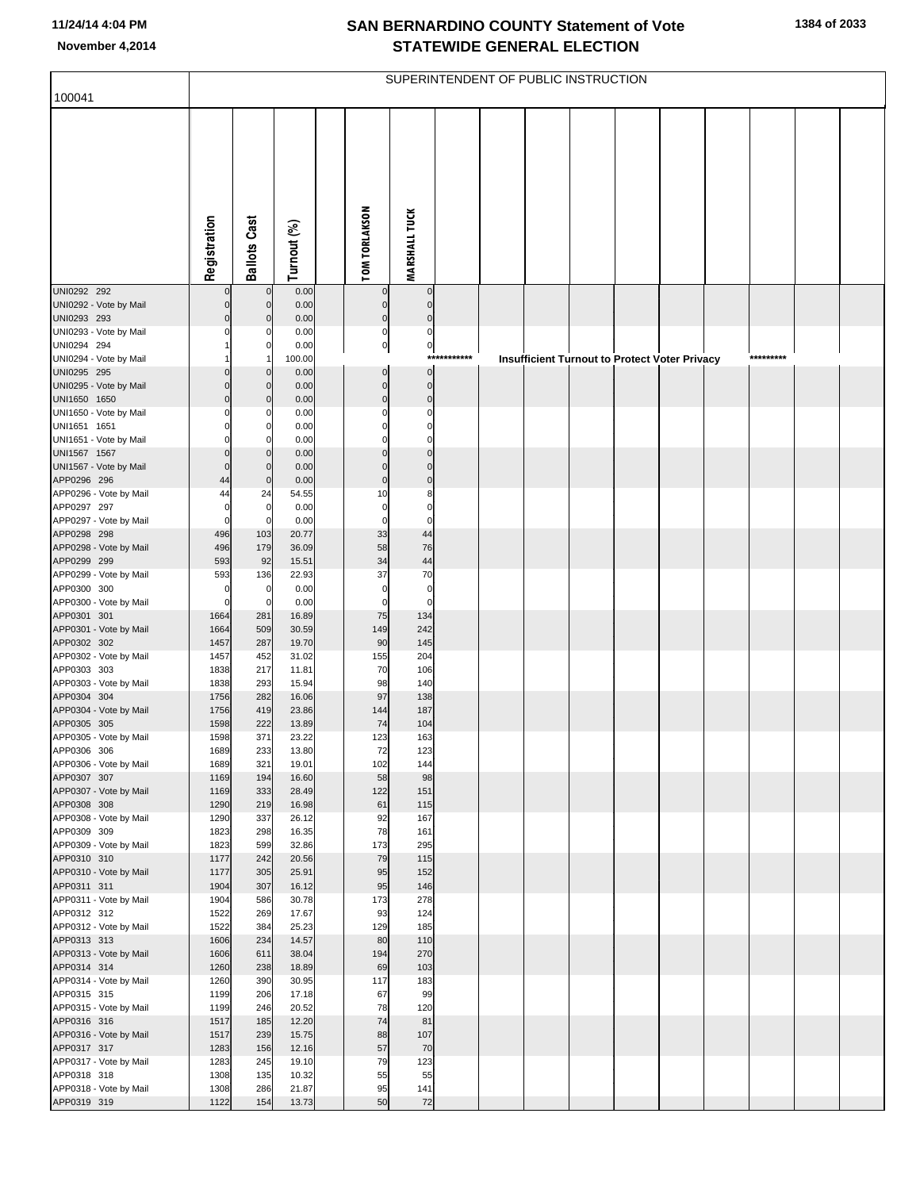# SAN BERNARDINO COUNTY Statement of Vote
# STATEWIDE GENERAL ELECTION

November 4,2014

## SUPERINTENDENT OF PUBLIC INSTRUCTION

100041

| | Registration | Ballots Cast | Turnout (%) | TOM TORLAKSON | MARSHALL TUCK |
|---|---|---|---|---|---|
| UNI0292 292 | 0 | 0 | 0.00 | 0 | 0 |
| UNI0292 - Vote by Mail | 0 | 0 | 0.00 | 0 | 0 |
| UNI0293 293 | 0 | 0 | 0.00 | 0 | 0 |
| UNI0293 - Vote by Mail | 0 | 0 | 0.00 | 0 | 0 |
| UNI0294 294 | 1 | 0 | 0.00 | 0 | 0 |
| UNI0294 - Vote by Mail | 1 | 1 | 100.00 | *********** Insufficient Turnout to Protect Voter Privacy ********* | |
| UNI0295 295 | 0 | 0 | 0.00 | 0 | 0 |
| UNI0295 - Vote by Mail | 0 | 0 | 0.00 | 0 | 0 |
| UNI1650 1650 | 0 | 0 | 0.00 | 0 | 0 |
| UNI1650 - Vote by Mail | 0 | 0 | 0.00 | 0 | 0 |
| UNI1651 1651 | 0 | 0 | 0.00 | 0 | 0 |
| UNI1651 - Vote by Mail | 0 | 0 | 0.00 | 0 | 0 |
| UNI1567 1567 | 0 | 0 | 0.00 | 0 | 0 |
| UNI1567 - Vote by Mail | 0 | 0 | 0.00 | 0 | 0 |
| APP0296 296 | 44 | 0 | 0.00 | 0 | 0 |
| APP0296 - Vote by Mail | 44 | 24 | 54.55 | 10 | 8 |
| APP0297 297 | 0 | 0 | 0.00 | 0 | 0 |
| APP0297 - Vote by Mail | 0 | 0 | 0.00 | 0 | 0 |
| APP0298 298 | 496 | 103 | 20.77 | 33 | 44 |
| APP0298 - Vote by Mail | 496 | 179 | 36.09 | 58 | 76 |
| APP0299 299 | 593 | 92 | 15.51 | 34 | 44 |
| APP0299 - Vote by Mail | 593 | 136 | 22.93 | 37 | 70 |
| APP0300 300 | 0 | 0 | 0.00 | 0 | 0 |
| APP0300 - Vote by Mail | 0 | 0 | 0.00 | 0 | 0 |
| APP0301 301 | 1664 | 281 | 16.89 | 75 | 134 |
| APP0301 - Vote by Mail | 1664 | 509 | 30.59 | 149 | 242 |
| APP0302 302 | 1457 | 287 | 19.70 | 90 | 145 |
| APP0302 - Vote by Mail | 1457 | 452 | 31.02 | 155 | 204 |
| APP0303 303 | 1838 | 217 | 11.81 | 70 | 106 |
| APP0303 - Vote by Mail | 1838 | 293 | 15.94 | 98 | 140 |
| APP0304 304 | 1756 | 282 | 16.06 | 97 | 138 |
| APP0304 - Vote by Mail | 1756 | 419 | 23.86 | 144 | 187 |
| APP0305 305 | 1598 | 222 | 13.89 | 74 | 104 |
| APP0305 - Vote by Mail | 1598 | 371 | 23.22 | 123 | 163 |
| APP0306 306 | 1689 | 233 | 13.80 | 72 | 123 |
| APP0306 - Vote by Mail | 1689 | 321 | 19.01 | 102 | 144 |
| APP0307 307 | 1169 | 194 | 16.60 | 58 | 98 |
| APP0307 - Vote by Mail | 1169 | 333 | 28.49 | 122 | 151 |
| APP0308 308 | 1290 | 219 | 16.98 | 61 | 115 |
| APP0308 - Vote by Mail | 1290 | 337 | 26.12 | 92 | 167 |
| APP0309 309 | 1823 | 298 | 16.35 | 78 | 161 |
| APP0309 - Vote by Mail | 1823 | 599 | 32.86 | 173 | 295 |
| APP0310 310 | 1177 | 242 | 20.56 | 79 | 115 |
| APP0310 - Vote by Mail | 1177 | 305 | 25.91 | 95 | 152 |
| APP0311 311 | 1904 | 307 | 16.12 | 95 | 146 |
| APP0311 - Vote by Mail | 1904 | 586 | 30.78 | 173 | 278 |
| APP0312 312 | 1522 | 269 | 17.67 | 93 | 124 |
| APP0312 - Vote by Mail | 1522 | 384 | 25.23 | 129 | 185 |
| APP0313 313 | 1606 | 234 | 14.57 | 80 | 110 |
| APP0313 - Vote by Mail | 1606 | 611 | 38.04 | 194 | 270 |
| APP0314 314 | 1260 | 238 | 18.89 | 69 | 103 |
| APP0314 - Vote by Mail | 1260 | 390 | 30.95 | 117 | 183 |
| APP0315 315 | 1199 | 206 | 17.18 | 67 | 99 |
| APP0315 - Vote by Mail | 1199 | 246 | 20.52 | 78 | 120 |
| APP0316 316 | 1517 | 185 | 12.20 | 74 | 81 |
| APP0316 - Vote by Mail | 1517 | 239 | 15.75 | 88 | 107 |
| APP0317 317 | 1283 | 156 | 12.16 | 57 | 70 |
| APP0317 - Vote by Mail | 1283 | 245 | 19.10 | 79 | 123 |
| APP0318 318 | 1308 | 135 | 10.32 | 55 | 55 |
| APP0318 - Vote by Mail | 1308 | 286 | 21.87 | 95 | 141 |
| APP0319 319 | 1122 | 154 | 13.73 | 50 | 72 |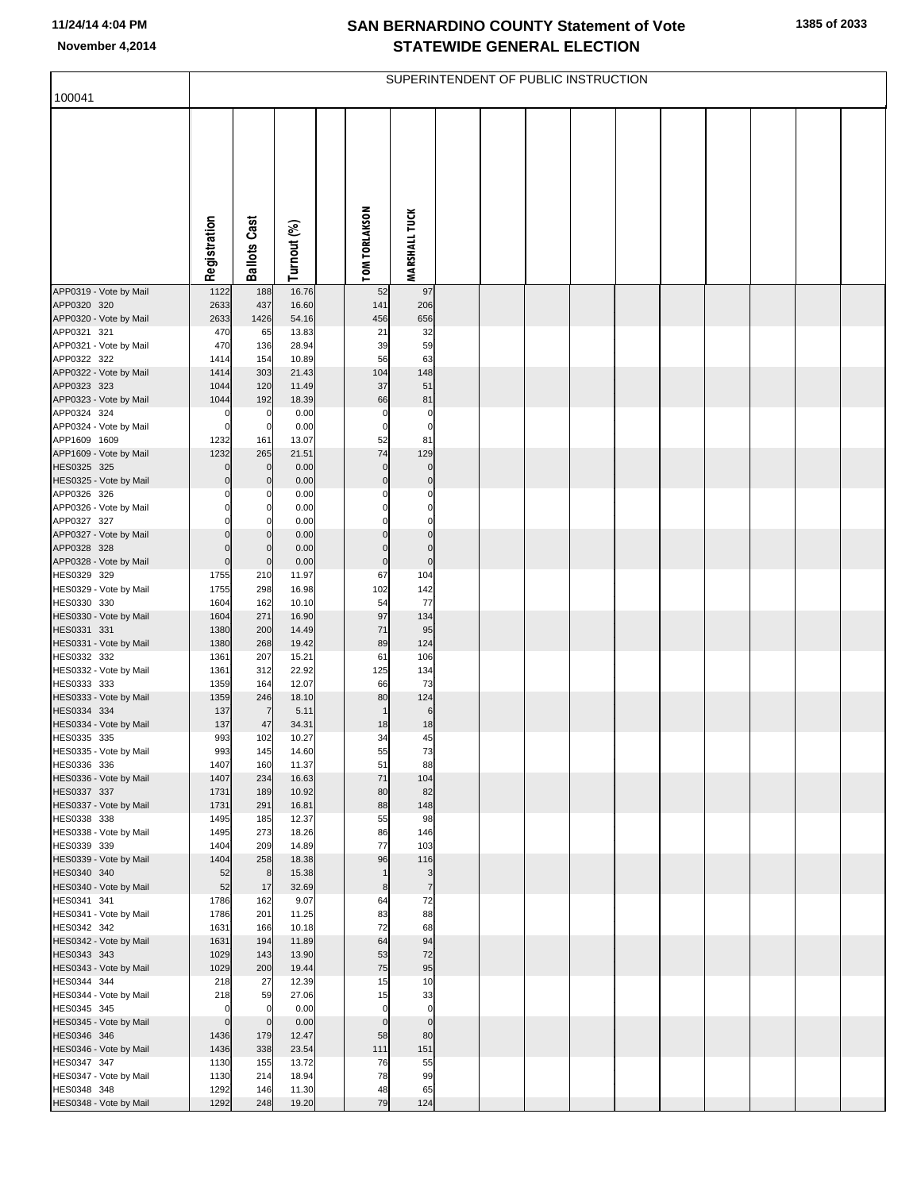# SAN BERNARDINO COUNTY Statement of Vote
## STATEWIDE GENERAL ELECTION

November 4,2014

SUPERINTENDENT OF PUBLIC INSTRUCTION

| 100041 | Registration | Ballots Cast | Turnout (%) | TOM TORLAKSON | MARSHALL TUCK |
|---|---|---|---|---|---|
| APP0319 - Vote by Mail | 1122 | 188 | 16.76 | 52 | 97 |
| APP0320 320 | 2633 | 437 | 16.60 | 141 | 206 |
| APP0320 - Vote by Mail | 2633 | 1426 | 54.16 | 456 | 656 |
| APP0321 321 | 470 | 65 | 13.83 | 21 | 32 |
| APP0321 - Vote by Mail | 470 | 136 | 28.94 | 39 | 59 |
| APP0322 322 | 1414 | 154 | 10.89 | 56 | 63 |
| APP0322 - Vote by Mail | 1414 | 303 | 21.43 | 104 | 148 |
| APP0323 323 | 1044 | 120 | 11.49 | 37 | 51 |
| APP0323 - Vote by Mail | 1044 | 192 | 18.39 | 66 | 81 |
| APP0324 324 | 0 | 0 | 0.00 | 0 | 0 |
| APP0324 - Vote by Mail | 0 | 0 | 0.00 | 0 | 0 |
| APP1609 1609 | 1232 | 161 | 13.07 | 52 | 81 |
| APP1609 - Vote by Mail | 1232 | 265 | 21.51 | 74 | 129 |
| HES0325 325 | 0 | 0 | 0.00 | 0 | 0 |
| HES0325 - Vote by Mail | 0 | 0 | 0.00 | 0 | 0 |
| APP0326 326 | 0 | 0 | 0.00 | 0 | 0 |
| APP0326 - Vote by Mail | 0 | 0 | 0.00 | 0 | 0 |
| APP0327 327 | 0 | 0 | 0.00 | 0 | 0 |
| APP0327 - Vote by Mail | 0 | 0 | 0.00 | 0 | 0 |
| APP0328 328 | 0 | 0 | 0.00 | 0 | 0 |
| APP0328 - Vote by Mail | 0 | 0 | 0.00 | 0 | 0 |
| HES0329 329 | 1755 | 210 | 11.97 | 67 | 104 |
| HES0329 - Vote by Mail | 1755 | 298 | 16.98 | 102 | 142 |
| HES0330 330 | 1604 | 162 | 10.10 | 54 | 77 |
| HES0330 - Vote by Mail | 1604 | 271 | 16.90 | 97 | 134 |
| HES0331 331 | 1380 | 200 | 14.49 | 71 | 95 |
| HES0331 - Vote by Mail | 1380 | 268 | 19.42 | 89 | 124 |
| HES0332 332 | 1361 | 207 | 15.21 | 61 | 106 |
| HES0332 - Vote by Mail | 1361 | 312 | 22.92 | 125 | 134 |
| HES0333 333 | 1359 | 164 | 12.07 | 66 | 73 |
| HES0333 - Vote by Mail | 1359 | 246 | 18.10 | 80 | 124 |
| HES0334 334 | 137 | 7 | 5.11 | 1 | 6 |
| HES0334 - Vote by Mail | 137 | 47 | 34.31 | 18 | 18 |
| HES0335 335 | 993 | 102 | 10.27 | 34 | 45 |
| HES0335 - Vote by Mail | 993 | 145 | 14.60 | 55 | 73 |
| HES0336 336 | 1407 | 160 | 11.37 | 51 | 88 |
| HES0336 - Vote by Mail | 1407 | 234 | 16.63 | 71 | 104 |
| HES0337 337 | 1731 | 189 | 10.92 | 80 | 82 |
| HES0337 - Vote by Mail | 1731 | 291 | 16.81 | 88 | 148 |
| HES0338 338 | 1495 | 185 | 12.37 | 55 | 98 |
| HES0338 - Vote by Mail | 1495 | 273 | 18.26 | 86 | 146 |
| HES0339 339 | 1404 | 209 | 14.89 | 77 | 103 |
| HES0339 - Vote by Mail | 1404 | 258 | 18.38 | 96 | 116 |
| HES0340 340 | 52 | 8 | 15.38 | 1 | 3 |
| HES0340 - Vote by Mail | 52 | 17 | 32.69 | 8 | 7 |
| HES0341 341 | 1786 | 162 | 9.07 | 64 | 72 |
| HES0341 - Vote by Mail | 1786 | 201 | 11.25 | 83 | 88 |
| HES0342 342 | 1631 | 166 | 10.18 | 72 | 68 |
| HES0342 - Vote by Mail | 1631 | 194 | 11.89 | 64 | 94 |
| HES0343 343 | 1029 | 143 | 13.90 | 53 | 72 |
| HES0343 - Vote by Mail | 1029 | 200 | 19.44 | 75 | 95 |
| HES0344 344 | 218 | 27 | 12.39 | 15 | 10 |
| HES0344 - Vote by Mail | 218 | 59 | 27.06 | 15 | 33 |
| HES0345 345 | 0 | 0 | 0.00 | 0 | 0 |
| HES0345 - Vote by Mail | 0 | 0 | 0.00 | 0 | 0 |
| HES0346 346 | 1436 | 179 | 12.47 | 58 | 80 |
| HES0346 - Vote by Mail | 1436 | 338 | 23.54 | 111 | 151 |
| HES0347 347 | 1130 | 155 | 13.72 | 76 | 55 |
| HES0347 - Vote by Mail | 1130 | 214 | 18.94 | 78 | 99 |
| HES0348 348 | 1292 | 146 | 11.30 | 48 | 65 |
| HES0348 - Vote by Mail | 1292 | 248 | 19.20 | 79 | 124 |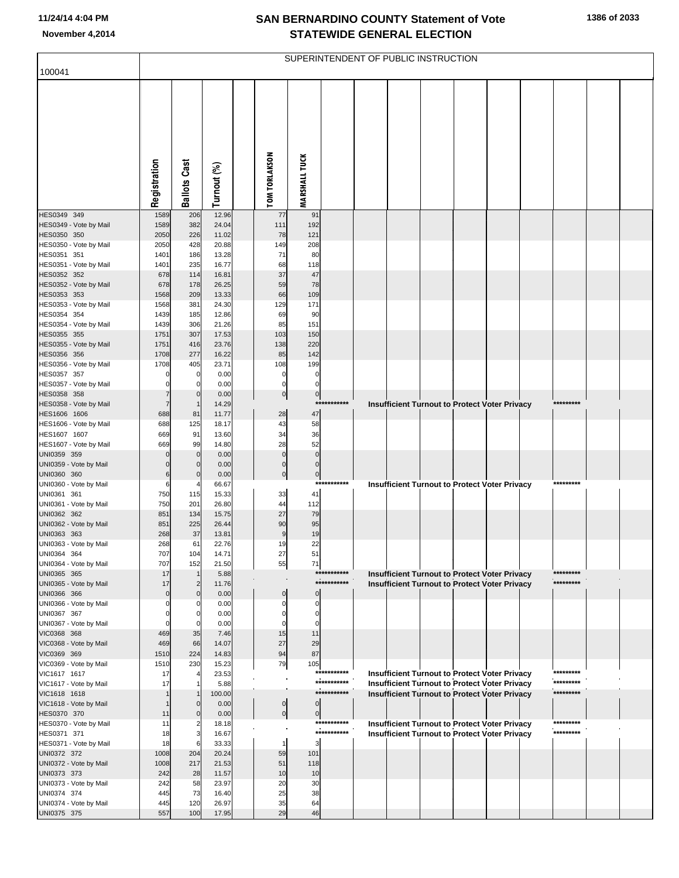# SAN BERNARDINO COUNTY Statement of Vote
## STATEWIDE GENERAL ELECTION

November 4,2014

SUPERINTENDENT OF PUBLIC INSTRUCTION

100041

| | Registration | Ballots Cast | Turnout (%) | TOM TORLAKSON | MARSHALL TUCK | |
|---|---|---|---|---|---|---|
| HES0349 349 | 1589 | 206 | 12.96 | 77 | 91 | |
| HES0349 - Vote by Mail | 1589 | 382 | 24.04 | 111 | 192 | |
| HES0350 350 | 2050 | 226 | 11.02 | 78 | 121 | |
| HES0350 - Vote by Mail | 2050 | 428 | 20.88 | 149 | 208 | |
| HES0351 351 | 1401 | 186 | 13.28 | 71 | 80 | |
| HES0351 - Vote by Mail | 1401 | 235 | 16.77 | 68 | 118 | |
| HES0352 352 | 678 | 114 | 16.81 | 37 | 47 | |
| HES0352 - Vote by Mail | 678 | 178 | 26.25 | 59 | 78 | |
| HES0353 353 | 1568 | 209 | 13.33 | 66 | 109 | |
| HES0353 - Vote by Mail | 1568 | 381 | 24.30 | 129 | 171 | |
| HES0354 354 | 1439 | 185 | 12.86 | 69 | 90 | |
| HES0354 - Vote by Mail | 1439 | 306 | 21.26 | 85 | 151 | |
| HES0355 355 | 1751 | 307 | 17.53 | 103 | 150 | |
| HES0355 - Vote by Mail | 1751 | 416 | 23.76 | 138 | 220 | |
| HES0356 356 | 1708 | 277 | 16.22 | 85 | 142 | |
| HES0356 - Vote by Mail | 1708 | 405 | 23.71 | 108 | 199 | |
| HES0357 357 | 0 | 0 | 0.00 | 0 | 0 | |
| HES0357 - Vote by Mail | 0 | 0 | 0.00 | 0 | 0 | |
| HES0358 358 | 7 | 0 | 0.00 | 0 | 0 | |
| HES0358 - Vote by Mail | 7 | 1 | 14.29 | | *********** | Insufficient Turnout to Protect Voter Privacy ********* |
| HES1606 1606 | 688 | 81 | 11.77 | 28 | 47 | |
| HES1606 - Vote by Mail | 688 | 125 | 18.17 | 43 | 58 | |
| HES1607 1607 | 669 | 91 | 13.60 | 34 | 36 | |
| HES1607 - Vote by Mail | 669 | 99 | 14.80 | 28 | 52 | |
| UNI0359 359 | 0 | 0 | 0.00 | 0 | 0 | |
| UNI0359 - Vote by Mail | 0 | 0 | 0.00 | 0 | 0 | |
| UNI0360 360 | 6 | 0 | 0.00 | 0 | 0 | |
| UNI0360 - Vote by Mail | 6 | 4 | 66.67 | | *********** | Insufficient Turnout to Protect Voter Privacy ********* |
| UNI0361 361 | 750 | 115 | 15.33 | 33 | 41 | |
| UNI0361 - Vote by Mail | 750 | 201 | 26.80 | 44 | 112 | |
| UNI0362 362 | 851 | 134 | 15.75 | 27 | 79 | |
| UNI0362 - Vote by Mail | 851 | 225 | 26.44 | 90 | 95 | |
| UNI0363 363 | 268 | 37 | 13.81 | 9 | 19 | |
| UNI0363 - Vote by Mail | 268 | 61 | 22.76 | 19 | 22 | |
| UNI0364 364 | 707 | 104 | 14.71 | 27 | 51 | |
| UNI0364 - Vote by Mail | 707 | 152 | 21.50 | 55 | 71 | |
| UNI0365 365 | 17 | 1 | 5.88 | | *********** | Insufficient Turnout to Protect Voter Privacy ********* |
| UNI0365 - Vote by Mail | 17 | 2 | 11.76 | | *********** | Insufficient Turnout to Protect Voter Privacy ********* |
| UNI0366 366 | 0 | 0 | 0.00 | 0 | 0 | |
| UNI0366 - Vote by Mail | 0 | 0 | 0.00 | 0 | 0 | |
| UNI0367 367 | 0 | 0 | 0.00 | 0 | 0 | |
| UNI0367 - Vote by Mail | 0 | 0 | 0.00 | 0 | 0 | |
| VIC0368 368 | 469 | 35 | 7.46 | 15 | 11 | |
| VIC0368 - Vote by Mail | 469 | 66 | 14.07 | 27 | 29 | |
| VIC0369 369 | 1510 | 224 | 14.83 | 94 | 87 | |
| VIC0369 - Vote by Mail | 1510 | 230 | 15.23 | 79 | 105 | |
| VIC1617 1617 | 17 | 4 | 23.53 | | *********** | Insufficient Turnout to Protect Voter Privacy ********* |
| VIC1617 - Vote by Mail | 17 | 1 | 5.88 | | *********** | Insufficient Turnout to Protect Voter Privacy ********* |
| VIC1618 1618 | 1 | 1 | 100.00 | | *********** | Insufficient Turnout to Protect Voter Privacy ********* |
| VIC1618 - Vote by Mail | 1 | 0 | 0.00 | 0 | 0 | |
| HES0370 370 | 11 | 0 | 0.00 | 0 | 0 | |
| HES0370 - Vote by Mail | 11 | 2 | 18.18 | | *********** | Insufficient Turnout to Protect Voter Privacy ********* |
| HES0371 371 | 18 | 3 | 16.67 | | *********** | Insufficient Turnout to Protect Voter Privacy ********* |
| HES0371 - Vote by Mail | 18 | 6 | 33.33 | 1 | 3 | |
| UNI0372 372 | 1008 | 204 | 20.24 | 59 | 101 | |
| UNI0372 - Vote by Mail | 1008 | 217 | 21.53 | 51 | 118 | |
| UNI0373 373 | 242 | 28 | 11.57 | 10 | 10 | |
| UNI0373 - Vote by Mail | 242 | 58 | 23.97 | 20 | 30 | |
| UNI0374 374 | 445 | 73 | 16.40 | 25 | 38 | |
| UNI0374 - Vote by Mail | 445 | 120 | 26.97 | 35 | 64 | |
| UNI0375 375 | 557 | 100 | 17.95 | 29 | 46 | |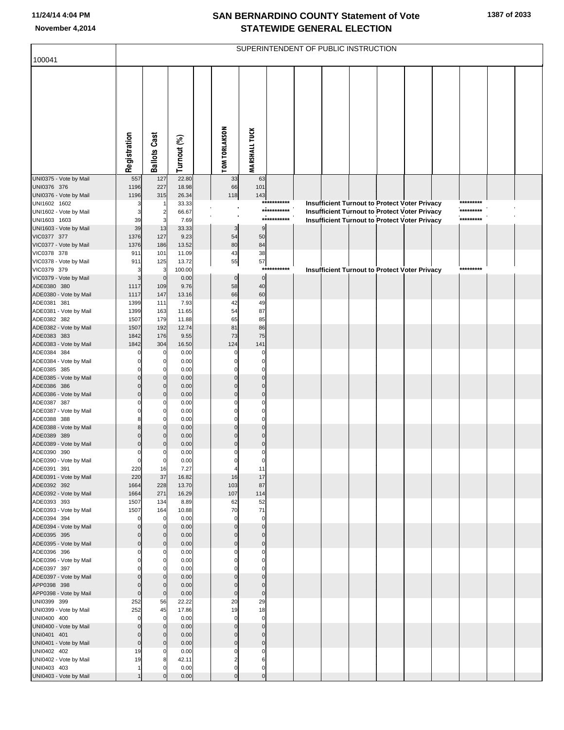# SAN BERNARDINO COUNTY Statement of Vote
# STATEWIDE GENERAL ELECTION

November 4,2014

## SUPERINTENDENT OF PUBLIC INSTRUCTION

100041

| | Registration | Ballots Cast | Turnout (%) | | TOM TORLAKSON | MARSHALL TUCK | | | | | | | | | | |
|---|---|---|---|---|---|---|---|---|---|---|---|---|---|---|---|---|
| UNI0375 - Vote by Mail | 557 | 127 | 22.80 | | 33 | 63 | | | | | | | | | | |
| UNI0376 376 | 1196 | 227 | 18.98 | | 66 | 101 | | | | | | | | | | |
| UNI0376 - Vote by Mail | 1196 | 315 | 26.34 | | 118 | 143 | | | | | | | | | | |
| UNI1602 1602 | 3 | 1 | 33.33 | | | | *********** | Insufficient Turnout to Protect Voter Privacy | | | | | | ********* | | |
| UNI1602 - Vote by Mail | 3 | 2 | 66.67 | | | | *********** | Insufficient Turnout to Protect Voter Privacy | | | | | | ********* | | |
| UNI1603 1603 | 39 | 3 | 7.69 | | | | *********** | Insufficient Turnout to Protect Voter Privacy | | | | | | ********* | | |
| UNI1603 - Vote by Mail | 39 | 13 | 33.33 | | 3 | 9 | | | | | | | | | | |
| VIC0377 377 | 1376 | 127 | 9.23 | | 54 | 50 | | | | | | | | | | |
| VIC0377 - Vote by Mail | 1376 | 186 | 13.52 | | 80 | 84 | | | | | | | | | | |
| VIC0378 378 | 911 | 101 | 11.09 | | 43 | 38 | | | | | | | | | | |
| VIC0378 - Vote by Mail | 911 | 125 | 13.72 | | 55 | 57 | | | | | | | | | | |
| VIC0379 379 | 3 | 3 | 100.00 | | | | *********** | Insufficient Turnout to Protect Voter Privacy | | | | | | ********* | | |
| VIC0379 - Vote by Mail | 3 | 0 | 0.00 | | 0 | 0 | | | | | | | | | | |
| ADE0380 380 | 1117 | 109 | 9.76 | | 58 | 40 | | | | | | | | | | |
| ADE0380 - Vote by Mail | 1117 | 147 | 13.16 | | 66 | 60 | | | | | | | | | | |
| ADE0381 381 | 1399 | 111 | 7.93 | | 42 | 49 | | | | | | | | | | |
| ADE0381 - Vote by Mail | 1399 | 163 | 11.65 | | 54 | 87 | | | | | | | | | | |
| ADE0382 382 | 1507 | 179 | 11.88 | | 65 | 85 | | | | | | | | | | |
| ADE0382 - Vote by Mail | 1507 | 192 | 12.74 | | 81 | 86 | | | | | | | | | | |
| ADE0383 383 | 1842 | 176 | 9.55 | | 73 | 75 | | | | | | | | | | |
| ADE0383 - Vote by Mail | 1842 | 304 | 16.50 | | 124 | 141 | | | | | | | | | | |
| ADE0384 384 | 0 | 0 | 0.00 | | 0 | 0 | | | | | | | | | | |
| ADE0384 - Vote by Mail | 0 | 0 | 0.00 | | 0 | 0 | | | | | | | | | | |
| ADE0385 385 | 0 | 0 | 0.00 | | 0 | 0 | | | | | | | | | | |
| ADE0385 - Vote by Mail | 0 | 0 | 0.00 | | 0 | 0 | | | | | | | | | | |
| ADE0386 386 | 0 | 0 | 0.00 | | 0 | 0 | | | | | | | | | | |
| ADE0386 - Vote by Mail | 0 | 0 | 0.00 | | 0 | 0 | | | | | | | | | | |
| ADE0387 387 | 0 | 0 | 0.00 | | 0 | 0 | | | | | | | | | | |
| ADE0387 - Vote by Mail | 0 | 0 | 0.00 | | 0 | 0 | | | | | | | | | | |
| ADE0388 388 | 8 | 0 | 0.00 | | 0 | 0 | | | | | | | | | | |
| ADE0388 - Vote by Mail | 8 | 0 | 0.00 | | 0 | 0 | | | | | | | | | | |
| ADE0389 389 | 0 | 0 | 0.00 | | 0 | 0 | | | | | | | | | | |
| ADE0389 - Vote by Mail | 0 | 0 | 0.00 | | 0 | 0 | | | | | | | | | | |
| ADE0390 390 | 0 | 0 | 0.00 | | 0 | 0 | | | | | | | | | | |
| ADE0390 - Vote by Mail | 0 | 0 | 0.00 | | 0 | 0 | | | | | | | | | | |
| ADE0391 391 | 220 | 16 | 7.27 | | 4 | 11 | | | | | | | | | | |
| ADE0391 - Vote by Mail | 220 | 37 | 16.82 | | 16 | 17 | | | | | | | | | | |
| ADE0392 392 | 1664 | 228 | 13.70 | | 103 | 87 | | | | | | | | | | |
| ADE0392 - Vote by Mail | 1664 | 271 | 16.29 | | 107 | 114 | | | | | | | | | | |
| ADE0393 393 | 1507 | 134 | 8.89 | | 62 | 52 | | | | | | | | | | |
| ADE0393 - Vote by Mail | 1507 | 164 | 10.88 | | 70 | 71 | | | | | | | | | | |
| ADE0394 394 | 0 | 0 | 0.00 | | 0 | 0 | | | | | | | | | | |
| ADE0394 - Vote by Mail | 0 | 0 | 0.00 | | 0 | 0 | | | | | | | | | | |
| ADE0395 395 | 0 | 0 | 0.00 | | 0 | 0 | | | | | | | | | | |
| ADE0395 - Vote by Mail | 0 | 0 | 0.00 | | 0 | 0 | | | | | | | | | | |
| ADE0396 396 | 0 | 0 | 0.00 | | 0 | 0 | | | | | | | | | | |
| ADE0396 - Vote by Mail | 0 | 0 | 0.00 | | 0 | 0 | | | | | | | | | | |
| ADE0397 397 | 0 | 0 | 0.00 | | 0 | 0 | | | | | | | | | | |
| ADE0397 - Vote by Mail | 0 | 0 | 0.00 | | 0 | 0 | | | | | | | | | | |
| APP0398 398 | 0 | 0 | 0.00 | | 0 | 0 | | | | | | | | | | |
| APP0398 - Vote by Mail | 0 | 0 | 0.00 | | 0 | 0 | | | | | | | | | | |
| UNI0399 399 | 252 | 56 | 22.22 | | 20 | 29 | | | | | | | | | | |
| UNI0399 - Vote by Mail | 252 | 45 | 17.86 | | 19 | 18 | | | | | | | | | | |
| UNI0400 400 | 0 | 0 | 0.00 | | 0 | 0 | | | | | | | | | | |
| UNI0400 - Vote by Mail | 0 | 0 | 0.00 | | 0 | 0 | | | | | | | | | | |
| UNI0401 401 | 0 | 0 | 0.00 | | 0 | 0 | | | | | | | | | | |
| UNI0401 - Vote by Mail | 0 | 0 | 0.00 | | 0 | 0 | | | | | | | | | | |
| UNI0402 402 | 19 | 0 | 0.00 | | 0 | 0 | | | | | | | | | | |
| UNI0402 - Vote by Mail | 19 | 8 | 42.11 | | 2 | 6 | | | | | | | | | | |
| UNI0403 403 | 1 | 0 | 0.00 | | 0 | 0 | | | | | | | | | | |
| UNI0403 - Vote by Mail | 1 | 0 | 0.00 | | 0 | 0 | | | | | | | | | | |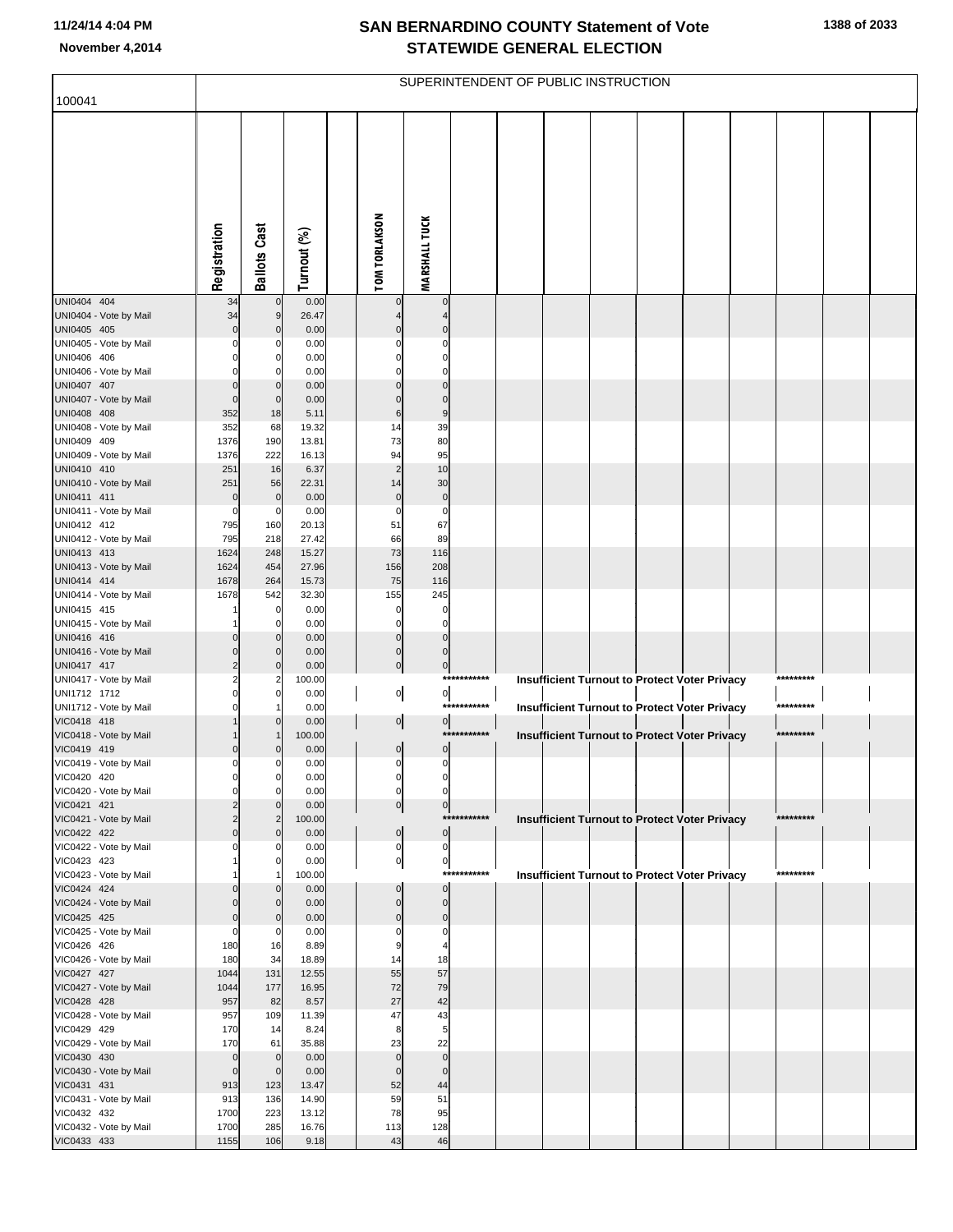# SAN BERNARDINO COUNTY Statement of Vote
## STATEWIDE GENERAL ELECTION

November 4,2014

100041

SUPERINTENDENT OF PUBLIC INSTRUCTION

| | Registration | Ballots Cast | Turnout (%) | TOM TORLAKSON | MARSHALL TUCK |
|---|---|---|---|---|---|
| UNI0404 404 | 34 | 0 | 0.00 | 0 | 0 |
| UNI0404 - Vote by Mail | 34 | 9 | 26.47 | 4 | 4 |
| UNI0405 405 | 0 | 0 | 0.00 | 0 | 0 |
| UNI0405 - Vote by Mail | 0 | 0 | 0.00 | 0 | 0 |
| UNI0406 406 | 0 | 0 | 0.00 | 0 | 0 |
| UNI0406 - Vote by Mail | 0 | 0 | 0.00 | 0 | 0 |
| UNI0407 407 | 0 | 0 | 0.00 | 0 | 0 |
| UNI0407 - Vote by Mail | 0 | 0 | 0.00 | 0 | 0 |
| UNI0408 408 | 352 | 18 | 5.11 | 6 | 9 |
| UNI0408 - Vote by Mail | 352 | 68 | 19.32 | 14 | 39 |
| UNI0409 409 | 1376 | 190 | 13.81 | 73 | 80 |
| UNI0409 - Vote by Mail | 1376 | 222 | 16.13 | 94 | 95 |
| UNI0410 410 | 251 | 16 | 6.37 | 2 | 10 |
| UNI0410 - Vote by Mail | 251 | 56 | 22.31 | 14 | 30 |
| UNI0411 411 | 0 | 0 | 0.00 | 0 | 0 |
| UNI0411 - Vote by Mail | 0 | 0 | 0.00 | 0 | 0 |
| UNI0412 412 | 795 | 160 | 20.13 | 51 | 67 |
| UNI0412 - Vote by Mail | 795 | 218 | 27.42 | 66 | 89 |
| UNI0413 413 | 1624 | 248 | 15.27 | 73 | 116 |
| UNI0413 - Vote by Mail | 1624 | 454 | 27.96 | 156 | 208 |
| UNI0414 414 | 1678 | 264 | 15.73 | 75 | 116 |
| UNI0414 - Vote by Mail | 1678 | 542 | 32.30 | 155 | 245 |
| UNI0415 415 | 1 | 0 | 0.00 | 0 | 0 |
| UNI0415 - Vote by Mail | 1 | 0 | 0.00 | 0 | 0 |
| UNI0416 416 | 0 | 0 | 0.00 | 0 | 0 |
| UNI0416 - Vote by Mail | 0 | 0 | 0.00 | 0 | 0 |
| UNI0417 417 | 2 | 0 | 0.00 | 0 | 0 |
| UNI0417 - Vote by Mail | 2 | 2 | 100.00 | *********** Insufficient Turnout to Protect Voter Privacy ********* | |
| UNI1712 1712 | 0 | 0 | 0.00 | 0 | 0 |
| UNI1712 - Vote by Mail | 0 | 1 | 0.00 | *********** Insufficient Turnout to Protect Voter Privacy ********* | |
| VIC0418 418 | 1 | 0 | 0.00 | 0 | 0 |
| VIC0418 - Vote by Mail | 1 | 1 | 100.00 | *********** Insufficient Turnout to Protect Voter Privacy ********* | |
| VIC0419 419 | 0 | 0 | 0.00 | 0 | 0 |
| VIC0419 - Vote by Mail | 0 | 0 | 0.00 | 0 | 0 |
| VIC0420 420 | 0 | 0 | 0.00 | 0 | 0 |
| VIC0420 - Vote by Mail | 0 | 0 | 0.00 | 0 | 0 |
| VIC0421 421 | 2 | 0 | 0.00 | 0 | 0 |
| VIC0421 - Vote by Mail | 2 | 2 | 100.00 | *********** Insufficient Turnout to Protect Voter Privacy ********* | |
| VIC0422 422 | 0 | 0 | 0.00 | 0 | 0 |
| VIC0422 - Vote by Mail | 0 | 0 | 0.00 | 0 | 0 |
| VIC0423 423 | 1 | 0 | 0.00 | 0 | 0 |
| VIC0423 - Vote by Mail | 1 | 1 | 100.00 | *********** Insufficient Turnout to Protect Voter Privacy ********* | |
| VIC0424 424 | 0 | 0 | 0.00 | 0 | 0 |
| VIC0424 - Vote by Mail | 0 | 0 | 0.00 | 0 | 0 |
| VIC0425 425 | 0 | 0 | 0.00 | 0 | 0 |
| VIC0425 - Vote by Mail | 0 | 0 | 0.00 | 0 | 0 |
| VIC0426 426 | 180 | 16 | 8.89 | 9 | 4 |
| VIC0426 - Vote by Mail | 180 | 34 | 18.89 | 14 | 18 |
| VIC0427 427 | 1044 | 131 | 12.55 | 55 | 57 |
| VIC0427 - Vote by Mail | 1044 | 177 | 16.95 | 72 | 79 |
| VIC0428 428 | 957 | 82 | 8.57 | 27 | 42 |
| VIC0428 - Vote by Mail | 957 | 109 | 11.39 | 47 | 43 |
| VIC0429 429 | 170 | 14 | 8.24 | 8 | 5 |
| VIC0429 - Vote by Mail | 170 | 61 | 35.88 | 23 | 22 |
| VIC0430 430 | 0 | 0 | 0.00 | 0 | 0 |
| VIC0430 - Vote by Mail | 0 | 0 | 0.00 | 0 | 0 |
| VIC0431 431 | 913 | 123 | 13.47 | 52 | 44 |
| VIC0431 - Vote by Mail | 913 | 136 | 14.90 | 59 | 51 |
| VIC0432 432 | 1700 | 223 | 13.12 | 78 | 95 |
| VIC0432 - Vote by Mail | 1700 | 285 | 16.76 | 113 | 128 |
| VIC0433 433 | 1155 | 106 | 9.18 | 43 | 46 |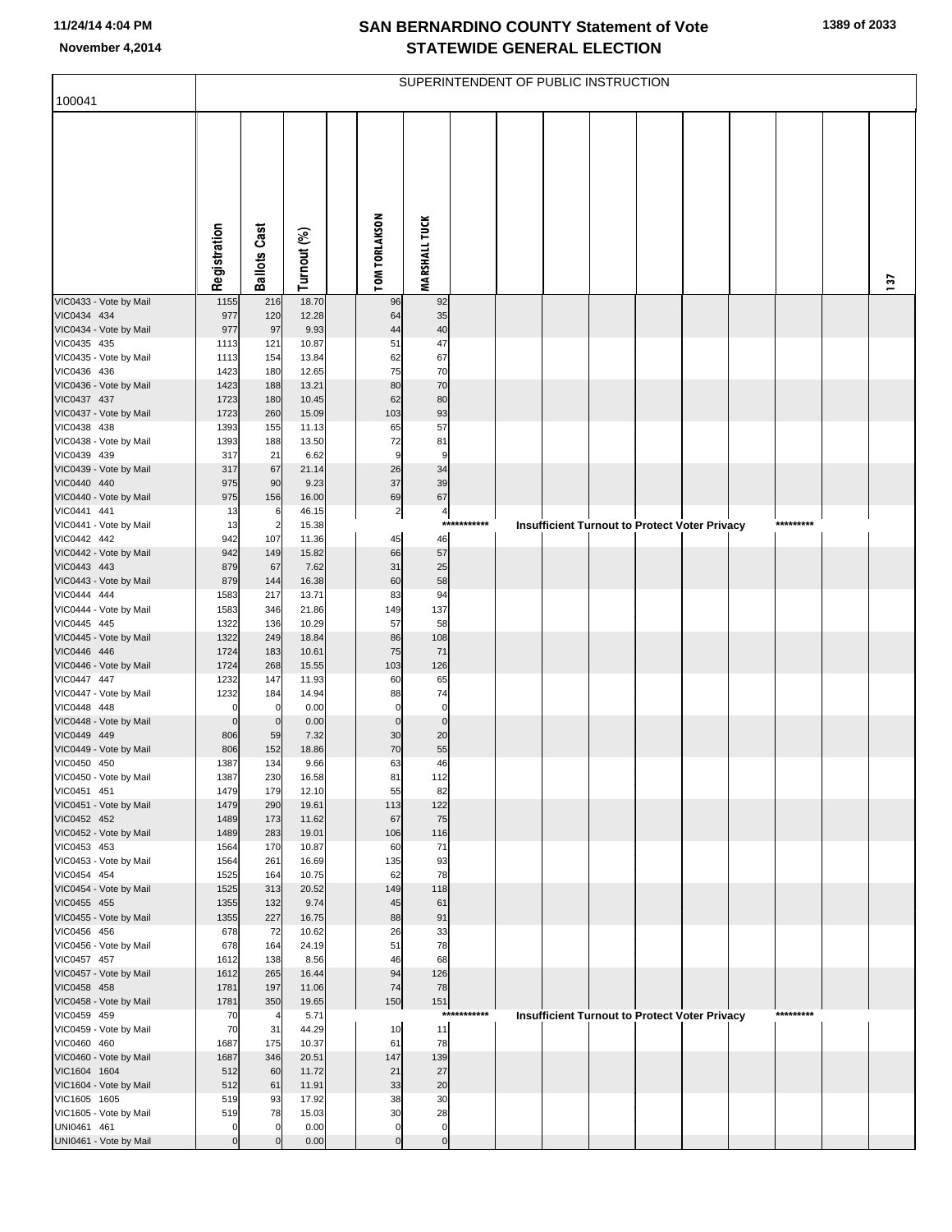# SAN BERNARDINO COUNTY Statement of Vote
## STATEWIDE GENERAL ELECTION

November 4,2014

100041

SUPERINTENDENT OF PUBLIC INSTRUCTION

| | Registration | Ballots Cast | Turnout (%) | | TOM TORLAKSON | MARSHALL TUCK | | | | | | | | | | 137 |
|---|---|---|---|---|---|---|---|---|---|---|---|---|---|---|---|---|
| VIC0433 - Vote by Mail | 1155 | 216 | 18.70 | | 96 | 92 | | | | | | | | | | |
| VIC0434 434 | 977 | 120 | 12.28 | | 64 | 35 | | | | | | | | | | |
| VIC0434 - Vote by Mail | 977 | 97 | 9.93 | | 44 | 40 | | | | | | | | | | |
| VIC0435 435 | 1113 | 121 | 10.87 | | 51 | 47 | | | | | | | | | | |
| VIC0435 - Vote by Mail | 1113 | 154 | 13.84 | | 62 | 67 | | | | | | | | | | |
| VIC0436 436 | 1423 | 180 | 12.65 | | 75 | 70 | | | | | | | | | | |
| VIC0436 - Vote by Mail | 1423 | 188 | 13.21 | | 80 | 70 | | | | | | | | | | |
| VIC0437 437 | 1723 | 180 | 10.45 | | 62 | 80 | | | | | | | | | | |
| VIC0437 - Vote by Mail | 1723 | 260 | 15.09 | | 103 | 93 | | | | | | | | | | |
| VIC0438 438 | 1393 | 155 | 11.13 | | 65 | 57 | | | | | | | | | | |
| VIC0438 - Vote by Mail | 1393 | 188 | 13.50 | | 72 | 81 | | | | | | | | | | |
| VIC0439 439 | 317 | 21 | 6.62 | | 9 | 9 | | | | | | | | | | |
| VIC0439 - Vote by Mail | 317 | 67 | 21.14 | | 26 | 34 | | | | | | | | | | |
| VIC0440 440 | 975 | 90 | 9.23 | | 37 | 39 | | | | | | | | | | |
| VIC0440 - Vote by Mail | 975 | 156 | 16.00 | | 69 | 67 | | | | | | | | | | |
| VIC0441 441 | 13 | 6 | 46.15 | | 2 | 4 | | | | | | | | | | |
| VIC0441 - Vote by Mail | 13 | 2 | 15.38 | | | | *********** | Insufficient Turnout to Protect Voter Privacy | | | | | | ********* | | |
| VIC0442 442 | 942 | 107 | 11.36 | | 45 | 46 | | | | | | | | | | |
| VIC0442 - Vote by Mail | 942 | 149 | 15.82 | | 66 | 57 | | | | | | | | | | |
| VIC0443 443 | 879 | 67 | 7.62 | | 31 | 25 | | | | | | | | | | |
| VIC0443 - Vote by Mail | 879 | 144 | 16.38 | | 60 | 58 | | | | | | | | | | |
| VIC0444 444 | 1583 | 217 | 13.71 | | 83 | 94 | | | | | | | | | | |
| VIC0444 - Vote by Mail | 1583 | 346 | 21.86 | | 149 | 137 | | | | | | | | | | |
| VIC0445 445 | 1322 | 136 | 10.29 | | 57 | 58 | | | | | | | | | | |
| VIC0445 - Vote by Mail | 1322 | 249 | 18.84 | | 86 | 108 | | | | | | | | | | |
| VIC0446 446 | 1724 | 183 | 10.61 | | 75 | 71 | | | | | | | | | | |
| VIC0446 - Vote by Mail | 1724 | 268 | 15.55 | | 103 | 126 | | | | | | | | | | |
| VIC0447 447 | 1232 | 147 | 11.93 | | 60 | 65 | | | | | | | | | | |
| VIC0447 - Vote by Mail | 1232 | 184 | 14.94 | | 88 | 74 | | | | | | | | | | |
| VIC0448 448 | 0 | 0 | 0.00 | | 0 | 0 | | | | | | | | | | |
| VIC0448 - Vote by Mail | 0 | 0 | 0.00 | | 0 | 0 | | | | | | | | | | |
| VIC0449 449 | 806 | 59 | 7.32 | | 30 | 20 | | | | | | | | | | |
| VIC0449 - Vote by Mail | 806 | 152 | 18.86 | | 70 | 55 | | | | | | | | | | |
| VIC0450 450 | 1387 | 134 | 9.66 | | 63 | 46 | | | | | | | | | | |
| VIC0450 - Vote by Mail | 1387 | 230 | 16.58 | | 81 | 112 | | | | | | | | | | |
| VIC0451 451 | 1479 | 179 | 12.10 | | 55 | 82 | | | | | | | | | | |
| VIC0451 - Vote by Mail | 1479 | 290 | 19.61 | | 113 | 122 | | | | | | | | | | |
| VIC0452 452 | 1489 | 173 | 11.62 | | 67 | 75 | | | | | | | | | | |
| VIC0452 - Vote by Mail | 1489 | 283 | 19.01 | | 106 | 116 | | | | | | | | | | |
| VIC0453 453 | 1564 | 170 | 10.87 | | 60 | 71 | | | | | | | | | | |
| VIC0453 - Vote by Mail | 1564 | 261 | 16.69 | | 135 | 93 | | | | | | | | | | |
| VIC0454 454 | 1525 | 164 | 10.75 | | 62 | 78 | | | | | | | | | | |
| VIC0454 - Vote by Mail | 1525 | 313 | 20.52 | | 149 | 118 | | | | | | | | | | |
| VIC0455 455 | 1355 | 132 | 9.74 | | 45 | 61 | | | | | | | | | | |
| VIC0455 - Vote by Mail | 1355 | 227 | 16.75 | | 88 | 91 | | | | | | | | | | |
| VIC0456 456 | 678 | 72 | 10.62 | | 26 | 33 | | | | | | | | | | |
| VIC0456 - Vote by Mail | 678 | 164 | 24.19 | | 51 | 78 | | | | | | | | | | |
| VIC0457 457 | 1612 | 138 | 8.56 | | 46 | 68 | | | | | | | | | | |
| VIC0457 - Vote by Mail | 1612 | 265 | 16.44 | | 94 | 126 | | | | | | | | | | |
| VIC0458 458 | 1781 | 197 | 11.06 | | 74 | 78 | | | | | | | | | | |
| VIC0458 - Vote by Mail | 1781 | 350 | 19.65 | | 150 | 151 | | | | | | | | | | |
| VIC0459 459 | 70 | 4 | 5.71 | | | | *********** | Insufficient Turnout to Protect Voter Privacy | | | | | | ********* | | |
| VIC0459 - Vote by Mail | 70 | 31 | 44.29 | | 10 | 11 | | | | | | | | | | |
| VIC0460 460 | 1687 | 175 | 10.37 | | 61 | 78 | | | | | | | | | | |
| VIC0460 - Vote by Mail | 1687 | 346 | 20.51 | | 147 | 139 | | | | | | | | | | |
| VIC1604 1604 | 512 | 60 | 11.72 | | 21 | 27 | | | | | | | | | | |
| VIC1604 - Vote by Mail | 512 | 61 | 11.91 | | 33 | 20 | | | | | | | | | | |
| VIC1605 1605 | 519 | 93 | 17.92 | | 38 | 30 | | | | | | | | | | |
| VIC1605 - Vote by Mail | 519 | 78 | 15.03 | | 30 | 28 | | | | | | | | | | |
| UNI0461 461 | 0 | 0 | 0.00 | | 0 | 0 | | | | | | | | | | |
| UNI0461 - Vote by Mail | 0 | 0 | 0.00 | | 0 | 0 | | | | | | | | | | |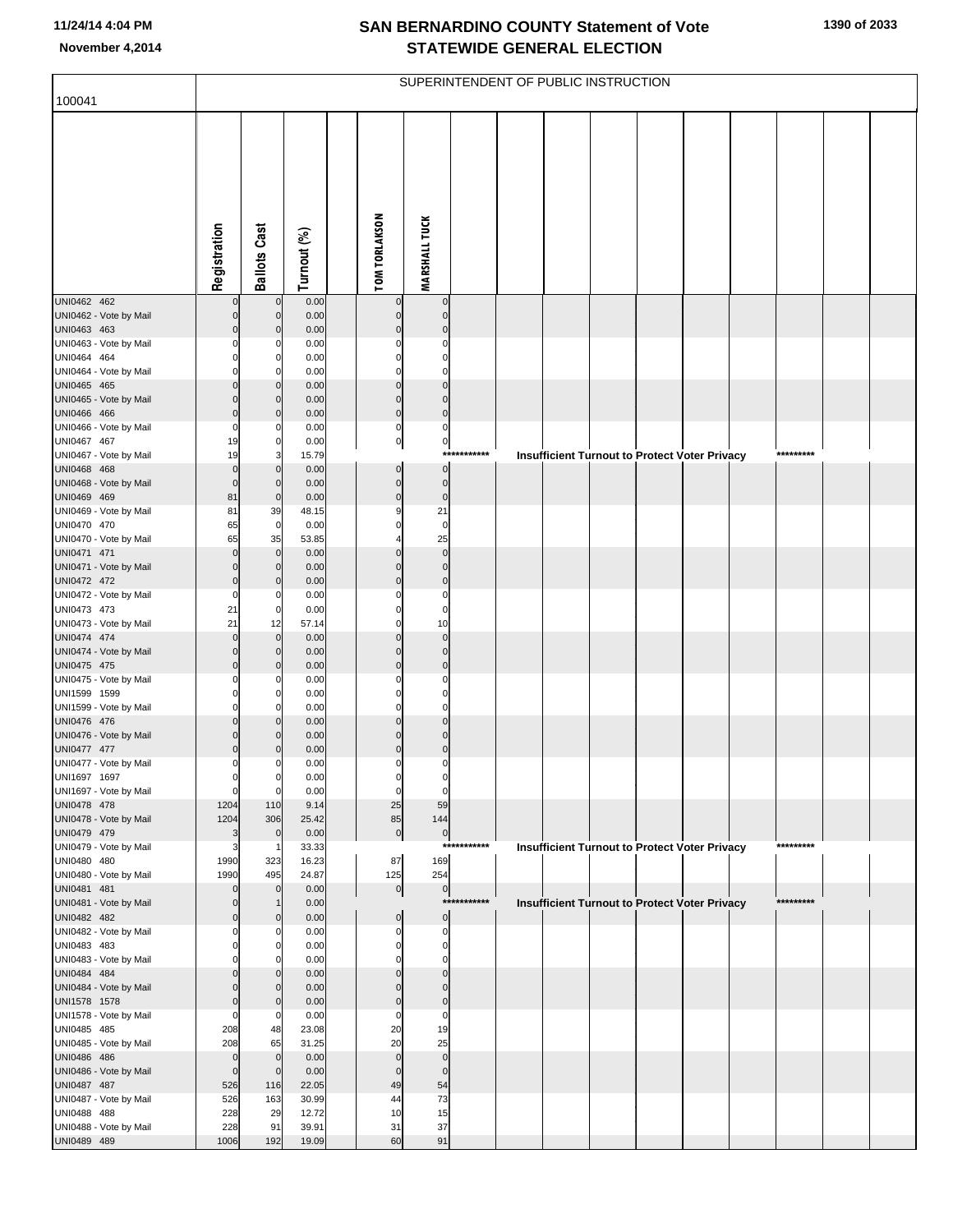# SAN BERNARDINO COUNTY Statement of Vote
## STATEWIDE GENERAL ELECTION

November 4,2014

SUPERINTENDENT OF PUBLIC INSTRUCTION

100041

| | Registration | Ballots Cast | Turnout (%) | | TOM TORLAKSON | MARSHALL TUCK |
|---|---|---|---|---|---|---|
| UNI0462 462 | 0 | 0 | 0.00 | | 0 | 0 |
| UNI0462 - Vote by Mail | 0 | 0 | 0.00 | | 0 | 0 |
| UNI0463 463 | 0 | 0 | 0.00 | | 0 | 0 |
| UNI0463 - Vote by Mail | 0 | 0 | 0.00 | | 0 | 0 |
| UNI0464 464 | 0 | 0 | 0.00 | | 0 | 0 |
| UNI0464 - Vote by Mail | 0 | 0 | 0.00 | | 0 | 0 |
| UNI0465 465 | 0 | 0 | 0.00 | | 0 | 0 |
| UNI0465 - Vote by Mail | 0 | 0 | 0.00 | | 0 | 0 |
| UNI0466 466 | 0 | 0 | 0.00 | | 0 | 0 |
| UNI0466 - Vote by Mail | 0 | 0 | 0.00 | | 0 | 0 |
| UNI0467 467 | 19 | 0 | 0.00 | | 0 | 0 |
| UNI0467 - Vote by Mail | 19 | 3 | 15.79 | | *********** Insufficient Turnout to Protect Voter Privacy ********* | |
| UNI0468 468 | 0 | 0 | 0.00 | | 0 | 0 |
| UNI0468 - Vote by Mail | 0 | 0 | 0.00 | | 0 | 0 |
| UNI0469 469 | 81 | 0 | 0.00 | | 0 | 0 |
| UNI0469 - Vote by Mail | 81 | 39 | 48.15 | | 9 | 21 |
| UNI0470 470 | 65 | 0 | 0.00 | | 0 | 0 |
| UNI0470 - Vote by Mail | 65 | 35 | 53.85 | | 4 | 25 |
| UNI0471 471 | 0 | 0 | 0.00 | | 0 | 0 |
| UNI0471 - Vote by Mail | 0 | 0 | 0.00 | | 0 | 0 |
| UNI0472 472 | 0 | 0 | 0.00 | | 0 | 0 |
| UNI0472 - Vote by Mail | 0 | 0 | 0.00 | | 0 | 0 |
| UNI0473 473 | 21 | 0 | 0.00 | | 0 | 0 |
| UNI0473 - Vote by Mail | 21 | 12 | 57.14 | | 0 | 10 |
| UNI0474 474 | 0 | 0 | 0.00 | | 0 | 0 |
| UNI0474 - Vote by Mail | 0 | 0 | 0.00 | | 0 | 0 |
| UNI0475 475 | 0 | 0 | 0.00 | | 0 | 0 |
| UNI0475 - Vote by Mail | 0 | 0 | 0.00 | | 0 | 0 |
| UNI1599 1599 | 0 | 0 | 0.00 | | 0 | 0 |
| UNI1599 - Vote by Mail | 0 | 0 | 0.00 | | 0 | 0 |
| UNI0476 476 | 0 | 0 | 0.00 | | 0 | 0 |
| UNI0476 - Vote by Mail | 0 | 0 | 0.00 | | 0 | 0 |
| UNI0477 477 | 0 | 0 | 0.00 | | 0 | 0 |
| UNI0477 - Vote by Mail | 0 | 0 | 0.00 | | 0 | 0 |
| UNI1697 1697 | 0 | 0 | 0.00 | | 0 | 0 |
| UNI1697 - Vote by Mail | 0 | 0 | 0.00 | | 0 | 0 |
| UNI0478 478 | 1204 | 110 | 9.14 | | 25 | 59 |
| UNI0478 - Vote by Mail | 1204 | 306 | 25.42 | | 85 | 144 |
| UNI0479 479 | 3 | 0 | 0.00 | | 0 | 0 |
| UNI0479 - Vote by Mail | 3 | 1 | 33.33 | | *********** Insufficient Turnout to Protect Voter Privacy ********* | |
| UNI0480 480 | 1990 | 323 | 16.23 | | 87 | 169 |
| UNI0480 - Vote by Mail | 1990 | 495 | 24.87 | | 125 | 254 |
| UNI0481 481 | 0 | 0 | 0.00 | | 0 | 0 |
| UNI0481 - Vote by Mail | 0 | 1 | 0.00 | | *********** Insufficient Turnout to Protect Voter Privacy ********* | |
| UNI0482 482 | 0 | 0 | 0.00 | | 0 | 0 |
| UNI0482 - Vote by Mail | 0 | 0 | 0.00 | | 0 | 0 |
| UNI0483 483 | 0 | 0 | 0.00 | | 0 | 0 |
| UNI0483 - Vote by Mail | 0 | 0 | 0.00 | | 0 | 0 |
| UNI0484 484 | 0 | 0 | 0.00 | | 0 | 0 |
| UNI0484 - Vote by Mail | 0 | 0 | 0.00 | | 0 | 0 |
| UNI1578 1578 | 0 | 0 | 0.00 | | 0 | 0 |
| UNI1578 - Vote by Mail | 0 | 0 | 0.00 | | 0 | 0 |
| UNI0485 485 | 208 | 48 | 23.08 | | 20 | 19 |
| UNI0485 - Vote by Mail | 208 | 65 | 31.25 | | 20 | 25 |
| UNI0486 486 | 0 | 0 | 0.00 | | 0 | 0 |
| UNI0486 - Vote by Mail | 0 | 0 | 0.00 | | 0 | 0 |
| UNI0487 487 | 526 | 116 | 22.05 | | 49 | 54 |
| UNI0487 - Vote by Mail | 526 | 163 | 30.99 | | 44 | 73 |
| UNI0488 488 | 228 | 29 | 12.72 | | 10 | 15 |
| UNI0488 - Vote by Mail | 228 | 91 | 39.91 | | 31 | 37 |
| UNI0489 489 | 1006 | 192 | 19.09 | | 60 | 91 |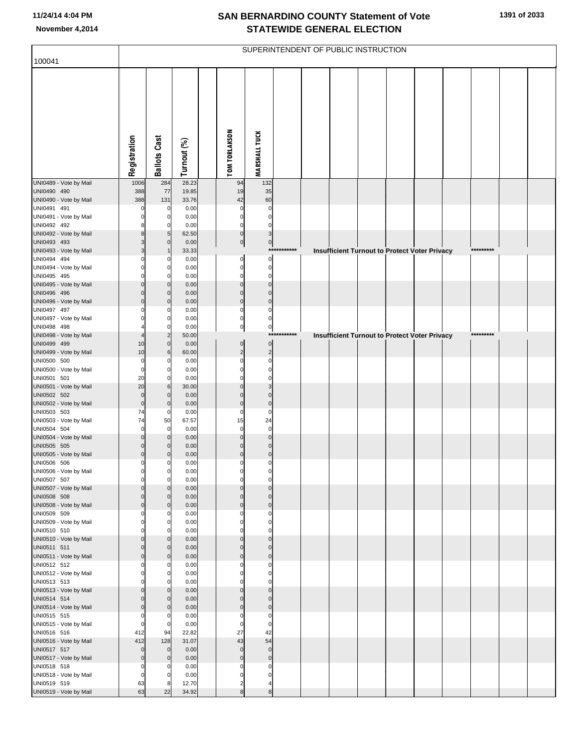# SAN BERNARDINO COUNTY Statement of Vote
# STATEWIDE GENERAL ELECTION

November 4,2014

## SUPERINTENDENT OF PUBLIC INSTRUCTION

100041

| | Registration | Ballots Cast | Turnout (%) | TOM TORLAKSON | MARSHALL TUCK |
|---|---|---|---|---|---|
| UNI0489 - Vote by Mail | 1006 | 284 | 28.23 | 94 | 132 |
| UNI0490 490 | 388 | 77 | 19.85 | 19 | 35 |
| UNI0490 - Vote by Mail | 388 | 131 | 33.76 | 42 | 60 |
| UNI0491 491 | 0 | 0 | 0.00 | 0 | 0 |
| UNI0491 - Vote by Mail | 0 | 0 | 0.00 | 0 | 0 |
| UNI0492 492 | 8 | 0 | 0.00 | 0 | 0 |
| UNI0492 - Vote by Mail | 8 | 5 | 62.50 | 0 | 3 |
| UNI0493 493 | 3 | 0 | 0.00 | 0 | 0 |
| UNI0493 - Vote by Mail | 3 | 1 | 33.33 | *********** Insufficient Turnout to Protect Voter Privacy ********* | |
| UNI0494 494 | 0 | 0 | 0.00 | 0 | 0 |
| UNI0494 - Vote by Mail | 0 | 0 | 0.00 | 0 | 0 |
| UNI0495 495 | 0 | 0 | 0.00 | 0 | 0 |
| UNI0495 - Vote by Mail | 0 | 0 | 0.00 | 0 | 0 |
| UNI0496 496 | 0 | 0 | 0.00 | 0 | 0 |
| UNI0496 - Vote by Mail | 0 | 0 | 0.00 | 0 | 0 |
| UNI0497 497 | 0 | 0 | 0.00 | 0 | 0 |
| UNI0497 - Vote by Mail | 0 | 0 | 0.00 | 0 | 0 |
| UNI0498 498 | 4 | 0 | 0.00 | 0 | 0 |
| UNI0498 - Vote by Mail | 4 | 2 | 50.00 | *********** Insufficient Turnout to Protect Voter Privacy ********* | |
| UNI0499 499 | 10 | 0 | 0.00 | 0 | 0 |
| UNI0499 - Vote by Mail | 10 | 6 | 60.00 | 2 | 2 |
| UNI0500 500 | 0 | 0 | 0.00 | 0 | 0 |
| UNI0500 - Vote by Mail | 0 | 0 | 0.00 | 0 | 0 |
| UNI0501 501 | 20 | 0 | 0.00 | 0 | 0 |
| UNI0501 - Vote by Mail | 20 | 6 | 30.00 | 0 | 3 |
| UNI0502 502 | 0 | 0 | 0.00 | 0 | 0 |
| UNI0502 - Vote by Mail | 0 | 0 | 0.00 | 0 | 0 |
| UNI0503 503 | 74 | 0 | 0.00 | 0 | 0 |
| UNI0503 - Vote by Mail | 74 | 50 | 67.57 | 15 | 24 |
| UNI0504 504 | 0 | 0 | 0.00 | 0 | 0 |
| UNI0504 - Vote by Mail | 0 | 0 | 0.00 | 0 | 0 |
| UNI0505 505 | 0 | 0 | 0.00 | 0 | 0 |
| UNI0505 - Vote by Mail | 0 | 0 | 0.00 | 0 | 0 |
| UNI0506 506 | 0 | 0 | 0.00 | 0 | 0 |
| UNI0506 - Vote by Mail | 0 | 0 | 0.00 | 0 | 0 |
| UNI0507 507 | 0 | 0 | 0.00 | 0 | 0 |
| UNI0507 - Vote by Mail | 0 | 0 | 0.00 | 0 | 0 |
| UNI0508 508 | 0 | 0 | 0.00 | 0 | 0 |
| UNI0508 - Vote by Mail | 0 | 0 | 0.00 | 0 | 0 |
| UNI0509 509 | 0 | 0 | 0.00 | 0 | 0 |
| UNI0509 - Vote by Mail | 0 | 0 | 0.00 | 0 | 0 |
| UNI0510 510 | 0 | 0 | 0.00 | 0 | 0 |
| UNI0510 - Vote by Mail | 0 | 0 | 0.00 | 0 | 0 |
| UNI0511 511 | 0 | 0 | 0.00 | 0 | 0 |
| UNI0511 - Vote by Mail | 0 | 0 | 0.00 | 0 | 0 |
| UNI0512 512 | 0 | 0 | 0.00 | 0 | 0 |
| UNI0512 - Vote by Mail | 0 | 0 | 0.00 | 0 | 0 |
| UNI0513 513 | 0 | 0 | 0.00 | 0 | 0 |
| UNI0513 - Vote by Mail | 0 | 0 | 0.00 | 0 | 0 |
| UNI0514 514 | 0 | 0 | 0.00 | 0 | 0 |
| UNI0514 - Vote by Mail | 0 | 0 | 0.00 | 0 | 0 |
| UNI0515 515 | 0 | 0 | 0.00 | 0 | 0 |
| UNI0515 - Vote by Mail | 0 | 0 | 0.00 | 0 | 0 |
| UNI0516 516 | 412 | 94 | 22.82 | 27 | 42 |
| UNI0516 - Vote by Mail | 412 | 128 | 31.07 | 43 | 54 |
| UNI0517 517 | 0 | 0 | 0.00 | 0 | 0 |
| UNI0517 - Vote by Mail | 0 | 0 | 0.00 | 0 | 0 |
| UNI0518 518 | 0 | 0 | 0.00 | 0 | 0 |
| UNI0518 - Vote by Mail | 0 | 0 | 0.00 | 0 | 0 |
| UNI0519 519 | 63 | 8 | 12.70 | 2 | 4 |
| UNI0519 - Vote by Mail | 63 | 22 | 34.92 | 8 | 8 |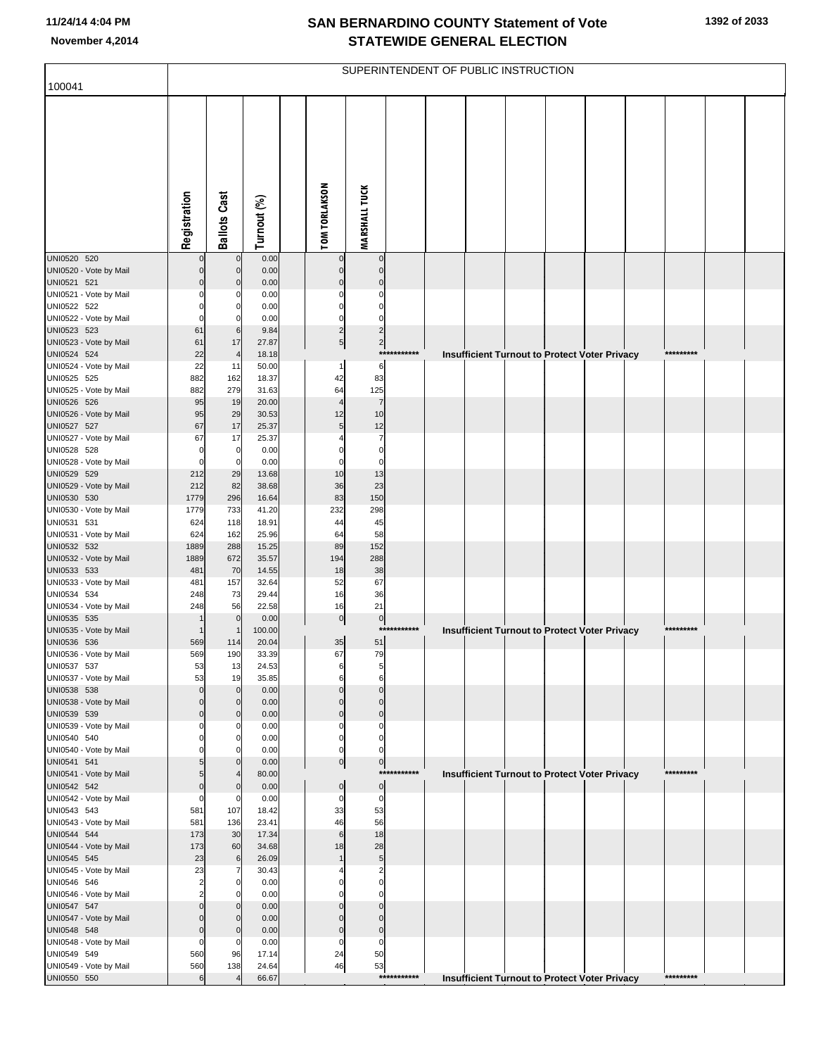# SAN BERNARDINO COUNTY Statement of Vote
# STATEWIDE GENERAL ELECTION

November 4,2014

100041

SUPERINTENDENT OF PUBLIC INSTRUCTION

| | Registration | Ballots Cast | Turnout (%) | TOM TORLAKSON | MARSHALL TUCK |
|---|---|---|---|---|---|
| UNI0520 520 | 0 | 0 | 0.00 | 0 | 0 |
| UNI0520 - Vote by Mail | 0 | 0 | 0.00 | 0 | 0 |
| UNI0521 521 | 0 | 0 | 0.00 | 0 | 0 |
| UNI0521 - Vote by Mail | 0 | 0 | 0.00 | 0 | 0 |
| UNI0522 522 | 0 | 0 | 0.00 | 0 | 0 |
| UNI0522 - Vote by Mail | 0 | 0 | 0.00 | 0 | 0 |
| UNI0523 523 | 61 | 6 | 9.84 | 2 | 2 |
| UNI0523 - Vote by Mail | 61 | 17 | 27.87 | 5 | 2 |
| UNI0524 524 | 22 | 4 | 18.18 | *********** Insufficient Turnout to Protect Voter Privacy ********* | |
| UNI0524 - Vote by Mail | 22 | 11 | 50.00 | 1 | 6 |
| UNI0525 525 | 882 | 162 | 18.37 | 42 | 83 |
| UNI0525 - Vote by Mail | 882 | 279 | 31.63 | 64 | 125 |
| UNI0526 526 | 95 | 19 | 20.00 | 4 | 7 |
| UNI0526 - Vote by Mail | 95 | 29 | 30.53 | 12 | 10 |
| UNI0527 527 | 67 | 17 | 25.37 | 5 | 12 |
| UNI0527 - Vote by Mail | 67 | 17 | 25.37 | 4 | 7 |
| UNI0528 528 | 0 | 0 | 0.00 | 0 | 0 |
| UNI0528 - Vote by Mail | 0 | 0 | 0.00 | 0 | 0 |
| UNI0529 529 | 212 | 29 | 13.68 | 10 | 13 |
| UNI0529 - Vote by Mail | 212 | 82 | 38.68 | 36 | 23 |
| UNI0530 530 | 1779 | 296 | 16.64 | 83 | 150 |
| UNI0530 - Vote by Mail | 1779 | 733 | 41.20 | 232 | 298 |
| UNI0531 531 | 624 | 118 | 18.91 | 44 | 45 |
| UNI0531 - Vote by Mail | 624 | 162 | 25.96 | 64 | 58 |
| UNI0532 532 | 1889 | 288 | 15.25 | 89 | 152 |
| UNI0532 - Vote by Mail | 1889 | 672 | 35.57 | 194 | 288 |
| UNI0533 533 | 481 | 70 | 14.55 | 18 | 38 |
| UNI0533 - Vote by Mail | 481 | 157 | 32.64 | 52 | 67 |
| UNI0534 534 | 248 | 73 | 29.44 | 16 | 36 |
| UNI0534 - Vote by Mail | 248 | 56 | 22.58 | 16 | 21 |
| UNI0535 535 | 1 | 0 | 0.00 | 0 | 0 |
| UNI0535 - Vote by Mail | 1 | 1 | 100.00 | *********** Insufficient Turnout to Protect Voter Privacy ********* | |
| UNI0536 536 | 569 | 114 | 20.04 | 35 | 51 |
| UNI0536 - Vote by Mail | 569 | 190 | 33.39 | 67 | 79 |
| UNI0537 537 | 53 | 13 | 24.53 | 6 | 5 |
| UNI0537 - Vote by Mail | 53 | 19 | 35.85 | 6 | 6 |
| UNI0538 538 | 0 | 0 | 0.00 | 0 | 0 |
| UNI0538 - Vote by Mail | 0 | 0 | 0.00 | 0 | 0 |
| UNI0539 539 | 0 | 0 | 0.00 | 0 | 0 |
| UNI0539 - Vote by Mail | 0 | 0 | 0.00 | 0 | 0 |
| UNI0540 540 | 0 | 0 | 0.00 | 0 | 0 |
| UNI0540 - Vote by Mail | 0 | 0 | 0.00 | 0 | 0 |
| UNI0541 541 | 5 | 0 | 0.00 | 0 | 0 |
| UNI0541 - Vote by Mail | 5 | 4 | 80.00 | *********** Insufficient Turnout to Protect Voter Privacy ********* | |
| UNI0542 542 | 0 | 0 | 0.00 | 0 | 0 |
| UNI0542 - Vote by Mail | 0 | 0 | 0.00 | 0 | 0 |
| UNI0543 543 | 581 | 107 | 18.42 | 33 | 53 |
| UNI0543 - Vote by Mail | 581 | 136 | 23.41 | 46 | 56 |
| UNI0544 544 | 173 | 30 | 17.34 | 6 | 18 |
| UNI0544 - Vote by Mail | 173 | 60 | 34.68 | 18 | 28 |
| UNI0545 545 | 23 | 6 | 26.09 | 1 | 5 |
| UNI0545 - Vote by Mail | 23 | 7 | 30.43 | 4 | 2 |
| UNI0546 546 | 2 | 0 | 0.00 | 0 | 0 |
| UNI0546 - Vote by Mail | 2 | 0 | 0.00 | 0 | 0 |
| UNI0547 547 | 0 | 0 | 0.00 | 0 | 0 |
| UNI0547 - Vote by Mail | 0 | 0 | 0.00 | 0 | 0 |
| UNI0548 548 | 0 | 0 | 0.00 | 0 | 0 |
| UNI0548 - Vote by Mail | 0 | 0 | 0.00 | 0 | 0 |
| UNI0549 549 | 560 | 96 | 17.14 | 24 | 50 |
| UNI0549 - Vote by Mail | 560 | 138 | 24.64 | 46 | 53 |
| UNI0550 550 | 6 | 4 | 66.67 | *********** Insufficient Turnout to Protect Voter Privacy ********* | |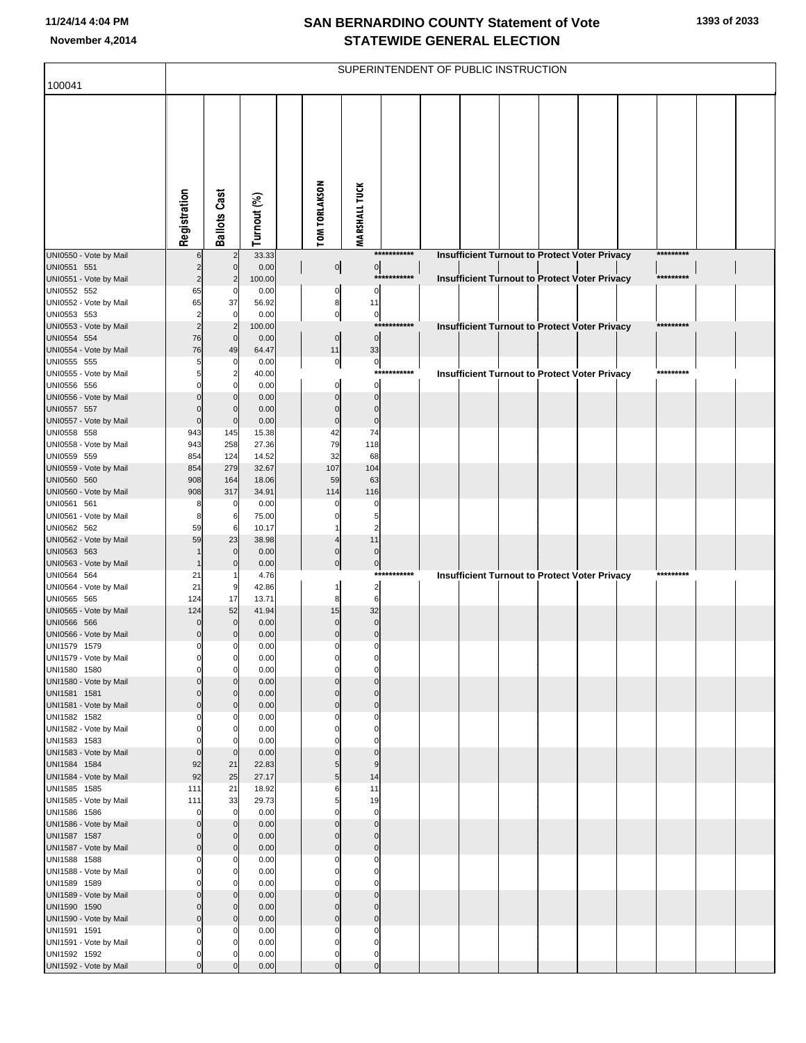# SAN BERNARDINO COUNTY Statement of Vote
## STATEWIDE GENERAL ELECTION

November 4,2014

SUPERINTENDENT OF PUBLIC INSTRUCTION

100041

| | Registration | Ballots Cast | Turnout (%) | TOM TORLAKSON | MARSHALL TUCK |
|---|---|---|---|---|---|
| UNI0550 - Vote by Mail | 6 | 2 | 33.33 | *********** Insufficient Turnout to Protect Voter Privacy ********* | |
| UNI0551 551 | 2 | 0 | 0.00 | 0 | 0 |
| UNI0551 - Vote by Mail | 2 | 2 | 100.00 | *********** Insufficient Turnout to Protect Voter Privacy ********* | |
| UNI0552 552 | 65 | 0 | 0.00 | 0 | 0 |
| UNI0552 - Vote by Mail | 65 | 37 | 56.92 | 8 | 11 |
| UNI0553 553 | 2 | 0 | 0.00 | 0 | 0 |
| UNI0553 - Vote by Mail | 2 | 2 | 100.00 | *********** Insufficient Turnout to Protect Voter Privacy ********* | |
| UNI0554 554 | 76 | 0 | 0.00 | 0 | 0 |
| UNI0554 - Vote by Mail | 76 | 49 | 64.47 | 11 | 33 |
| UNI0555 555 | 5 | 0 | 0.00 | 0 | 0 |
| UNI0555 - Vote by Mail | 5 | 2 | 40.00 | *********** Insufficient Turnout to Protect Voter Privacy ********* | |
| UNI0556 556 | 0 | 0 | 0.00 | 0 | 0 |
| UNI0556 - Vote by Mail | 0 | 0 | 0.00 | 0 | 0 |
| UNI0557 557 | 0 | 0 | 0.00 | 0 | 0 |
| UNI0557 - Vote by Mail | 0 | 0 | 0.00 | 0 | 0 |
| UNI0558 558 | 943 | 145 | 15.38 | 42 | 74 |
| UNI0558 - Vote by Mail | 943 | 258 | 27.36 | 79 | 118 |
| UNI0559 559 | 854 | 124 | 14.52 | 32 | 68 |
| UNI0559 - Vote by Mail | 854 | 279 | 32.67 | 107 | 104 |
| UNI0560 560 | 908 | 164 | 18.06 | 59 | 63 |
| UNI0560 - Vote by Mail | 908 | 317 | 34.91 | 114 | 116 |
| UNI0561 561 | 8 | 0 | 0.00 | 0 | 0 |
| UNI0561 - Vote by Mail | 8 | 6 | 75.00 | 0 | 5 |
| UNI0562 562 | 59 | 6 | 10.17 | 1 | 2 |
| UNI0562 - Vote by Mail | 59 | 23 | 38.98 | 4 | 11 |
| UNI0563 563 | 1 | 0 | 0.00 | 0 | 0 |
| UNI0563 - Vote by Mail | 1 | 0 | 0.00 | 0 | 0 |
| UNI0564 564 | 21 | 1 | 4.76 | *********** Insufficient Turnout to Protect Voter Privacy ********* | |
| UNI0564 - Vote by Mail | 21 | 9 | 42.86 | 1 | 2 |
| UNI0565 565 | 124 | 17 | 13.71 | 8 | 6 |
| UNI0565 - Vote by Mail | 124 | 52 | 41.94 | 15 | 32 |
| UNI0566 566 | 0 | 0 | 0.00 | 0 | 0 |
| UNI0566 - Vote by Mail | 0 | 0 | 0.00 | 0 | 0 |
| UNI1579 1579 | 0 | 0 | 0.00 | 0 | 0 |
| UNI1579 - Vote by Mail | 0 | 0 | 0.00 | 0 | 0 |
| UNI1580 1580 | 0 | 0 | 0.00 | 0 | 0 |
| UNI1580 - Vote by Mail | 0 | 0 | 0.00 | 0 | 0 |
| UNI1581 1581 | 0 | 0 | 0.00 | 0 | 0 |
| UNI1581 - Vote by Mail | 0 | 0 | 0.00 | 0 | 0 |
| UNI1582 1582 | 0 | 0 | 0.00 | 0 | 0 |
| UNI1582 - Vote by Mail | 0 | 0 | 0.00 | 0 | 0 |
| UNI1583 1583 | 0 | 0 | 0.00 | 0 | 0 |
| UNI1583 - Vote by Mail | 0 | 0 | 0.00 | 0 | 0 |
| UNI1584 1584 | 92 | 21 | 22.83 | 5 | 9 |
| UNI1584 - Vote by Mail | 92 | 25 | 27.17 | 5 | 14 |
| UNI1585 1585 | 111 | 21 | 18.92 | 6 | 11 |
| UNI1585 - Vote by Mail | 111 | 33 | 29.73 | 5 | 19 |
| UNI1586 1586 | 0 | 0 | 0.00 | 0 | 0 |
| UNI1586 - Vote by Mail | 0 | 0 | 0.00 | 0 | 0 |
| UNI1587 1587 | 0 | 0 | 0.00 | 0 | 0 |
| UNI1587 - Vote by Mail | 0 | 0 | 0.00 | 0 | 0 |
| UNI1588 1588 | 0 | 0 | 0.00 | 0 | 0 |
| UNI1588 - Vote by Mail | 0 | 0 | 0.00 | 0 | 0 |
| UNI1589 1589 | 0 | 0 | 0.00 | 0 | 0 |
| UNI1589 - Vote by Mail | 0 | 0 | 0.00 | 0 | 0 |
| UNI1590 1590 | 0 | 0 | 0.00 | 0 | 0 |
| UNI1590 - Vote by Mail | 0 | 0 | 0.00 | 0 | 0 |
| UNI1591 1591 | 0 | 0 | 0.00 | 0 | 0 |
| UNI1591 - Vote by Mail | 0 | 0 | 0.00 | 0 | 0 |
| UNI1592 1592 | 0 | 0 | 0.00 | 0 | 0 |
| UNI1592 - Vote by Mail | 0 | 0 | 0.00 | 0 | 0 |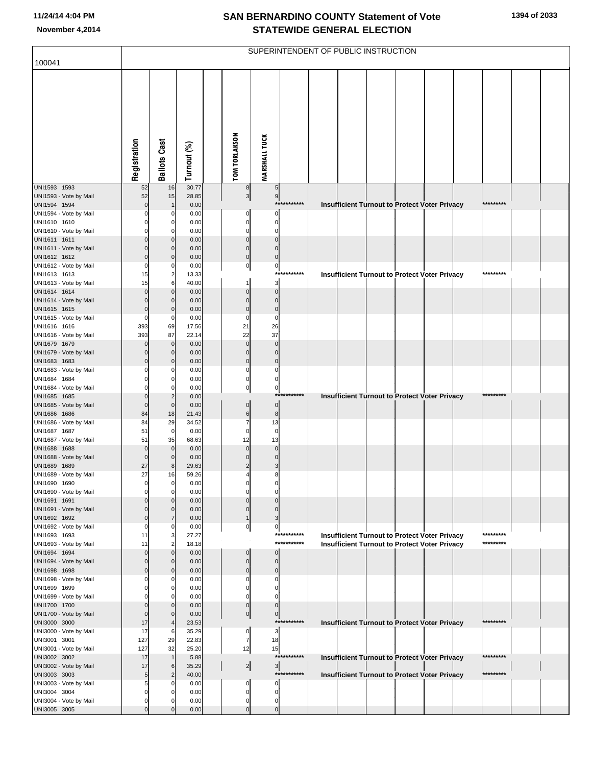# SAN BERNARDINO COUNTY Statement of Vote
## STATEWIDE GENERAL ELECTION

November 4,2014

100041

SUPERINTENDENT OF PUBLIC INSTRUCTION

| | Registration | Ballots Cast | Turnout (%) | | TOM TORLAKSON | MARSHALL TUCK | |
|---|---|---|---|---|---|---|---|
| UNI1593 1593 | 52 | 16 | 30.77 | | 8 | 5 | |
| UNI1593 - Vote by Mail | 52 | 15 | 28.85 | | 3 | 9 | |
| UNI1594 1594 | 0 | 1 | 0.00 | | | *********** | Insufficient Turnout to Protect Voter Privacy ********* |
| UNI1594 - Vote by Mail | 0 | 0 | 0.00 | | 0 | 0 | |
| UNI1610 1610 | 0 | 0 | 0.00 | | 0 | 0 | |
| UNI1610 - Vote by Mail | 0 | 0 | 0.00 | | 0 | 0 | |
| UNI1611 1611 | 0 | 0 | 0.00 | | 0 | 0 | |
| UNI1611 - Vote by Mail | 0 | 0 | 0.00 | | 0 | 0 | |
| UNI1612 1612 | 0 | 0 | 0.00 | | 0 | 0 | |
| UNI1612 - Vote by Mail | 0 | 0 | 0.00 | | 0 | 0 | |
| UNI1613 1613 | 15 | 2 | 13.33 | | | *********** | Insufficient Turnout to Protect Voter Privacy ********* |
| UNI1613 - Vote by Mail | 15 | 6 | 40.00 | | 1 | 3 | |
| UNI1614 1614 | 0 | 0 | 0.00 | | 0 | 0 | |
| UNI1614 - Vote by Mail | 0 | 0 | 0.00 | | 0 | 0 | |
| UNI1615 1615 | 0 | 0 | 0.00 | | 0 | 0 | |
| UNI1615 - Vote by Mail | 0 | 0 | 0.00 | | 0 | 0 | |
| UNI1616 1616 | 393 | 69 | 17.56 | | 21 | 26 | |
| UNI1616 - Vote by Mail | 393 | 87 | 22.14 | | 22 | 37 | |
| UNI1679 1679 | 0 | 0 | 0.00 | | 0 | 0 | |
| UNI1679 - Vote by Mail | 0 | 0 | 0.00 | | 0 | 0 | |
| UNI1683 1683 | 0 | 0 | 0.00 | | 0 | 0 | |
| UNI1683 - Vote by Mail | 0 | 0 | 0.00 | | 0 | 0 | |
| UNI1684 1684 | 0 | 0 | 0.00 | | 0 | 0 | |
| UNI1684 - Vote by Mail | 0 | 0 | 0.00 | | 0 | 0 | |
| UNI1685 1685 | 0 | 2 | 0.00 | | | *********** | Insufficient Turnout to Protect Voter Privacy ********* |
| UNI1685 - Vote by Mail | 0 | 0 | 0.00 | | 0 | 0 | |
| UNI1686 1686 | 84 | 18 | 21.43 | | 6 | 8 | |
| UNI1686 - Vote by Mail | 84 | 29 | 34.52 | | 7 | 13 | |
| UNI1687 1687 | 51 | 0 | 0.00 | | 0 | 0 | |
| UNI1687 - Vote by Mail | 51 | 35 | 68.63 | | 12 | 13 | |
| UNI1688 1688 | 0 | 0 | 0.00 | | 0 | 0 | |
| UNI1688 - Vote by Mail | 0 | 0 | 0.00 | | 0 | 0 | |
| UNI1689 1689 | 27 | 8 | 29.63 | | 2 | 3 | |
| UNI1689 - Vote by Mail | 27 | 16 | 59.26 | | 4 | 8 | |
| UNI1690 1690 | 0 | 0 | 0.00 | | 0 | 0 | |
| UNI1690 - Vote by Mail | 0 | 0 | 0.00 | | 0 | 0 | |
| UNI1691 1691 | 0 | 0 | 0.00 | | 0 | 0 | |
| UNI1691 - Vote by Mail | 0 | 0 | 0.00 | | 0 | 0 | |
| UNI1692 1692 | 0 | 7 | 0.00 | | 1 | 3 | |
| UNI1692 - Vote by Mail | 0 | 0 | 0.00 | | 0 | 0 | |
| UNI1693 1693 | 11 | 3 | 27.27 | | | *********** | Insufficient Turnout to Protect Voter Privacy ********* |
| UNI1693 - Vote by Mail | 11 | 2 | 18.18 | | | *********** | Insufficient Turnout to Protect Voter Privacy ********* |
| UNI1694 1694 | 0 | 0 | 0.00 | | 0 | 0 | |
| UNI1694 - Vote by Mail | 0 | 0 | 0.00 | | 0 | 0 | |
| UNI1698 1698 | 0 | 0 | 0.00 | | 0 | 0 | |
| UNI1698 - Vote by Mail | 0 | 0 | 0.00 | | 0 | 0 | |
| UNI1699 1699 | 0 | 0 | 0.00 | | 0 | 0 | |
| UNI1699 - Vote by Mail | 0 | 0 | 0.00 | | 0 | 0 | |
| UNI1700 1700 | 0 | 0 | 0.00 | | 0 | 0 | |
| UNI1700 - Vote by Mail | 0 | 0 | 0.00 | | 0 | 0 | |
| UNI3000 3000 | 17 | 4 | 23.53 | | | *********** | Insufficient Turnout to Protect Voter Privacy ********* |
| UNI3000 - Vote by Mail | 17 | 6 | 35.29 | | 0 | 3 | |
| UNI3001 3001 | 127 | 29 | 22.83 | | 7 | 18 | |
| UNI3001 - Vote by Mail | 127 | 32 | 25.20 | | 12 | 15 | |
| UNI3002 3002 | 17 | 1 | 5.88 | | | *********** | Insufficient Turnout to Protect Voter Privacy ********* |
| UNI3002 - Vote by Mail | 17 | 6 | 35.29 | | 2 | 3 | |
| UNI3003 3003 | 5 | 2 | 40.00 | | | *********** | Insufficient Turnout to Protect Voter Privacy ********* |
| UNI3003 - Vote by Mail | 5 | 0 | 0.00 | | 0 | 0 | |
| UNI3004 3004 | 0 | 0 | 0.00 | | 0 | 0 | |
| UNI3004 - Vote by Mail | 0 | 0 | 0.00 | | 0 | 0 | |
| UNI3005 3005 | 0 | 0 | 0.00 | | 0 | 0 | |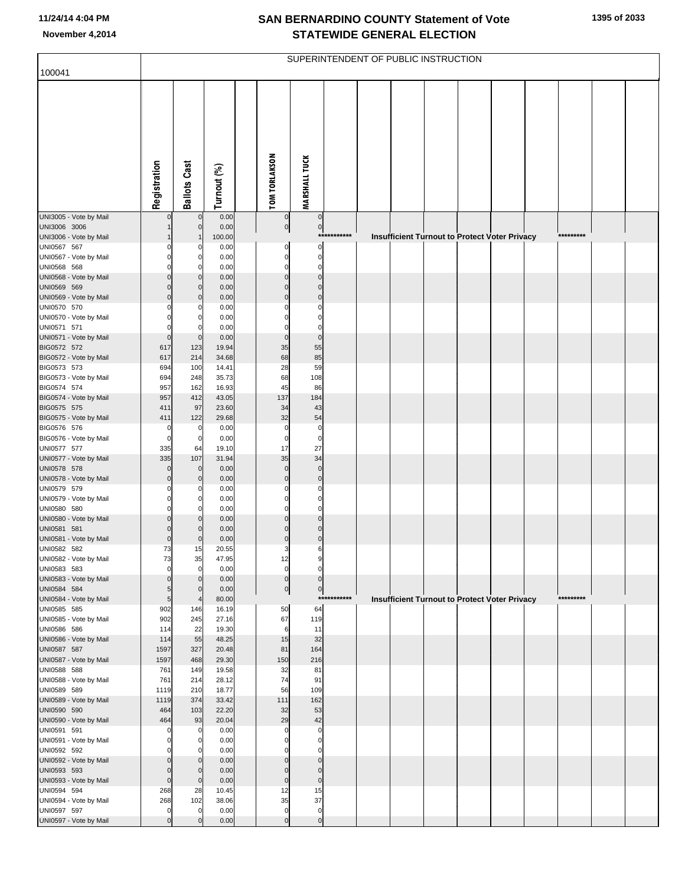# SAN BERNARDINO COUNTY Statement of Vote
## STATEWIDE GENERAL ELECTION

November 4,2014

| 100041 | Registration | Ballots Cast | Turnout (%) | TOM TORLAKSON | MARSHALL TUCK |
|---|---|---|---|---|---|
| SUPERINTENDENT OF PUBLIC INSTRUCTION | | | | | |
| UNI3005 - Vote by Mail | 0 | 0 | 0.00 | 0 | 0 |
| UNI3006 3006 | 1 | 0 | 0.00 | 0 | 0 |
| UNI3006 - Vote by Mail | 1 | 1 | 100.00 | *********** Insufficient Turnout to Protect Voter Privacy ********* | |
| UNI0567 567 | 0 | 0 | 0.00 | 0 | 0 |
| UNI0567 - Vote by Mail | 0 | 0 | 0.00 | 0 | 0 |
| UNI0568 568 | 0 | 0 | 0.00 | 0 | 0 |
| UNI0568 - Vote by Mail | 0 | 0 | 0.00 | 0 | 0 |
| UNI0569 569 | 0 | 0 | 0.00 | 0 | 0 |
| UNI0569 - Vote by Mail | 0 | 0 | 0.00 | 0 | 0 |
| UNI0570 570 | 0 | 0 | 0.00 | 0 | 0 |
| UNI0570 - Vote by Mail | 0 | 0 | 0.00 | 0 | 0 |
| UNI0571 571 | 0 | 0 | 0.00 | 0 | 0 |
| UNI0571 - Vote by Mail | 0 | 0 | 0.00 | 0 | 0 |
| BIG0572 572 | 617 | 123 | 19.94 | 35 | 55 |
| BIG0572 - Vote by Mail | 617 | 214 | 34.68 | 68 | 85 |
| BIG0573 573 | 694 | 100 | 14.41 | 28 | 59 |
| BIG0573 - Vote by Mail | 694 | 248 | 35.73 | 68 | 108 |
| BIG0574 574 | 957 | 162 | 16.93 | 45 | 86 |
| BIG0574 - Vote by Mail | 957 | 412 | 43.05 | 137 | 184 |
| BIG0575 575 | 411 | 97 | 23.60 | 34 | 43 |
| BIG0575 - Vote by Mail | 411 | 122 | 29.68 | 32 | 54 |
| BIG0576 576 | 0 | 0 | 0.00 | 0 | 0 |
| BIG0576 - Vote by Mail | 0 | 0 | 0.00 | 0 | 0 |
| UNI0577 577 | 335 | 64 | 19.10 | 17 | 27 |
| UNI0577 - Vote by Mail | 335 | 107 | 31.94 | 35 | 34 |
| UNI0578 578 | 0 | 0 | 0.00 | 0 | 0 |
| UNI0578 - Vote by Mail | 0 | 0 | 0.00 | 0 | 0 |
| UNI0579 579 | 0 | 0 | 0.00 | 0 | 0 |
| UNI0579 - Vote by Mail | 0 | 0 | 0.00 | 0 | 0 |
| UNI0580 580 | 0 | 0 | 0.00 | 0 | 0 |
| UNI0580 - Vote by Mail | 0 | 0 | 0.00 | 0 | 0 |
| UNI0581 581 | 0 | 0 | 0.00 | 0 | 0 |
| UNI0581 - Vote by Mail | 0 | 0 | 0.00 | 0 | 0 |
| UNI0582 582 | 73 | 15 | 20.55 | 3 | 6 |
| UNI0582 - Vote by Mail | 73 | 35 | 47.95 | 12 | 9 |
| UNI0583 583 | 0 | 0 | 0.00 | 0 | 0 |
| UNI0583 - Vote by Mail | 0 | 0 | 0.00 | 0 | 0 |
| UNI0584 584 | 5 | 0 | 0.00 | 0 | 0 |
| UNI0584 - Vote by Mail | 5 | 4 | 80.00 | *********** Insufficient Turnout to Protect Voter Privacy ********* | |
| UNI0585 585 | 902 | 146 | 16.19 | 50 | 64 |
| UNI0585 - Vote by Mail | 902 | 245 | 27.16 | 67 | 119 |
| UNI0586 586 | 114 | 22 | 19.30 | 6 | 11 |
| UNI0586 - Vote by Mail | 114 | 55 | 48.25 | 15 | 32 |
| UNI0587 587 | 1597 | 327 | 20.48 | 81 | 164 |
| UNI0587 - Vote by Mail | 1597 | 468 | 29.30 | 150 | 216 |
| UNI0588 588 | 761 | 149 | 19.58 | 32 | 81 |
| UNI0588 - Vote by Mail | 761 | 214 | 28.12 | 74 | 91 |
| UNI0589 589 | 1119 | 210 | 18.77 | 56 | 109 |
| UNI0589 - Vote by Mail | 1119 | 374 | 33.42 | 111 | 162 |
| UNI0590 590 | 464 | 103 | 22.20 | 32 | 53 |
| UNI0590 - Vote by Mail | 464 | 93 | 20.04 | 29 | 42 |
| UNI0591 591 | 0 | 0 | 0.00 | 0 | 0 |
| UNI0591 - Vote by Mail | 0 | 0 | 0.00 | 0 | 0 |
| UNI0592 592 | 0 | 0 | 0.00 | 0 | 0 |
| UNI0592 - Vote by Mail | 0 | 0 | 0.00 | 0 | 0 |
| UNI0593 593 | 0 | 0 | 0.00 | 0 | 0 |
| UNI0593 - Vote by Mail | 0 | 0 | 0.00 | 0 | 0 |
| UNI0594 594 | 268 | 28 | 10.45 | 12 | 15 |
| UNI0594 - Vote by Mail | 268 | 102 | 38.06 | 35 | 37 |
| UNI0597 597 | 0 | 0 | 0.00 | 0 | 0 |
| UNI0597 - Vote by Mail | 0 | 0 | 0.00 | 0 | 0 |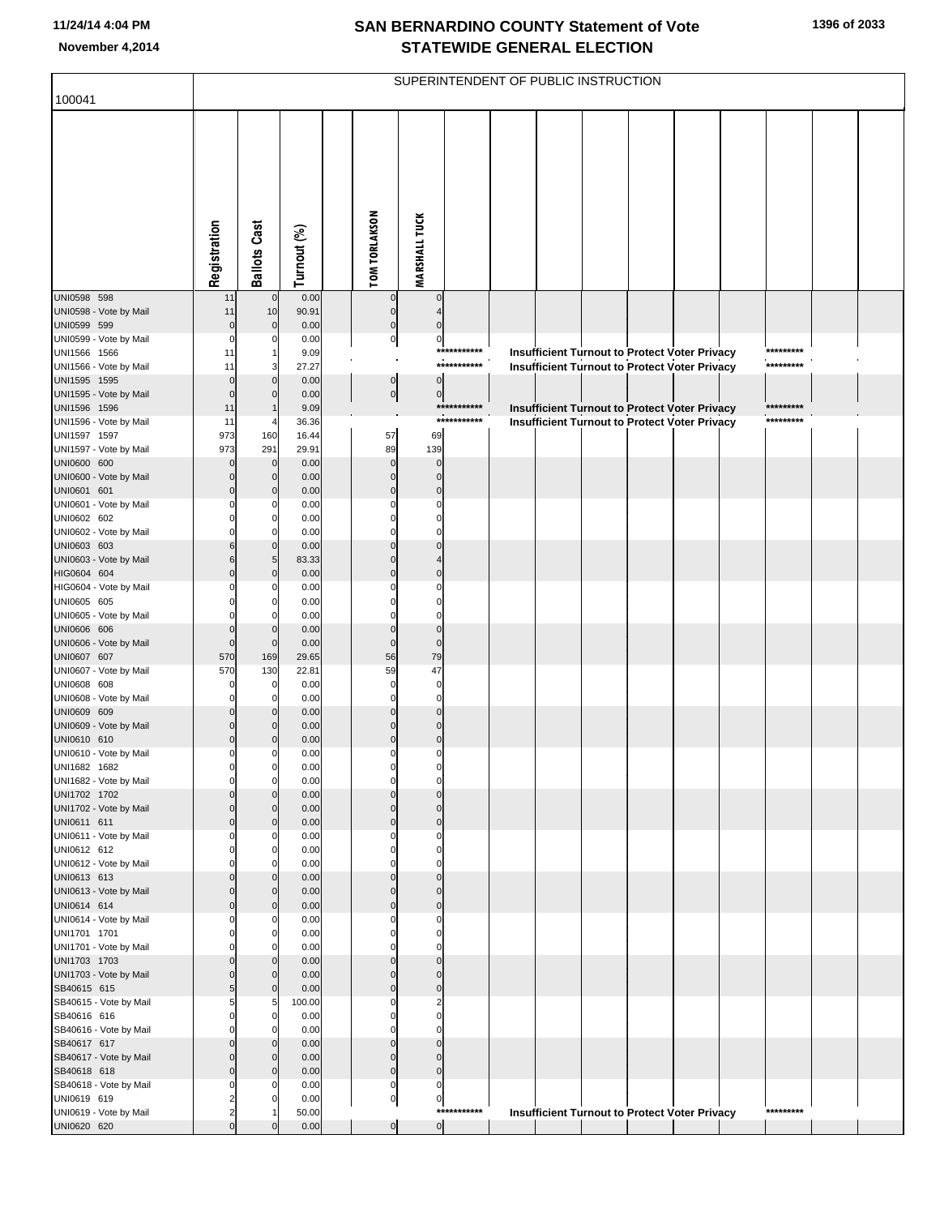# SAN BERNARDINO COUNTY Statement of Vote
## STATEWIDE GENERAL ELECTION

11/24/14 4:04 PM
November 4,2014

100041

SUPERINTENDENT OF PUBLIC INSTRUCTION

| | Registration | Ballots Cast | Turnout (%) | TOM TORLAKSON | MARSHALL TUCK |
|---|---|---|---|---|---|
| UNI0598 598 | 11 | 0 | 0.00 | 0 | 0 |
| UNI0598 - Vote by Mail | 11 | 10 | 90.91 | 0 | 4 |
| UNI0599 599 | 0 | 0 | 0.00 | 0 | 0 |
| UNI0599 - Vote by Mail | 0 | 0 | 0.00 | 0 | 0 |
| UNI1566 1566 | 11 | 1 | 9.09 | *********** Insufficient Turnout to Protect Voter Privacy ********* | |
| UNI1566 - Vote by Mail | 11 | 3 | 27.27 | *********** Insufficient Turnout to Protect Voter Privacy ********* | |
| UNI1595 1595 | 0 | 0 | 0.00 | 0 | 0 |
| UNI1595 - Vote by Mail | 0 | 0 | 0.00 | 0 | 0 |
| UNI1596 1596 | 11 | 1 | 9.09 | *********** Insufficient Turnout to Protect Voter Privacy ********* | |
| UNI1596 - Vote by Mail | 11 | 4 | 36.36 | *********** Insufficient Turnout to Protect Voter Privacy ********* | |
| UNI1597 1597 | 973 | 160 | 16.44 | 57 | 69 |
| UNI1597 - Vote by Mail | 973 | 291 | 29.91 | 89 | 139 |
| UNI0600 600 | 0 | 0 | 0.00 | 0 | 0 |
| UNI0600 - Vote by Mail | 0 | 0 | 0.00 | 0 | 0 |
| UNI0601 601 | 0 | 0 | 0.00 | 0 | 0 |
| UNI0601 - Vote by Mail | 0 | 0 | 0.00 | 0 | 0 |
| UNI0602 602 | 0 | 0 | 0.00 | 0 | 0 |
| UNI0602 - Vote by Mail | 0 | 0 | 0.00 | 0 | 0 |
| UNI0603 603 | 6 | 0 | 0.00 | 0 | 0 |
| UNI0603 - Vote by Mail | 6 | 5 | 83.33 | 0 | 4 |
| HIG0604 604 | 0 | 0 | 0.00 | 0 | 0 |
| HIG0604 - Vote by Mail | 0 | 0 | 0.00 | 0 | 0 |
| UNI0605 605 | 0 | 0 | 0.00 | 0 | 0 |
| UNI0605 - Vote by Mail | 0 | 0 | 0.00 | 0 | 0 |
| UNI0606 606 | 0 | 0 | 0.00 | 0 | 0 |
| UNI0606 - Vote by Mail | 0 | 0 | 0.00 | 0 | 0 |
| UNI0607 607 | 570 | 169 | 29.65 | 56 | 79 |
| UNI0607 - Vote by Mail | 570 | 130 | 22.81 | 59 | 47 |
| UNI0608 608 | 0 | 0 | 0.00 | 0 | 0 |
| UNI0608 - Vote by Mail | 0 | 0 | 0.00 | 0 | 0 |
| UNI0609 609 | 0 | 0 | 0.00 | 0 | 0 |
| UNI0609 - Vote by Mail | 0 | 0 | 0.00 | 0 | 0 |
| UNI0610 610 | 0 | 0 | 0.00 | 0 | 0 |
| UNI0610 - Vote by Mail | 0 | 0 | 0.00 | 0 | 0 |
| UNI1682 1682 | 0 | 0 | 0.00 | 0 | 0 |
| UNI1682 - Vote by Mail | 0 | 0 | 0.00 | 0 | 0 |
| UNI1702 1702 | 0 | 0 | 0.00 | 0 | 0 |
| UNI1702 - Vote by Mail | 0 | 0 | 0.00 | 0 | 0 |
| UNI0611 611 | 0 | 0 | 0.00 | 0 | 0 |
| UNI0611 - Vote by Mail | 0 | 0 | 0.00 | 0 | 0 |
| UNI0612 612 | 0 | 0 | 0.00 | 0 | 0 |
| UNI0612 - Vote by Mail | 0 | 0 | 0.00 | 0 | 0 |
| UNI0613 613 | 0 | 0 | 0.00 | 0 | 0 |
| UNI0613 - Vote by Mail | 0 | 0 | 0.00 | 0 | 0 |
| UNI0614 614 | 0 | 0 | 0.00 | 0 | 0 |
| UNI0614 - Vote by Mail | 0 | 0 | 0.00 | 0 | 0 |
| UNI1701 1701 | 0 | 0 | 0.00 | 0 | 0 |
| UNI1701 - Vote by Mail | 0 | 0 | 0.00 | 0 | 0 |
| UNI1703 1703 | 0 | 0 | 0.00 | 0 | 0 |
| UNI1703 - Vote by Mail | 0 | 0 | 0.00 | 0 | 0 |
| SB40615 615 | 5 | 0 | 0.00 | 0 | 0 |
| SB40615 - Vote by Mail | 5 | 5 | 100.00 | 0 | 2 |
| SB40616 616 | 0 | 0 | 0.00 | 0 | 0 |
| SB40616 - Vote by Mail | 0 | 0 | 0.00 | 0 | 0 |
| SB40617 617 | 0 | 0 | 0.00 | 0 | 0 |
| SB40617 - Vote by Mail | 0 | 0 | 0.00 | 0 | 0 |
| SB40618 618 | 0 | 0 | 0.00 | 0 | 0 |
| SB40618 - Vote by Mail | 0 | 0 | 0.00 | 0 | 0 |
| UNI0619 619 | 2 | 0 | 0.00 | 0 | 0 |
| UNI0619 - Vote by Mail | 2 | 1 | 50.00 | *********** Insufficient Turnout to Protect Voter Privacy ********* | |
| UNI0620 620 | 0 | 0 | 0.00 | 0 | 0 |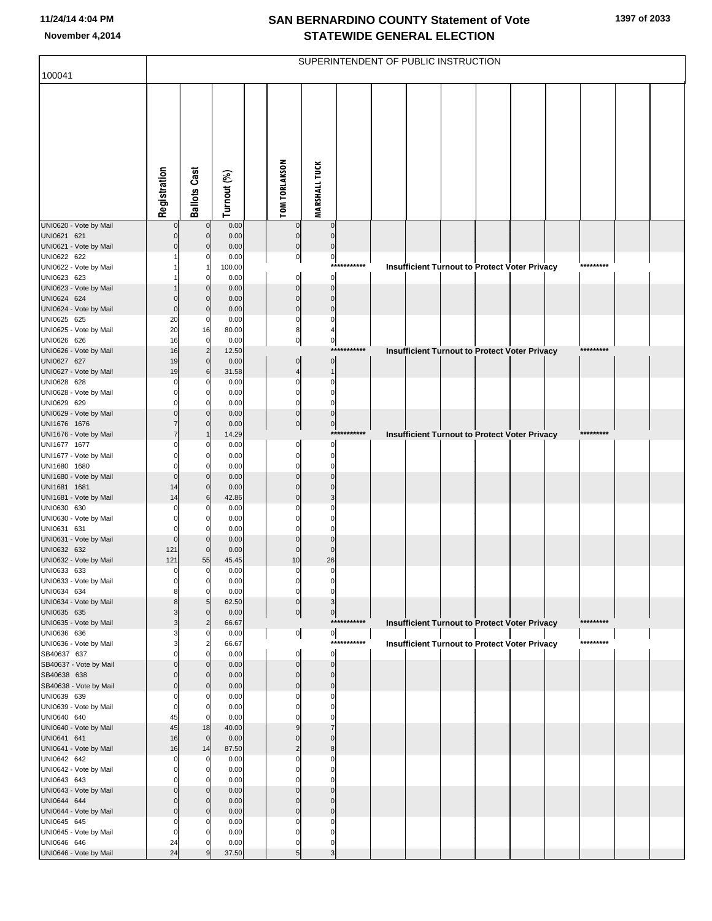# SAN BERNARDINO COUNTY Statement of Vote
# STATEWIDE GENERAL ELECTION

November 4,2014

## SUPERINTENDENT OF PUBLIC INSTRUCTION

| 100041 | Registration | Ballots Cast | Turnout (%) | TOM TORLAKSON | MARSHALL TUCK |
|---|---|---|---|---|---|
| UNI0620 - Vote by Mail | 0 | 0 | 0.00 | 0 | 0 |
| UNI0621 621 | 0 | 0 | 0.00 | 0 | 0 |
| UNI0621 - Vote by Mail | 0 | 0 | 0.00 | 0 | 0 |
| UNI0622 622 | 1 | 0 | 0.00 | 0 | 0 |
| UNI0622 - Vote by Mail | 1 | 1 | 100.00 | *********** Insufficient Turnout to Protect Voter Privacy ********* | |
| UNI0623 623 | 1 | 0 | 0.00 | 0 | 0 |
| UNI0623 - Vote by Mail | 1 | 0 | 0.00 | 0 | 0 |
| UNI0624 624 | 0 | 0 | 0.00 | 0 | 0 |
| UNI0624 - Vote by Mail | 0 | 0 | 0.00 | 0 | 0 |
| UNI0625 625 | 20 | 0 | 0.00 | 0 | 0 |
| UNI0625 - Vote by Mail | 20 | 16 | 80.00 | 8 | 4 |
| UNI0626 626 | 16 | 0 | 0.00 | 0 | 0 |
| UNI0626 - Vote by Mail | 16 | 2 | 12.50 | *********** Insufficient Turnout to Protect Voter Privacy ********* | |
| UNI0627 627 | 19 | 0 | 0.00 | 0 | 0 |
| UNI0627 - Vote by Mail | 19 | 6 | 31.58 | 4 | 1 |
| UNI0628 628 | 0 | 0 | 0.00 | 0 | 0 |
| UNI0628 - Vote by Mail | 0 | 0 | 0.00 | 0 | 0 |
| UNI0629 629 | 0 | 0 | 0.00 | 0 | 0 |
| UNI0629 - Vote by Mail | 0 | 0 | 0.00 | 0 | 0 |
| UNI1676 1676 | 7 | 0 | 0.00 | 0 | 0 |
| UNI1676 - Vote by Mail | 7 | 1 | 14.29 | *********** Insufficient Turnout to Protect Voter Privacy ********* | |
| UNI1677 1677 | 0 | 0 | 0.00 | 0 | 0 |
| UNI1677 - Vote by Mail | 0 | 0 | 0.00 | 0 | 0 |
| UNI1680 1680 | 0 | 0 | 0.00 | 0 | 0 |
| UNI1680 - Vote by Mail | 0 | 0 | 0.00 | 0 | 0 |
| UNI1681 1681 | 14 | 0 | 0.00 | 0 | 0 |
| UNI1681 - Vote by Mail | 14 | 6 | 42.86 | 0 | 3 |
| UNI0630 630 | 0 | 0 | 0.00 | 0 | 0 |
| UNI0630 - Vote by Mail | 0 | 0 | 0.00 | 0 | 0 |
| UNI0631 631 | 0 | 0 | 0.00 | 0 | 0 |
| UNI0631 - Vote by Mail | 0 | 0 | 0.00 | 0 | 0 |
| UNI0632 632 | 121 | 0 | 0.00 | 0 | 0 |
| UNI0632 - Vote by Mail | 121 | 55 | 45.45 | 10 | 26 |
| UNI0633 633 | 0 | 0 | 0.00 | 0 | 0 |
| UNI0633 - Vote by Mail | 0 | 0 | 0.00 | 0 | 0 |
| UNI0634 634 | 8 | 0 | 0.00 | 0 | 0 |
| UNI0634 - Vote by Mail | 8 | 5 | 62.50 | 0 | 3 |
| UNI0635 635 | 3 | 0 | 0.00 | 0 | 0 |
| UNI0635 - Vote by Mail | 3 | 2 | 66.67 | *********** Insufficient Turnout to Protect Voter Privacy ********* | |
| UNI0636 636 | 3 | 0 | 0.00 | 0 | 0 |
| UNI0636 - Vote by Mail | 3 | 2 | 66.67 | *********** Insufficient Turnout to Protect Voter Privacy ********* | |
| SB40637 637 | 0 | 0 | 0.00 | 0 | 0 |
| SB40637 - Vote by Mail | 0 | 0 | 0.00 | 0 | 0 |
| SB40638 638 | 0 | 0 | 0.00 | 0 | 0 |
| SB40638 - Vote by Mail | 0 | 0 | 0.00 | 0 | 0 |
| UNI0639 639 | 0 | 0 | 0.00 | 0 | 0 |
| UNI0639 - Vote by Mail | 0 | 0 | 0.00 | 0 | 0 |
| UNI0640 640 | 45 | 0 | 0.00 | 0 | 0 |
| UNI0640 - Vote by Mail | 45 | 18 | 40.00 | 9 | 7 |
| UNI0641 641 | 16 | 0 | 0.00 | 0 | 0 |
| UNI0641 - Vote by Mail | 16 | 14 | 87.50 | 2 | 8 |
| UNI0642 642 | 0 | 0 | 0.00 | 0 | 0 |
| UNI0642 - Vote by Mail | 0 | 0 | 0.00 | 0 | 0 |
| UNI0643 643 | 0 | 0 | 0.00 | 0 | 0 |
| UNI0643 - Vote by Mail | 0 | 0 | 0.00 | 0 | 0 |
| UNI0644 644 | 0 | 0 | 0.00 | 0 | 0 |
| UNI0644 - Vote by Mail | 0 | 0 | 0.00 | 0 | 0 |
| UNI0645 645 | 0 | 0 | 0.00 | 0 | 0 |
| UNI0645 - Vote by Mail | 0 | 0 | 0.00 | 0 | 0 |
| UNI0646 646 | 24 | 0 | 0.00 | 0 | 0 |
| UNI0646 - Vote by Mail | 24 | 9 | 37.50 | 5 | 3 |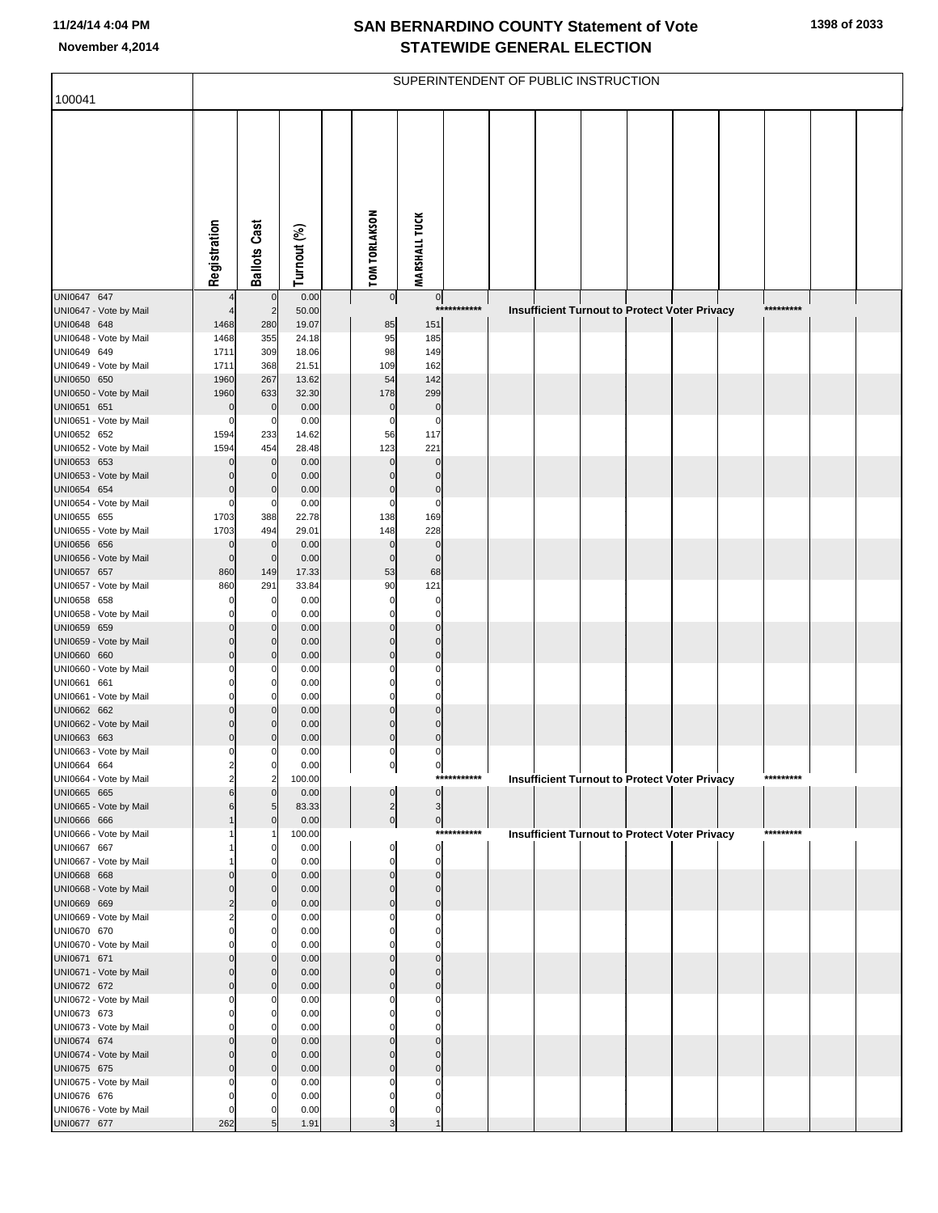# SAN BERNARDINO COUNTY Statement of Vote
## STATEWIDE GENERAL ELECTION

November 4,2014

100041

SUPERINTENDENT OF PUBLIC INSTRUCTION

| | Registration | Ballots Cast | Turnout (%) | TOM TORLAKSON | MARSHALL TUCK |
|---|---|---|---|---|---|
| UNI0647 647 | 4 | 0 | 0.00 | 0 | 0 |
| UNI0647 - Vote by Mail | 4 | 2 | 50.00 | *********** Insufficient Turnout to Protect Voter Privacy ********* | |
| UNI0648 648 | 1468 | 280 | 19.07 | 85 | 151 |
| UNI0648 - Vote by Mail | 1468 | 355 | 24.18 | 95 | 185 |
| UNI0649 649 | 1711 | 309 | 18.06 | 98 | 149 |
| UNI0649 - Vote by Mail | 1711 | 368 | 21.51 | 109 | 162 |
| UNI0650 650 | 1960 | 267 | 13.62 | 54 | 142 |
| UNI0650 - Vote by Mail | 1960 | 633 | 32.30 | 178 | 299 |
| UNI0651 651 | 0 | 0 | 0.00 | 0 | 0 |
| UNI0651 - Vote by Mail | 0 | 0 | 0.00 | 0 | 0 |
| UNI0652 652 | 1594 | 233 | 14.62 | 56 | 117 |
| UNI0652 - Vote by Mail | 1594 | 454 | 28.48 | 123 | 221 |
| UNI0653 653 | 0 | 0 | 0.00 | 0 | 0 |
| UNI0653 - Vote by Mail | 0 | 0 | 0.00 | 0 | 0 |
| UNI0654 654 | 0 | 0 | 0.00 | 0 | 0 |
| UNI0654 - Vote by Mail | 0 | 0 | 0.00 | 0 | 0 |
| UNI0655 655 | 1703 | 388 | 22.78 | 138 | 169 |
| UNI0655 - Vote by Mail | 1703 | 494 | 29.01 | 148 | 228 |
| UNI0656 656 | 0 | 0 | 0.00 | 0 | 0 |
| UNI0656 - Vote by Mail | 0 | 0 | 0.00 | 0 | 0 |
| UNI0657 657 | 860 | 149 | 17.33 | 53 | 68 |
| UNI0657 - Vote by Mail | 860 | 291 | 33.84 | 90 | 121 |
| UNI0658 658 | 0 | 0 | 0.00 | 0 | 0 |
| UNI0658 - Vote by Mail | 0 | 0 | 0.00 | 0 | 0 |
| UNI0659 659 | 0 | 0 | 0.00 | 0 | 0 |
| UNI0659 - Vote by Mail | 0 | 0 | 0.00 | 0 | 0 |
| UNI0660 660 | 0 | 0 | 0.00 | 0 | 0 |
| UNI0660 - Vote by Mail | 0 | 0 | 0.00 | 0 | 0 |
| UNI0661 661 | 0 | 0 | 0.00 | 0 | 0 |
| UNI0661 - Vote by Mail | 0 | 0 | 0.00 | 0 | 0 |
| UNI0662 662 | 0 | 0 | 0.00 | 0 | 0 |
| UNI0662 - Vote by Mail | 0 | 0 | 0.00 | 0 | 0 |
| UNI0663 663 | 0 | 0 | 0.00 | 0 | 0 |
| UNI0663 - Vote by Mail | 0 | 0 | 0.00 | 0 | 0 |
| UNI0664 664 | 2 | 0 | 0.00 | 0 | 0 |
| UNI0664 - Vote by Mail | 2 | 2 | 100.00 | *********** Insufficient Turnout to Protect Voter Privacy ********* | |
| UNI0665 665 | 6 | 0 | 0.00 | 0 | 0 |
| UNI0665 - Vote by Mail | 6 | 5 | 83.33 | 2 | 3 |
| UNI0666 666 | 1 | 0 | 0.00 | 0 | 0 |
| UNI0666 - Vote by Mail | 1 | 1 | 100.00 | *********** Insufficient Turnout to Protect Voter Privacy ********* | |
| UNI0667 667 | 1 | 0 | 0.00 | 0 | 0 |
| UNI0667 - Vote by Mail | 1 | 0 | 0.00 | 0 | 0 |
| UNI0668 668 | 0 | 0 | 0.00 | 0 | 0 |
| UNI0668 - Vote by Mail | 0 | 0 | 0.00 | 0 | 0 |
| UNI0669 669 | 2 | 0 | 0.00 | 0 | 0 |
| UNI0669 - Vote by Mail | 2 | 0 | 0.00 | 0 | 0 |
| UNI0670 670 | 0 | 0 | 0.00 | 0 | 0 |
| UNI0670 - Vote by Mail | 0 | 0 | 0.00 | 0 | 0 |
| UNI0671 671 | 0 | 0 | 0.00 | 0 | 0 |
| UNI0671 - Vote by Mail | 0 | 0 | 0.00 | 0 | 0 |
| UNI0672 672 | 0 | 0 | 0.00 | 0 | 0 |
| UNI0672 - Vote by Mail | 0 | 0 | 0.00 | 0 | 0 |
| UNI0673 673 | 0 | 0 | 0.00 | 0 | 0 |
| UNI0673 - Vote by Mail | 0 | 0 | 0.00 | 0 | 0 |
| UNI0674 674 | 0 | 0 | 0.00 | 0 | 0 |
| UNI0674 - Vote by Mail | 0 | 0 | 0.00 | 0 | 0 |
| UNI0675 675 | 0 | 0 | 0.00 | 0 | 0 |
| UNI0675 - Vote by Mail | 0 | 0 | 0.00 | 0 | 0 |
| UNI0676 676 | 0 | 0 | 0.00 | 0 | 0 |
| UNI0676 - Vote by Mail | 0 | 0 | 0.00 | 0 | 0 |
| UNI0677 677 | 262 | 5 | 1.91 | 3 | 1 |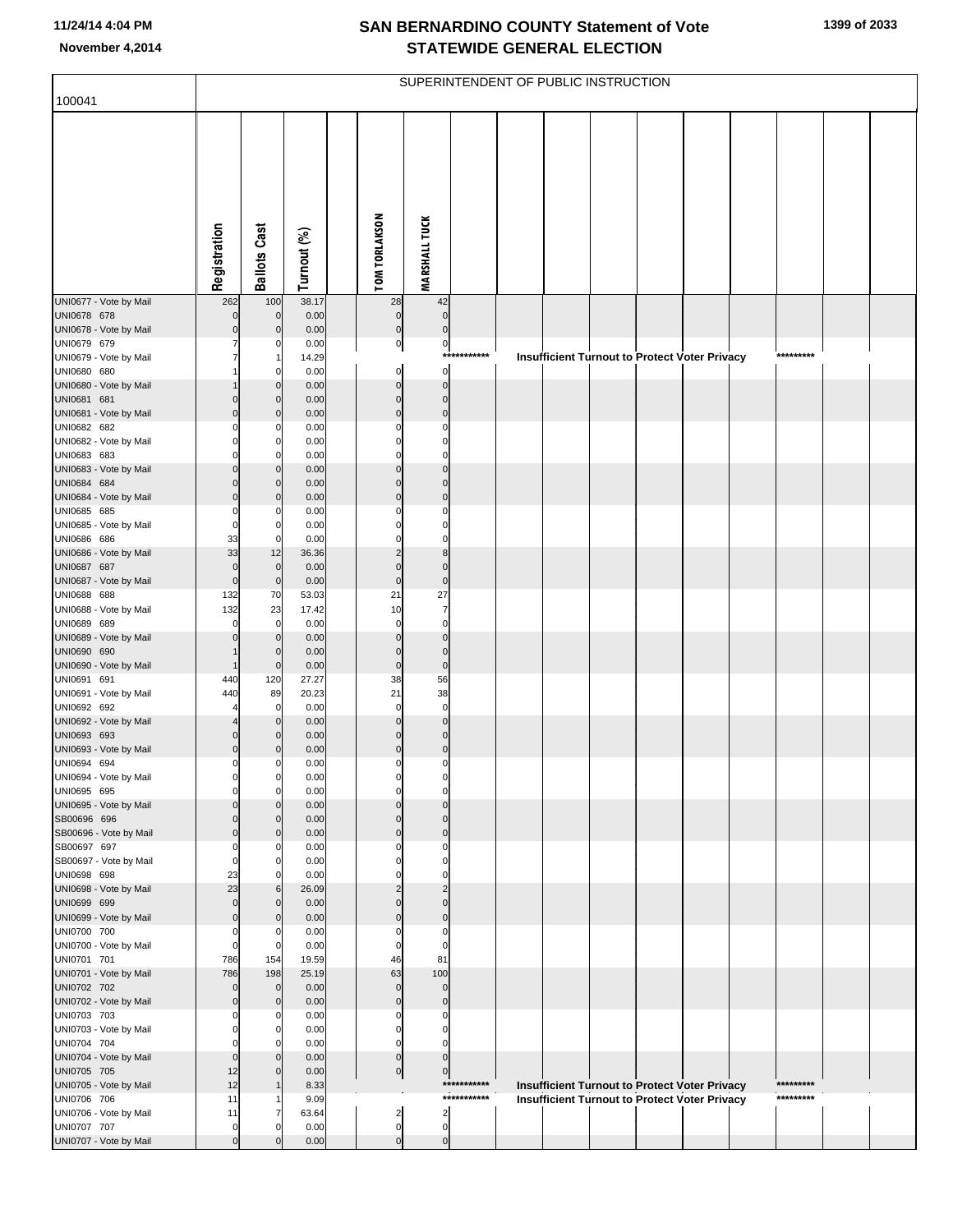# SAN BERNARDINO COUNTY Statement of Vote
## STATEWIDE GENERAL ELECTION

November 4,2014

100041

SUPERINTENDENT OF PUBLIC INSTRUCTION

| | Registration | Ballots Cast | Turnout (%) | | TOM TORLAKSON | MARSHALL TUCK | | | | | | | | | | |
|---|---|---|---|---|---|---|---|---|---|---|---|---|---|---|---|---|
| UNI0677 - Vote by Mail | 262 | 100 | 38.17 | | 28 | 42 | | | | | | | | | | |
| UNI0678 678 | 0 | 0 | 0.00 | | 0 | 0 | | | | | | | | | | |
| UNI0678 - Vote by Mail | 0 | 0 | 0.00 | | 0 | 0 | | | | | | | | | | |
| UNI0679 679 | 7 | 0 | 0.00 | | 0 | 0 | | | | | | | | | | |
| UNI0679 - Vote by Mail | 7 | 1 | 14.29 | | | | *********** | Insufficient Turnout to Protect Voter Privacy | | | | | | ********* | | |
| UNI0680 680 | 1 | 0 | 0.00 | | 0 | 0 | | | | | | | | | | |
| UNI0680 - Vote by Mail | 1 | 0 | 0.00 | | 0 | 0 | | | | | | | | | | |
| UNI0681 681 | 0 | 0 | 0.00 | | 0 | 0 | | | | | | | | | | |
| UNI0681 - Vote by Mail | 0 | 0 | 0.00 | | 0 | 0 | | | | | | | | | | |
| UNI0682 682 | 0 | 0 | 0.00 | | 0 | 0 | | | | | | | | | | |
| UNI0682 - Vote by Mail | 0 | 0 | 0.00 | | 0 | 0 | | | | | | | | | | |
| UNI0683 683 | 0 | 0 | 0.00 | | 0 | 0 | | | | | | | | | | |
| UNI0683 - Vote by Mail | 0 | 0 | 0.00 | | 0 | 0 | | | | | | | | | | |
| UNI0684 684 | 0 | 0 | 0.00 | | 0 | 0 | | | | | | | | | | |
| UNI0684 - Vote by Mail | 0 | 0 | 0.00 | | 0 | 0 | | | | | | | | | | |
| UNI0685 685 | 0 | 0 | 0.00 | | 0 | 0 | | | | | | | | | | |
| UNI0685 - Vote by Mail | 0 | 0 | 0.00 | | 0 | 0 | | | | | | | | | | |
| UNI0686 686 | 33 | 0 | 0.00 | | 0 | 0 | | | | | | | | | | |
| UNI0686 - Vote by Mail | 33 | 12 | 36.36 | | 2 | 8 | | | | | | | | | | |
| UNI0687 687 | 0 | 0 | 0.00 | | 0 | 0 | | | | | | | | | | |
| UNI0687 - Vote by Mail | 0 | 0 | 0.00 | | 0 | 0 | | | | | | | | | | |
| UNI0688 688 | 132 | 70 | 53.03 | | 21 | 27 | | | | | | | | | | |
| UNI0688 - Vote by Mail | 132 | 23 | 17.42 | | 10 | 7 | | | | | | | | | | |
| UNI0689 689 | 0 | 0 | 0.00 | | 0 | 0 | | | | | | | | | | |
| UNI0689 - Vote by Mail | 0 | 0 | 0.00 | | 0 | 0 | | | | | | | | | | |
| UNI0690 690 | 1 | 0 | 0.00 | | 0 | 0 | | | | | | | | | | |
| UNI0690 - Vote by Mail | 1 | 0 | 0.00 | | 0 | 0 | | | | | | | | | | |
| UNI0691 691 | 440 | 120 | 27.27 | | 38 | 56 | | | | | | | | | | |
| UNI0691 - Vote by Mail | 440 | 89 | 20.23 | | 21 | 38 | | | | | | | | | | |
| UNI0692 692 | 4 | 0 | 0.00 | | 0 | 0 | | | | | | | | | | |
| UNI0692 - Vote by Mail | 4 | 0 | 0.00 | | 0 | 0 | | | | | | | | | | |
| UNI0693 693 | 0 | 0 | 0.00 | | 0 | 0 | | | | | | | | | | |
| UNI0693 - Vote by Mail | 0 | 0 | 0.00 | | 0 | 0 | | | | | | | | | | |
| UNI0694 694 | 0 | 0 | 0.00 | | 0 | 0 | | | | | | | | | | |
| UNI0694 - Vote by Mail | 0 | 0 | 0.00 | | 0 | 0 | | | | | | | | | | |
| UNI0695 695 | 0 | 0 | 0.00 | | 0 | 0 | | | | | | | | | | |
| UNI0695 - Vote by Mail | 0 | 0 | 0.00 | | 0 | 0 | | | | | | | | | | |
| SB00696 696 | 0 | 0 | 0.00 | | 0 | 0 | | | | | | | | | | |
| SB00696 - Vote by Mail | 0 | 0 | 0.00 | | 0 | 0 | | | | | | | | | | |
| SB00697 697 | 0 | 0 | 0.00 | | 0 | 0 | | | | | | | | | | |
| SB00697 - Vote by Mail | 0 | 0 | 0.00 | | 0 | 0 | | | | | | | | | | |
| UNI0698 698 | 23 | 0 | 0.00 | | 0 | 0 | | | | | | | | | | |
| UNI0698 - Vote by Mail | 23 | 6 | 26.09 | | 2 | 2 | | | | | | | | | | |
| UNI0699 699 | 0 | 0 | 0.00 | | 0 | 0 | | | | | | | | | | |
| UNI0699 - Vote by Mail | 0 | 0 | 0.00 | | 0 | 0 | | | | | | | | | | |
| UNI0700 700 | 0 | 0 | 0.00 | | 0 | 0 | | | | | | | | | | |
| UNI0700 - Vote by Mail | 0 | 0 | 0.00 | | 0 | 0 | | | | | | | | | | |
| UNI0701 701 | 786 | 154 | 19.59 | | 46 | 81 | | | | | | | | | | |
| UNI0701 - Vote by Mail | 786 | 198 | 25.19 | | 63 | 100 | | | | | | | | | | |
| UNI0702 702 | 0 | 0 | 0.00 | | 0 | 0 | | | | | | | | | | |
| UNI0702 - Vote by Mail | 0 | 0 | 0.00 | | 0 | 0 | | | | | | | | | | |
| UNI0703 703 | 0 | 0 | 0.00 | | 0 | 0 | | | | | | | | | | |
| UNI0703 - Vote by Mail | 0 | 0 | 0.00 | | 0 | 0 | | | | | | | | | | |
| UNI0704 704 | 0 | 0 | 0.00 | | 0 | 0 | | | | | | | | | | |
| UNI0704 - Vote by Mail | 0 | 0 | 0.00 | | 0 | 0 | | | | | | | | | | |
| UNI0705 705 | 12 | 0 | 0.00 | | 0 | 0 | | | | | | | | | | |
| UNI0705 - Vote by Mail | 12 | 1 | 8.33 | | | | *********** | Insufficient Turnout to Protect Voter Privacy | | | | | | ********* | | |
| UNI0706 706 | 11 | 1 | 9.09 | | | | *********** | Insufficient Turnout to Protect Voter Privacy | | | | | | ********* | | |
| UNI0706 - Vote by Mail | 11 | 7 | 63.64 | | 2 | 2 | | | | | | | | | | |
| UNI0707 707 | 0 | 0 | 0.00 | | 0 | 0 | | | | | | | | | | |
| UNI0707 - Vote by Mail | 0 | 0 | 0.00 | | 0 | 0 | | | | | | | | | | |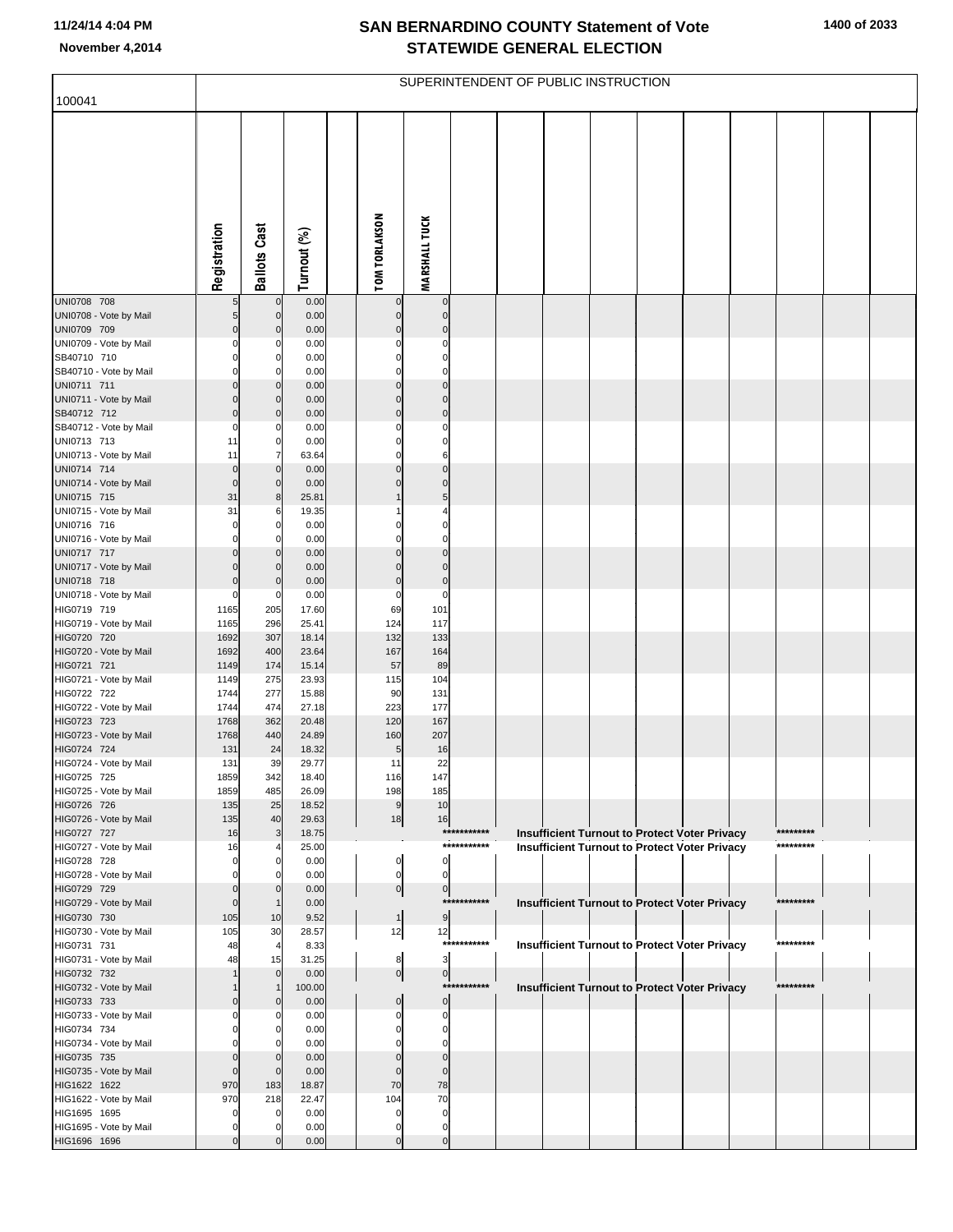# SAN BERNARDINO COUNTY Statement of Vote
## STATEWIDE GENERAL ELECTION

November 4,2014

### SUPERINTENDENT OF PUBLIC INSTRUCTION

100041

| | Registration | Ballots Cast | Turnout (%) | TOM TORLAKSON | MARSHALL TUCK |
|---|---|---|---|---|---|
| UNI0708 708 | 5 | 0 | 0.00 | 0 | 0 |
| UNI0708 - Vote by Mail | 5 | 0 | 0.00 | 0 | 0 |
| UNI0709 709 | 0 | 0 | 0.00 | 0 | 0 |
| UNI0709 - Vote by Mail | 0 | 0 | 0.00 | 0 | 0 |
| SB40710 710 | 0 | 0 | 0.00 | 0 | 0 |
| SB40710 - Vote by Mail | 0 | 0 | 0.00 | 0 | 0 |
| UNI0711 711 | 0 | 0 | 0.00 | 0 | 0 |
| UNI0711 - Vote by Mail | 0 | 0 | 0.00 | 0 | 0 |
| SB40712 712 | 0 | 0 | 0.00 | 0 | 0 |
| SB40712 - Vote by Mail | 0 | 0 | 0.00 | 0 | 0 |
| UNI0713 713 | 11 | 0 | 0.00 | 0 | 0 |
| UNI0713 - Vote by Mail | 11 | 7 | 63.64 | 0 | 6 |
| UNI0714 714 | 0 | 0 | 0.00 | 0 | 0 |
| UNI0714 - Vote by Mail | 0 | 0 | 0.00 | 0 | 0 |
| UNI0715 715 | 31 | 8 | 25.81 | 1 | 5 |
| UNI0715 - Vote by Mail | 31 | 6 | 19.35 | 1 | 4 |
| UNI0716 716 | 0 | 0 | 0.00 | 0 | 0 |
| UNI0716 - Vote by Mail | 0 | 0 | 0.00 | 0 | 0 |
| UNI0717 717 | 0 | 0 | 0.00 | 0 | 0 |
| UNI0717 - Vote by Mail | 0 | 0 | 0.00 | 0 | 0 |
| UNI0718 718 | 0 | 0 | 0.00 | 0 | 0 |
| UNI0718 - Vote by Mail | 0 | 0 | 0.00 | 0 | 0 |
| HIG0719 719 | 1165 | 205 | 17.60 | 69 | 101 |
| HIG0719 - Vote by Mail | 1165 | 296 | 25.41 | 124 | 117 |
| HIG0720 720 | 1692 | 307 | 18.14 | 132 | 133 |
| HIG0720 - Vote by Mail | 1692 | 400 | 23.64 | 167 | 164 |
| HIG0721 721 | 1149 | 174 | 15.14 | 57 | 89 |
| HIG0721 - Vote by Mail | 1149 | 275 | 23.93 | 115 | 104 |
| HIG0722 722 | 1744 | 277 | 15.88 | 90 | 131 |
| HIG0722 - Vote by Mail | 1744 | 474 | 27.18 | 223 | 177 |
| HIG0723 723 | 1768 | 362 | 20.48 | 120 | 167 |
| HIG0723 - Vote by Mail | 1768 | 440 | 24.89 | 160 | 207 |
| HIG0724 724 | 131 | 24 | 18.32 | 5 | 16 |
| HIG0724 - Vote by Mail | 131 | 39 | 29.77 | 11 | 22 |
| HIG0725 725 | 1859 | 342 | 18.40 | 116 | 147 |
| HIG0725 - Vote by Mail | 1859 | 485 | 26.09 | 198 | 185 |
| HIG0726 726 | 135 | 25 | 18.52 | 9 | 10 |
| HIG0726 - Vote by Mail | 135 | 40 | 29.63 | 18 | 16 |
| HIG0727 727 | 16 | 3 | 18.75 | | *********** Insufficient Turnout to Protect Voter Privacy ********* |
| HIG0727 - Vote by Mail | 16 | 4 | 25.00 | | *********** Insufficient Turnout to Protect Voter Privacy ********* |
| HIG0728 728 | 0 | 0 | 0.00 | 0 | 0 |
| HIG0728 - Vote by Mail | 0 | 0 | 0.00 | 0 | 0 |
| HIG0729 729 | 0 | 0 | 0.00 | 0 | 0 |
| HIG0729 - Vote by Mail | 0 | 1 | 0.00 | | *********** Insufficient Turnout to Protect Voter Privacy ********* |
| HIG0730 730 | 105 | 10 | 9.52 | 1 | 9 |
| HIG0730 - Vote by Mail | 105 | 30 | 28.57 | 12 | 12 |
| HIG0731 731 | 48 | 4 | 8.33 | | *********** Insufficient Turnout to Protect Voter Privacy ********* |
| HIG0731 - Vote by Mail | 48 | 15 | 31.25 | 8 | 3 |
| HIG0732 732 | 1 | 0 | 0.00 | 0 | 0 |
| HIG0732 - Vote by Mail | 1 | 1 | 100.00 | | *********** Insufficient Turnout to Protect Voter Privacy ********* |
| HIG0733 733 | 0 | 0 | 0.00 | 0 | 0 |
| HIG0733 - Vote by Mail | 0 | 0 | 0.00 | 0 | 0 |
| HIG0734 734 | 0 | 0 | 0.00 | 0 | 0 |
| HIG0734 - Vote by Mail | 0 | 0 | 0.00 | 0 | 0 |
| HIG0735 735 | 0 | 0 | 0.00 | 0 | 0 |
| HIG0735 - Vote by Mail | 0 | 0 | 0.00 | 0 | 0 |
| HIG1622 1622 | 970 | 183 | 18.87 | 70 | 78 |
| HIG1622 - Vote by Mail | 970 | 218 | 22.47 | 104 | 70 |
| HIG1695 1695 | 0 | 0 | 0.00 | 0 | 0 |
| HIG1695 - Vote by Mail | 0 | 0 | 0.00 | 0 | 0 |
| HIG1696 1696 | 0 | 0 | 0.00 | 0 | 0 |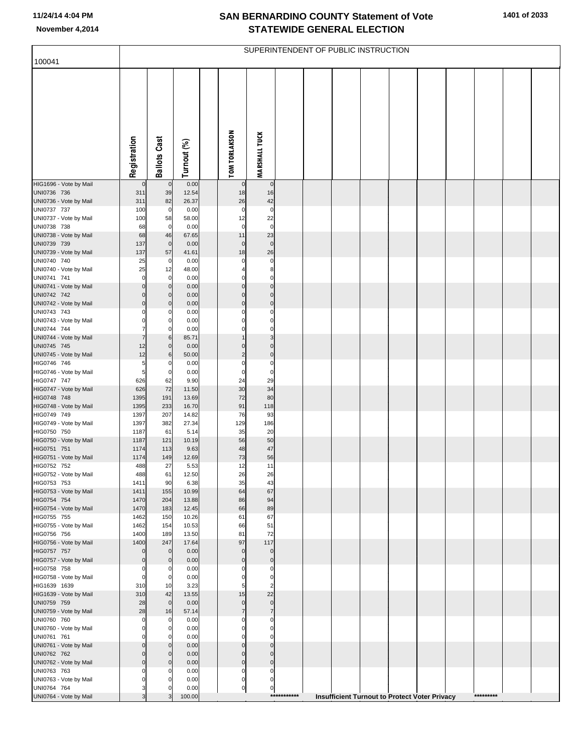# SAN BERNARDINO COUNTY Statement of Vote
# STATEWIDE GENERAL ELECTION

11/24/14 4:04 PM
November 4,2014

100041

SUPERINTENDENT OF PUBLIC INSTRUCTION

| | Registration | Ballots Cast | Turnout (%) | | TOM TORLAKSON | MARSHALL TUCK |
|---|---|---|---|---|---|---|
| HIG1696 - Vote by Mail | 0 | 0 | 0.00 | | 0 | 0 |
| UNI0736 736 | 311 | 39 | 12.54 | | 18 | 16 |
| UNI0736 - Vote by Mail | 311 | 82 | 26.37 | | 26 | 42 |
| UNI0737 737 | 100 | 0 | 0.00 | | 0 | 0 |
| UNI0737 - Vote by Mail | 100 | 58 | 58.00 | | 12 | 22 |
| UNI0738 738 | 68 | 0 | 0.00 | | 0 | 0 |
| UNI0738 - Vote by Mail | 68 | 46 | 67.65 | | 11 | 23 |
| UNI0739 739 | 137 | 0 | 0.00 | | 0 | 0 |
| UNI0739 - Vote by Mail | 137 | 57 | 41.61 | | 18 | 26 |
| UNI0740 740 | 25 | 0 | 0.00 | | 0 | 0 |
| UNI0740 - Vote by Mail | 25 | 12 | 48.00 | | 4 | 8 |
| UNI0741 741 | 0 | 0 | 0.00 | | 0 | 0 |
| UNI0741 - Vote by Mail | 0 | 0 | 0.00 | | 0 | 0 |
| UNI0742 742 | 0 | 0 | 0.00 | | 0 | 0 |
| UNI0742 - Vote by Mail | 0 | 0 | 0.00 | | 0 | 0 |
| UNI0743 743 | 0 | 0 | 0.00 | | 0 | 0 |
| UNI0743 - Vote by Mail | 0 | 0 | 0.00 | | 0 | 0 |
| UNI0744 744 | 7 | 0 | 0.00 | | 0 | 0 |
| UNI0744 - Vote by Mail | 7 | 6 | 85.71 | | 1 | 3 |
| UNI0745 745 | 12 | 0 | 0.00 | | 0 | 0 |
| UNI0745 - Vote by Mail | 12 | 6 | 50.00 | | 2 | 0 |
| HIG0746 746 | 5 | 0 | 0.00 | | 0 | 0 |
| HIG0746 - Vote by Mail | 5 | 0 | 0.00 | | 0 | 0 |
| HIG0747 747 | 626 | 62 | 9.90 | | 24 | 29 |
| HIG0747 - Vote by Mail | 626 | 72 | 11.50 | | 30 | 34 |
| HIG0748 748 | 1395 | 191 | 13.69 | | 72 | 80 |
| HIG0748 - Vote by Mail | 1395 | 233 | 16.70 | | 91 | 118 |
| HIG0749 749 | 1397 | 207 | 14.82 | | 76 | 93 |
| HIG0749 - Vote by Mail | 1397 | 382 | 27.34 | | 129 | 186 |
| HIG0750 750 | 1187 | 61 | 5.14 | | 35 | 20 |
| HIG0750 - Vote by Mail | 1187 | 121 | 10.19 | | 56 | 50 |
| HIG0751 751 | 1174 | 113 | 9.63 | | 48 | 47 |
| HIG0751 - Vote by Mail | 1174 | 149 | 12.69 | | 73 | 56 |
| HIG0752 752 | 488 | 27 | 5.53 | | 12 | 11 |
| HIG0752 - Vote by Mail | 488 | 61 | 12.50 | | 26 | 26 |
| HIG0753 753 | 1411 | 90 | 6.38 | | 35 | 43 |
| HIG0753 - Vote by Mail | 1411 | 155 | 10.99 | | 64 | 67 |
| HIG0754 754 | 1470 | 204 | 13.88 | | 86 | 94 |
| HIG0754 - Vote by Mail | 1470 | 183 | 12.45 | | 66 | 89 |
| HIG0755 755 | 1462 | 150 | 10.26 | | 61 | 67 |
| HIG0755 - Vote by Mail | 1462 | 154 | 10.53 | | 66 | 51 |
| HIG0756 756 | 1400 | 189 | 13.50 | | 81 | 72 |
| HIG0756 - Vote by Mail | 1400 | 247 | 17.64 | | 97 | 117 |
| HIG0757 757 | 0 | 0 | 0.00 | | 0 | 0 |
| HIG0757 - Vote by Mail | 0 | 0 | 0.00 | | 0 | 0 |
| HIG0758 758 | 0 | 0 | 0.00 | | 0 | 0 |
| HIG0758 - Vote by Mail | 0 | 0 | 0.00 | | 0 | 0 |
| HIG1639 1639 | 310 | 10 | 3.23 | | 5 | 2 |
| HIG1639 - Vote by Mail | 310 | 42 | 13.55 | | 15 | 22 |
| UNI0759 759 | 28 | 0 | 0.00 | | 0 | 0 |
| UNI0759 - Vote by Mail | 28 | 16 | 57.14 | | 7 | 7 |
| UNI0760 760 | 0 | 0 | 0.00 | | 0 | 0 |
| UNI0760 - Vote by Mail | 0 | 0 | 0.00 | | 0 | 0 |
| UNI0761 761 | 0 | 0 | 0.00 | | 0 | 0 |
| UNI0761 - Vote by Mail | 0 | 0 | 0.00 | | 0 | 0 |
| UNI0762 762 | 0 | 0 | 0.00 | | 0 | 0 |
| UNI0762 - Vote by Mail | 0 | 0 | 0.00 | | 0 | 0 |
| UNI0763 763 | 0 | 0 | 0.00 | | 0 | 0 |
| UNI0763 - Vote by Mail | 0 | 0 | 0.00 | | 0 | 0 |
| UNI0764 764 | 3 | 0 | 0.00 | | 0 | 0 |
| UNI0764 - Vote by Mail | 3 | 3 | 100.00 | | *********** | Insufficient Turnout to Protect Voter Privacy ********* |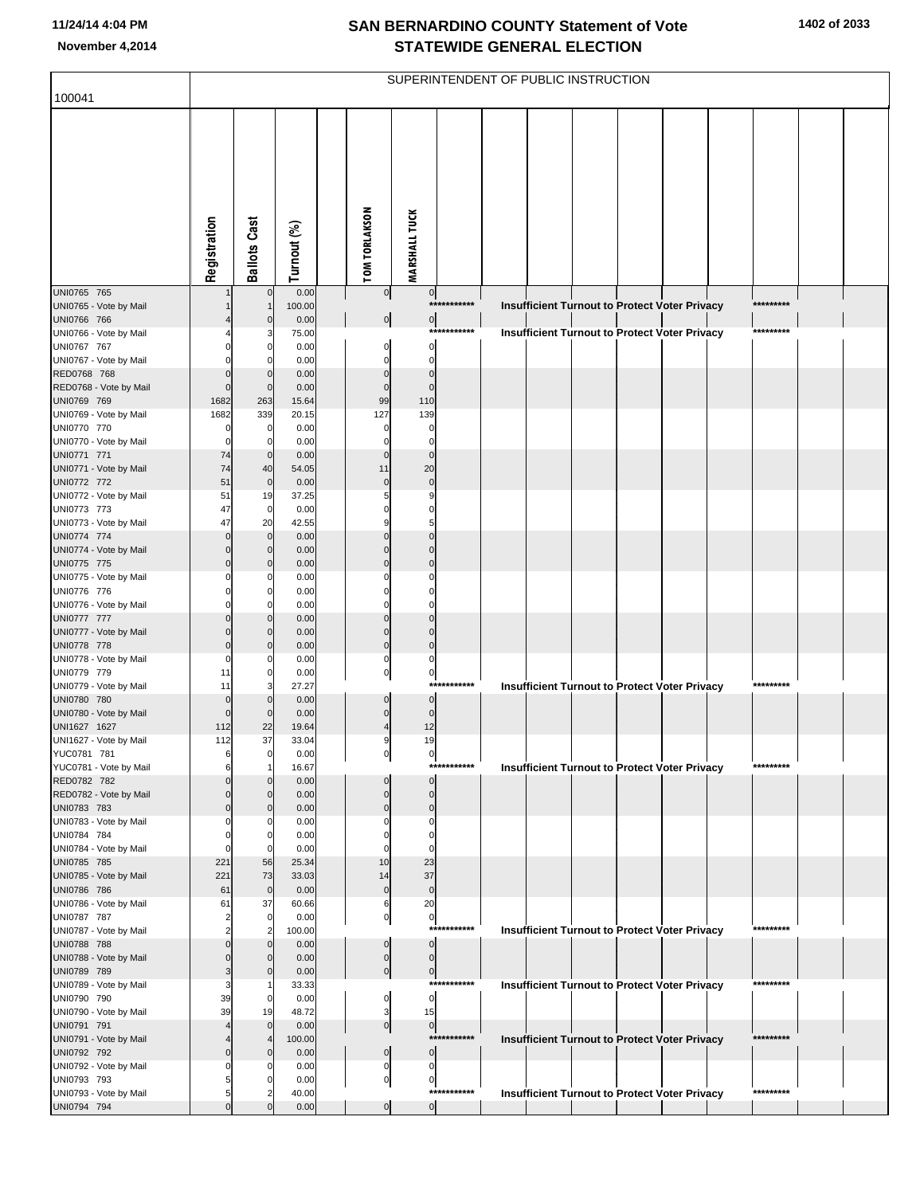# SAN BERNARDINO COUNTY Statement of Vote
# STATEWIDE GENERAL ELECTION

November 4,2014

SUPERINTENDENT OF PUBLIC INSTRUCTION

100041

| | Registration | Ballots Cast | Turnout (%) | TOM TORLAKSON | MARSHALL TUCK | |
|---|---|---|---|---|---|---|
| UNI0765 765 | 1 | 0 | 0.00 | 0 | 0 | |
| UNI0765 - Vote by Mail | 1 | 1 | 100.00 | | *********** | Insufficient Turnout to Protect Voter Privacy ********* |
| UNI0766 766 | 4 | 0 | 0.00 | 0 | 0 | |
| UNI0766 - Vote by Mail | 4 | 3 | 75.00 | | *********** | Insufficient Turnout to Protect Voter Privacy ********* |
| UNI0767 767 | 0 | 0 | 0.00 | 0 | 0 | |
| UNI0767 - Vote by Mail | 0 | 0 | 0.00 | 0 | 0 | |
| RED0768 768 | 0 | 0 | 0.00 | 0 | 0 | |
| RED0768 - Vote by Mail | 0 | 0 | 0.00 | 0 | 0 | |
| UNI0769 769 | 1682 | 263 | 15.64 | 99 | 110 | |
| UNI0769 - Vote by Mail | 1682 | 339 | 20.15 | 127 | 139 | |
| UNI0770 770 | 0 | 0 | 0.00 | 0 | 0 | |
| UNI0770 - Vote by Mail | 0 | 0 | 0.00 | 0 | 0 | |
| UNI0771 771 | 74 | 0 | 0.00 | 0 | 0 | |
| UNI0771 - Vote by Mail | 74 | 40 | 54.05 | 11 | 20 | |
| UNI0772 772 | 51 | 0 | 0.00 | 0 | 0 | |
| UNI0772 - Vote by Mail | 51 | 19 | 37.25 | 5 | 9 | |
| UNI0773 773 | 47 | 0 | 0.00 | 0 | 0 | |
| UNI0773 - Vote by Mail | 47 | 20 | 42.55 | 9 | 5 | |
| UNI0774 774 | 0 | 0 | 0.00 | 0 | 0 | |
| UNI0774 - Vote by Mail | 0 | 0 | 0.00 | 0 | 0 | |
| UNI0775 775 | 0 | 0 | 0.00 | 0 | 0 | |
| UNI0775 - Vote by Mail | 0 | 0 | 0.00 | 0 | 0 | |
| UNI0776 776 | 0 | 0 | 0.00 | 0 | 0 | |
| UNI0776 - Vote by Mail | 0 | 0 | 0.00 | 0 | 0 | |
| UNI0777 777 | 0 | 0 | 0.00 | 0 | 0 | |
| UNI0777 - Vote by Mail | 0 | 0 | 0.00 | 0 | 0 | |
| UNI0778 778 | 0 | 0 | 0.00 | 0 | 0 | |
| UNI0778 - Vote by Mail | 0 | 0 | 0.00 | 0 | 0 | |
| UNI0779 779 | 11 | 0 | 0.00 | 0 | 0 | |
| UNI0779 - Vote by Mail | 11 | 3 | 27.27 | | *********** | Insufficient Turnout to Protect Voter Privacy ********* |
| UNI0780 780 | 0 | 0 | 0.00 | 0 | 0 | |
| UNI0780 - Vote by Mail | 0 | 0 | 0.00 | 0 | 0 | |
| UNI1627 1627 | 112 | 22 | 19.64 | 4 | 12 | |
| UNI1627 - Vote by Mail | 112 | 37 | 33.04 | 9 | 19 | |
| YUC0781 781 | 6 | 0 | 0.00 | 0 | 0 | |
| YUC0781 - Vote by Mail | 6 | 1 | 16.67 | | *********** | Insufficient Turnout to Protect Voter Privacy ********* |
| RED0782 782 | 0 | 0 | 0.00 | 0 | 0 | |
| RED0782 - Vote by Mail | 0 | 0 | 0.00 | 0 | 0 | |
| UNI0783 783 | 0 | 0 | 0.00 | 0 | 0 | |
| UNI0783 - Vote by Mail | 0 | 0 | 0.00 | 0 | 0 | |
| UNI0784 784 | 0 | 0 | 0.00 | 0 | 0 | |
| UNI0784 - Vote by Mail | 0 | 0 | 0.00 | 0 | 0 | |
| UNI0785 785 | 221 | 56 | 25.34 | 10 | 23 | |
| UNI0785 - Vote by Mail | 221 | 73 | 33.03 | 14 | 37 | |
| UNI0786 786 | 61 | 0 | 0.00 | 0 | 0 | |
| UNI0786 - Vote by Mail | 61 | 37 | 60.66 | 6 | 20 | |
| UNI0787 787 | 2 | 0 | 0.00 | 0 | 0 | |
| UNI0787 - Vote by Mail | 2 | 2 | 100.00 | | *********** | Insufficient Turnout to Protect Voter Privacy ********* |
| UNI0788 788 | 0 | 0 | 0.00 | 0 | 0 | |
| UNI0788 - Vote by Mail | 0 | 0 | 0.00 | 0 | 0 | |
| UNI0789 789 | 3 | 0 | 0.00 | 0 | 0 | |
| UNI0789 - Vote by Mail | 3 | 1 | 33.33 | | *********** | Insufficient Turnout to Protect Voter Privacy ********* |
| UNI0790 790 | 39 | 0 | 0.00 | 0 | 0 | |
| UNI0790 - Vote by Mail | 39 | 19 | 48.72 | 3 | 15 | |
| UNI0791 791 | 4 | 0 | 0.00 | 0 | 0 | |
| UNI0791 - Vote by Mail | 4 | 4 | 100.00 | | *********** | Insufficient Turnout to Protect Voter Privacy ********* |
| UNI0792 792 | 0 | 0 | 0.00 | 0 | 0 | |
| UNI0792 - Vote by Mail | 0 | 0 | 0.00 | 0 | 0 | |
| UNI0793 793 | 5 | 0 | 0.00 | 0 | 0 | |
| UNI0793 - Vote by Mail | 5 | 2 | 40.00 | | *********** | Insufficient Turnout to Protect Voter Privacy ********* |
| UNI0794 794 | 0 | 0 | 0.00 | 0 | 0 | |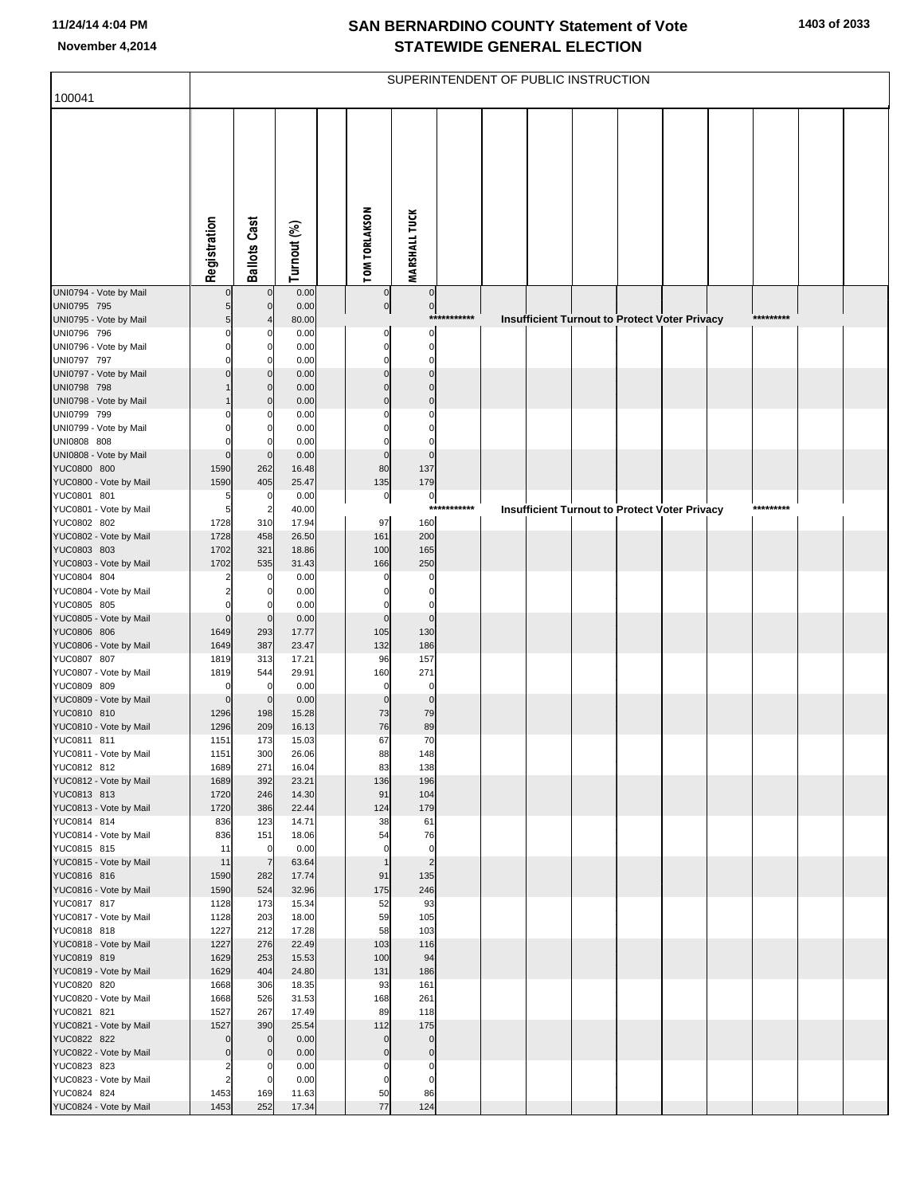# SAN BERNARDINO COUNTY Statement of Vote
## STATEWIDE GENERAL ELECTION

November 4,2014

SUPERINTENDENT OF PUBLIC INSTRUCTION

100041

| | Registration | Ballots Cast | Turnout (%) | TOM TORLAKSON | MARSHALL TUCK |
|---|---|---|---|---|---|
| UNI0794 - Vote by Mail | 0 | 0 | 0.00 | 0 | 0 |
| UNI0795 795 | 5 | 0 | 0.00 | 0 | 0 |
| UNI0795 - Vote by Mail | 5 | 4 | 80.00 | *********** Insufficient Turnout to Protect Voter Privacy ********* | |
| UNI0796 796 | 0 | 0 | 0.00 | 0 | 0 |
| UNI0796 - Vote by Mail | 0 | 0 | 0.00 | 0 | 0 |
| UNI0797 797 | 0 | 0 | 0.00 | 0 | 0 |
| UNI0797 - Vote by Mail | 0 | 0 | 0.00 | 0 | 0 |
| UNI0798 798 | 1 | 0 | 0.00 | 0 | 0 |
| UNI0798 - Vote by Mail | 1 | 0 | 0.00 | 0 | 0 |
| UNI0799 799 | 0 | 0 | 0.00 | 0 | 0 |
| UNI0799 - Vote by Mail | 0 | 0 | 0.00 | 0 | 0 |
| UNI0808 808 | 0 | 0 | 0.00 | 0 | 0 |
| UNI0808 - Vote by Mail | 0 | 0 | 0.00 | 0 | 0 |
| YUC0800 800 | 1590 | 262 | 16.48 | 80 | 137 |
| YUC0800 - Vote by Mail | 1590 | 405 | 25.47 | 135 | 179 |
| YUC0801 801 | 5 | 0 | 0.00 | 0 | 0 |
| YUC0801 - Vote by Mail | 5 | 2 | 40.00 | *********** Insufficient Turnout to Protect Voter Privacy ********* | |
| YUC0802 802 | 1728 | 310 | 17.94 | 97 | 160 |
| YUC0802 - Vote by Mail | 1728 | 458 | 26.50 | 161 | 200 |
| YUC0803 803 | 1702 | 321 | 18.86 | 100 | 165 |
| YUC0803 - Vote by Mail | 1702 | 535 | 31.43 | 166 | 250 |
| YUC0804 804 | 2 | 0 | 0.00 | 0 | 0 |
| YUC0804 - Vote by Mail | 2 | 0 | 0.00 | 0 | 0 |
| YUC0805 805 | 0 | 0 | 0.00 | 0 | 0 |
| YUC0805 - Vote by Mail | 0 | 0 | 0.00 | 0 | 0 |
| YUC0806 806 | 1649 | 293 | 17.77 | 105 | 130 |
| YUC0806 - Vote by Mail | 1649 | 387 | 23.47 | 132 | 186 |
| YUC0807 807 | 1819 | 313 | 17.21 | 96 | 157 |
| YUC0807 - Vote by Mail | 1819 | 544 | 29.91 | 160 | 271 |
| YUC0809 809 | 0 | 0 | 0.00 | 0 | 0 |
| YUC0809 - Vote by Mail | 0 | 0 | 0.00 | 0 | 0 |
| YUC0810 810 | 1296 | 198 | 15.28 | 73 | 79 |
| YUC0810 - Vote by Mail | 1296 | 209 | 16.13 | 76 | 89 |
| YUC0811 811 | 1151 | 173 | 15.03 | 67 | 70 |
| YUC0811 - Vote by Mail | 1151 | 300 | 26.06 | 88 | 148 |
| YUC0812 812 | 1689 | 271 | 16.04 | 83 | 138 |
| YUC0812 - Vote by Mail | 1689 | 392 | 23.21 | 136 | 196 |
| YUC0813 813 | 1720 | 246 | 14.30 | 91 | 104 |
| YUC0813 - Vote by Mail | 1720 | 386 | 22.44 | 124 | 179 |
| YUC0814 814 | 836 | 123 | 14.71 | 38 | 61 |
| YUC0814 - Vote by Mail | 836 | 151 | 18.06 | 54 | 76 |
| YUC0815 815 | 11 | 0 | 0.00 | 0 | 0 |
| YUC0815 - Vote by Mail | 11 | 7 | 63.64 | 1 | 2 |
| YUC0816 816 | 1590 | 282 | 17.74 | 91 | 135 |
| YUC0816 - Vote by Mail | 1590 | 524 | 32.96 | 175 | 246 |
| YUC0817 817 | 1128 | 173 | 15.34 | 52 | 93 |
| YUC0817 - Vote by Mail | 1128 | 203 | 18.00 | 59 | 105 |
| YUC0818 818 | 1227 | 212 | 17.28 | 58 | 103 |
| YUC0818 - Vote by Mail | 1227 | 276 | 22.49 | 103 | 116 |
| YUC0819 819 | 1629 | 253 | 15.53 | 100 | 94 |
| YUC0819 - Vote by Mail | 1629 | 404 | 24.80 | 131 | 186 |
| YUC0820 820 | 1668 | 306 | 18.35 | 93 | 161 |
| YUC0820 - Vote by Mail | 1668 | 526 | 31.53 | 168 | 261 |
| YUC0821 821 | 1527 | 267 | 17.49 | 89 | 118 |
| YUC0821 - Vote by Mail | 1527 | 390 | 25.54 | 112 | 175 |
| YUC0822 822 | 0 | 0 | 0.00 | 0 | 0 |
| YUC0822 - Vote by Mail | 0 | 0 | 0.00 | 0 | 0 |
| YUC0823 823 | 2 | 0 | 0.00 | 0 | 0 |
| YUC0823 - Vote by Mail | 2 | 0 | 0.00 | 0 | 0 |
| YUC0824 824 | 1453 | 169 | 11.63 | 50 | 86 |
| YUC0824 - Vote by Mail | 1453 | 252 | 17.34 | 77 | 124 |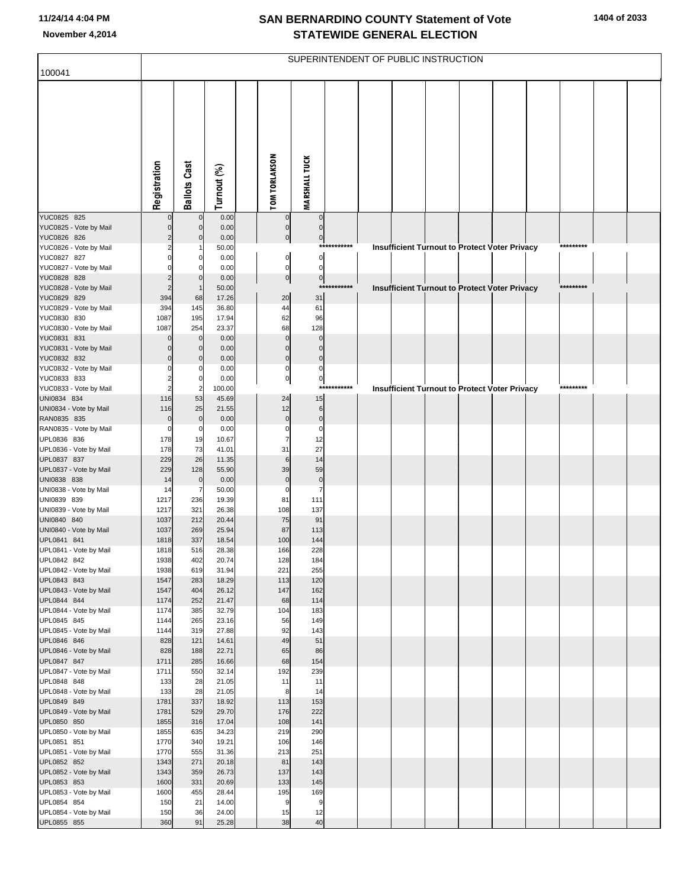# SAN BERNARDINO COUNTY Statement of Vote
# STATEWIDE GENERAL ELECTION

11/24/14 4:04 PM
November 4,2014

100041

SUPERINTENDENT OF PUBLIC INSTRUCTION

| | Registration | Ballots Cast | Turnout (%) | TOM TORLAKSON | MARSHALL TUCK |
|---|---|---|---|---|---|
| YUC0825 825 | 0 | 0 | 0.00 | 0 | 0 |
| YUC0825 - Vote by Mail | 0 | 0 | 0.00 | 0 | 0 |
| YUC0826 826 | 2 | 0 | 0.00 | 0 | 0 |
| YUC0826 - Vote by Mail | 2 | 1 | 50.00 | *********** Insufficient Turnout to Protect Voter Privacy ********* | |
| YUC0827 827 | 0 | 0 | 0.00 | 0 | 0 |
| YUC0827 - Vote by Mail | 0 | 0 | 0.00 | 0 | 0 |
| YUC0828 828 | 2 | 0 | 0.00 | 0 | 0 |
| YUC0828 - Vote by Mail | 2 | 1 | 50.00 | *********** Insufficient Turnout to Protect Voter Privacy ********* | |
| YUC0829 829 | 394 | 68 | 17.26 | 20 | 31 |
| YUC0829 - Vote by Mail | 394 | 145 | 36.80 | 44 | 61 |
| YUC0830 830 | 1087 | 195 | 17.94 | 62 | 96 |
| YUC0830 - Vote by Mail | 1087 | 254 | 23.37 | 68 | 128 |
| YUC0831 831 | 0 | 0 | 0.00 | 0 | 0 |
| YUC0831 - Vote by Mail | 0 | 0 | 0.00 | 0 | 0 |
| YUC0832 832 | 0 | 0 | 0.00 | 0 | 0 |
| YUC0832 - Vote by Mail | 0 | 0 | 0.00 | 0 | 0 |
| YUC0833 833 | 2 | 0 | 0.00 | 0 | 0 |
| YUC0833 - Vote by Mail | 2 | 2 | 100.00 | *********** Insufficient Turnout to Protect Voter Privacy ********* | |
| UNI0834 834 | 116 | 53 | 45.69 | 24 | 15 |
| UNI0834 - Vote by Mail | 116 | 25 | 21.55 | 12 | 6 |
| RAN0835 835 | 0 | 0 | 0.00 | 0 | 0 |
| RAN0835 - Vote by Mail | 0 | 0 | 0.00 | 0 | 0 |
| UPL0836 836 | 178 | 19 | 10.67 | 7 | 12 |
| UPL0836 - Vote by Mail | 178 | 73 | 41.01 | 31 | 27 |
| UPL0837 837 | 229 | 26 | 11.35 | 6 | 14 |
| UPL0837 - Vote by Mail | 229 | 128 | 55.90 | 39 | 59 |
| UNI0838 838 | 14 | 0 | 0.00 | 0 | 0 |
| UNI0838 - Vote by Mail | 14 | 7 | 50.00 | 0 | 7 |
| UNI0839 839 | 1217 | 236 | 19.39 | 81 | 111 |
| UNI0839 - Vote by Mail | 1217 | 321 | 26.38 | 108 | 137 |
| UNI0840 840 | 1037 | 212 | 20.44 | 75 | 91 |
| UNI0840 - Vote by Mail | 1037 | 269 | 25.94 | 87 | 113 |
| UPL0841 841 | 1818 | 337 | 18.54 | 100 | 144 |
| UPL0841 - Vote by Mail | 1818 | 516 | 28.38 | 166 | 228 |
| UPL0842 842 | 1938 | 402 | 20.74 | 128 | 184 |
| UPL0842 - Vote by Mail | 1938 | 619 | 31.94 | 221 | 255 |
| UPL0843 843 | 1547 | 283 | 18.29 | 113 | 120 |
| UPL0843 - Vote by Mail | 1547 | 404 | 26.12 | 147 | 162 |
| UPL0844 844 | 1174 | 252 | 21.47 | 68 | 114 |
| UPL0844 - Vote by Mail | 1174 | 385 | 32.79 | 104 | 183 |
| UPL0845 845 | 1144 | 265 | 23.16 | 56 | 149 |
| UPL0845 - Vote by Mail | 1144 | 319 | 27.88 | 92 | 143 |
| UPL0846 846 | 828 | 121 | 14.61 | 49 | 51 |
| UPL0846 - Vote by Mail | 828 | 188 | 22.71 | 65 | 86 |
| UPL0847 847 | 1711 | 285 | 16.66 | 68 | 154 |
| UPL0847 - Vote by Mail | 1711 | 550 | 32.14 | 192 | 239 |
| UPL0848 848 | 133 | 28 | 21.05 | 11 | 11 |
| UPL0848 - Vote by Mail | 133 | 28 | 21.05 | 8 | 14 |
| UPL0849 849 | 1781 | 337 | 18.92 | 113 | 153 |
| UPL0849 - Vote by Mail | 1781 | 529 | 29.70 | 176 | 222 |
| UPL0850 850 | 1855 | 316 | 17.04 | 108 | 141 |
| UPL0850 - Vote by Mail | 1855 | 635 | 34.23 | 219 | 290 |
| UPL0851 851 | 1770 | 340 | 19.21 | 106 | 146 |
| UPL0851 - Vote by Mail | 1770 | 555 | 31.36 | 213 | 251 |
| UPL0852 852 | 1343 | 271 | 20.18 | 81 | 143 |
| UPL0852 - Vote by Mail | 1343 | 359 | 26.73 | 137 | 143 |
| UPL0853 853 | 1600 | 331 | 20.69 | 133 | 145 |
| UPL0853 - Vote by Mail | 1600 | 455 | 28.44 | 195 | 169 |
| UPL0854 854 | 150 | 21 | 14.00 | 9 | 9 |
| UPL0854 - Vote by Mail | 150 | 36 | 24.00 | 15 | 12 |
| UPL0855 855 | 360 | 91 | 25.28 | 38 | 40 |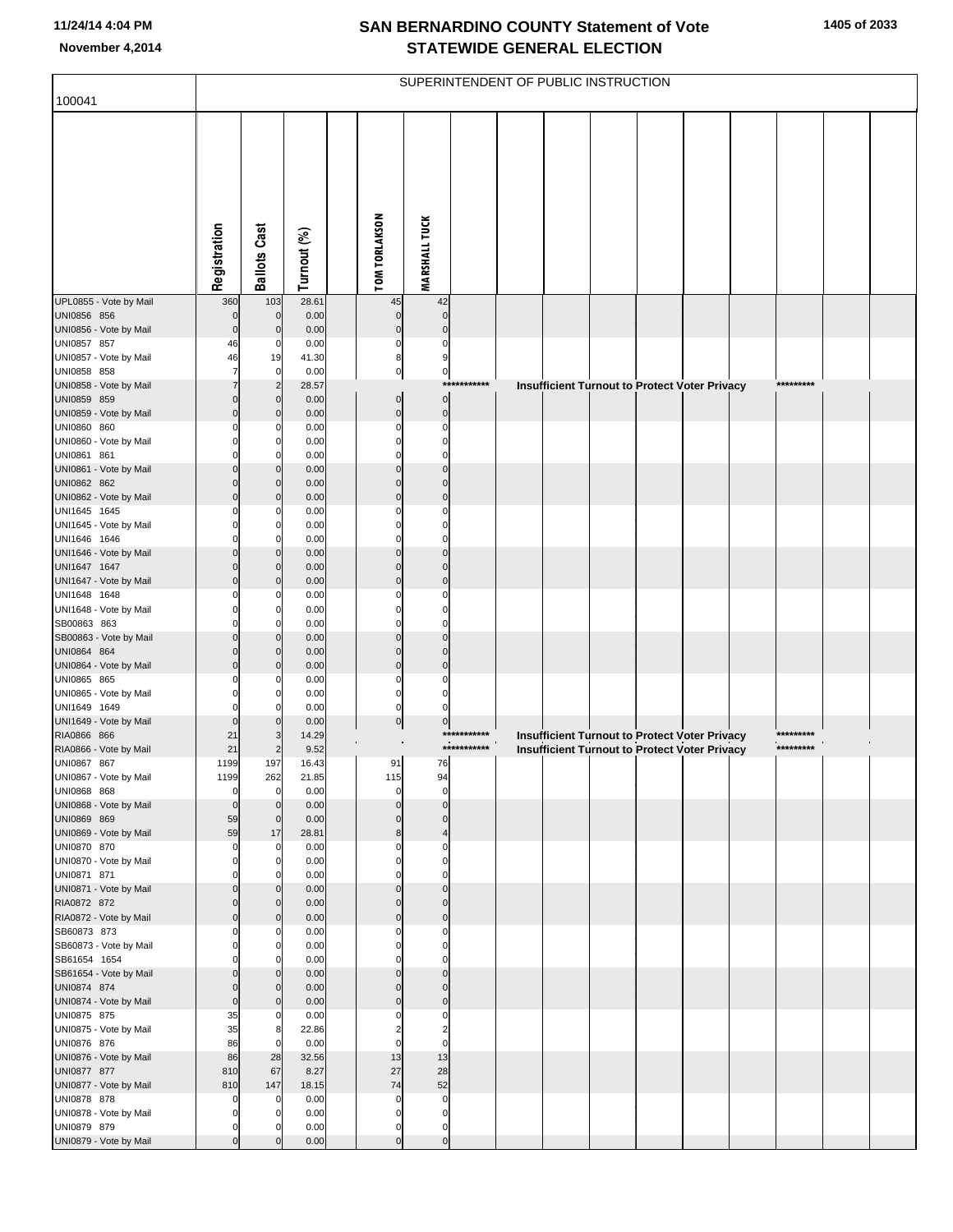# SAN BERNARDINO COUNTY Statement of Vote
## STATEWIDE GENERAL ELECTION

November 4,2014

SUPERINTENDENT OF PUBLIC INSTRUCTION

| 100041 | Registration | Ballots Cast | Turnout (%) | | TOM TORLAKSON | MARSHALL TUCK | | | | | | | | | | |
|---|---|---|---|---|---|---|---|---|---|---|---|---|---|---|---|---|
| UPL0855 - Vote by Mail | 360 | 103 | 28.61 | | 45 | 42 | | | | | | | | | | |
| UNI0856 856 | 0 | 0 | 0.00 | | 0 | 0 | | | | | | | | | | |
| UNI0856 - Vote by Mail | 0 | 0 | 0.00 | | 0 | 0 | | | | | | | | | | |
| UNI0857 857 | 46 | 0 | 0.00 | | 0 | 0 | | | | | | | | | | |
| UNI0857 - Vote by Mail | 46 | 19 | 41.30 | | 8 | 9 | | | | | | | | | | |
| UNI0858 858 | 7 | 0 | 0.00 | | 0 | 0 | | | | | | | | | | |
| UNI0858 - Vote by Mail | 7 | 2 | 28.57 | | | *********** | Insufficient Turnout to Protect Voter Privacy | | | | | | | ********* | | |
| UNI0859 859 | 0 | 0 | 0.00 | | 0 | 0 | | | | | | | | | | |
| UNI0859 - Vote by Mail | 0 | 0 | 0.00 | | 0 | 0 | | | | | | | | | | |
| UNI0860 860 | 0 | 0 | 0.00 | | 0 | 0 | | | | | | | | | | |
| UNI0860 - Vote by Mail | 0 | 0 | 0.00 | | 0 | 0 | | | | | | | | | | |
| UNI0861 861 | 0 | 0 | 0.00 | | 0 | 0 | | | | | | | | | | |
| UNI0861 - Vote by Mail | 0 | 0 | 0.00 | | 0 | 0 | | | | | | | | | | |
| UNI0862 862 | 0 | 0 | 0.00 | | 0 | 0 | | | | | | | | | | |
| UNI0862 - Vote by Mail | 0 | 0 | 0.00 | | 0 | 0 | | | | | | | | | | |
| UNI1645 1645 | 0 | 0 | 0.00 | | 0 | 0 | | | | | | | | | | |
| UNI1645 - Vote by Mail | 0 | 0 | 0.00 | | 0 | 0 | | | | | | | | | | |
| UNI1646 1646 | 0 | 0 | 0.00 | | 0 | 0 | | | | | | | | | | |
| UNI1646 - Vote by Mail | 0 | 0 | 0.00 | | 0 | 0 | | | | | | | | | | |
| UNI1647 1647 | 0 | 0 | 0.00 | | 0 | 0 | | | | | | | | | | |
| UNI1647 - Vote by Mail | 0 | 0 | 0.00 | | 0 | 0 | | | | | | | | | | |
| UNI1648 1648 | 0 | 0 | 0.00 | | 0 | 0 | | | | | | | | | | |
| UNI1648 - Vote by Mail | 0 | 0 | 0.00 | | 0 | 0 | | | | | | | | | | |
| SB00863 863 | 0 | 0 | 0.00 | | 0 | 0 | | | | | | | | | | |
| SB00863 - Vote by Mail | 0 | 0 | 0.00 | | 0 | 0 | | | | | | | | | | |
| UNI0864 864 | 0 | 0 | 0.00 | | 0 | 0 | | | | | | | | | | |
| UNI0864 - Vote by Mail | 0 | 0 | 0.00 | | 0 | 0 | | | | | | | | | | |
| UNI0865 865 | 0 | 0 | 0.00 | | 0 | 0 | | | | | | | | | | |
| UNI0865 - Vote by Mail | 0 | 0 | 0.00 | | 0 | 0 | | | | | | | | | | |
| UNI1649 1649 | 0 | 0 | 0.00 | | 0 | 0 | | | | | | | | | | |
| UNI1649 - Vote by Mail | 0 | 0 | 0.00 | | 0 | 0 | | | | | | | | | | |
| RIA0866 866 | 21 | 3 | 14.29 | | | *********** | Insufficient Turnout to Protect Voter Privacy | | | | | | | ********* | | |
| RIA0866 - Vote by Mail | 21 | 2 | 9.52 | | | *********** | Insufficient Turnout to Protect Voter Privacy | | | | | | | ********* | | |
| UNI0867 867 | 1199 | 197 | 16.43 | | 91 | 76 | | | | | | | | | | |
| UNI0867 - Vote by Mail | 1199 | 262 | 21.85 | | 115 | 94 | | | | | | | | | | |
| UNI0868 868 | 0 | 0 | 0.00 | | 0 | 0 | | | | | | | | | | |
| UNI0868 - Vote by Mail | 0 | 0 | 0.00 | | 0 | 0 | | | | | | | | | | |
| UNI0869 869 | 59 | 0 | 0.00 | | 0 | 0 | | | | | | | | | | |
| UNI0869 - Vote by Mail | 59 | 17 | 28.81 | | 8 | 4 | | | | | | | | | | |
| UNI0870 870 | 0 | 0 | 0.00 | | 0 | 0 | | | | | | | | | | |
| UNI0870 - Vote by Mail | 0 | 0 | 0.00 | | 0 | 0 | | | | | | | | | | |
| UNI0871 871 | 0 | 0 | 0.00 | | 0 | 0 | | | | | | | | | | |
| UNI0871 - Vote by Mail | 0 | 0 | 0.00 | | 0 | 0 | | | | | | | | | | |
| RIA0872 872 | 0 | 0 | 0.00 | | 0 | 0 | | | | | | | | | | |
| RIA0872 - Vote by Mail | 0 | 0 | 0.00 | | 0 | 0 | | | | | | | | | | |
| SB60873 873 | 0 | 0 | 0.00 | | 0 | 0 | | | | | | | | | | |
| SB60873 - Vote by Mail | 0 | 0 | 0.00 | | 0 | 0 | | | | | | | | | | |
| SB61654 1654 | 0 | 0 | 0.00 | | 0 | 0 | | | | | | | | | | |
| SB61654 - Vote by Mail | 0 | 0 | 0.00 | | 0 | 0 | | | | | | | | | | |
| UNI0874 874 | 0 | 0 | 0.00 | | 0 | 0 | | | | | | | | | | |
| UNI0874 - Vote by Mail | 0 | 0 | 0.00 | | 0 | 0 | | | | | | | | | | |
| UNI0875 875 | 35 | 0 | 0.00 | | 0 | 0 | | | | | | | | | | |
| UNI0875 - Vote by Mail | 35 | 8 | 22.86 | | 2 | 2 | | | | | | | | | | |
| UNI0876 876 | 86 | 0 | 0.00 | | 0 | 0 | | | | | | | | | | |
| UNI0876 - Vote by Mail | 86 | 28 | 32.56 | | 13 | 13 | | | | | | | | | | |
| UNI0877 877 | 810 | 67 | 8.27 | | 27 | 28 | | | | | | | | | | |
| UNI0877 - Vote by Mail | 810 | 147 | 18.15 | | 74 | 52 | | | | | | | | | | |
| UNI0878 878 | 0 | 0 | 0.00 | | 0 | 0 | | | | | | | | | | |
| UNI0878 - Vote by Mail | 0 | 0 | 0.00 | | 0 | 0 | | | | | | | | | | |
| UNI0879 879 | 0 | 0 | 0.00 | | 0 | 0 | | | | | | | | | | |
| UNI0879 - Vote by Mail | 0 | 0 | 0.00 | | 0 | 0 | | | | | | | | | | |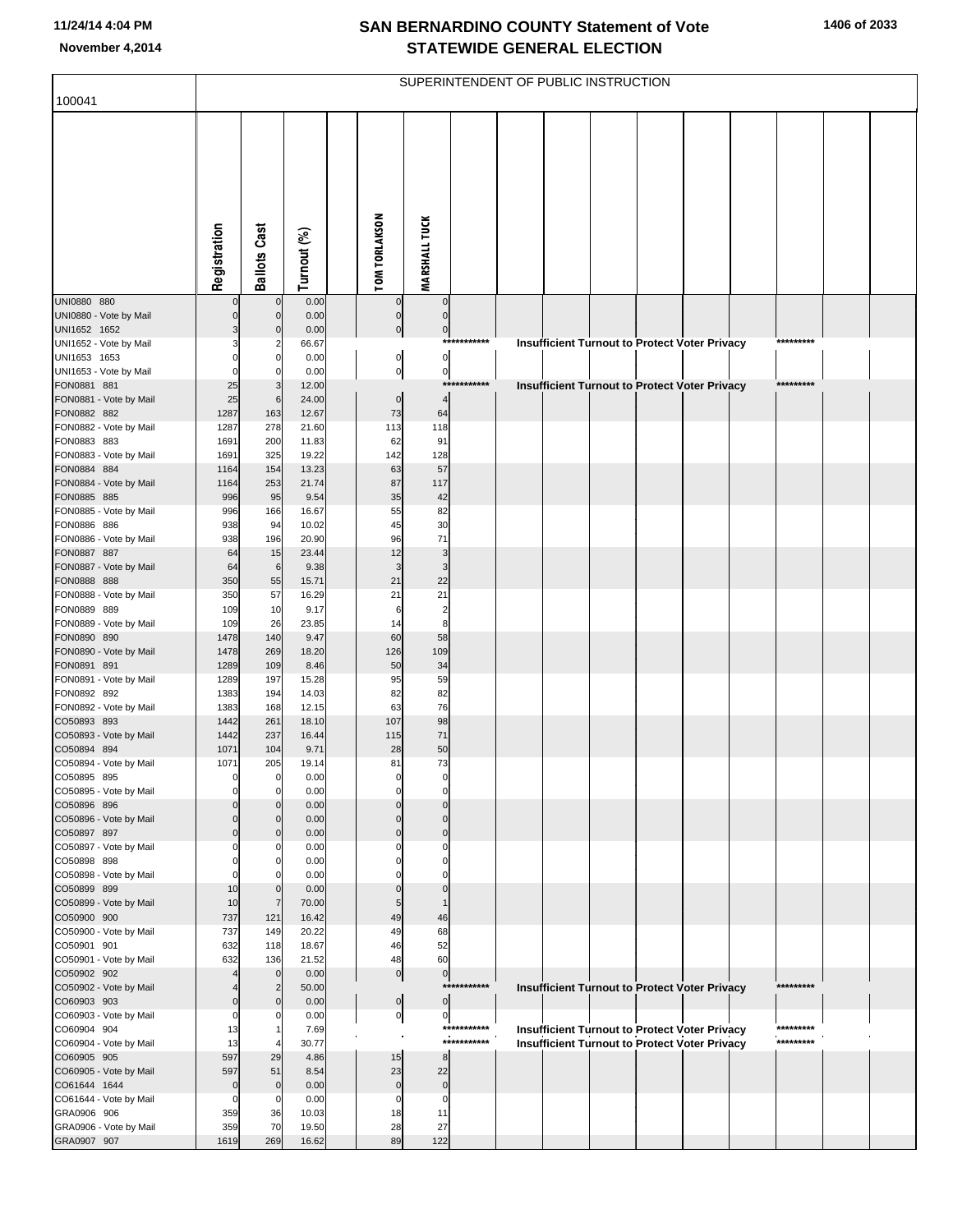# SAN BERNARDINO COUNTY Statement of Vote
## STATEWIDE GENERAL ELECTION

November 4,2014

SUPERINTENDENT OF PUBLIC INSTRUCTION

100041

| | Registration | Ballots Cast | Turnout (%) | | TOM TORLAKSON | MARSHALL TUCK | |
|---|---|---|---|---|---|---|---|
| UNI0880 880 | 0 | 0 | 0.00 | | 0 | 0 | |
| UNI0880 - Vote by Mail | 0 | 0 | 0.00 | | 0 | 0 | |
| UNI1652 1652 | 3 | 0 | 0.00 | | 0 | 0 | |
| UNI1652 - Vote by Mail | 3 | 2 | 66.67 | | | *********** | Insufficient Turnout to Protect Voter Privacy ********* |
| UNI1653 1653 | 0 | 0 | 0.00 | | 0 | 0 | |
| UNI1653 - Vote by Mail | 0 | 0 | 0.00 | | 0 | 0 | |
| FON0881 881 | 25 | 3 | 12.00 | | | *********** | Insufficient Turnout to Protect Voter Privacy ********* |
| FON0881 - Vote by Mail | 25 | 6 | 24.00 | | 0 | 4 | |
| FON0882 882 | 1287 | 163 | 12.67 | | 73 | 64 | |
| FON0882 - Vote by Mail | 1287 | 278 | 21.60 | | 113 | 118 | |
| FON0883 883 | 1691 | 200 | 11.83 | | 62 | 91 | |
| FON0883 - Vote by Mail | 1691 | 325 | 19.22 | | 142 | 128 | |
| FON0884 884 | 1164 | 154 | 13.23 | | 63 | 57 | |
| FON0884 - Vote by Mail | 1164 | 253 | 21.74 | | 87 | 117 | |
| FON0885 885 | 996 | 95 | 9.54 | | 35 | 42 | |
| FON0885 - Vote by Mail | 996 | 166 | 16.67 | | 55 | 82 | |
| FON0886 886 | 938 | 94 | 10.02 | | 45 | 30 | |
| FON0886 - Vote by Mail | 938 | 196 | 20.90 | | 96 | 71 | |
| FON0887 887 | 64 | 15 | 23.44 | | 12 | 3 | |
| FON0887 - Vote by Mail | 64 | 6 | 9.38 | | 3 | 3 | |
| FON0888 888 | 350 | 55 | 15.71 | | 21 | 22 | |
| FON0888 - Vote by Mail | 350 | 57 | 16.29 | | 21 | 21 | |
| FON0889 889 | 109 | 10 | 9.17 | | 6 | 2 | |
| FON0889 - Vote by Mail | 109 | 26 | 23.85 | | 14 | 8 | |
| FON0890 890 | 1478 | 140 | 9.47 | | 60 | 58 | |
| FON0890 - Vote by Mail | 1478 | 269 | 18.20 | | 126 | 109 | |
| FON0891 891 | 1289 | 109 | 8.46 | | 50 | 34 | |
| FON0891 - Vote by Mail | 1289 | 197 | 15.28 | | 95 | 59 | |
| FON0892 892 | 1383 | 194 | 14.03 | | 82 | 82 | |
| FON0892 - Vote by Mail | 1383 | 168 | 12.15 | | 63 | 76 | |
| CO50893 893 | 1442 | 261 | 18.10 | | 107 | 98 | |
| CO50893 - Vote by Mail | 1442 | 237 | 16.44 | | 115 | 71 | |
| CO50894 894 | 1071 | 104 | 9.71 | | 28 | 50 | |
| CO50894 - Vote by Mail | 1071 | 205 | 19.14 | | 81 | 73 | |
| CO50895 895 | 0 | 0 | 0.00 | | 0 | 0 | |
| CO50895 - Vote by Mail | 0 | 0 | 0.00 | | 0 | 0 | |
| CO50896 896 | 0 | 0 | 0.00 | | 0 | 0 | |
| CO50896 - Vote by Mail | 0 | 0 | 0.00 | | 0 | 0 | |
| CO50897 897 | 0 | 0 | 0.00 | | 0 | 0 | |
| CO50897 - Vote by Mail | 0 | 0 | 0.00 | | 0 | 0 | |
| CO50898 898 | 0 | 0 | 0.00 | | 0 | 0 | |
| CO50898 - Vote by Mail | 0 | 0 | 0.00 | | 0 | 0 | |
| CO50899 899 | 10 | 0 | 0.00 | | 0 | 0 | |
| CO50899 - Vote by Mail | 10 | 7 | 70.00 | | 5 | 1 | |
| CO50900 900 | 737 | 121 | 16.42 | | 49 | 46 | |
| CO50900 - Vote by Mail | 737 | 149 | 20.22 | | 49 | 68 | |
| CO50901 901 | 632 | 118 | 18.67 | | 46 | 52 | |
| CO50901 - Vote by Mail | 632 | 136 | 21.52 | | 48 | 60 | |
| CO50902 902 | 4 | 0 | 0.00 | | 0 | 0 | |
| CO50902 - Vote by Mail | 4 | 2 | 50.00 | | | *********** | Insufficient Turnout to Protect Voter Privacy ********* |
| CO60903 903 | 0 | 0 | 0.00 | | 0 | 0 | |
| CO60903 - Vote by Mail | 0 | 0 | 0.00 | | 0 | 0 | |
| CO60904 904 | 13 | 1 | 7.69 | | | *********** | Insufficient Turnout to Protect Voter Privacy ********* |
| CO60904 - Vote by Mail | 13 | 4 | 30.77 | | | *********** | Insufficient Turnout to Protect Voter Privacy ********* |
| CO60905 905 | 597 | 29 | 4.86 | | 15 | 8 | |
| CO60905 - Vote by Mail | 597 | 51 | 8.54 | | 23 | 22 | |
| CO61644 1644 | 0 | 0 | 0.00 | | 0 | 0 | |
| CO61644 - Vote by Mail | 0 | 0 | 0.00 | | 0 | 0 | |
| GRA0906 906 | 359 | 36 | 10.03 | | 18 | 11 | |
| GRA0906 - Vote by Mail | 359 | 70 | 19.50 | | 28 | 27 | |
| GRA0907 907 | 1619 | 269 | 16.62 | | 89 | 122 | |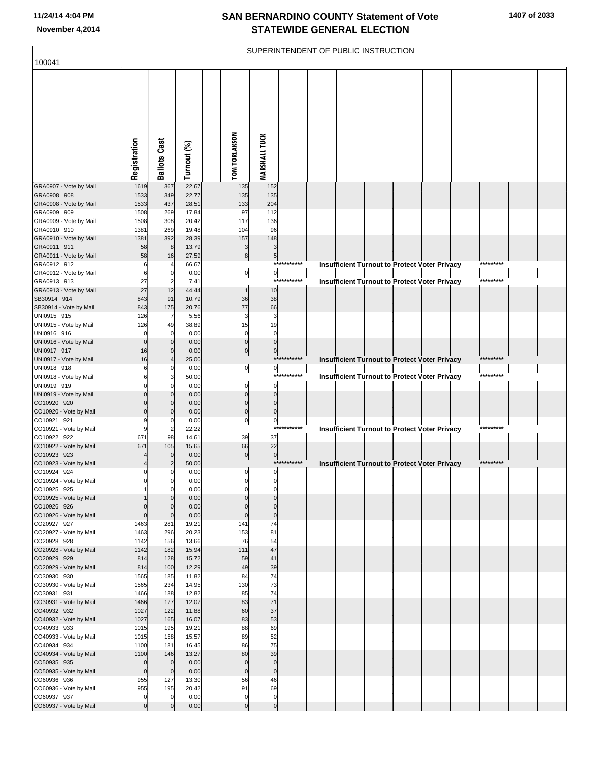# SAN BERNARDINO COUNTY Statement of Vote
## STATEWIDE GENERAL ELECTION

November 4,2014

100041

SUPERINTENDENT OF PUBLIC INSTRUCTION

| | Registration | Ballots Cast | Turnout (%) | | TOM TORLAKSON | MARSHALL TUCK | | | | | | | | |
|---|---|---|---|---|---|---|---|---|---|---|---|---|---|---|
| GRA0907 - Vote by Mail | 1619 | 367 | 22.67 | | 135 | 152 | | | | | | | | |
| GRA0908 908 | 1533 | 349 | 22.77 | | 135 | 135 | | | | | | | | |
| GRA0908 - Vote by Mail | 1533 | 437 | 28.51 | | 133 | 204 | | | | | | | | |
| GRA0909 909 | 1508 | 269 | 17.84 | | 97 | 112 | | | | | | | | |
| GRA0909 - Vote by Mail | 1508 | 308 | 20.42 | | 117 | 136 | | | | | | | | |
| GRA0910 910 | 1381 | 269 | 19.48 | | 104 | 96 | | | | | | | | |
| GRA0910 - Vote by Mail | 1381 | 392 | 28.39 | | 157 | 148 | | | | | | | | |
| GRA0911 911 | 58 | 8 | 13.79 | | 3 | 3 | | | | | | | | |
| GRA0911 - Vote by Mail | 58 | 16 | 27.59 | | 8 | 5 | | | | | | | | |
| GRA0912 912 | 6 | 4 | 66.67 | | | *********** | Insufficient Turnout to Protect Voter Privacy | | | | | | ********* | |
| GRA0912 - Vote by Mail | 6 | 0 | 0.00 | | 0 | 0 | | | | | | | | |
| GRA0913 913 | 27 | 2 | 7.41 | | | *********** | Insufficient Turnout to Protect Voter Privacy | | | | | | ********* | |
| GRA0913 - Vote by Mail | 27 | 12 | 44.44 | | 1 | 10 | | | | | | | | |
| SB30914 914 | 843 | 91 | 10.79 | | 36 | 38 | | | | | | | | |
| SB30914 - Vote by Mail | 843 | 175 | 20.76 | | 77 | 66 | | | | | | | | |
| UNI0915 915 | 126 | 7 | 5.56 | | 3 | 3 | | | | | | | | |
| UNI0915 - Vote by Mail | 126 | 49 | 38.89 | | 15 | 19 | | | | | | | | |
| UNI0916 916 | 0 | 0 | 0.00 | | 0 | 0 | | | | | | | | |
| UNI0916 - Vote by Mail | 0 | 0 | 0.00 | | 0 | 0 | | | | | | | | |
| UNI0917 917 | 16 | 0 | 0.00 | | 0 | 0 | | | | | | | | |
| UNI0917 - Vote by Mail | 16 | 4 | 25.00 | | | *********** | Insufficient Turnout to Protect Voter Privacy | | | | | | ********* | |
| UNI0918 918 | 6 | 0 | 0.00 | | 0 | 0 | | | | | | | | |
| UNI0918 - Vote by Mail | 6 | 3 | 50.00 | | | *********** | Insufficient Turnout to Protect Voter Privacy | | | | | | ********* | |
| UNI0919 919 | 0 | 0 | 0.00 | | 0 | 0 | | | | | | | | |
| UNI0919 - Vote by Mail | 0 | 0 | 0.00 | | 0 | 0 | | | | | | | | |
| CO10920 920 | 0 | 0 | 0.00 | | 0 | 0 | | | | | | | | |
| CO10920 - Vote by Mail | 0 | 0 | 0.00 | | 0 | 0 | | | | | | | | |
| CO10921 921 | 9 | 0 | 0.00 | | 0 | 0 | | | | | | | | |
| CO10921 - Vote by Mail | 9 | 2 | 22.22 | | | *********** | Insufficient Turnout to Protect Voter Privacy | | | | | | ********* | |
| CO10922 922 | 671 | 98 | 14.61 | | 39 | 37 | | | | | | | | |
| CO10922 - Vote by Mail | 671 | 105 | 15.65 | | 66 | 22 | | | | | | | | |
| CO10923 923 | 4 | 0 | 0.00 | | 0 | 0 | | | | | | | | |
| CO10923 - Vote by Mail | 4 | 2 | 50.00 | | | *********** | Insufficient Turnout to Protect Voter Privacy | | | | | | ********* | |
| CO10924 924 | 0 | 0 | 0.00 | | 0 | 0 | | | | | | | | |
| CO10924 - Vote by Mail | 0 | 0 | 0.00 | | 0 | 0 | | | | | | | | |
| CO10925 925 | 1 | 0 | 0.00 | | 0 | 0 | | | | | | | | |
| CO10925 - Vote by Mail | 1 | 0 | 0.00 | | 0 | 0 | | | | | | | | |
| CO10926 926 | 0 | 0 | 0.00 | | 0 | 0 | | | | | | | | |
| CO10926 - Vote by Mail | 0 | 0 | 0.00 | | 0 | 0 | | | | | | | | |
| CO20927 927 | 1463 | 281 | 19.21 | | 141 | 74 | | | | | | | | |
| CO20927 - Vote by Mail | 1463 | 296 | 20.23 | | 153 | 81 | | | | | | | | |
| CO20928 928 | 1142 | 156 | 13.66 | | 76 | 54 | | | | | | | | |
| CO20928 - Vote by Mail | 1142 | 182 | 15.94 | | 111 | 47 | | | | | | | | |
| CO20929 929 | 814 | 128 | 15.72 | | 59 | 41 | | | | | | | | |
| CO20929 - Vote by Mail | 814 | 100 | 12.29 | | 49 | 39 | | | | | | | | |
| CO30930 930 | 1565 | 185 | 11.82 | | 84 | 74 | | | | | | | | |
| CO30930 - Vote by Mail | 1565 | 234 | 14.95 | | 130 | 73 | | | | | | | | |
| CO30931 931 | 1466 | 188 | 12.82 | | 85 | 74 | | | | | | | | |
| CO30931 - Vote by Mail | 1466 | 177 | 12.07 | | 83 | 71 | | | | | | | | |
| CO40932 932 | 1027 | 122 | 11.88 | | 60 | 37 | | | | | | | | |
| CO40932 - Vote by Mail | 1027 | 165 | 16.07 | | 83 | 53 | | | | | | | | |
| CO40933 933 | 1015 | 195 | 19.21 | | 88 | 69 | | | | | | | | |
| CO40933 - Vote by Mail | 1015 | 158 | 15.57 | | 89 | 52 | | | | | | | | |
| CO40934 934 | 1100 | 181 | 16.45 | | 86 | 75 | | | | | | | | |
| CO40934 - Vote by Mail | 1100 | 146 | 13.27 | | 80 | 39 | | | | | | | | |
| CO50935 935 | 0 | 0 | 0.00 | | 0 | 0 | | | | | | | | |
| CO50935 - Vote by Mail | 0 | 0 | 0.00 | | 0 | 0 | | | | | | | | |
| CO60936 936 | 955 | 127 | 13.30 | | 56 | 46 | | | | | | | | |
| CO60936 - Vote by Mail | 955 | 195 | 20.42 | | 91 | 69 | | | | | | | | |
| CO60937 937 | 0 | 0 | 0.00 | | 0 | 0 | | | | | | | | |
| CO60937 - Vote by Mail | 0 | 0 | 0.00 | | 0 | 0 | | | | | | | | |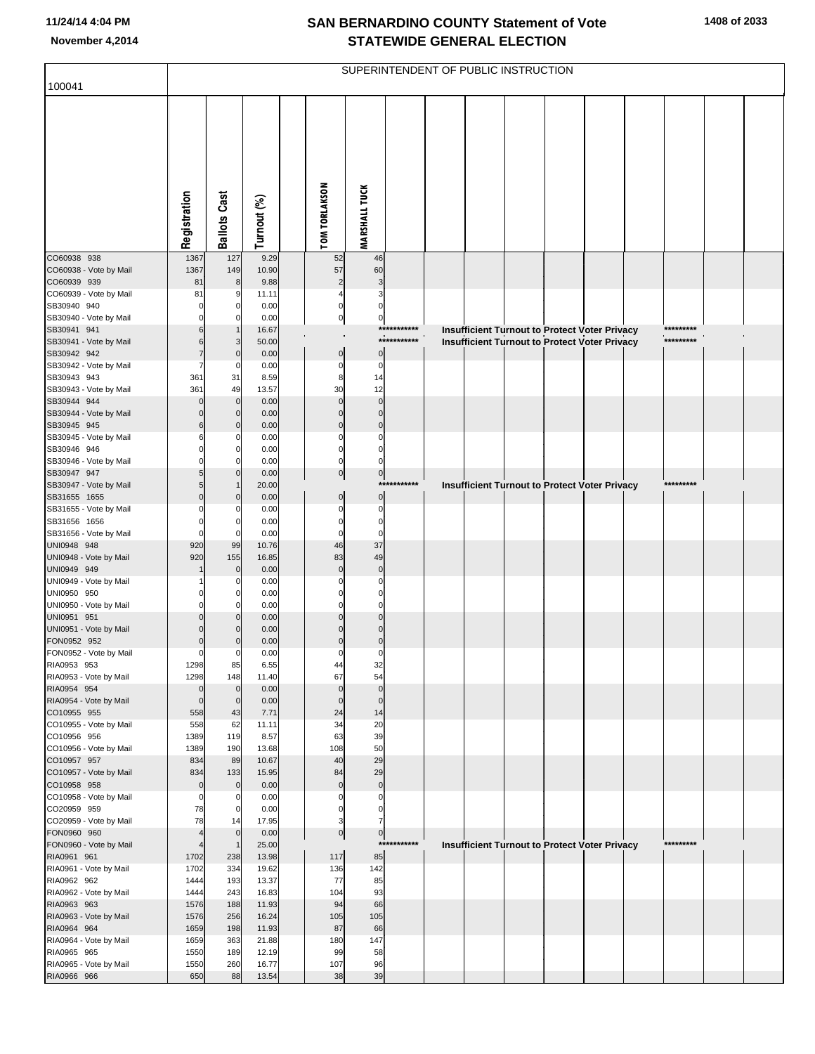# SAN BERNARDINO COUNTY Statement of Vote
## STATEWIDE GENERAL ELECTION

11/24/14 4:04 PM
November 4,2014

100041

SUPERINTENDENT OF PUBLIC INSTRUCTION

| | Registration | Ballots Cast | Turnout (%) | TOM TORLAKSON | MARSHALL TUCK |
|---|---|---|---|---|---|
| CO60938 938 | 1367 | 127 | 9.29 | 52 | 46 |
| CO60938 - Vote by Mail | 1367 | 149 | 10.90 | 57 | 60 |
| CO60939 939 | 81 | 8 | 9.88 | 2 | 3 |
| CO60939 - Vote by Mail | 81 | 9 | 11.11 | 4 | 3 |
| SB30940 940 | 0 | 0 | 0.00 | 0 | 0 |
| SB30940 - Vote by Mail | 0 | 0 | 0.00 | 0 | 0 |
| SB30941 941 | 6 | 1 | 16.67 | *********** Insufficient Turnout to Protect Voter Privacy ********* | |
| SB30941 - Vote by Mail | 6 | 3 | 50.00 | *********** Insufficient Turnout to Protect Voter Privacy ********* | |
| SB30942 942 | 7 | 0 | 0.00 | 0 | 0 |
| SB30942 - Vote by Mail | 7 | 0 | 0.00 | 0 | 0 |
| SB30943 943 | 361 | 31 | 8.59 | 8 | 14 |
| SB30943 - Vote by Mail | 361 | 49 | 13.57 | 30 | 12 |
| SB30944 944 | 0 | 0 | 0.00 | 0 | 0 |
| SB30944 - Vote by Mail | 0 | 0 | 0.00 | 0 | 0 |
| SB30945 945 | 6 | 0 | 0.00 | 0 | 0 |
| SB30945 - Vote by Mail | 6 | 0 | 0.00 | 0 | 0 |
| SB30946 946 | 0 | 0 | 0.00 | 0 | 0 |
| SB30946 - Vote by Mail | 0 | 0 | 0.00 | 0 | 0 |
| SB30947 947 | 5 | 0 | 0.00 | 0 | 0 |
| SB30947 - Vote by Mail | 5 | 1 | 20.00 | *********** Insufficient Turnout to Protect Voter Privacy ********* | |
| SB31655 1655 | 0 | 0 | 0.00 | 0 | 0 |
| SB31655 - Vote by Mail | 0 | 0 | 0.00 | 0 | 0 |
| SB31656 1656 | 0 | 0 | 0.00 | 0 | 0 |
| SB31656 - Vote by Mail | 0 | 0 | 0.00 | 0 | 0 |
| UNI0948 948 | 920 | 99 | 10.76 | 46 | 37 |
| UNI0948 - Vote by Mail | 920 | 155 | 16.85 | 83 | 49 |
| UNI0949 949 | 1 | 0 | 0.00 | 0 | 0 |
| UNI0949 - Vote by Mail | 1 | 0 | 0.00 | 0 | 0 |
| UNI0950 950 | 0 | 0 | 0.00 | 0 | 0 |
| UNI0950 - Vote by Mail | 0 | 0 | 0.00 | 0 | 0 |
| UNI0951 951 | 0 | 0 | 0.00 | 0 | 0 |
| UNI0951 - Vote by Mail | 0 | 0 | 0.00 | 0 | 0 |
| FON0952 952 | 0 | 0 | 0.00 | 0 | 0 |
| FON0952 - Vote by Mail | 0 | 0 | 0.00 | 0 | 0 |
| RIA0953 953 | 1298 | 85 | 6.55 | 44 | 32 |
| RIA0953 - Vote by Mail | 1298 | 148 | 11.40 | 67 | 54 |
| RIA0954 954 | 0 | 0 | 0.00 | 0 | 0 |
| RIA0954 - Vote by Mail | 0 | 0 | 0.00 | 0 | 0 |
| CO10955 955 | 558 | 43 | 7.71 | 24 | 14 |
| CO10955 - Vote by Mail | 558 | 62 | 11.11 | 34 | 20 |
| CO10956 956 | 1389 | 119 | 8.57 | 63 | 39 |
| CO10956 - Vote by Mail | 1389 | 190 | 13.68 | 108 | 50 |
| CO10957 957 | 834 | 89 | 10.67 | 40 | 29 |
| CO10957 - Vote by Mail | 834 | 133 | 15.95 | 84 | 29 |
| CO10958 958 | 0 | 0 | 0.00 | 0 | 0 |
| CO10958 - Vote by Mail | 0 | 0 | 0.00 | 0 | 0 |
| CO20959 959 | 78 | 0 | 0.00 | 0 | 0 |
| CO20959 - Vote by Mail | 78 | 14 | 17.95 | 3 | 7 |
| FON0960 960 | 4 | 0 | 0.00 | 0 | 0 |
| FON0960 - Vote by Mail | 4 | 1 | 25.00 | *********** Insufficient Turnout to Protect Voter Privacy ********* | |
| RIA0961 961 | 1702 | 238 | 13.98 | 117 | 85 |
| RIA0961 - Vote by Mail | 1702 | 334 | 19.62 | 136 | 142 |
| RIA0962 962 | 1444 | 193 | 13.37 | 77 | 85 |
| RIA0962 - Vote by Mail | 1444 | 243 | 16.83 | 104 | 93 |
| RIA0963 963 | 1576 | 188 | 11.93 | 94 | 66 |
| RIA0963 - Vote by Mail | 1576 | 256 | 16.24 | 105 | 105 |
| RIA0964 964 | 1659 | 198 | 11.93 | 87 | 66 |
| RIA0964 - Vote by Mail | 1659 | 363 | 21.88 | 180 | 147 |
| RIA0965 965 | 1550 | 189 | 12.19 | 99 | 58 |
| RIA0965 - Vote by Mail | 1550 | 260 | 16.77 | 107 | 96 |
| RIA0966 966 | 650 | 88 | 13.54 | 38 | 39 |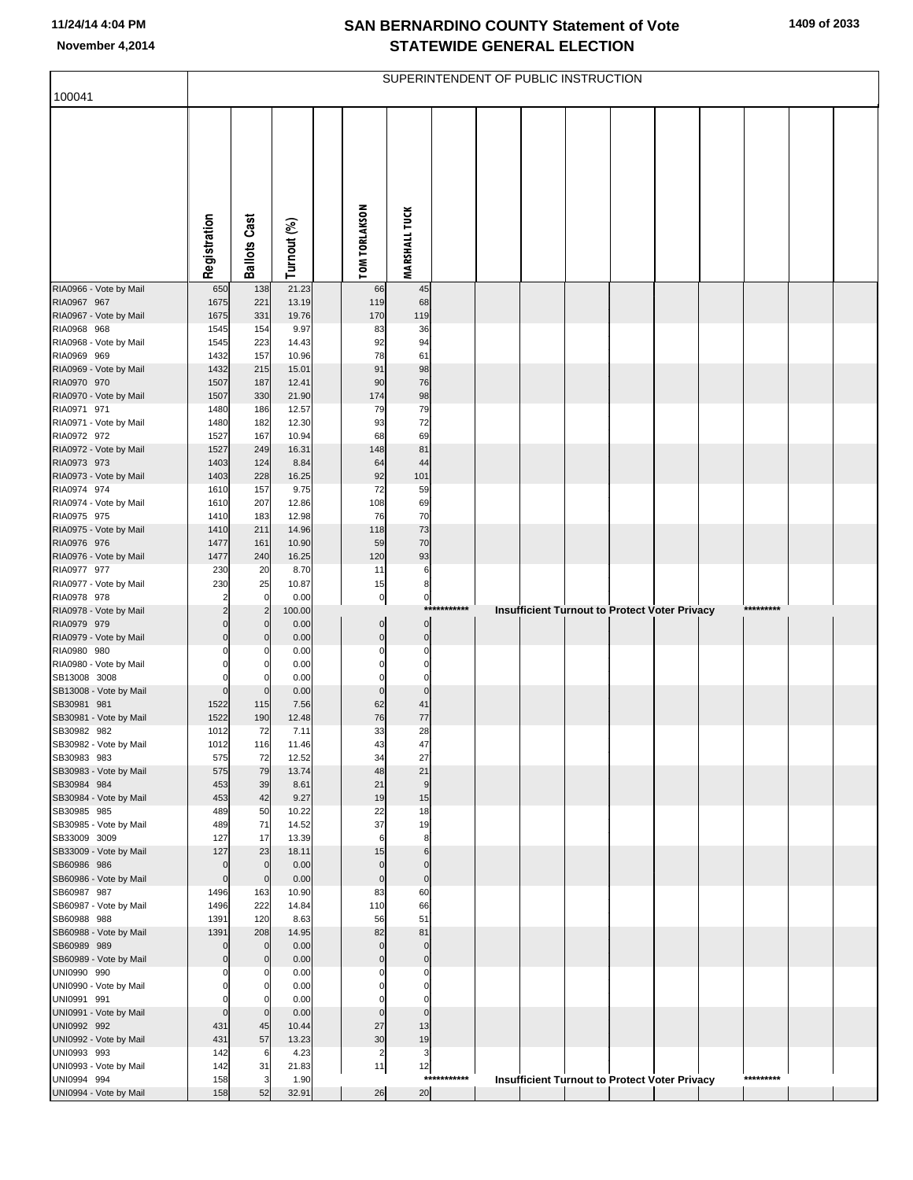# SAN BERNARDINO COUNTY Statement of Vote
## STATEWIDE GENERAL ELECTION

November 4,2014

SUPERINTENDENT OF PUBLIC INSTRUCTION

| 100041 | Registration | Ballots Cast | Turnout (%) | TOM TORLAKSON | MARSHALL TUCK |
|---|---|---|---|---|---|
| RIA0966 - Vote by Mail | 650 | 138 | 21.23 | 66 | 45 |
| RIA0967 967 | 1675 | 221 | 13.19 | 119 | 68 |
| RIA0967 - Vote by Mail | 1675 | 331 | 19.76 | 170 | 119 |
| RIA0968 968 | 1545 | 154 | 9.97 | 83 | 36 |
| RIA0968 - Vote by Mail | 1545 | 223 | 14.43 | 92 | 94 |
| RIA0969 969 | 1432 | 157 | 10.96 | 78 | 61 |
| RIA0969 - Vote by Mail | 1432 | 215 | 15.01 | 91 | 98 |
| RIA0970 970 | 1507 | 187 | 12.41 | 90 | 76 |
| RIA0970 - Vote by Mail | 1507 | 330 | 21.90 | 174 | 98 |
| RIA0971 971 | 1480 | 186 | 12.57 | 79 | 79 |
| RIA0971 - Vote by Mail | 1480 | 182 | 12.30 | 93 | 72 |
| RIA0972 972 | 1527 | 167 | 10.94 | 68 | 69 |
| RIA0972 - Vote by Mail | 1527 | 249 | 16.31 | 148 | 81 |
| RIA0973 973 | 1403 | 124 | 8.84 | 64 | 44 |
| RIA0973 - Vote by Mail | 1403 | 228 | 16.25 | 92 | 101 |
| RIA0974 974 | 1610 | 157 | 9.75 | 72 | 59 |
| RIA0974 - Vote by Mail | 1610 | 207 | 12.86 | 108 | 69 |
| RIA0975 975 | 1410 | 183 | 12.98 | 76 | 70 |
| RIA0975 - Vote by Mail | 1410 | 211 | 14.96 | 118 | 73 |
| RIA0976 976 | 1477 | 161 | 10.90 | 59 | 70 |
| RIA0976 - Vote by Mail | 1477 | 240 | 16.25 | 120 | 93 |
| RIA0977 977 | 230 | 20 | 8.70 | 11 | 6 |
| RIA0977 - Vote by Mail | 230 | 25 | 10.87 | 15 | 8 |
| RIA0978 978 | 2 | 0 | 0.00 | 0 | 0 |
| RIA0978 - Vote by Mail | 2 | 2 | 100.00 | | *********** Insufficient Turnout to Protect Voter Privacy ********* |
| RIA0979 979 | 0 | 0 | 0.00 | 0 | 0 |
| RIA0979 - Vote by Mail | 0 | 0 | 0.00 | 0 | 0 |
| RIA0980 980 | 0 | 0 | 0.00 | 0 | 0 |
| RIA0980 - Vote by Mail | 0 | 0 | 0.00 | 0 | 0 |
| SB13008 3008 | 0 | 0 | 0.00 | 0 | 0 |
| SB13008 - Vote by Mail | 0 | 0 | 0.00 | 0 | 0 |
| SB30981 981 | 1522 | 115 | 7.56 | 62 | 41 |
| SB30981 - Vote by Mail | 1522 | 190 | 12.48 | 76 | 77 |
| SB30982 982 | 1012 | 72 | 7.11 | 33 | 28 |
| SB30982 - Vote by Mail | 1012 | 116 | 11.46 | 43 | 47 |
| SB30983 983 | 575 | 72 | 12.52 | 34 | 27 |
| SB30983 - Vote by Mail | 575 | 79 | 13.74 | 48 | 21 |
| SB30984 984 | 453 | 39 | 8.61 | 21 | 9 |
| SB30984 - Vote by Mail | 453 | 42 | 9.27 | 19 | 15 |
| SB30985 985 | 489 | 50 | 10.22 | 22 | 18 |
| SB30985 - Vote by Mail | 489 | 71 | 14.52 | 37 | 19 |
| SB33009 3009 | 127 | 17 | 13.39 | 6 | 8 |
| SB33009 - Vote by Mail | 127 | 23 | 18.11 | 15 | 6 |
| SB60986 986 | 0 | 0 | 0.00 | 0 | 0 |
| SB60986 - Vote by Mail | 0 | 0 | 0.00 | 0 | 0 |
| SB60987 987 | 1496 | 163 | 10.90 | 83 | 60 |
| SB60987 - Vote by Mail | 1496 | 222 | 14.84 | 110 | 66 |
| SB60988 988 | 1391 | 120 | 8.63 | 56 | 51 |
| SB60988 - Vote by Mail | 1391 | 208 | 14.95 | 82 | 81 |
| SB60989 989 | 0 | 0 | 0.00 | 0 | 0 |
| SB60989 - Vote by Mail | 0 | 0 | 0.00 | 0 | 0 |
| UNI0990 990 | 0 | 0 | 0.00 | 0 | 0 |
| UNI0990 - Vote by Mail | 0 | 0 | 0.00 | 0 | 0 |
| UNI0991 991 | 0 | 0 | 0.00 | 0 | 0 |
| UNI0991 - Vote by Mail | 0 | 0 | 0.00 | 0 | 0 |
| UNI0992 992 | 431 | 45 | 10.44 | 27 | 13 |
| UNI0992 - Vote by Mail | 431 | 57 | 13.23 | 30 | 19 |
| UNI0993 993 | 142 | 6 | 4.23 | 2 | 3 |
| UNI0993 - Vote by Mail | 142 | 31 | 21.83 | 11 | 12 |
| UNI0994 994 | 158 | 3 | 1.90 | | *********** Insufficient Turnout to Protect Voter Privacy ********* |
| UNI0994 - Vote by Mail | 158 | 52 | 32.91 | 26 | 20 |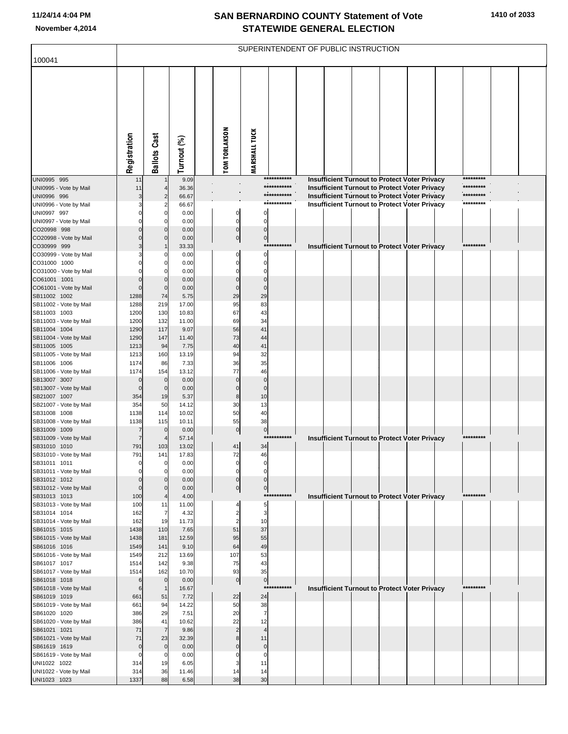# SAN BERNARDINO COUNTY Statement of Vote
## STATEWIDE GENERAL ELECTION

November 4,2014

SUPERINTENDENT OF PUBLIC INSTRUCTION

100041

| | Registration | Ballots Cast | Turnout (%) | TOM TORLAKSON | MARSHALL TUCK |
|---|---|---|---|---|---|
| UNI0995 995 | 11 | 1 | 9.09 | *********** Insufficient Turnout to Protect Voter Privacy ********* | |
| UNI0995 - Vote by Mail | 11 | 4 | 36.36 | *********** Insufficient Turnout to Protect Voter Privacy ********* | |
| UNI0996 996 | 3 | 2 | 66.67 | *********** Insufficient Turnout to Protect Voter Privacy ********* | |
| UNI0996 - Vote by Mail | 3 | 2 | 66.67 | *********** Insufficient Turnout to Protect Voter Privacy ********* | |
| UNI0997 997 | 0 | 0 | 0.00 | 0 | 0 |
| UNI0997 - Vote by Mail | 0 | 0 | 0.00 | 0 | 0 |
| CO20998 998 | 0 | 0 | 0.00 | 0 | 0 |
| CO20998 - Vote by Mail | 0 | 0 | 0.00 | 0 | 0 |
| CO30999 999 | 3 | 1 | 33.33 | *********** Insufficient Turnout to Protect Voter Privacy ********* | |
| CO30999 - Vote by Mail | 3 | 0 | 0.00 | 0 | 0 |
| CO31000 1000 | 0 | 0 | 0.00 | 0 | 0 |
| CO31000 - Vote by Mail | 0 | 0 | 0.00 | 0 | 0 |
| CO61001 1001 | 0 | 0 | 0.00 | 0 | 0 |
| CO61001 - Vote by Mail | 0 | 0 | 0.00 | 0 | 0 |
| SB11002 1002 | 1288 | 74 | 5.75 | 29 | 29 |
| SB11002 - Vote by Mail | 1288 | 219 | 17.00 | 95 | 83 |
| SB11003 1003 | 1200 | 130 | 10.83 | 67 | 43 |
| SB11003 - Vote by Mail | 1200 | 132 | 11.00 | 69 | 34 |
| SB11004 1004 | 1290 | 117 | 9.07 | 56 | 41 |
| SB11004 - Vote by Mail | 1290 | 147 | 11.40 | 73 | 44 |
| SB11005 1005 | 1213 | 94 | 7.75 | 40 | 41 |
| SB11005 - Vote by Mail | 1213 | 160 | 13.19 | 94 | 32 |
| SB11006 1006 | 1174 | 86 | 7.33 | 36 | 35 |
| SB11006 - Vote by Mail | 1174 | 154 | 13.12 | 77 | 46 |
| SB13007 3007 | 0 | 0 | 0.00 | 0 | 0 |
| SB13007 - Vote by Mail | 0 | 0 | 0.00 | 0 | 0 |
| SB21007 1007 | 354 | 19 | 5.37 | 8 | 10 |
| SB21007 - Vote by Mail | 354 | 50 | 14.12 | 30 | 13 |
| SB31008 1008 | 1138 | 114 | 10.02 | 50 | 40 |
| SB31008 - Vote by Mail | 1138 | 115 | 10.11 | 55 | 38 |
| SB31009 1009 | 7 | 0 | 0.00 | 0 | 0 |
| SB31009 - Vote by Mail | 7 | 4 | 57.14 | *********** Insufficient Turnout to Protect Voter Privacy ********* | |
| SB31010 1010 | 791 | 103 | 13.02 | 41 | 34 |
| SB31010 - Vote by Mail | 791 | 141 | 17.83 | 72 | 46 |
| SB31011 1011 | 0 | 0 | 0.00 | 0 | 0 |
| SB31011 - Vote by Mail | 0 | 0 | 0.00 | 0 | 0 |
| SB31012 1012 | 0 | 0 | 0.00 | 0 | 0 |
| SB31012 - Vote by Mail | 0 | 0 | 0.00 | 0 | 0 |
| SB31013 1013 | 100 | 4 | 4.00 | *********** Insufficient Turnout to Protect Voter Privacy ********* | |
| SB31013 - Vote by Mail | 100 | 11 | 11.00 | 4 | 5 |
| SB31014 1014 | 162 | 7 | 4.32 | 2 | 3 |
| SB31014 - Vote by Mail | 162 | 19 | 11.73 | 2 | 10 |
| SB61015 1015 | 1438 | 110 | 7.65 | 51 | 37 |
| SB61015 - Vote by Mail | 1438 | 181 | 12.59 | 95 | 55 |
| SB61016 1016 | 1549 | 141 | 9.10 | 64 | 49 |
| SB61016 - Vote by Mail | 1549 | 212 | 13.69 | 107 | 53 |
| SB61017 1017 | 1514 | 142 | 9.38 | 75 | 43 |
| SB61017 - Vote by Mail | 1514 | 162 | 10.70 | 93 | 35 |
| SB61018 1018 | 6 | 0 | 0.00 | 0 | 0 |
| SB61018 - Vote by Mail | 6 | 1 | 16.67 | *********** Insufficient Turnout to Protect Voter Privacy ********* | |
| SB61019 1019 | 661 | 51 | 7.72 | 22 | 24 |
| SB61019 - Vote by Mail | 661 | 94 | 14.22 | 50 | 38 |
| SB61020 1020 | 386 | 29 | 7.51 | 20 | 7 |
| SB61020 - Vote by Mail | 386 | 41 | 10.62 | 22 | 12 |
| SB61021 1021 | 71 | 7 | 9.86 | 2 | 4 |
| SB61021 - Vote by Mail | 71 | 23 | 32.39 | 8 | 11 |
| SB61619 1619 | 0 | 0 | 0.00 | 0 | 0 |
| SB61619 - Vote by Mail | 0 | 0 | 0.00 | 0 | 0 |
| UNI1022 1022 | 314 | 19 | 6.05 | 3 | 11 |
| UNI1022 - Vote by Mail | 314 | 36 | 11.46 | 14 | 14 |
| UNI1023 1023 | 1337 | 88 | 6.58 | 38 | 30 |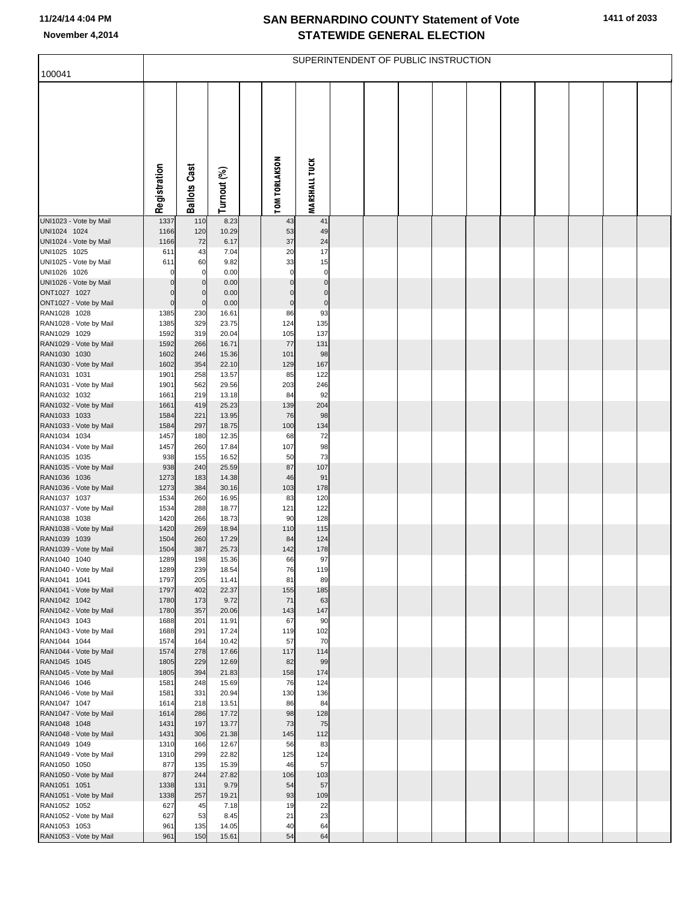# SAN BERNARDINO COUNTY Statement of Vote
# STATEWIDE GENERAL ELECTION

November 4,2014

## SUPERINTENDENT OF PUBLIC INSTRUCTION

100041

| | Registration | Ballots Cast | Turnout (%) | | TOM TORLAKSON | MARSHALL TUCK |
|---|---|---|---|---|---|---|
| UNI1023 - Vote by Mail | 1337 | 110 | 8.23 | | 43 | 41 |
| UNI1024 1024 | 1166 | 120 | 10.29 | | 53 | 49 |
| UNI1024 - Vote by Mail | 1166 | 72 | 6.17 | | 37 | 24 |
| UNI1025 1025 | 611 | 43 | 7.04 | | 20 | 17 |
| UNI1025 - Vote by Mail | 611 | 60 | 9.82 | | 33 | 15 |
| UNI1026 1026 | 0 | 0 | 0.00 | | 0 | 0 |
| UNI1026 - Vote by Mail | 0 | 0 | 0.00 | | 0 | 0 |
| ONT1027 1027 | 0 | 0 | 0.00 | | 0 | 0 |
| ONT1027 - Vote by Mail | 0 | 0 | 0.00 | | 0 | 0 |
| RAN1028 1028 | 1385 | 230 | 16.61 | | 86 | 93 |
| RAN1028 - Vote by Mail | 1385 | 329 | 23.75 | | 124 | 135 |
| RAN1029 1029 | 1592 | 319 | 20.04 | | 105 | 137 |
| RAN1029 - Vote by Mail | 1592 | 266 | 16.71 | | 77 | 131 |
| RAN1030 1030 | 1602 | 246 | 15.36 | | 101 | 98 |
| RAN1030 - Vote by Mail | 1602 | 354 | 22.10 | | 129 | 167 |
| RAN1031 1031 | 1901 | 258 | 13.57 | | 85 | 122 |
| RAN1031 - Vote by Mail | 1901 | 562 | 29.56 | | 203 | 246 |
| RAN1032 1032 | 1661 | 219 | 13.18 | | 84 | 92 |
| RAN1032 - Vote by Mail | 1661 | 419 | 25.23 | | 139 | 204 |
| RAN1033 1033 | 1584 | 221 | 13.95 | | 76 | 98 |
| RAN1033 - Vote by Mail | 1584 | 297 | 18.75 | | 100 | 134 |
| RAN1034 1034 | 1457 | 180 | 12.35 | | 68 | 72 |
| RAN1034 - Vote by Mail | 1457 | 260 | 17.84 | | 107 | 98 |
| RAN1035 1035 | 938 | 155 | 16.52 | | 50 | 73 |
| RAN1035 - Vote by Mail | 938 | 240 | 25.59 | | 87 | 107 |
| RAN1036 1036 | 1273 | 183 | 14.38 | | 46 | 91 |
| RAN1036 - Vote by Mail | 1273 | 384 | 30.16 | | 103 | 178 |
| RAN1037 1037 | 1534 | 260 | 16.95 | | 83 | 120 |
| RAN1037 - Vote by Mail | 1534 | 288 | 18.77 | | 121 | 122 |
| RAN1038 1038 | 1420 | 266 | 18.73 | | 90 | 128 |
| RAN1038 - Vote by Mail | 1420 | 269 | 18.94 | | 110 | 115 |
| RAN1039 1039 | 1504 | 260 | 17.29 | | 84 | 124 |
| RAN1039 - Vote by Mail | 1504 | 387 | 25.73 | | 142 | 178 |
| RAN1040 1040 | 1289 | 198 | 15.36 | | 66 | 97 |
| RAN1040 - Vote by Mail | 1289 | 239 | 18.54 | | 76 | 119 |
| RAN1041 1041 | 1797 | 205 | 11.41 | | 81 | 89 |
| RAN1041 - Vote by Mail | 1797 | 402 | 22.37 | | 155 | 185 |
| RAN1042 1042 | 1780 | 173 | 9.72 | | 71 | 63 |
| RAN1042 - Vote by Mail | 1780 | 357 | 20.06 | | 143 | 147 |
| RAN1043 1043 | 1688 | 201 | 11.91 | | 67 | 90 |
| RAN1043 - Vote by Mail | 1688 | 291 | 17.24 | | 119 | 102 |
| RAN1044 1044 | 1574 | 164 | 10.42 | | 57 | 70 |
| RAN1044 - Vote by Mail | 1574 | 278 | 17.66 | | 117 | 114 |
| RAN1045 1045 | 1805 | 229 | 12.69 | | 82 | 99 |
| RAN1045 - Vote by Mail | 1805 | 394 | 21.83 | | 158 | 174 |
| RAN1046 1046 | 1581 | 248 | 15.69 | | 76 | 124 |
| RAN1046 - Vote by Mail | 1581 | 331 | 20.94 | | 130 | 136 |
| RAN1047 1047 | 1614 | 218 | 13.51 | | 86 | 84 |
| RAN1047 - Vote by Mail | 1614 | 286 | 17.72 | | 98 | 128 |
| RAN1048 1048 | 1431 | 197 | 13.77 | | 73 | 75 |
| RAN1048 - Vote by Mail | 1431 | 306 | 21.38 | | 145 | 112 |
| RAN1049 1049 | 1310 | 166 | 12.67 | | 56 | 83 |
| RAN1049 - Vote by Mail | 1310 | 299 | 22.82 | | 125 | 124 |
| RAN1050 1050 | 877 | 135 | 15.39 | | 46 | 57 |
| RAN1050 - Vote by Mail | 877 | 244 | 27.82 | | 106 | 103 |
| RAN1051 1051 | 1338 | 131 | 9.79 | | 54 | 57 |
| RAN1051 - Vote by Mail | 1338 | 257 | 19.21 | | 93 | 109 |
| RAN1052 1052 | 627 | 45 | 7.18 | | 19 | 22 |
| RAN1052 - Vote by Mail | 627 | 53 | 8.45 | | 21 | 23 |
| RAN1053 1053 | 961 | 135 | 14.05 | | 40 | 64 |
| RAN1053 - Vote by Mail | 961 | 150 | 15.61 | | 54 | 64 |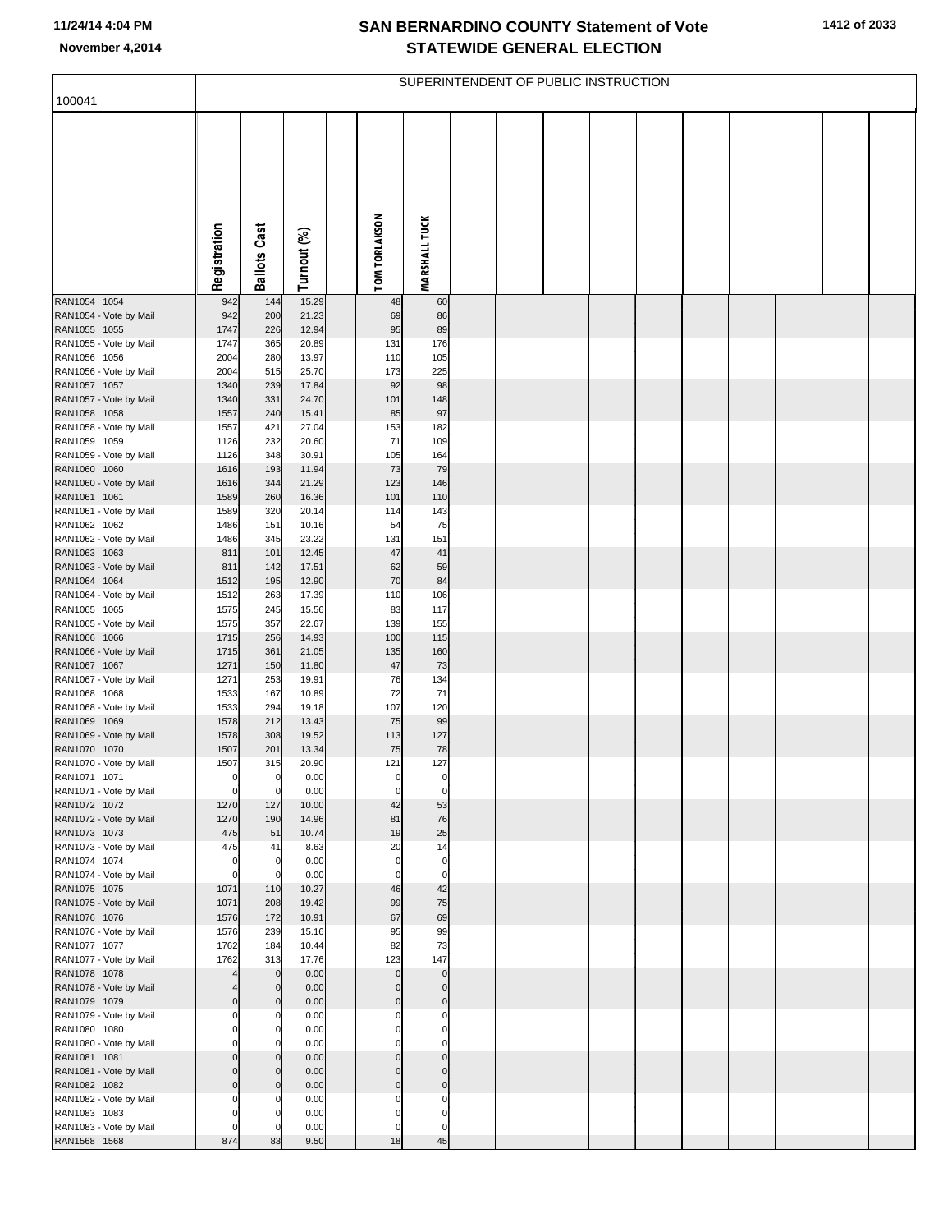# SAN BERNARDINO COUNTY Statement of Vote
# STATEWIDE GENERAL ELECTION

11/24/14 4:04 PM
November 4,2014

SUPERINTENDENT OF PUBLIC INSTRUCTION

| 100041 | Registration | Ballots Cast | Turnout (%) | | TOM TORLAKSON | MARSHALL TUCK |
|---|---|---|---|---|---|---|
| RAN1054 1054 | 942 | 144 | 15.29 | | 48 | 60 |
| RAN1054 - Vote by Mail | 942 | 200 | 21.23 | | 69 | 86 |
| RAN1055 1055 | 1747 | 226 | 12.94 | | 95 | 89 |
| RAN1055 - Vote by Mail | 1747 | 365 | 20.89 | | 131 | 176 |
| RAN1056 1056 | 2004 | 280 | 13.97 | | 110 | 105 |
| RAN1056 - Vote by Mail | 2004 | 515 | 25.70 | | 173 | 225 |
| RAN1057 1057 | 1340 | 239 | 17.84 | | 92 | 98 |
| RAN1057 - Vote by Mail | 1340 | 331 | 24.70 | | 101 | 148 |
| RAN1058 1058 | 1557 | 240 | 15.41 | | 85 | 97 |
| RAN1058 - Vote by Mail | 1557 | 421 | 27.04 | | 153 | 182 |
| RAN1059 1059 | 1126 | 232 | 20.60 | | 71 | 109 |
| RAN1059 - Vote by Mail | 1126 | 348 | 30.91 | | 105 | 164 |
| RAN1060 1060 | 1616 | 193 | 11.94 | | 73 | 79 |
| RAN1060 - Vote by Mail | 1616 | 344 | 21.29 | | 123 | 146 |
| RAN1061 1061 | 1589 | 260 | 16.36 | | 101 | 110 |
| RAN1061 - Vote by Mail | 1589 | 320 | 20.14 | | 114 | 143 |
| RAN1062 1062 | 1486 | 151 | 10.16 | | 54 | 75 |
| RAN1062 - Vote by Mail | 1486 | 345 | 23.22 | | 131 | 151 |
| RAN1063 1063 | 811 | 101 | 12.45 | | 47 | 41 |
| RAN1063 - Vote by Mail | 811 | 142 | 17.51 | | 62 | 59 |
| RAN1064 1064 | 1512 | 195 | 12.90 | | 70 | 84 |
| RAN1064 - Vote by Mail | 1512 | 263 | 17.39 | | 110 | 106 |
| RAN1065 1065 | 1575 | 245 | 15.56 | | 83 | 117 |
| RAN1065 - Vote by Mail | 1575 | 357 | 22.67 | | 139 | 155 |
| RAN1066 1066 | 1715 | 256 | 14.93 | | 100 | 115 |
| RAN1066 - Vote by Mail | 1715 | 361 | 21.05 | | 135 | 160 |
| RAN1067 1067 | 1271 | 150 | 11.80 | | 47 | 73 |
| RAN1067 - Vote by Mail | 1271 | 253 | 19.91 | | 76 | 134 |
| RAN1068 1068 | 1533 | 167 | 10.89 | | 72 | 71 |
| RAN1068 - Vote by Mail | 1533 | 294 | 19.18 | | 107 | 120 |
| RAN1069 1069 | 1578 | 212 | 13.43 | | 75 | 99 |
| RAN1069 - Vote by Mail | 1578 | 308 | 19.52 | | 113 | 127 |
| RAN1070 1070 | 1507 | 201 | 13.34 | | 75 | 78 |
| RAN1070 - Vote by Mail | 1507 | 315 | 20.90 | | 121 | 127 |
| RAN1071 1071 | 0 | 0 | 0.00 | | 0 | 0 |
| RAN1071 - Vote by Mail | 0 | 0 | 0.00 | | 0 | 0 |
| RAN1072 1072 | 1270 | 127 | 10.00 | | 42 | 53 |
| RAN1072 - Vote by Mail | 1270 | 190 | 14.96 | | 81 | 76 |
| RAN1073 1073 | 475 | 51 | 10.74 | | 19 | 25 |
| RAN1073 - Vote by Mail | 475 | 41 | 8.63 | | 20 | 14 |
| RAN1074 1074 | 0 | 0 | 0.00 | | 0 | 0 |
| RAN1074 - Vote by Mail | 0 | 0 | 0.00 | | 0 | 0 |
| RAN1075 1075 | 1071 | 110 | 10.27 | | 46 | 42 |
| RAN1075 - Vote by Mail | 1071 | 208 | 19.42 | | 99 | 75 |
| RAN1076 1076 | 1576 | 172 | 10.91 | | 67 | 69 |
| RAN1076 - Vote by Mail | 1576 | 239 | 15.16 | | 95 | 99 |
| RAN1077 1077 | 1762 | 184 | 10.44 | | 82 | 73 |
| RAN1077 - Vote by Mail | 1762 | 313 | 17.76 | | 123 | 147 |
| RAN1078 1078 | 4 | 0 | 0.00 | | 0 | 0 |
| RAN1078 - Vote by Mail | 4 | 0 | 0.00 | | 0 | 0 |
| RAN1079 1079 | 0 | 0 | 0.00 | | 0 | 0 |
| RAN1079 - Vote by Mail | 0 | 0 | 0.00 | | 0 | 0 |
| RAN1080 1080 | 0 | 0 | 0.00 | | 0 | 0 |
| RAN1080 - Vote by Mail | 0 | 0 | 0.00 | | 0 | 0 |
| RAN1081 1081 | 0 | 0 | 0.00 | | 0 | 0 |
| RAN1081 - Vote by Mail | 0 | 0 | 0.00 | | 0 | 0 |
| RAN1082 1082 | 0 | 0 | 0.00 | | 0 | 0 |
| RAN1082 - Vote by Mail | 0 | 0 | 0.00 | | 0 | 0 |
| RAN1083 1083 | 0 | 0 | 0.00 | | 0 | 0 |
| RAN1083 - Vote by Mail | 0 | 0 | 0.00 | | 0 | 0 |
| RAN1568 1568 | 874 | 83 | 9.50 | | 18 | 45 |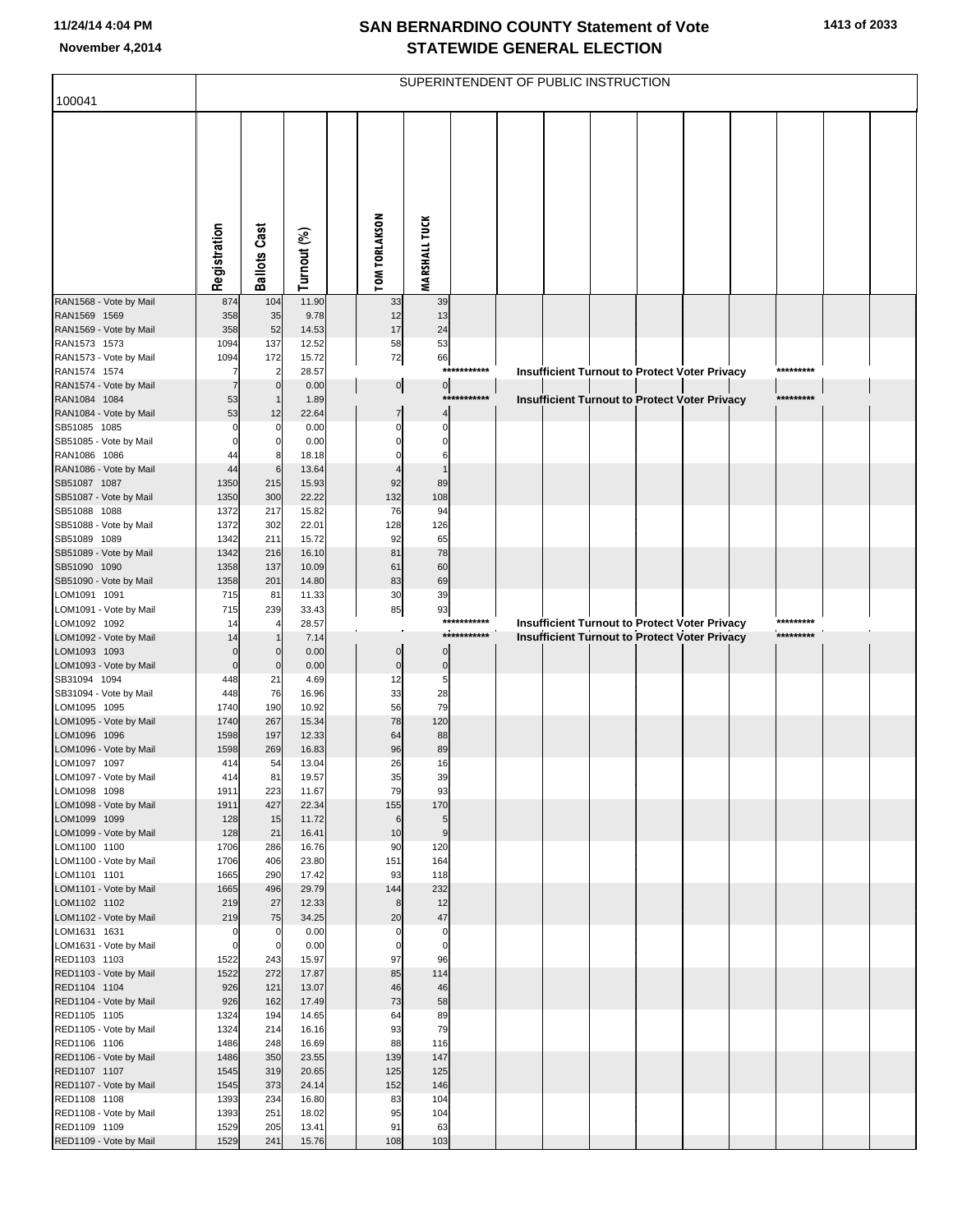# SAN BERNARDINO COUNTY Statement of Vote
## STATEWIDE GENERAL ELECTION

November 4,2014

SUPERINTENDENT OF PUBLIC INSTRUCTION

100041

| | Registration | Ballots Cast | Turnout (%) | TOM TORLAKSON | MARSHALL TUCK |
|---|---|---|---|---|---|
| RAN1568 - Vote by Mail | 874 | 104 | 11.90 | 33 | 39 |
| RAN1569 1569 | 358 | 35 | 9.78 | 12 | 13 |
| RAN1569 - Vote by Mail | 358 | 52 | 14.53 | 17 | 24 |
| RAN1573 1573 | 1094 | 137 | 12.52 | 58 | 53 |
| RAN1573 - Vote by Mail | 1094 | 172 | 15.72 | 72 | 66 |
| RAN1574 1574 | 7 | 2 | 28.57 | *********** Insufficient Turnout to Protect Voter Privacy ********* | |
| RAN1574 - Vote by Mail | 7 | 0 | 0.00 | 0 | 0 |
| RAN1084 1084 | 53 | 1 | 1.89 | *********** Insufficient Turnout to Protect Voter Privacy ********* | |
| RAN1084 - Vote by Mail | 53 | 12 | 22.64 | 7 | 4 |
| SB51085 1085 | 0 | 0 | 0.00 | 0 | 0 |
| SB51085 - Vote by Mail | 0 | 0 | 0.00 | 0 | 0 |
| RAN1086 1086 | 44 | 8 | 18.18 | 0 | 6 |
| RAN1086 - Vote by Mail | 44 | 6 | 13.64 | 4 | 1 |
| SB51087 1087 | 1350 | 215 | 15.93 | 92 | 89 |
| SB51087 - Vote by Mail | 1350 | 300 | 22.22 | 132 | 108 |
| SB51088 1088 | 1372 | 217 | 15.82 | 76 | 94 |
| SB51088 - Vote by Mail | 1372 | 302 | 22.01 | 128 | 126 |
| SB51089 1089 | 1342 | 211 | 15.72 | 92 | 65 |
| SB51089 - Vote by Mail | 1342 | 216 | 16.10 | 81 | 78 |
| SB51090 1090 | 1358 | 137 | 10.09 | 61 | 60 |
| SB51090 - Vote by Mail | 1358 | 201 | 14.80 | 83 | 69 |
| LOM1091 1091 | 715 | 81 | 11.33 | 30 | 39 |
| LOM1091 - Vote by Mail | 715 | 239 | 33.43 | 85 | 93 |
| LOM1092 1092 | 14 | 4 | 28.57 | *********** Insufficient Turnout to Protect Voter Privacy ********* | |
| LOM1092 - Vote by Mail | 14 | 1 | 7.14 | *********** Insufficient Turnout to Protect Voter Privacy ********* | |
| LOM1093 1093 | 0 | 0 | 0.00 | 0 | 0 |
| LOM1093 - Vote by Mail | 0 | 0 | 0.00 | 0 | 0 |
| SB31094 1094 | 448 | 21 | 4.69 | 12 | 5 |
| SB31094 - Vote by Mail | 448 | 76 | 16.96 | 33 | 28 |
| LOM1095 1095 | 1740 | 190 | 10.92 | 56 | 79 |
| LOM1095 - Vote by Mail | 1740 | 267 | 15.34 | 78 | 120 |
| LOM1096 1096 | 1598 | 197 | 12.33 | 64 | 88 |
| LOM1096 - Vote by Mail | 1598 | 269 | 16.83 | 96 | 89 |
| LOM1097 1097 | 414 | 54 | 13.04 | 26 | 16 |
| LOM1097 - Vote by Mail | 414 | 81 | 19.57 | 35 | 39 |
| LOM1098 1098 | 1911 | 223 | 11.67 | 79 | 93 |
| LOM1098 - Vote by Mail | 1911 | 427 | 22.34 | 155 | 170 |
| LOM1099 1099 | 128 | 15 | 11.72 | 6 | 5 |
| LOM1099 - Vote by Mail | 128 | 21 | 16.41 | 10 | 9 |
| LOM1100 1100 | 1706 | 286 | 16.76 | 90 | 120 |
| LOM1100 - Vote by Mail | 1706 | 406 | 23.80 | 151 | 164 |
| LOM1101 1101 | 1665 | 290 | 17.42 | 93 | 118 |
| LOM1101 - Vote by Mail | 1665 | 496 | 29.79 | 144 | 232 |
| LOM1102 1102 | 219 | 27 | 12.33 | 8 | 12 |
| LOM1102 - Vote by Mail | 219 | 75 | 34.25 | 20 | 47 |
| LOM1631 1631 | 0 | 0 | 0.00 | 0 | 0 |
| LOM1631 - Vote by Mail | 0 | 0 | 0.00 | 0 | 0 |
| RED1103 1103 | 1522 | 243 | 15.97 | 97 | 96 |
| RED1103 - Vote by Mail | 1522 | 272 | 17.87 | 85 | 114 |
| RED1104 1104 | 926 | 121 | 13.07 | 46 | 46 |
| RED1104 - Vote by Mail | 926 | 162 | 17.49 | 73 | 58 |
| RED1105 1105 | 1324 | 194 | 14.65 | 64 | 89 |
| RED1105 - Vote by Mail | 1324 | 214 | 16.16 | 93 | 79 |
| RED1106 1106 | 1486 | 248 | 16.69 | 88 | 116 |
| RED1106 - Vote by Mail | 1486 | 350 | 23.55 | 139 | 147 |
| RED1107 1107 | 1545 | 319 | 20.65 | 125 | 125 |
| RED1107 - Vote by Mail | 1545 | 373 | 24.14 | 152 | 146 |
| RED1108 1108 | 1393 | 234 | 16.80 | 83 | 104 |
| RED1108 - Vote by Mail | 1393 | 251 | 18.02 | 95 | 104 |
| RED1109 1109 | 1529 | 205 | 13.41 | 91 | 63 |
| RED1109 - Vote by Mail | 1529 | 241 | 15.76 | 108 | 103 |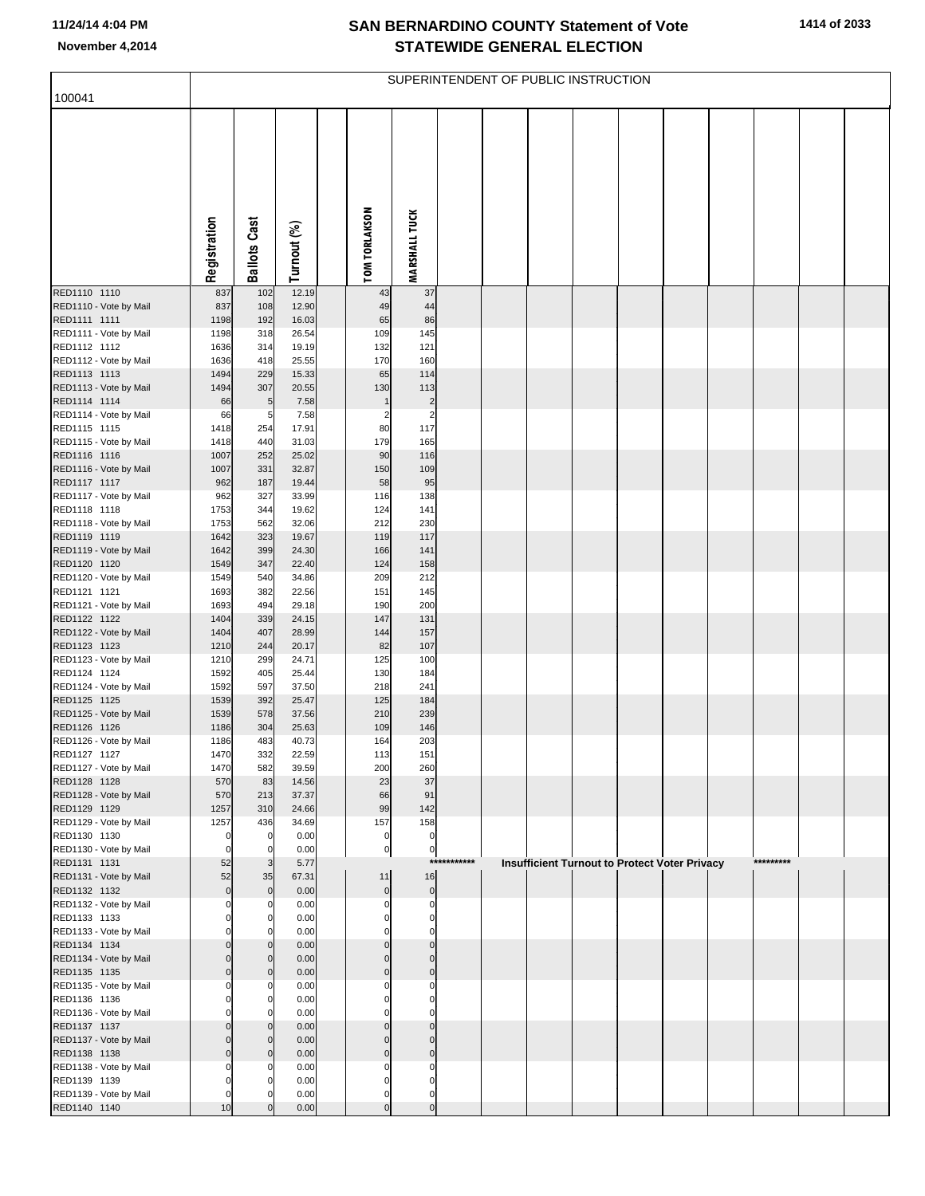# SAN BERNARDINO COUNTY Statement of Vote
## STATEWIDE GENERAL ELECTION

November 4,2014

SUPERINTENDENT OF PUBLIC INSTRUCTION

| 100041 | Registration | Ballots Cast | Turnout (%) | | TOM TORLAKSON | MARSHALL TUCK |
|---|---|---|---|---|---|---|
| RED1110 1110 | 837 | 102 | 12.19 | | 43 | 37 |
| RED1110 - Vote by Mail | 837 | 108 | 12.90 | | 49 | 44 |
| RED1111 1111 | 1198 | 192 | 16.03 | | 65 | 86 |
| RED1111 - Vote by Mail | 1198 | 318 | 26.54 | | 109 | 145 |
| RED1112 1112 | 1636 | 314 | 19.19 | | 132 | 121 |
| RED1112 - Vote by Mail | 1636 | 418 | 25.55 | | 170 | 160 |
| RED1113 1113 | 1494 | 229 | 15.33 | | 65 | 114 |
| RED1113 - Vote by Mail | 1494 | 307 | 20.55 | | 130 | 113 |
| RED1114 1114 | 66 | 5 | 7.58 | | 1 | 2 |
| RED1114 - Vote by Mail | 66 | 5 | 7.58 | | 2 | 2 |
| RED1115 1115 | 1418 | 254 | 17.91 | | 80 | 117 |
| RED1115 - Vote by Mail | 1418 | 440 | 31.03 | | 179 | 165 |
| RED1116 1116 | 1007 | 252 | 25.02 | | 90 | 116 |
| RED1116 - Vote by Mail | 1007 | 331 | 32.87 | | 150 | 109 |
| RED1117 1117 | 962 | 187 | 19.44 | | 58 | 95 |
| RED1117 - Vote by Mail | 962 | 327 | 33.99 | | 116 | 138 |
| RED1118 1118 | 1753 | 344 | 19.62 | | 124 | 141 |
| RED1118 - Vote by Mail | 1753 | 562 | 32.06 | | 212 | 230 |
| RED1119 1119 | 1642 | 323 | 19.67 | | 119 | 117 |
| RED1119 - Vote by Mail | 1642 | 399 | 24.30 | | 166 | 141 |
| RED1120 1120 | 1549 | 347 | 22.40 | | 124 | 158 |
| RED1120 - Vote by Mail | 1549 | 540 | 34.86 | | 209 | 212 |
| RED1121 1121 | 1693 | 382 | 22.56 | | 151 | 145 |
| RED1121 - Vote by Mail | 1693 | 494 | 29.18 | | 190 | 200 |
| RED1122 1122 | 1404 | 339 | 24.15 | | 147 | 131 |
| RED1122 - Vote by Mail | 1404 | 407 | 28.99 | | 144 | 157 |
| RED1123 1123 | 1210 | 244 | 20.17 | | 82 | 107 |
| RED1123 - Vote by Mail | 1210 | 299 | 24.71 | | 125 | 100 |
| RED1124 1124 | 1592 | 405 | 25.44 | | 130 | 184 |
| RED1124 - Vote by Mail | 1592 | 597 | 37.50 | | 218 | 241 |
| RED1125 1125 | 1539 | 392 | 25.47 | | 125 | 184 |
| RED1125 - Vote by Mail | 1539 | 578 | 37.56 | | 210 | 239 |
| RED1126 1126 | 1186 | 304 | 25.63 | | 109 | 146 |
| RED1126 - Vote by Mail | 1186 | 483 | 40.73 | | 164 | 203 |
| RED1127 1127 | 1470 | 332 | 22.59 | | 113 | 151 |
| RED1127 - Vote by Mail | 1470 | 582 | 39.59 | | 200 | 260 |
| RED1128 1128 | 570 | 83 | 14.56 | | 23 | 37 |
| RED1128 - Vote by Mail | 570 | 213 | 37.37 | | 66 | 91 |
| RED1129 1129 | 1257 | 310 | 24.66 | | 99 | 142 |
| RED1129 - Vote by Mail | 1257 | 436 | 34.69 | | 157 | 158 |
| RED1130 1130 | 0 | 0 | 0.00 | | 0 | 0 |
| RED1130 - Vote by Mail | 0 | 0 | 0.00 | | 0 | 0 |
| RED1131 1131 | 52 | 3 | 5.77 | | *********** Insufficient Turnout to Protect Voter Privacy ********* | |
| RED1131 - Vote by Mail | 52 | 35 | 67.31 | | 11 | 16 |
| RED1132 1132 | 0 | 0 | 0.00 | | 0 | 0 |
| RED1132 - Vote by Mail | 0 | 0 | 0.00 | | 0 | 0 |
| RED1133 1133 | 0 | 0 | 0.00 | | 0 | 0 |
| RED1133 - Vote by Mail | 0 | 0 | 0.00 | | 0 | 0 |
| RED1134 1134 | 0 | 0 | 0.00 | | 0 | 0 |
| RED1134 - Vote by Mail | 0 | 0 | 0.00 | | 0 | 0 |
| RED1135 1135 | 0 | 0 | 0.00 | | 0 | 0 |
| RED1135 - Vote by Mail | 0 | 0 | 0.00 | | 0 | 0 |
| RED1136 1136 | 0 | 0 | 0.00 | | 0 | 0 |
| RED1136 - Vote by Mail | 0 | 0 | 0.00 | | 0 | 0 |
| RED1137 1137 | 0 | 0 | 0.00 | | 0 | 0 |
| RED1137 - Vote by Mail | 0 | 0 | 0.00 | | 0 | 0 |
| RED1138 1138 | 0 | 0 | 0.00 | | 0 | 0 |
| RED1138 - Vote by Mail | 0 | 0 | 0.00 | | 0 | 0 |
| RED1139 1139 | 0 | 0 | 0.00 | | 0 | 0 |
| RED1139 - Vote by Mail | 0 | 0 | 0.00 | | 0 | 0 |
| RED1140 1140 | 10 | 0 | 0.00 | | 0 | 0 |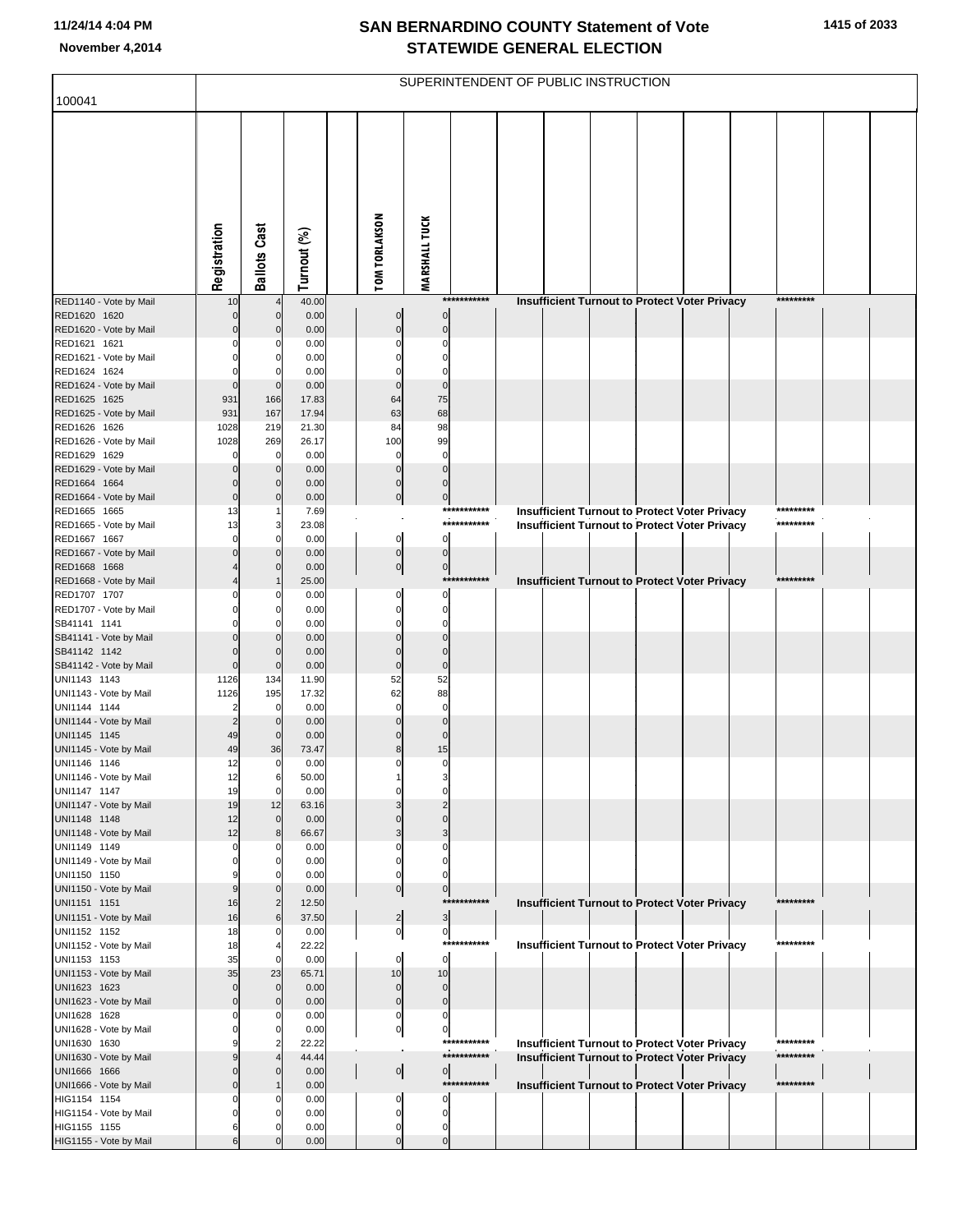# SAN BERNARDINO COUNTY Statement of Vote
## STATEWIDE GENERAL ELECTION

November 4,2014

SUPERINTENDENT OF PUBLIC INSTRUCTION

100041

| | Registration | Ballots Cast | Turnout (%) | TOM TORLAKSON | MARSHALL TUCK | |
|---|---|---|---|---|---|---|
| RED1140 - Vote by Mail | 10 | 4 | 40.00 | | *********** | Insufficient Turnout to Protect Voter Privacy ********* |
| RED1620 1620 | 0 | 0 | 0.00 | 0 | 0 | |
| RED1620 - Vote by Mail | 0 | 0 | 0.00 | 0 | 0 | |
| RED1621 1621 | 0 | 0 | 0.00 | 0 | 0 | |
| RED1621 - Vote by Mail | 0 | 0 | 0.00 | 0 | 0 | |
| RED1624 1624 | 0 | 0 | 0.00 | 0 | 0 | |
| RED1624 - Vote by Mail | 0 | 0 | 0.00 | 0 | 0 | |
| RED1625 1625 | 931 | 166 | 17.83 | 64 | 75 | |
| RED1625 - Vote by Mail | 931 | 167 | 17.94 | 63 | 68 | |
| RED1626 1626 | 1028 | 219 | 21.30 | 84 | 98 | |
| RED1626 - Vote by Mail | 1028 | 269 | 26.17 | 100 | 99 | |
| RED1629 1629 | 0 | 0 | 0.00 | 0 | 0 | |
| RED1629 - Vote by Mail | 0 | 0 | 0.00 | 0 | 0 | |
| RED1664 1664 | 0 | 0 | 0.00 | 0 | 0 | |
| RED1664 - Vote by Mail | 0 | 0 | 0.00 | 0 | 0 | |
| RED1665 1665 | 13 | 1 | 7.69 | | *********** | Insufficient Turnout to Protect Voter Privacy ********* |
| RED1665 - Vote by Mail | 13 | 3 | 23.08 | | *********** | Insufficient Turnout to Protect Voter Privacy ********* |
| RED1667 1667 | 0 | 0 | 0.00 | 0 | 0 | |
| RED1667 - Vote by Mail | 0 | 0 | 0.00 | 0 | 0 | |
| RED1668 1668 | 4 | 0 | 0.00 | 0 | 0 | |
| RED1668 - Vote by Mail | 4 | 1 | 25.00 | | *********** | Insufficient Turnout to Protect Voter Privacy ********* |
| RED1707 1707 | 0 | 0 | 0.00 | 0 | 0 | |
| RED1707 - Vote by Mail | 0 | 0 | 0.00 | 0 | 0 | |
| SB41141 1141 | 0 | 0 | 0.00 | 0 | 0 | |
| SB41141 - Vote by Mail | 0 | 0 | 0.00 | 0 | 0 | |
| SB41142 1142 | 0 | 0 | 0.00 | 0 | 0 | |
| SB41142 - Vote by Mail | 0 | 0 | 0.00 | 0 | 0 | |
| UNI1143 1143 | 1126 | 134 | 11.90 | 52 | 52 | |
| UNI1143 - Vote by Mail | 1126 | 195 | 17.32 | 62 | 88 | |
| UNI1144 1144 | 2 | 0 | 0.00 | 0 | 0 | |
| UNI1144 - Vote by Mail | 2 | 0 | 0.00 | 0 | 0 | |
| UNI1145 1145 | 49 | 0 | 0.00 | 0 | 0 | |
| UNI1145 - Vote by Mail | 49 | 36 | 73.47 | 8 | 15 | |
| UNI1146 1146 | 12 | 0 | 0.00 | 0 | 0 | |
| UNI1146 - Vote by Mail | 12 | 6 | 50.00 | 1 | 3 | |
| UNI1147 1147 | 19 | 0 | 0.00 | 0 | 0 | |
| UNI1147 - Vote by Mail | 19 | 12 | 63.16 | 3 | 2 | |
| UNI1148 1148 | 12 | 0 | 0.00 | 0 | 0 | |
| UNI1148 - Vote by Mail | 12 | 8 | 66.67 | 3 | 3 | |
| UNI1149 1149 | 0 | 0 | 0.00 | 0 | 0 | |
| UNI1149 - Vote by Mail | 0 | 0 | 0.00 | 0 | 0 | |
| UNI1150 1150 | 9 | 0 | 0.00 | 0 | 0 | |
| UNI1150 - Vote by Mail | 9 | 0 | 0.00 | 0 | 0 | |
| UNI1151 1151 | 16 | 2 | 12.50 | | *********** | Insufficient Turnout to Protect Voter Privacy ********* |
| UNI1151 - Vote by Mail | 16 | 6 | 37.50 | 2 | 3 | |
| UNI1152 1152 | 18 | 0 | 0.00 | 0 | 0 | |
| UNI1152 - Vote by Mail | 18 | 4 | 22.22 | | *********** | Insufficient Turnout to Protect Voter Privacy ********* |
| UNI1153 1153 | 35 | 0 | 0.00 | 0 | 0 | |
| UNI1153 - Vote by Mail | 35 | 23 | 65.71 | 10 | 10 | |
| UNI1623 1623 | 0 | 0 | 0.00 | 0 | 0 | |
| UNI1623 - Vote by Mail | 0 | 0 | 0.00 | 0 | 0 | |
| UNI1628 1628 | 0 | 0 | 0.00 | 0 | 0 | |
| UNI1628 - Vote by Mail | 0 | 0 | 0.00 | 0 | 0 | |
| UNI1630 1630 | 9 | 2 | 22.22 | | *********** | Insufficient Turnout to Protect Voter Privacy ********* |
| UNI1630 - Vote by Mail | 9 | 4 | 44.44 | | *********** | Insufficient Turnout to Protect Voter Privacy ********* |
| UNI1666 1666 | 0 | 0 | 0.00 | 0 | 0 | |
| UNI1666 - Vote by Mail | 0 | 1 | 0.00 | | *********** | Insufficient Turnout to Protect Voter Privacy ********* |
| HIG1154 1154 | 0 | 0 | 0.00 | 0 | 0 | |
| HIG1154 - Vote by Mail | 0 | 0 | 0.00 | 0 | 0 | |
| HIG1155 1155 | 6 | 0 | 0.00 | 0 | 0 | |
| HIG1155 - Vote by Mail | 6 | 0 | 0.00 | 0 | 0 | |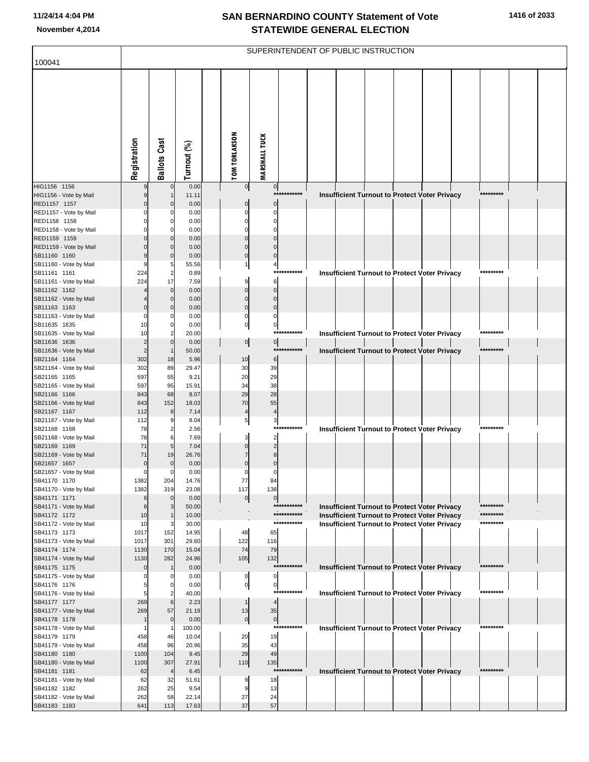# SAN BERNARDINO COUNTY Statement of Vote
## STATEWIDE GENERAL ELECTION

November 4,2014

SUPERINTENDENT OF PUBLIC INSTRUCTION

100041

| | Registration | Ballots Cast | Turnout (%) | TOM TORLAKSON | MARSHALL TUCK | |
|---|---|---|---|---|---|---|
| HIG1156 1156 | 9 | 0 | 0.00 | 0 | 0 | |
| HIG1156 - Vote by Mail | 9 | 1 | 11.11 | | *********** | Insufficient Turnout to Protect Voter Privacy ********* |
| RED1157 1157 | 0 | 0 | 0.00 | 0 | 0 | |
| RED1157 - Vote by Mail | 0 | 0 | 0.00 | 0 | 0 | |
| RED1158 1158 | 0 | 0 | 0.00 | 0 | 0 | |
| RED1158 - Vote by Mail | 0 | 0 | 0.00 | 0 | 0 | |
| RED1159 1159 | 0 | 0 | 0.00 | 0 | 0 | |
| RED1159 - Vote by Mail | 0 | 0 | 0.00 | 0 | 0 | |
| SB11160 1160 | 9 | 0 | 0.00 | 0 | 0 | |
| SB11160 - Vote by Mail | 9 | 5 | 55.56 | 1 | 4 | |
| SB11161 1161 | 224 | 2 | 0.89 | | *********** | Insufficient Turnout to Protect Voter Privacy ********* |
| SB11161 - Vote by Mail | 224 | 17 | 7.59 | 9 | 6 | |
| SB11162 1162 | 4 | 0 | 0.00 | 0 | 0 | |
| SB11162 - Vote by Mail | 4 | 0 | 0.00 | 0 | 0 | |
| SB11163 1163 | 0 | 0 | 0.00 | 0 | 0 | |
| SB11163 - Vote by Mail | 0 | 0 | 0.00 | 0 | 0 | |
| SB11635 1635 | 10 | 0 | 0.00 | 0 | 0 | |
| SB11635 - Vote by Mail | 10 | 2 | 20.00 | | *********** | Insufficient Turnout to Protect Voter Privacy ********* |
| SB11636 1636 | 2 | 0 | 0.00 | 0 | 0 | |
| SB11636 - Vote by Mail | 2 | 1 | 50.00 | | *********** | Insufficient Turnout to Protect Voter Privacy ********* |
| SB21164 1164 | 302 | 18 | 5.96 | 10 | 6 | |
| SB21164 - Vote by Mail | 302 | 89 | 29.47 | 30 | 39 | |
| SB21165 1165 | 597 | 55 | 9.21 | 20 | 29 | |
| SB21165 - Vote by Mail | 597 | 95 | 15.91 | 34 | 38 | |
| SB21166 1166 | 843 | 68 | 8.07 | 29 | 28 | |
| SB21166 - Vote by Mail | 843 | 152 | 18.03 | 70 | 55 | |
| SB21167 1167 | 112 | 8 | 7.14 | 4 | 4 | |
| SB21167 - Vote by Mail | 112 | 9 | 8.04 | 5 | 3 | |
| SB21168 1168 | 78 | 2 | 2.56 | | *********** | Insufficient Turnout to Protect Voter Privacy ********* |
| SB21168 - Vote by Mail | 78 | 6 | 7.69 | 3 | 2 | |
| SB21169 1169 | 71 | 5 | 7.04 | 0 | 2 | |
| SB21169 - Vote by Mail | 71 | 19 | 26.76 | 7 | 8 | |
| SB21657 1657 | 0 | 0 | 0.00 | 0 | 0 | |
| SB21657 - Vote by Mail | 0 | 0 | 0.00 | 0 | 0 | |
| SB41170 1170 | 1382 | 204 | 14.76 | 77 | 84 | |
| SB41170 - Vote by Mail | 1382 | 319 | 23.08 | 117 | 138 | |
| SB41171 1171 | 6 | 0 | 0.00 | 0 | 0 | |
| SB41171 - Vote by Mail | 6 | 3 | 50.00 | | *********** | Insufficient Turnout to Protect Voter Privacy ********* |
| SB41172 1172 | 10 | 1 | 10.00 | | *********** | Insufficient Turnout to Protect Voter Privacy ********* |
| SB41172 - Vote by Mail | 10 | 3 | 30.00 | | *********** | Insufficient Turnout to Protect Voter Privacy ********* |
| SB41173 1173 | 1017 | 152 | 14.95 | 48 | 65 | |
| SB41173 - Vote by Mail | 1017 | 301 | 29.60 | 122 | 116 | |
| SB41174 1174 | 1130 | 170 | 15.04 | 74 | 79 | |
| SB41174 - Vote by Mail | 1130 | 282 | 24.96 | 105 | 132 | |
| SB41175 1175 | 0 | 1 | 0.00 | | *********** | Insufficient Turnout to Protect Voter Privacy ********* |
| SB41175 - Vote by Mail | 0 | 0 | 0.00 | 0 | 0 | |
| SB41176 1176 | 5 | 0 | 0.00 | 0 | 0 | |
| SB41176 - Vote by Mail | 5 | 2 | 40.00 | | *********** | Insufficient Turnout to Protect Voter Privacy ********* |
| SB41177 1177 | 269 | 6 | 2.23 | 1 | 4 | |
| SB41177 - Vote by Mail | 269 | 57 | 21.19 | 13 | 35 | |
| SB41178 1178 | 1 | 0 | 0.00 | 0 | 0 | |
| SB41178 - Vote by Mail | 1 | 1 | 100.00 | | *********** | Insufficient Turnout to Protect Voter Privacy ********* |
| SB41179 1179 | 458 | 46 | 10.04 | 20 | 19 | |
| SB41179 - Vote by Mail | 458 | 96 | 20.96 | 35 | 43 | |
| SB41180 1180 | 1100 | 104 | 9.45 | 29 | 49 | |
| SB41180 - Vote by Mail | 1100 | 307 | 27.91 | 110 | 135 | |
| SB41181 1181 | 62 | 4 | 6.45 | | *********** | Insufficient Turnout to Protect Voter Privacy ********* |
| SB41181 - Vote by Mail | 62 | 32 | 51.61 | 9 | 18 | |
| SB41182 1182 | 262 | 25 | 9.54 | 9 | 13 | |
| SB41182 - Vote by Mail | 262 | 58 | 22.14 | 27 | 24 | |
| SB41183 1183 | 641 | 113 | 17.63 | 37 | 57 | |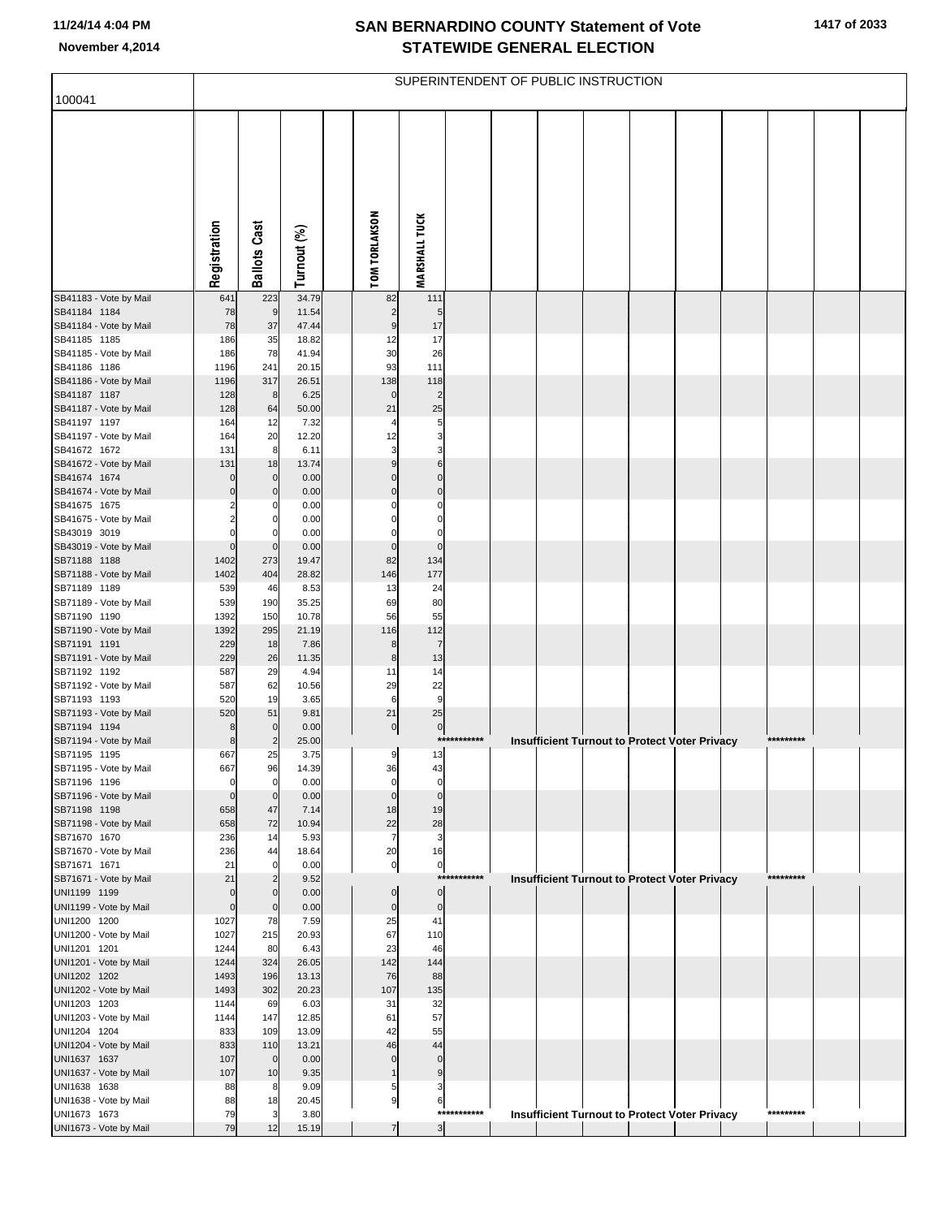# SAN BERNARDINO COUNTY Statement of Vote
# STATEWIDE GENERAL ELECTION

November 4,2014

100041

SUPERINTENDENT OF PUBLIC INSTRUCTION

| | Registration | Ballots Cast | Turnout (%) | TOM TORLAKSON | MARSHALL TUCK |
|---|---|---|---|---|---|
| SB41183 - Vote by Mail | 641 | 223 | 34.79 | 82 | 111 |
| SB41184 1184 | 78 | 9 | 11.54 | 2 | 5 |
| SB41184 - Vote by Mail | 78 | 37 | 47.44 | 9 | 17 |
| SB41185 1185 | 186 | 35 | 18.82 | 12 | 17 |
| SB41185 - Vote by Mail | 186 | 78 | 41.94 | 30 | 26 |
| SB41186 1186 | 1196 | 241 | 20.15 | 93 | 111 |
| SB41186 - Vote by Mail | 1196 | 317 | 26.51 | 138 | 118 |
| SB41187 1187 | 128 | 8 | 6.25 | 0 | 2 |
| SB41187 - Vote by Mail | 128 | 64 | 50.00 | 21 | 25 |
| SB41197 1197 | 164 | 12 | 7.32 | 4 | 5 |
| SB41197 - Vote by Mail | 164 | 20 | 12.20 | 12 | 3 |
| SB41672 1672 | 131 | 8 | 6.11 | 3 | 3 |
| SB41672 - Vote by Mail | 131 | 18 | 13.74 | 9 | 6 |
| SB41674 1674 | 0 | 0 | 0.00 | 0 | 0 |
| SB41674 - Vote by Mail | 0 | 0 | 0.00 | 0 | 0 |
| SB41675 1675 | 2 | 0 | 0.00 | 0 | 0 |
| SB41675 - Vote by Mail | 2 | 0 | 0.00 | 0 | 0 |
| SB43019 3019 | 0 | 0 | 0.00 | 0 | 0 |
| SB43019 - Vote by Mail | 0 | 0 | 0.00 | 0 | 0 |
| SB71188 1188 | 1402 | 273 | 19.47 | 82 | 134 |
| SB71188 - Vote by Mail | 1402 | 404 | 28.82 | 146 | 177 |
| SB71189 1189 | 539 | 46 | 8.53 | 13 | 24 |
| SB71189 - Vote by Mail | 539 | 190 | 35.25 | 69 | 80 |
| SB71190 1190 | 1392 | 150 | 10.78 | 56 | 55 |
| SB71190 - Vote by Mail | 1392 | 295 | 21.19 | 116 | 112 |
| SB71191 1191 | 229 | 18 | 7.86 | 8 | 7 |
| SB71191 - Vote by Mail | 229 | 26 | 11.35 | 8 | 13 |
| SB71192 1192 | 587 | 29 | 4.94 | 11 | 14 |
| SB71192 - Vote by Mail | 587 | 62 | 10.56 | 29 | 22 |
| SB71193 1193 | 520 | 19 | 3.65 | 6 | 9 |
| SB71193 - Vote by Mail | 520 | 51 | 9.81 | 21 | 25 |
| SB71194 1194 | 8 | 0 | 0.00 | 0 | 0 |
| SB71194 - Vote by Mail | 8 | 2 | 25.00 | *********** Insufficient Turnout to Protect Voter Privacy ********* | |
| SB71195 1195 | 667 | 25 | 3.75 | 9 | 13 |
| SB71195 - Vote by Mail | 667 | 96 | 14.39 | 36 | 43 |
| SB71196 1196 | 0 | 0 | 0.00 | 0 | 0 |
| SB71196 - Vote by Mail | 0 | 0 | 0.00 | 0 | 0 |
| SB71198 1198 | 658 | 47 | 7.14 | 18 | 19 |
| SB71198 - Vote by Mail | 658 | 72 | 10.94 | 22 | 28 |
| SB71670 1670 | 236 | 14 | 5.93 | 7 | 3 |
| SB71670 - Vote by Mail | 236 | 44 | 18.64 | 20 | 16 |
| SB71671 1671 | 21 | 0 | 0.00 | 0 | 0 |
| SB71671 - Vote by Mail | 21 | 2 | 9.52 | *********** Insufficient Turnout to Protect Voter Privacy ********* | |
| UNI1199 1199 | 0 | 0 | 0.00 | 0 | 0 |
| UNI1199 - Vote by Mail | 0 | 0 | 0.00 | 0 | 0 |
| UNI1200 1200 | 1027 | 78 | 7.59 | 25 | 41 |
| UNI1200 - Vote by Mail | 1027 | 215 | 20.93 | 67 | 110 |
| UNI1201 1201 | 1244 | 80 | 6.43 | 23 | 46 |
| UNI1201 - Vote by Mail | 1244 | 324 | 26.05 | 142 | 144 |
| UNI1202 1202 | 1493 | 196 | 13.13 | 76 | 88 |
| UNI1202 - Vote by Mail | 1493 | 302 | 20.23 | 107 | 135 |
| UNI1203 1203 | 1144 | 69 | 6.03 | 31 | 32 |
| UNI1203 - Vote by Mail | 1144 | 147 | 12.85 | 61 | 57 |
| UNI1204 1204 | 833 | 109 | 13.09 | 42 | 55 |
| UNI1204 - Vote by Mail | 833 | 110 | 13.21 | 46 | 44 |
| UNI1637 1637 | 107 | 0 | 0.00 | 0 | 0 |
| UNI1637 - Vote by Mail | 107 | 10 | 9.35 | 1 | 9 |
| UNI1638 1638 | 88 | 8 | 9.09 | 5 | 3 |
| UNI1638 - Vote by Mail | 88 | 18 | 20.45 | 9 | 6 |
| UNI1673 1673 | 79 | 3 | 3.80 | *********** Insufficient Turnout to Protect Voter Privacy ********* | |
| UNI1673 - Vote by Mail | 79 | 12 | 15.19 | 7 | 3 |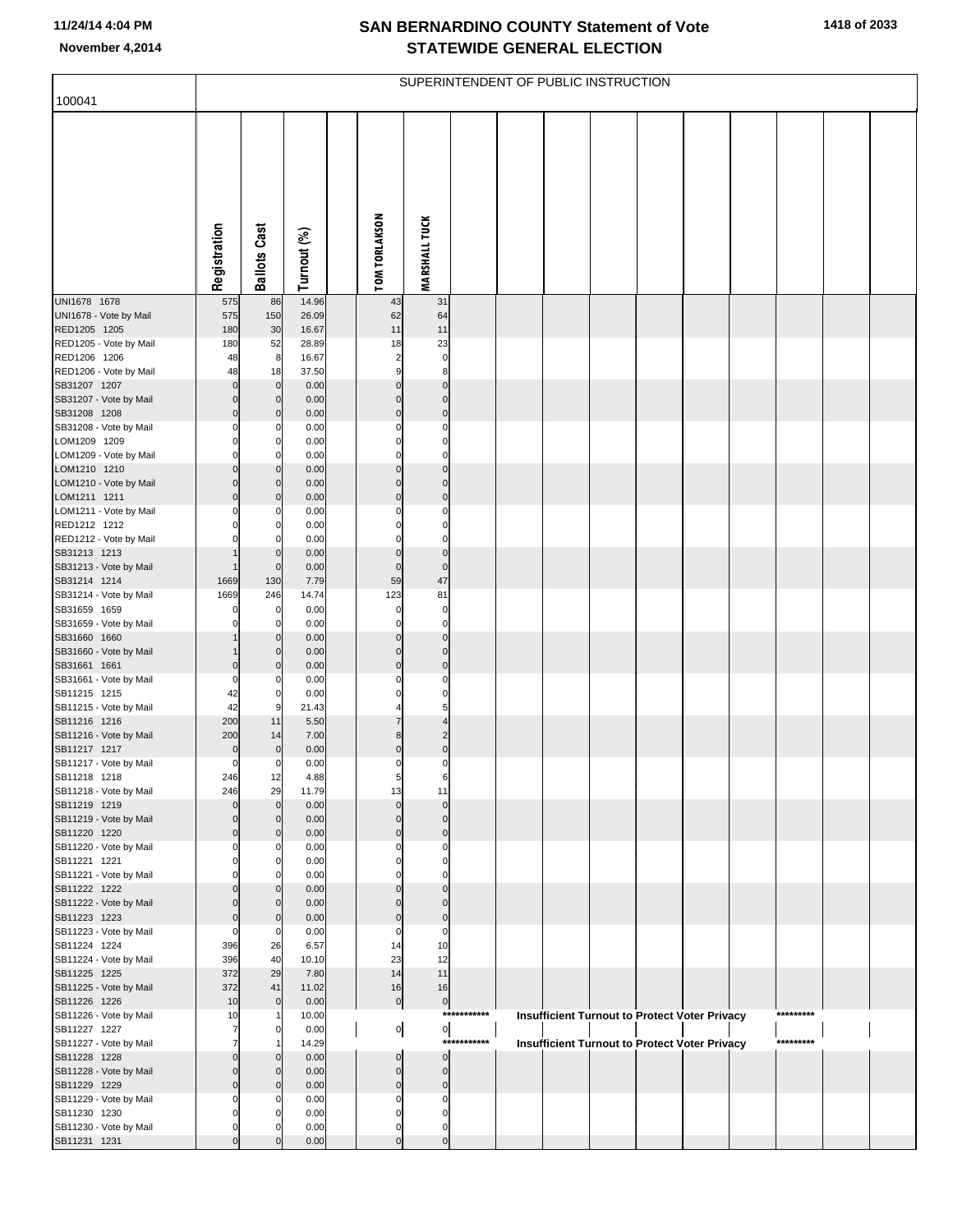# SAN BERNARDINO COUNTY Statement of Vote
## November 4,2014 STATEWIDE GENERAL ELECTION

### SUPERINTENDENT OF PUBLIC INSTRUCTION

100041

| | Registration | Ballots Cast | Turnout (%) | | TOM TORLAKSON | MARSHALL TUCK |
|---|---|---|---|---|---|---|
| UNI1678 1678 | 575 | 86 | 14.96 | | 43 | 31 |
| UNI1678 - Vote by Mail | 575 | 150 | 26.09 | | 62 | 64 |
| RED1205 1205 | 180 | 30 | 16.67 | | 11 | 11 |
| RED1205 - Vote by Mail | 180 | 52 | 28.89 | | 18 | 23 |
| RED1206 1206 | 48 | 8 | 16.67 | | 2 | 0 |
| RED1206 - Vote by Mail | 48 | 18 | 37.50 | | 9 | 8 |
| SB31207 1207 | 0 | 0 | 0.00 | | 0 | 0 |
| SB31207 - Vote by Mail | 0 | 0 | 0.00 | | 0 | 0 |
| SB31208 1208 | 0 | 0 | 0.00 | | 0 | 0 |
| SB31208 - Vote by Mail | 0 | 0 | 0.00 | | 0 | 0 |
| LOM1209 1209 | 0 | 0 | 0.00 | | 0 | 0 |
| LOM1209 - Vote by Mail | 0 | 0 | 0.00 | | 0 | 0 |
| LOM1210 1210 | 0 | 0 | 0.00 | | 0 | 0 |
| LOM1210 - Vote by Mail | 0 | 0 | 0.00 | | 0 | 0 |
| LOM1211 1211 | 0 | 0 | 0.00 | | 0 | 0 |
| LOM1211 - Vote by Mail | 0 | 0 | 0.00 | | 0 | 0 |
| RED1212 1212 | 0 | 0 | 0.00 | | 0 | 0 |
| RED1212 - Vote by Mail | 0 | 0 | 0.00 | | 0 | 0 |
| SB31213 1213 | 1 | 0 | 0.00 | | 0 | 0 |
| SB31213 - Vote by Mail | 1 | 0 | 0.00 | | 0 | 0 |
| SB31214 1214 | 1669 | 130 | 7.79 | | 59 | 47 |
| SB31214 - Vote by Mail | 1669 | 246 | 14.74 | | 123 | 81 |
| SB31659 1659 | 0 | 0 | 0.00 | | 0 | 0 |
| SB31659 - Vote by Mail | 0 | 0 | 0.00 | | 0 | 0 |
| SB31660 1660 | 1 | 0 | 0.00 | | 0 | 0 |
| SB31660 - Vote by Mail | 1 | 0 | 0.00 | | 0 | 0 |
| SB31661 1661 | 0 | 0 | 0.00 | | 0 | 0 |
| SB31661 - Vote by Mail | 0 | 0 | 0.00 | | 0 | 0 |
| SB11215 1215 | 42 | 0 | 0.00 | | 0 | 0 |
| SB11215 - Vote by Mail | 42 | 9 | 21.43 | | 4 | 5 |
| SB11216 1216 | 200 | 11 | 5.50 | | 7 | 4 |
| SB11216 - Vote by Mail | 200 | 14 | 7.00 | | 8 | 2 |
| SB11217 1217 | 0 | 0 | 0.00 | | 0 | 0 |
| SB11217 - Vote by Mail | 0 | 0 | 0.00 | | 0 | 0 |
| SB11218 1218 | 246 | 12 | 4.88 | | 5 | 6 |
| SB11218 - Vote by Mail | 246 | 29 | 11.79 | | 13 | 11 |
| SB11219 1219 | 0 | 0 | 0.00 | | 0 | 0 |
| SB11219 - Vote by Mail | 0 | 0 | 0.00 | | 0 | 0 |
| SB11220 1220 | 0 | 0 | 0.00 | | 0 | 0 |
| SB11220 - Vote by Mail | 0 | 0 | 0.00 | | 0 | 0 |
| SB11221 1221 | 0 | 0 | 0.00 | | 0 | 0 |
| SB11221 - Vote by Mail | 0 | 0 | 0.00 | | 0 | 0 |
| SB11222 1222 | 0 | 0 | 0.00 | | 0 | 0 |
| SB11222 - Vote by Mail | 0 | 0 | 0.00 | | 0 | 0 |
| SB11223 1223 | 0 | 0 | 0.00 | | 0 | 0 |
| SB11223 - Vote by Mail | 0 | 0 | 0.00 | | 0 | 0 |
| SB11224 1224 | 396 | 26 | 6.57 | | 14 | 10 |
| SB11224 - Vote by Mail | 396 | 40 | 10.10 | | 23 | 12 |
| SB11225 1225 | 372 | 29 | 7.80 | | 14 | 11 |
| SB11225 - Vote by Mail | 372 | 41 | 11.02 | | 16 | 16 |
| SB11226 1226 | 10 | 0 | 0.00 | | 0 | 0 |
| SB11226 - Vote by Mail | 10 | 1 | 10.00 | | | *********** Insufficient Turnout to Protect Voter Privacy ********* |
| SB11227 1227 | 7 | 0 | 0.00 | | 0 | 0 |
| SB11227 - Vote by Mail | 7 | 1 | 14.29 | | | *********** Insufficient Turnout to Protect Voter Privacy ********* |
| SB11228 1228 | 0 | 0 | 0.00 | | 0 | 0 |
| SB11228 - Vote by Mail | 0 | 0 | 0.00 | | 0 | 0 |
| SB11229 1229 | 0 | 0 | 0.00 | | 0 | 0 |
| SB11229 - Vote by Mail | 0 | 0 | 0.00 | | 0 | 0 |
| SB11230 1230 | 0 | 0 | 0.00 | | 0 | 0 |
| SB11230 - Vote by Mail | 0 | 0 | 0.00 | | 0 | 0 |
| SB11231 1231 | 0 | 0 | 0.00 | | 0 | 0 |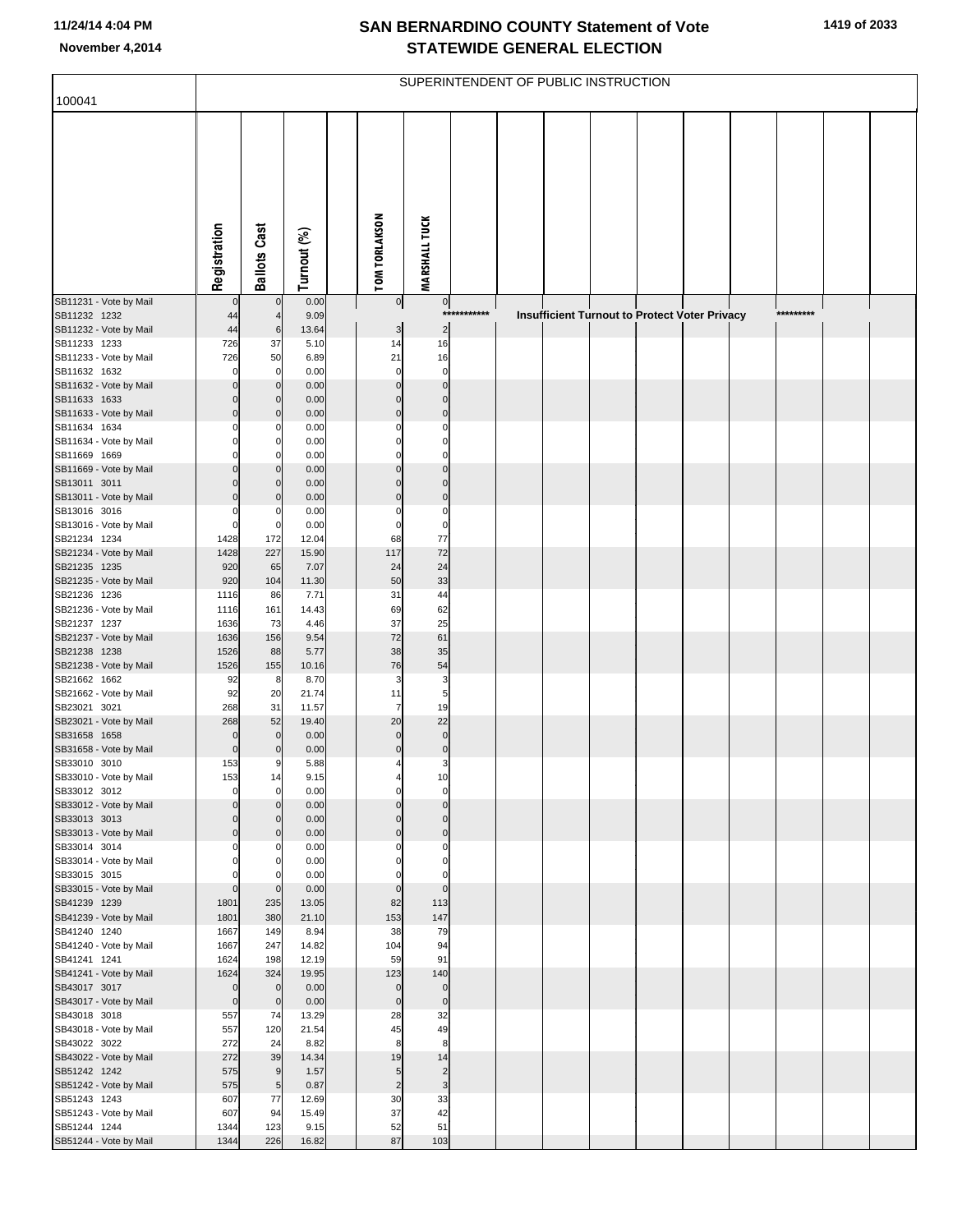# SAN BERNARDINO COUNTY Statement of Vote
## STATEWIDE GENERAL ELECTION

November 4,2014

100041

SUPERINTENDENT OF PUBLIC INSTRUCTION

| | Registration | Ballots Cast | Turnout (%) | | TOM TORLAKSON | MARSHALL TUCK |
|---|---|---|---|---|---|---|
| SB11231 - Vote by Mail | 0 | 0 | 0.00 | | 0 | 0 |
| SB11232 1232 | 44 | 4 | 9.09 | | *********** Insufficient Turnout to Protect Voter Privacy ********* | |
| SB11232 - Vote by Mail | 44 | 6 | 13.64 | | 3 | 2 |
| SB11233 1233 | 726 | 37 | 5.10 | | 14 | 16 |
| SB11233 - Vote by Mail | 726 | 50 | 6.89 | | 21 | 16 |
| SB11632 1632 | 0 | 0 | 0.00 | | 0 | 0 |
| SB11632 - Vote by Mail | 0 | 0 | 0.00 | | 0 | 0 |
| SB11633 1633 | 0 | 0 | 0.00 | | 0 | 0 |
| SB11633 - Vote by Mail | 0 | 0 | 0.00 | | 0 | 0 |
| SB11634 1634 | 0 | 0 | 0.00 | | 0 | 0 |
| SB11634 - Vote by Mail | 0 | 0 | 0.00 | | 0 | 0 |
| SB11669 1669 | 0 | 0 | 0.00 | | 0 | 0 |
| SB11669 - Vote by Mail | 0 | 0 | 0.00 | | 0 | 0 |
| SB13011 3011 | 0 | 0 | 0.00 | | 0 | 0 |
| SB13011 - Vote by Mail | 0 | 0 | 0.00 | | 0 | 0 |
| SB13016 3016 | 0 | 0 | 0.00 | | 0 | 0 |
| SB13016 - Vote by Mail | 0 | 0 | 0.00 | | 0 | 0 |
| SB21234 1234 | 1428 | 172 | 12.04 | | 68 | 77 |
| SB21234 - Vote by Mail | 1428 | 227 | 15.90 | | 117 | 72 |
| SB21235 1235 | 920 | 65 | 7.07 | | 24 | 24 |
| SB21235 - Vote by Mail | 920 | 104 | 11.30 | | 50 | 33 |
| SB21236 1236 | 1116 | 86 | 7.71 | | 31 | 44 |
| SB21236 - Vote by Mail | 1116 | 161 | 14.43 | | 69 | 62 |
| SB21237 1237 | 1636 | 73 | 4.46 | | 37 | 25 |
| SB21237 - Vote by Mail | 1636 | 156 | 9.54 | | 72 | 61 |
| SB21238 1238 | 1526 | 88 | 5.77 | | 38 | 35 |
| SB21238 - Vote by Mail | 1526 | 155 | 10.16 | | 76 | 54 |
| SB21662 1662 | 92 | 8 | 8.70 | | 3 | 3 |
| SB21662 - Vote by Mail | 92 | 20 | 21.74 | | 11 | 5 |
| SB23021 3021 | 268 | 31 | 11.57 | | 7 | 19 |
| SB23021 - Vote by Mail | 268 | 52 | 19.40 | | 20 | 22 |
| SB31658 1658 | 0 | 0 | 0.00 | | 0 | 0 |
| SB31658 - Vote by Mail | 0 | 0 | 0.00 | | 0 | 0 |
| SB33010 3010 | 153 | 9 | 5.88 | | 4 | 3 |
| SB33010 - Vote by Mail | 153 | 14 | 9.15 | | 4 | 10 |
| SB33012 3012 | 0 | 0 | 0.00 | | 0 | 0 |
| SB33012 - Vote by Mail | 0 | 0 | 0.00 | | 0 | 0 |
| SB33013 3013 | 0 | 0 | 0.00 | | 0 | 0 |
| SB33013 - Vote by Mail | 0 | 0 | 0.00 | | 0 | 0 |
| SB33014 3014 | 0 | 0 | 0.00 | | 0 | 0 |
| SB33014 - Vote by Mail | 0 | 0 | 0.00 | | 0 | 0 |
| SB33015 3015 | 0 | 0 | 0.00 | | 0 | 0 |
| SB33015 - Vote by Mail | 0 | 0 | 0.00 | | 0 | 0 |
| SB41239 1239 | 1801 | 235 | 13.05 | | 82 | 113 |
| SB41239 - Vote by Mail | 1801 | 380 | 21.10 | | 153 | 147 |
| SB41240 1240 | 1667 | 149 | 8.94 | | 38 | 79 |
| SB41240 - Vote by Mail | 1667 | 247 | 14.82 | | 104 | 94 |
| SB41241 1241 | 1624 | 198 | 12.19 | | 59 | 91 |
| SB41241 - Vote by Mail | 1624 | 324 | 19.95 | | 123 | 140 |
| SB43017 3017 | 0 | 0 | 0.00 | | 0 | 0 |
| SB43017 - Vote by Mail | 0 | 0 | 0.00 | | 0 | 0 |
| SB43018 3018 | 557 | 74 | 13.29 | | 28 | 32 |
| SB43018 - Vote by Mail | 557 | 120 | 21.54 | | 45 | 49 |
| SB43022 3022 | 272 | 24 | 8.82 | | 8 | 8 |
| SB43022 - Vote by Mail | 272 | 39 | 14.34 | | 19 | 14 |
| SB51242 1242 | 575 | 9 | 1.57 | | 5 | 2 |
| SB51242 - Vote by Mail | 575 | 5 | 0.87 | | 2 | 3 |
| SB51243 1243 | 607 | 77 | 12.69 | | 30 | 33 |
| SB51243 - Vote by Mail | 607 | 94 | 15.49 | | 37 | 42 |
| SB51244 1244 | 1344 | 123 | 9.15 | | 52 | 51 |
| SB51244 - Vote by Mail | 1344 | 226 | 16.82 | | 87 | 103 |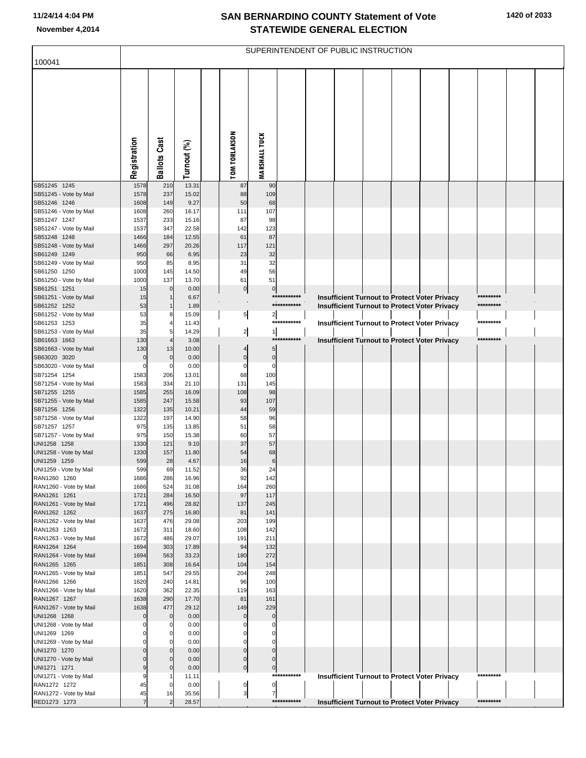# SAN BERNARDINO COUNTY Statement of Vote
## STATEWIDE GENERAL ELECTION

11/24/14 4:04 PM
November 4,2014

SUPERINTENDENT OF PUBLIC INSTRUCTION

100041

| | Registration | Ballots Cast | Turnout (%) | TOM TORLAKSON | MARSHALL TUCK |
|---|---|---|---|---|---|
| SB51245 1245 | 1578 | 210 | 13.31 | 87 | 90 |
| SB51245 - Vote by Mail | 1578 | 237 | 15.02 | 88 | 109 |
| SB51246 1246 | 1608 | 149 | 9.27 | 50 | 68 |
| SB51246 - Vote by Mail | 1608 | 260 | 16.17 | 111 | 107 |
| SB51247 1247 | 1537 | 233 | 15.16 | 87 | 98 |
| SB51247 - Vote by Mail | 1537 | 347 | 22.58 | 142 | 123 |
| SB51248 1248 | 1466 | 184 | 12.55 | 61 | 87 |
| SB51248 - Vote by Mail | 1466 | 297 | 20.26 | 117 | 121 |
| SB61249 1249 | 950 | 66 | 6.95 | 23 | 32 |
| SB61249 - Vote by Mail | 950 | 85 | 8.95 | 31 | 32 |
| SB61250 1250 | 1000 | 145 | 14.50 | 49 | 56 |
| SB61250 - Vote by Mail | 1000 | 137 | 13.70 | 61 | 51 |
| SB61251 1251 | 15 | 0 | 0.00 | 0 | 0 |
| SB61251 - Vote by Mail | 15 | 1 | 6.67 | Insufficient Turnout to Protect Voter Privacy | |
| SB61252 1252 | 53 | 1 | 1.89 | Insufficient Turnout to Protect Voter Privacy | |
| SB61252 - Vote by Mail | 53 | 8 | 15.09 | 5 | 2 |
| SB61253 1253 | 35 | 4 | 11.43 | Insufficient Turnout to Protect Voter Privacy | |
| SB61253 - Vote by Mail | 35 | 5 | 14.29 | 2 | 1 |
| SB61663 1663 | 130 | 4 | 3.08 | Insufficient Turnout to Protect Voter Privacy | |
| SB61663 - Vote by Mail | 130 | 13 | 10.00 | 4 | 5 |
| SB63020 3020 | 0 | 0 | 0.00 | 0 | 0 |
| SB63020 - Vote by Mail | 0 | 0 | 0.00 | 0 | 0 |
| SB71254 1254 | 1583 | 206 | 13.01 | 68 | 100 |
| SB71254 - Vote by Mail | 1583 | 334 | 21.10 | 131 | 145 |
| SB71255 1255 | 1585 | 255 | 16.09 | 108 | 98 |
| SB71255 - Vote by Mail | 1585 | 247 | 15.58 | 93 | 107 |
| SB71256 1256 | 1322 | 135 | 10.21 | 44 | 59 |
| SB71256 - Vote by Mail | 1322 | 197 | 14.90 | 58 | 96 |
| SB71257 1257 | 975 | 135 | 13.85 | 51 | 58 |
| SB71257 - Vote by Mail | 975 | 150 | 15.38 | 60 | 57 |
| UNI1258 1258 | 1330 | 121 | 9.10 | 37 | 57 |
| UNI1258 - Vote by Mail | 1330 | 157 | 11.80 | 54 | 68 |
| UNI1259 1259 | 599 | 28 | 4.67 | 16 | 6 |
| UNI1259 - Vote by Mail | 599 | 69 | 11.52 | 36 | 24 |
| RAN1260 1260 | 1686 | 286 | 16.96 | 92 | 142 |
| RAN1260 - Vote by Mail | 1686 | 524 | 31.08 | 164 | 260 |
| RAN1261 1261 | 1721 | 284 | 16.50 | 97 | 117 |
| RAN1261 - Vote by Mail | 1721 | 496 | 28.82 | 137 | 245 |
| RAN1262 1262 | 1637 | 275 | 16.80 | 81 | 141 |
| RAN1262 - Vote by Mail | 1637 | 476 | 29.08 | 203 | 199 |
| RAN1263 1263 | 1672 | 311 | 18.60 | 108 | 142 |
| RAN1263 - Vote by Mail | 1672 | 486 | 29.07 | 191 | 211 |
| RAN1264 1264 | 1694 | 303 | 17.89 | 94 | 132 |
| RAN1264 - Vote by Mail | 1694 | 563 | 33.23 | 180 | 272 |
| RAN1265 1265 | 1851 | 308 | 16.64 | 104 | 154 |
| RAN1265 - Vote by Mail | 1851 | 547 | 29.55 | 204 | 248 |
| RAN1266 1266 | 1620 | 240 | 14.81 | 96 | 100 |
| RAN1266 - Vote by Mail | 1620 | 362 | 22.35 | 119 | 163 |
| RAN1267 1267 | 1638 | 290 | 17.70 | 81 | 161 |
| RAN1267 - Vote by Mail | 1638 | 477 | 29.12 | 149 | 229 |
| UNI1268 1268 | 0 | 0 | 0.00 | 0 | 0 |
| UNI1268 - Vote by Mail | 0 | 0 | 0.00 | 0 | 0 |
| UNI1269 1269 | 0 | 0 | 0.00 | 0 | 0 |
| UNI1269 - Vote by Mail | 0 | 0 | 0.00 | 0 | 0 |
| UNI1270 1270 | 0 | 0 | 0.00 | 0 | 0 |
| UNI1270 - Vote by Mail | 0 | 0 | 0.00 | 0 | 0 |
| UNI1271 1271 | 9 | 0 | 0.00 | 0 | 0 |
| UNI1271 - Vote by Mail | 9 | 1 | 11.11 | Insufficient Turnout to Protect Voter Privacy | |
| RAN1272 1272 | 45 | 0 | 0.00 | 0 | 0 |
| RAN1272 - Vote by Mail | 45 | 16 | 35.56 | 3 | 7 |
| RED1273 1273 | 7 | 2 | 28.57 | Insufficient Turnout to Protect Voter Privacy | |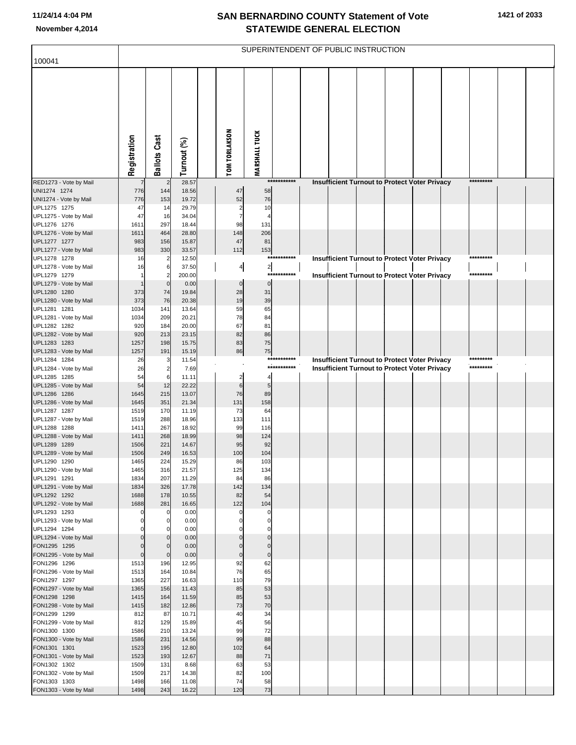# SAN BERNARDINO COUNTY Statement of Vote
## STATEWIDE GENERAL ELECTION

November 4,2014

SUPERINTENDENT OF PUBLIC INSTRUCTION

100041

| | Registration | Ballots Cast | Turnout (%) | | TOM TORLAKSON | MARSHALL TUCK | | |
|---|---|---|---|---|---|---|---|---|
| RED1273 - Vote by Mail | 7 | 2 | 28.57 | | | *********** | Insufficient Turnout to Protect Voter Privacy | ********* |
| UNI1274 1274 | 776 | 144 | 18.56 | | 47 | 58 | | |
| UNI1274 - Vote by Mail | 776 | 153 | 19.72 | | 52 | 76 | | |
| UPL1275 1275 | 47 | 14 | 29.79 | | 2 | 10 | | |
| UPL1275 - Vote by Mail | 47 | 16 | 34.04 | | 7 | 4 | | |
| UPL1276 1276 | 1611 | 297 | 18.44 | | 98 | 131 | | |
| UPL1276 - Vote by Mail | 1611 | 464 | 28.80 | | 148 | 206 | | |
| UPL1277 1277 | 983 | 156 | 15.87 | | 47 | 81 | | |
| UPL1277 - Vote by Mail | 983 | 330 | 33.57 | | 112 | 153 | | |
| UPL1278 1278 | 16 | 2 | 12.50 | | | *********** | Insufficient Turnout to Protect Voter Privacy | ********* |
| UPL1278 - Vote by Mail | 16 | 6 | 37.50 | | 4 | 2 | | |
| UPL1279 1279 | 1 | 2 | 200.00 | | | *********** | Insufficient Turnout to Protect Voter Privacy | ********* |
| UPL1279 - Vote by Mail | 1 | 0 | 0.00 | | 0 | 0 | | |
| UPL1280 1280 | 373 | 74 | 19.84 | | 28 | 31 | | |
| UPL1280 - Vote by Mail | 373 | 76 | 20.38 | | 19 | 39 | | |
| UPL1281 1281 | 1034 | 141 | 13.64 | | 59 | 65 | | |
| UPL1281 - Vote by Mail | 1034 | 209 | 20.21 | | 78 | 84 | | |
| UPL1282 1282 | 920 | 184 | 20.00 | | 67 | 81 | | |
| UPL1282 - Vote by Mail | 920 | 213 | 23.15 | | 82 | 86 | | |
| UPL1283 1283 | 1257 | 198 | 15.75 | | 83 | 75 | | |
| UPL1283 - Vote by Mail | 1257 | 191 | 15.19 | | 86 | 75 | | |
| UPL1284 1284 | 26 | 3 | 11.54 | | | *********** | Insufficient Turnout to Protect Voter Privacy | ********* |
| UPL1284 - Vote by Mail | 26 | 2 | 7.69 | | | *********** | Insufficient Turnout to Protect Voter Privacy | ********* |
| UPL1285 1285 | 54 | 6 | 11.11 | | 2 | 4 | | |
| UPL1285 - Vote by Mail | 54 | 12 | 22.22 | | 6 | 5 | | |
| UPL1286 1286 | 1645 | 215 | 13.07 | | 76 | 89 | | |
| UPL1286 - Vote by Mail | 1645 | 351 | 21.34 | | 131 | 158 | | |
| UPL1287 1287 | 1519 | 170 | 11.19 | | 73 | 64 | | |
| UPL1287 - Vote by Mail | 1519 | 288 | 18.96 | | 133 | 111 | | |
| UPL1288 1288 | 1411 | 267 | 18.92 | | 99 | 116 | | |
| UPL1288 - Vote by Mail | 1411 | 268 | 18.99 | | 98 | 124 | | |
| UPL1289 1289 | 1506 | 221 | 14.67 | | 95 | 92 | | |
| UPL1289 - Vote by Mail | 1506 | 249 | 16.53 | | 100 | 104 | | |
| UPL1290 1290 | 1465 | 224 | 15.29 | | 86 | 103 | | |
| UPL1290 - Vote by Mail | 1465 | 316 | 21.57 | | 125 | 134 | | |
| UPL1291 1291 | 1834 | 207 | 11.29 | | 84 | 86 | | |
| UPL1291 - Vote by Mail | 1834 | 326 | 17.78 | | 142 | 134 | | |
| UPL1292 1292 | 1688 | 178 | 10.55 | | 82 | 54 | | |
| UPL1292 - Vote by Mail | 1688 | 281 | 16.65 | | 122 | 104 | | |
| UPL1293 1293 | 0 | 0 | 0.00 | | 0 | 0 | | |
| UPL1293 - Vote by Mail | 0 | 0 | 0.00 | | 0 | 0 | | |
| UPL1294 1294 | 0 | 0 | 0.00 | | 0 | 0 | | |
| UPL1294 - Vote by Mail | 0 | 0 | 0.00 | | 0 | 0 | | |
| FON1295 1295 | 0 | 0 | 0.00 | | 0 | 0 | | |
| FON1295 - Vote by Mail | 0 | 0 | 0.00 | | 0 | 0 | | |
| FON1296 1296 | 1513 | 196 | 12.95 | | 92 | 62 | | |
| FON1296 - Vote by Mail | 1513 | 164 | 10.84 | | 76 | 65 | | |
| FON1297 1297 | 1365 | 227 | 16.63 | | 110 | 79 | | |
| FON1297 - Vote by Mail | 1365 | 156 | 11.43 | | 85 | 53 | | |
| FON1298 1298 | 1415 | 164 | 11.59 | | 85 | 53 | | |
| FON1298 - Vote by Mail | 1415 | 182 | 12.86 | | 73 | 70 | | |
| FON1299 1299 | 812 | 87 | 10.71 | | 40 | 34 | | |
| FON1299 - Vote by Mail | 812 | 129 | 15.89 | | 45 | 56 | | |
| FON1300 1300 | 1586 | 210 | 13.24 | | 99 | 72 | | |
| FON1300 - Vote by Mail | 1586 | 231 | 14.56 | | 99 | 88 | | |
| FON1301 1301 | 1523 | 195 | 12.80 | | 102 | 64 | | |
| FON1301 - Vote by Mail | 1523 | 193 | 12.67 | | 88 | 71 | | |
| FON1302 1302 | 1509 | 131 | 8.68 | | 63 | 53 | | |
| FON1302 - Vote by Mail | 1509 | 217 | 14.38 | | 82 | 100 | | |
| FON1303 1303 | 1498 | 166 | 11.08 | | 74 | 58 | | |
| FON1303 - Vote by Mail | 1498 | 243 | 16.22 | | 120 | 73 | | |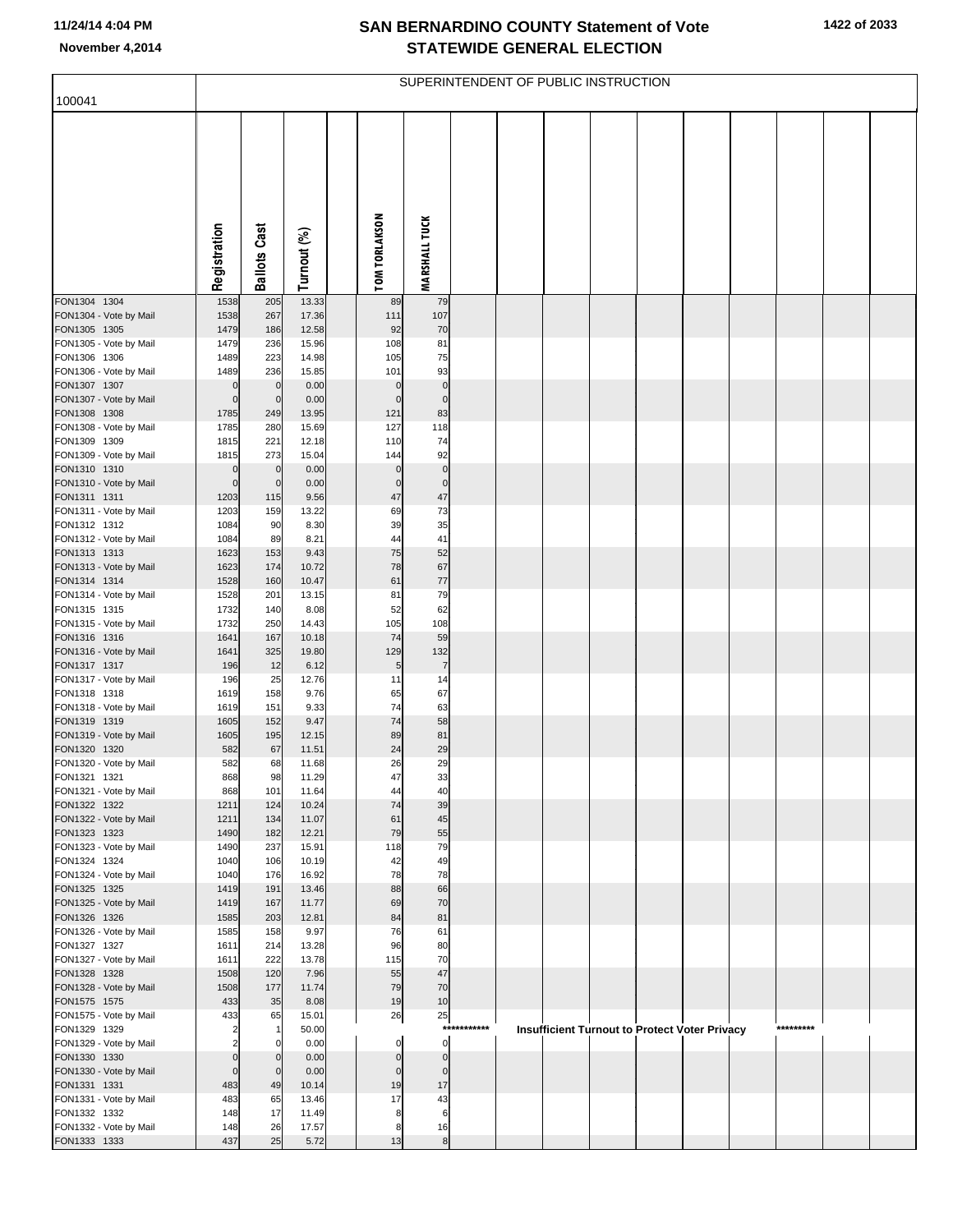# SAN BERNARDINO COUNTY Statement of Vote
# STATEWIDE GENERAL ELECTION

November 4,2014

100041

SUPERINTENDENT OF PUBLIC INSTRUCTION

| | Registration | Ballots Cast | Turnout (%) | TOM TORLAKSON | MARSHALL TUCK |
|---|---|---|---|---|---|
| FON1304 1304 | 1538 | 205 | 13.33 | 89 | 79 |
| FON1304 - Vote by Mail | 1538 | 267 | 17.36 | 111 | 107 |
| FON1305 1305 | 1479 | 186 | 12.58 | 92 | 70 |
| FON1305 - Vote by Mail | 1479 | 236 | 15.96 | 108 | 81 |
| FON1306 1306 | 1489 | 223 | 14.98 | 105 | 75 |
| FON1306 - Vote by Mail | 1489 | 236 | 15.85 | 101 | 93 |
| FON1307 1307 | 0 | 0 | 0.00 | 0 | 0 |
| FON1307 - Vote by Mail | 0 | 0 | 0.00 | 0 | 0 |
| FON1308 1308 | 1785 | 249 | 13.95 | 121 | 83 |
| FON1308 - Vote by Mail | 1785 | 280 | 15.69 | 127 | 118 |
| FON1309 1309 | 1815 | 221 | 12.18 | 110 | 74 |
| FON1309 - Vote by Mail | 1815 | 273 | 15.04 | 144 | 92 |
| FON1310 1310 | 0 | 0 | 0.00 | 0 | 0 |
| FON1310 - Vote by Mail | 0 | 0 | 0.00 | 0 | 0 |
| FON1311 1311 | 1203 | 115 | 9.56 | 47 | 47 |
| FON1311 - Vote by Mail | 1203 | 159 | 13.22 | 69 | 73 |
| FON1312 1312 | 1084 | 90 | 8.30 | 39 | 35 |
| FON1312 - Vote by Mail | 1084 | 89 | 8.21 | 44 | 41 |
| FON1313 1313 | 1623 | 153 | 9.43 | 75 | 52 |
| FON1313 - Vote by Mail | 1623 | 174 | 10.72 | 78 | 67 |
| FON1314 1314 | 1528 | 160 | 10.47 | 61 | 77 |
| FON1314 - Vote by Mail | 1528 | 201 | 13.15 | 81 | 79 |
| FON1315 1315 | 1732 | 140 | 8.08 | 52 | 62 |
| FON1315 - Vote by Mail | 1732 | 250 | 14.43 | 105 | 108 |
| FON1316 1316 | 1641 | 167 | 10.18 | 74 | 59 |
| FON1316 - Vote by Mail | 1641 | 325 | 19.80 | 129 | 132 |
| FON1317 1317 | 196 | 12 | 6.12 | 5 | 7 |
| FON1317 - Vote by Mail | 196 | 25 | 12.76 | 11 | 14 |
| FON1318 1318 | 1619 | 158 | 9.76 | 65 | 67 |
| FON1318 - Vote by Mail | 1619 | 151 | 9.33 | 74 | 63 |
| FON1319 1319 | 1605 | 152 | 9.47 | 74 | 58 |
| FON1319 - Vote by Mail | 1605 | 195 | 12.15 | 89 | 81 |
| FON1320 1320 | 582 | 67 | 11.51 | 24 | 29 |
| FON1320 - Vote by Mail | 582 | 68 | 11.68 | 26 | 29 |
| FON1321 1321 | 868 | 98 | 11.29 | 47 | 33 |
| FON1321 - Vote by Mail | 868 | 101 | 11.64 | 44 | 40 |
| FON1322 1322 | 1211 | 124 | 10.24 | 74 | 39 |
| FON1322 - Vote by Mail | 1211 | 134 | 11.07 | 61 | 45 |
| FON1323 1323 | 1490 | 182 | 12.21 | 79 | 55 |
| FON1323 - Vote by Mail | 1490 | 237 | 15.91 | 118 | 79 |
| FON1324 1324 | 1040 | 106 | 10.19 | 42 | 49 |
| FON1324 - Vote by Mail | 1040 | 176 | 16.92 | 78 | 78 |
| FON1325 1325 | 1419 | 191 | 13.46 | 88 | 66 |
| FON1325 - Vote by Mail | 1419 | 167 | 11.77 | 69 | 70 |
| FON1326 1326 | 1585 | 203 | 12.81 | 84 | 81 |
| FON1326 - Vote by Mail | 1585 | 158 | 9.97 | 76 | 61 |
| FON1327 1327 | 1611 | 214 | 13.28 | 96 | 80 |
| FON1327 - Vote by Mail | 1611 | 222 | 13.78 | 115 | 70 |
| FON1328 1328 | 1508 | 120 | 7.96 | 55 | 47 |
| FON1328 - Vote by Mail | 1508 | 177 | 11.74 | 79 | 70 |
| FON1575 1575 | 433 | 35 | 8.08 | 19 | 10 |
| FON1575 - Vote by Mail | 433 | 65 | 15.01 | 26 | 25 |
| FON1329 1329 | 2 | 1 | 50.00 | *********** Insufficient Turnout to Protect Voter Privacy ********* | |
| FON1329 - Vote by Mail | 2 | 0 | 0.00 | 0 | 0 |
| FON1330 1330 | 0 | 0 | 0.00 | 0 | 0 |
| FON1330 - Vote by Mail | 0 | 0 | 0.00 | 0 | 0 |
| FON1331 1331 | 483 | 49 | 10.14 | 19 | 17 |
| FON1331 - Vote by Mail | 483 | 65 | 13.46 | 17 | 43 |
| FON1332 1332 | 148 | 17 | 11.49 | 8 | 6 |
| FON1332 - Vote by Mail | 148 | 26 | 17.57 | 8 | 16 |
| FON1333 1333 | 437 | 25 | 5.72 | 13 | 8 |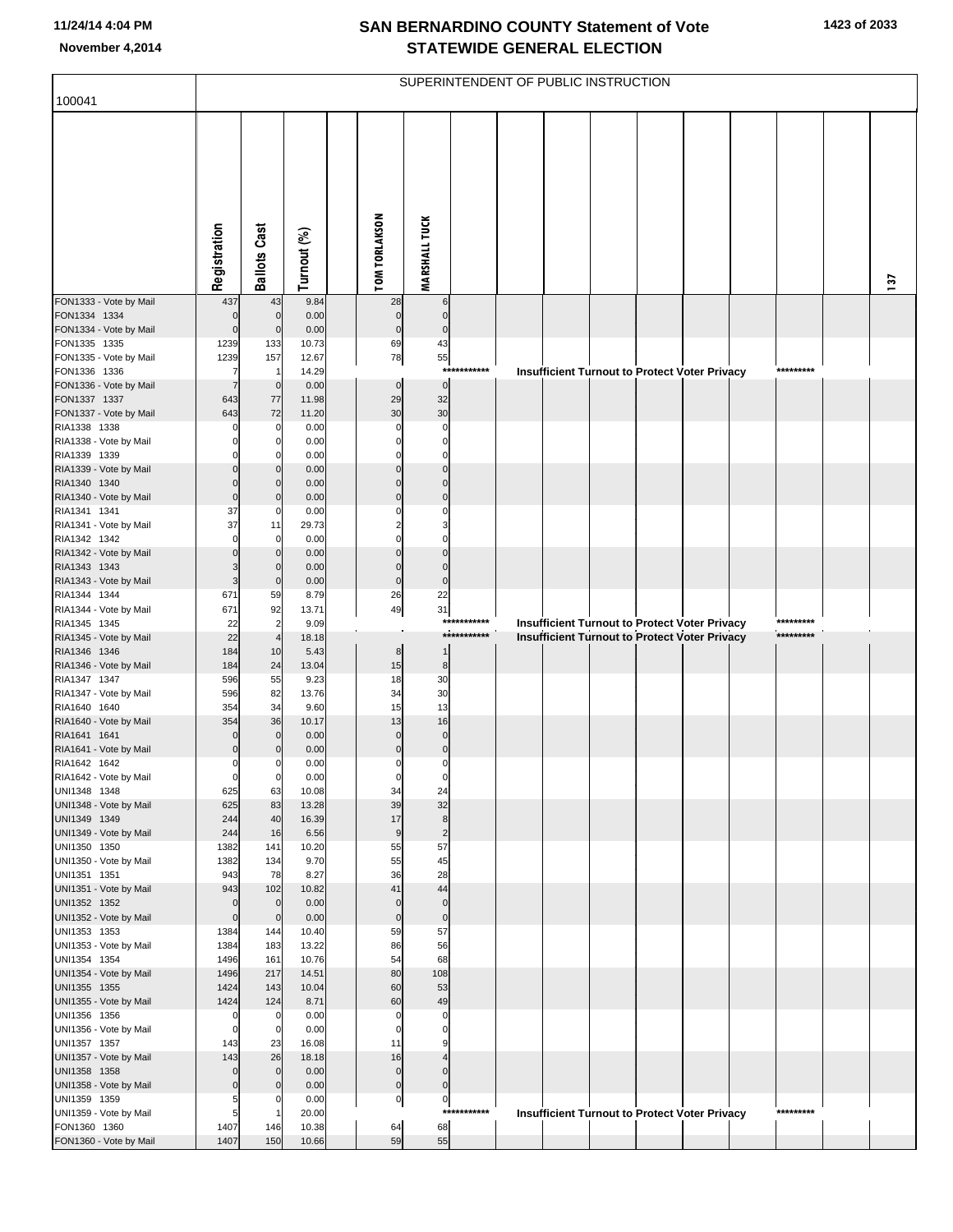# SAN BERNARDINO COUNTY Statement of Vote
## STATEWIDE GENERAL ELECTION

November 4,2014

100041

SUPERINTENDENT OF PUBLIC INSTRUCTION

| | Registration | Ballots Cast | Turnout (%) | TOM TORLAKSON | MARSHALL TUCK |
|---|---|---|---|---|---|
| FON1333 - Vote by Mail | 437 | 43 | 9.84 | 28 | 6 |
| FON1334 1334 | 0 | 0 | 0.00 | 0 | 0 |
| FON1334 - Vote by Mail | 0 | 0 | 0.00 | 0 | 0 |
| FON1335 1335 | 1239 | 133 | 10.73 | 69 | 43 |
| FON1335 - Vote by Mail | 1239 | 157 | 12.67 | 78 | 55 |
| FON1336 1336 | 7 | 1 | 14.29 | *********** Insufficient Turnout to Protect Voter Privacy ********* | |
| FON1336 - Vote by Mail | 7 | 0 | 0.00 | 0 | 0 |
| FON1337 1337 | 643 | 77 | 11.98 | 29 | 32 |
| FON1337 - Vote by Mail | 643 | 72 | 11.20 | 30 | 30 |
| RIA1338 1338 | 0 | 0 | 0.00 | 0 | 0 |
| RIA1338 - Vote by Mail | 0 | 0 | 0.00 | 0 | 0 |
| RIA1339 1339 | 0 | 0 | 0.00 | 0 | 0 |
| RIA1339 - Vote by Mail | 0 | 0 | 0.00 | 0 | 0 |
| RIA1340 1340 | 0 | 0 | 0.00 | 0 | 0 |
| RIA1340 - Vote by Mail | 0 | 0 | 0.00 | 0 | 0 |
| RIA1341 1341 | 37 | 0 | 0.00 | 0 | 0 |
| RIA1341 - Vote by Mail | 37 | 11 | 29.73 | 2 | 3 |
| RIA1342 1342 | 0 | 0 | 0.00 | 0 | 0 |
| RIA1342 - Vote by Mail | 0 | 0 | 0.00 | 0 | 0 |
| RIA1343 1343 | 3 | 0 | 0.00 | 0 | 0 |
| RIA1343 - Vote by Mail | 3 | 0 | 0.00 | 0 | 0 |
| RIA1344 1344 | 671 | 59 | 8.79 | 26 | 22 |
| RIA1344 - Vote by Mail | 671 | 92 | 13.71 | 49 | 31 |
| RIA1345 1345 | 22 | 2 | 9.09 | *********** Insufficient Turnout to Protect Voter Privacy ********* | |
| RIA1345 - Vote by Mail | 22 | 4 | 18.18 | *********** Insufficient Turnout to Protect Voter Privacy ********* | |
| RIA1346 1346 | 184 | 10 | 5.43 | 8 | 1 |
| RIA1346 - Vote by Mail | 184 | 24 | 13.04 | 15 | 8 |
| RIA1347 1347 | 596 | 55 | 9.23 | 18 | 30 |
| RIA1347 - Vote by Mail | 596 | 82 | 13.76 | 34 | 30 |
| RIA1640 1640 | 354 | 34 | 9.60 | 15 | 13 |
| RIA1640 - Vote by Mail | 354 | 36 | 10.17 | 13 | 16 |
| RIA1641 1641 | 0 | 0 | 0.00 | 0 | 0 |
| RIA1641 - Vote by Mail | 0 | 0 | 0.00 | 0 | 0 |
| RIA1642 1642 | 0 | 0 | 0.00 | 0 | 0 |
| RIA1642 - Vote by Mail | 0 | 0 | 0.00 | 0 | 0 |
| UNI1348 1348 | 625 | 63 | 10.08 | 34 | 24 |
| UNI1348 - Vote by Mail | 625 | 83 | 13.28 | 39 | 32 |
| UNI1349 1349 | 244 | 40 | 16.39 | 17 | 8 |
| UNI1349 - Vote by Mail | 244 | 16 | 6.56 | 9 | 2 |
| UNI1350 1350 | 1382 | 141 | 10.20 | 55 | 57 |
| UNI1350 - Vote by Mail | 1382 | 134 | 9.70 | 55 | 45 |
| UNI1351 1351 | 943 | 78 | 8.27 | 36 | 28 |
| UNI1351 - Vote by Mail | 943 | 102 | 10.82 | 41 | 44 |
| UNI1352 1352 | 0 | 0 | 0.00 | 0 | 0 |
| UNI1352 - Vote by Mail | 0 | 0 | 0.00 | 0 | 0 |
| UNI1353 1353 | 1384 | 144 | 10.40 | 59 | 57 |
| UNI1353 - Vote by Mail | 1384 | 183 | 13.22 | 86 | 56 |
| UNI1354 1354 | 1496 | 161 | 10.76 | 54 | 68 |
| UNI1354 - Vote by Mail | 1496 | 217 | 14.51 | 80 | 108 |
| UNI1355 1355 | 1424 | 143 | 10.04 | 60 | 53 |
| UNI1355 - Vote by Mail | 1424 | 124 | 8.71 | 60 | 49 |
| UNI1356 1356 | 0 | 0 | 0.00 | 0 | 0 |
| UNI1356 - Vote by Mail | 0 | 0 | 0.00 | 0 | 0 |
| UNI1357 1357 | 143 | 23 | 16.08 | 11 | 9 |
| UNI1357 - Vote by Mail | 143 | 26 | 18.18 | 16 | 4 |
| UNI1358 1358 | 0 | 0 | 0.00 | 0 | 0 |
| UNI1358 - Vote by Mail | 0 | 0 | 0.00 | 0 | 0 |
| UNI1359 1359 | 5 | 0 | 0.00 | 0 | 0 |
| UNI1359 - Vote by Mail | 5 | 1 | 20.00 | *********** Insufficient Turnout to Protect Voter Privacy ********* | |
| FON1360 1360 | 1407 | 146 | 10.38 | 64 | 68 |
| FON1360 - Vote by Mail | 1407 | 150 | 10.66 | 59 | 55 |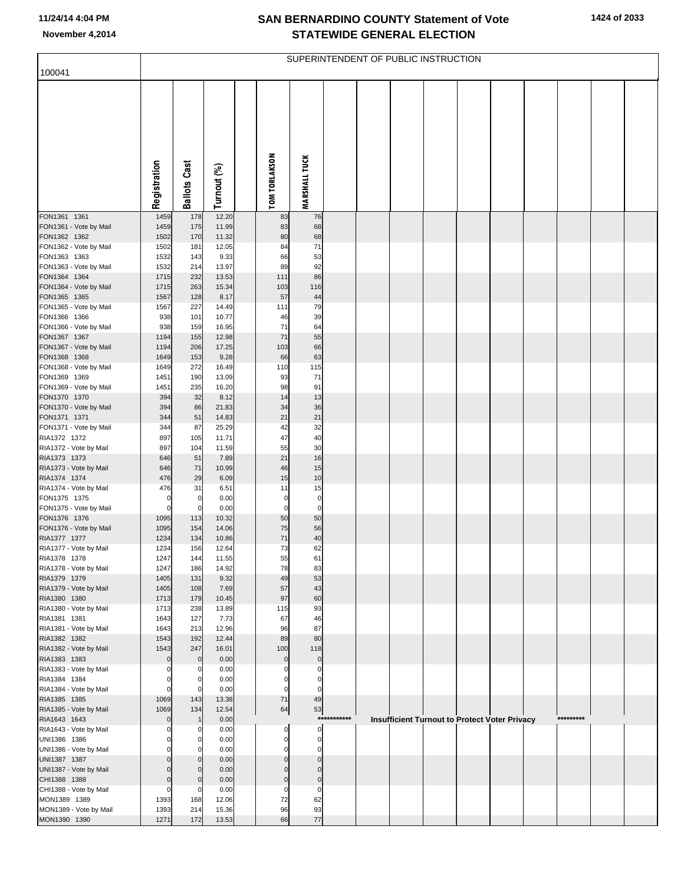# SAN BERNARDINO COUNTY Statement of Vote
## STATEWIDE GENERAL ELECTION

November 4,2014

100041

SUPERINTENDENT OF PUBLIC INSTRUCTION

| | Registration | Ballots Cast | Turnout (%) | | TOM TORLAKSON | MARSHALL TUCK |
|---|---|---|---|---|---|---|
| FON1361 1361 | 1459 | 178 | 12.20 | | 83 | 76 |
| FON1361 - Vote by Mail | 1459 | 175 | 11.99 | | 83 | 68 |
| FON1362 1362 | 1502 | 170 | 11.32 | | 80 | 68 |
| FON1362 - Vote by Mail | 1502 | 181 | 12.05 | | 84 | 71 |
| FON1363 1363 | 1532 | 143 | 9.33 | | 66 | 53 |
| FON1363 - Vote by Mail | 1532 | 214 | 13.97 | | 89 | 92 |
| FON1364 1364 | 1715 | 232 | 13.53 | | 111 | 86 |
| FON1364 - Vote by Mail | 1715 | 263 | 15.34 | | 103 | 116 |
| FON1365 1365 | 1567 | 128 | 8.17 | | 57 | 44 |
| FON1365 - Vote by Mail | 1567 | 227 | 14.49 | | 111 | 79 |
| FON1366 1366 | 938 | 101 | 10.77 | | 46 | 39 |
| FON1366 - Vote by Mail | 938 | 159 | 16.95 | | 71 | 64 |
| FON1367 1367 | 1194 | 155 | 12.98 | | 71 | 55 |
| FON1367 - Vote by Mail | 1194 | 206 | 17.25 | | 103 | 66 |
| FON1368 1368 | 1649 | 153 | 9.28 | | 66 | 63 |
| FON1368 - Vote by Mail | 1649 | 272 | 16.49 | | 110 | 115 |
| FON1369 1369 | 1451 | 190 | 13.09 | | 93 | 71 |
| FON1369 - Vote by Mail | 1451 | 235 | 16.20 | | 98 | 91 |
| FON1370 1370 | 394 | 32 | 8.12 | | 14 | 13 |
| FON1370 - Vote by Mail | 394 | 86 | 21.83 | | 34 | 36 |
| FON1371 1371 | 344 | 51 | 14.83 | | 21 | 21 |
| FON1371 - Vote by Mail | 344 | 87 | 25.29 | | 42 | 32 |
| RIA1372 1372 | 897 | 105 | 11.71 | | 47 | 40 |
| RIA1372 - Vote by Mail | 897 | 104 | 11.59 | | 55 | 30 |
| RIA1373 1373 | 646 | 51 | 7.89 | | 21 | 16 |
| RIA1373 - Vote by Mail | 646 | 71 | 10.99 | | 46 | 15 |
| RIA1374 1374 | 476 | 29 | 6.09 | | 15 | 10 |
| RIA1374 - Vote by Mail | 476 | 31 | 6.51 | | 11 | 15 |
| FON1375 1375 | 0 | 0 | 0.00 | | 0 | 0 |
| FON1375 - Vote by Mail | 0 | 0 | 0.00 | | 0 | 0 |
| FON1376 1376 | 1095 | 113 | 10.32 | | 50 | 50 |
| FON1376 - Vote by Mail | 1095 | 154 | 14.06 | | 75 | 56 |
| RIA1377 1377 | 1234 | 134 | 10.86 | | 71 | 40 |
| RIA1377 - Vote by Mail | 1234 | 156 | 12.64 | | 73 | 62 |
| RIA1378 1378 | 1247 | 144 | 11.55 | | 55 | 61 |
| RIA1378 - Vote by Mail | 1247 | 186 | 14.92 | | 78 | 83 |
| RIA1379 1379 | 1405 | 131 | 9.32 | | 49 | 53 |
| RIA1379 - Vote by Mail | 1405 | 108 | 7.69 | | 57 | 43 |
| RIA1380 1380 | 1713 | 179 | 10.45 | | 97 | 60 |
| RIA1380 - Vote by Mail | 1713 | 238 | 13.89 | | 115 | 93 |
| RIA1381 1381 | 1643 | 127 | 7.73 | | 67 | 46 |
| RIA1381 - Vote by Mail | 1643 | 213 | 12.96 | | 96 | 87 |
| RIA1382 1382 | 1543 | 192 | 12.44 | | 89 | 80 |
| RIA1382 - Vote by Mail | 1543 | 247 | 16.01 | | 100 | 118 |
| RIA1383 1383 | 0 | 0 | 0.00 | | 0 | 0 |
| RIA1383 - Vote by Mail | 0 | 0 | 0.00 | | 0 | 0 |
| RIA1384 1384 | 0 | 0 | 0.00 | | 0 | 0 |
| RIA1384 - Vote by Mail | 0 | 0 | 0.00 | | 0 | 0 |
| RIA1385 1385 | 1069 | 143 | 13.38 | | 71 | 49 |
| RIA1385 - Vote by Mail | 1069 | 134 | 12.54 | | 64 | 53 |
| RIA1643 1643 | 0 | 1 | 0.00 | | *********** Insufficient Turnout to Protect Voter Privacy ********* | |
| RIA1643 - Vote by Mail | 0 | 0 | 0.00 | | 0 | 0 |
| UNI1386 1386 | 0 | 0 | 0.00 | | 0 | 0 |
| UNI1386 - Vote by Mail | 0 | 0 | 0.00 | | 0 | 0 |
| UNI1387 1387 | 0 | 0 | 0.00 | | 0 | 0 |
| UNI1387 - Vote by Mail | 0 | 0 | 0.00 | | 0 | 0 |
| CHI1388 1388 | 0 | 0 | 0.00 | | 0 | 0 |
| CHI1388 - Vote by Mail | 0 | 0 | 0.00 | | 0 | 0 |
| MON1389 1389 | 1393 | 168 | 12.06 | | 72 | 62 |
| MON1389 - Vote by Mail | 1393 | 214 | 15.36 | | 96 | 93 |
| MON1390 1390 | 1271 | 172 | 13.53 | | 66 | 77 |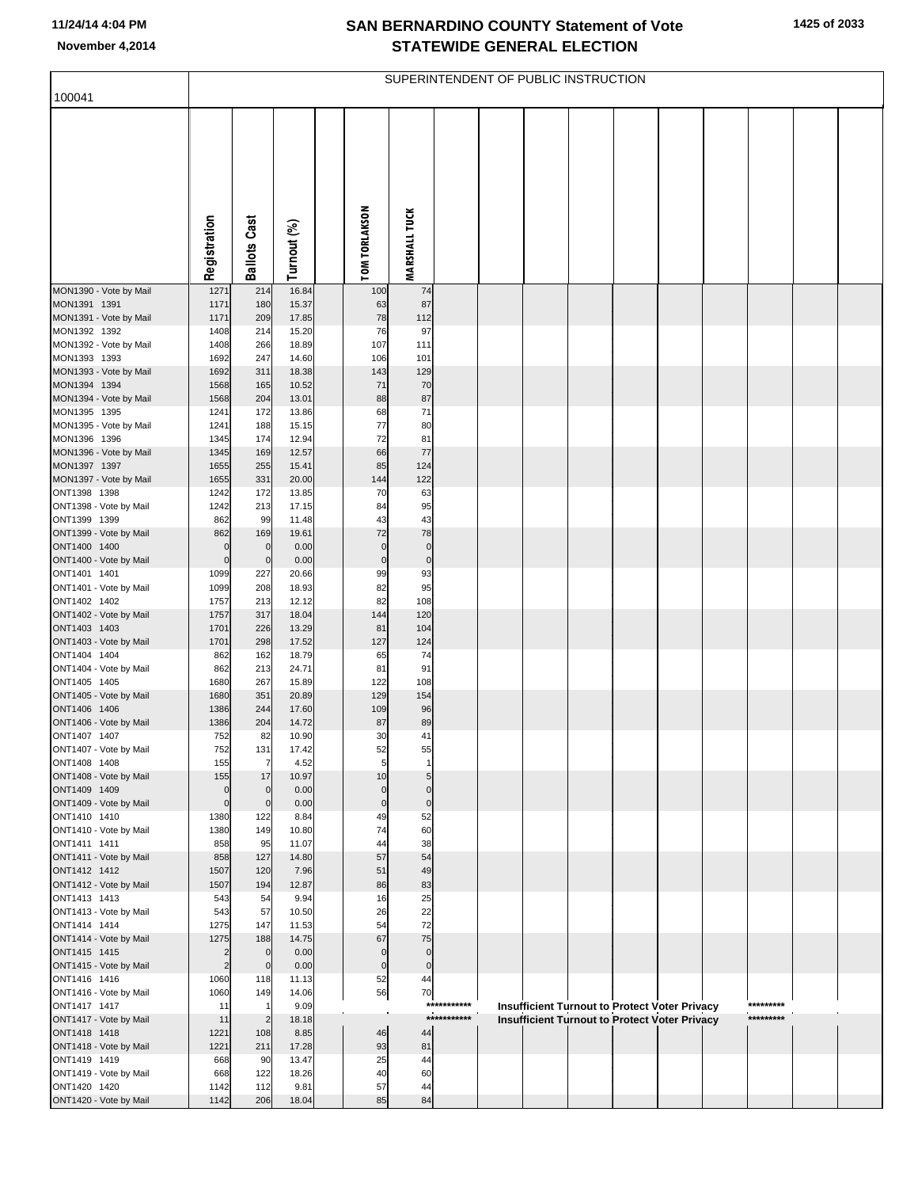# SAN BERNARDINO COUNTY Statement of Vote
# STATEWIDE GENERAL ELECTION

11/24/14 4:04 PM
November 4,2014

SUPERINTENDENT OF PUBLIC INSTRUCTION

| 100041 | Registration | Ballots Cast | Turnout (%) | | TOM TORLAKSON | MARSHALL TUCK | | | | | | | | | |
|---|---|---|---|---|---|---|---|---|---|---|---|---|---|---|---|
| MON1390 - Vote by Mail | 1271 | 214 | 16.84 | | 100 | 74 | | | | | | | | | |
| MON1391 1391 | 1171 | 180 | 15.37 | | 63 | 87 | | | | | | | | | |
| MON1391 - Vote by Mail | 1171 | 209 | 17.85 | | 78 | 112 | | | | | | | | | |
| MON1392 1392 | 1408 | 214 | 15.20 | | 76 | 97 | | | | | | | | | |
| MON1392 - Vote by Mail | 1408 | 266 | 18.89 | | 107 | 111 | | | | | | | | | |
| MON1393 1393 | 1692 | 247 | 14.60 | | 106 | 101 | | | | | | | | | |
| MON1393 - Vote by Mail | 1692 | 311 | 18.38 | | 143 | 129 | | | | | | | | | |
| MON1394 1394 | 1568 | 165 | 10.52 | | 71 | 70 | | | | | | | | | |
| MON1394 - Vote by Mail | 1568 | 204 | 13.01 | | 88 | 87 | | | | | | | | | |
| MON1395 1395 | 1241 | 172 | 13.86 | | 68 | 71 | | | | | | | | | |
| MON1395 - Vote by Mail | 1241 | 188 | 15.15 | | 77 | 80 | | | | | | | | | |
| MON1396 1396 | 1345 | 174 | 12.94 | | 72 | 81 | | | | | | | | | |
| MON1396 - Vote by Mail | 1345 | 169 | 12.57 | | 66 | 77 | | | | | | | | | |
| MON1397 1397 | 1655 | 255 | 15.41 | | 85 | 124 | | | | | | | | | |
| MON1397 - Vote by Mail | 1655 | 331 | 20.00 | | 144 | 122 | | | | | | | | | |
| ONT1398 1398 | 1242 | 172 | 13.85 | | 70 | 63 | | | | | | | | | |
| ONT1398 - Vote by Mail | 1242 | 213 | 17.15 | | 84 | 95 | | | | | | | | | |
| ONT1399 1399 | 862 | 99 | 11.48 | | 43 | 43 | | | | | | | | | |
| ONT1399 - Vote by Mail | 862 | 169 | 19.61 | | 72 | 78 | | | | | | | | | |
| ONT1400 1400 | 0 | 0 | 0.00 | | 0 | 0 | | | | | | | | | |
| ONT1400 - Vote by Mail | 0 | 0 | 0.00 | | 0 | 0 | | | | | | | | | |
| ONT1401 1401 | 1099 | 227 | 20.66 | | 99 | 93 | | | | | | | | | |
| ONT1401 - Vote by Mail | 1099 | 208 | 18.93 | | 82 | 95 | | | | | | | | | |
| ONT1402 1402 | 1757 | 213 | 12.12 | | 82 | 108 | | | | | | | | | |
| ONT1402 - Vote by Mail | 1757 | 317 | 18.04 | | 144 | 120 | | | | | | | | | |
| ONT1403 1403 | 1701 | 226 | 13.29 | | 81 | 104 | | | | | | | | | |
| ONT1403 - Vote by Mail | 1701 | 298 | 17.52 | | 127 | 124 | | | | | | | | | |
| ONT1404 1404 | 862 | 162 | 18.79 | | 65 | 74 | | | | | | | | | |
| ONT1404 - Vote by Mail | 862 | 213 | 24.71 | | 81 | 91 | | | | | | | | | |
| ONT1405 1405 | 1680 | 267 | 15.89 | | 122 | 108 | | | | | | | | | |
| ONT1405 - Vote by Mail | 1680 | 351 | 20.89 | | 129 | 154 | | | | | | | | | |
| ONT1406 1406 | 1386 | 244 | 17.60 | | 109 | 96 | | | | | | | | | |
| ONT1406 - Vote by Mail | 1386 | 204 | 14.72 | | 87 | 89 | | | | | | | | | |
| ONT1407 1407 | 752 | 82 | 10.90 | | 30 | 41 | | | | | | | | | |
| ONT1407 - Vote by Mail | 752 | 131 | 17.42 | | 52 | 55 | | | | | | | | | |
| ONT1408 1408 | 155 | 7 | 4.52 | | 5 | 1 | | | | | | | | | |
| ONT1408 - Vote by Mail | 155 | 17 | 10.97 | | 10 | 5 | | | | | | | | | |
| ONT1409 1409 | 0 | 0 | 0.00 | | 0 | 0 | | | | | | | | | |
| ONT1409 - Vote by Mail | 0 | 0 | 0.00 | | 0 | 0 | | | | | | | | | |
| ONT1410 1410 | 1380 | 122 | 8.84 | | 49 | 52 | | | | | | | | | |
| ONT1410 - Vote by Mail | 1380 | 149 | 10.80 | | 74 | 60 | | | | | | | | | |
| ONT1411 1411 | 858 | 95 | 11.07 | | 44 | 38 | | | | | | | | | |
| ONT1411 - Vote by Mail | 858 | 127 | 14.80 | | 57 | 54 | | | | | | | | | |
| ONT1412 1412 | 1507 | 120 | 7.96 | | 51 | 49 | | | | | | | | | |
| ONT1412 - Vote by Mail | 1507 | 194 | 12.87 | | 86 | 83 | | | | | | | | | |
| ONT1413 1413 | 543 | 54 | 9.94 | | 16 | 25 | | | | | | | | | |
| ONT1413 - Vote by Mail | 543 | 57 | 10.50 | | 26 | 22 | | | | | | | | | |
| ONT1414 1414 | 1275 | 147 | 11.53 | | 54 | 72 | | | | | | | | | |
| ONT1414 - Vote by Mail | 1275 | 188 | 14.75 | | 67 | 75 | | | | | | | | | |
| ONT1415 1415 | 2 | 0 | 0.00 | | 0 | 0 | | | | | | | | | |
| ONT1415 - Vote by Mail | 2 | 0 | 0.00 | | 0 | 0 | | | | | | | | | |
| ONT1416 1416 | 1060 | 118 | 11.13 | | 52 | 44 | | | | | | | | | |
| ONT1416 - Vote by Mail | 1060 | 149 | 14.06 | | 56 | 70 | | | | | | | | | |
| ONT1417 1417 | 11 | 1 | 9.09 | | | | *********** | | **Insufficient Turnout to Protect Voter Privacy** | | | | | ********* | |
| ONT1417 - Vote by Mail | 11 | 2 | 18.18 | | | | *********** | | **Insufficient Turnout to Protect Voter Privacy** | | | | | ********* | |
| ONT1418 1418 | 1221 | 108 | 8.85 | | 46 | 44 | | | | | | | | | |
| ONT1418 - Vote by Mail | 1221 | 211 | 17.28 | | 93 | 81 | | | | | | | | | |
| ONT1419 1419 | 668 | 90 | 13.47 | | 25 | 44 | | | | | | | | | |
| ONT1419 - Vote by Mail | 668 | 122 | 18.26 | | 40 | 60 | | | | | | | | | |
| ONT1420 1420 | 1142 | 112 | 9.81 | | 57 | 44 | | | | | | | | | |
| ONT1420 - Vote by Mail | 1142 | 206 | 18.04 | | 85 | 84 | | | | | | | | | |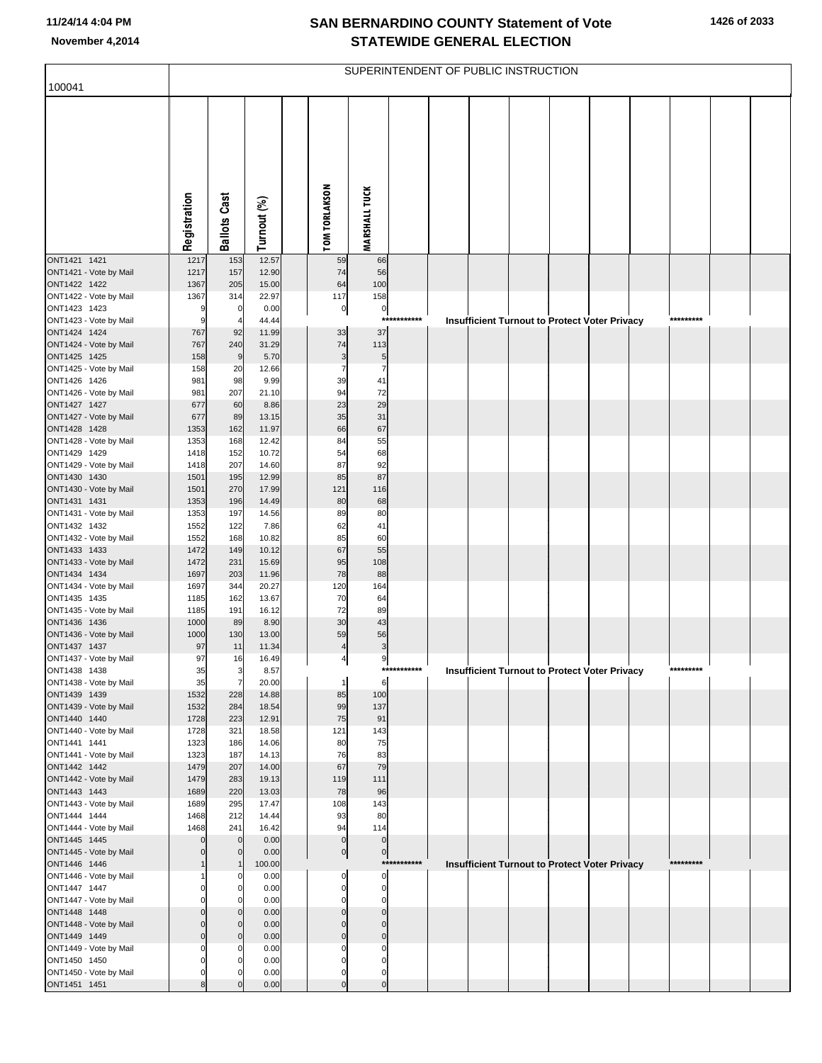# SAN BERNARDINO COUNTY Statement of Vote
## STATEWIDE GENERAL ELECTION

11/24/14 4:04 PM
November 4,2014

SUPERINTENDENT OF PUBLIC INSTRUCTION

100041

| | Registration | Ballots Cast | Turnout (%) | TOM TORLAKSON | MARSHALL TUCK |
|---|---|---|---|---|---|
| ONT1421 1421 | 1217 | 153 | 12.57 | 59 | 66 |
| ONT1421 - Vote by Mail | 1217 | 157 | 12.90 | 74 | 56 |
| ONT1422 1422 | 1367 | 205 | 15.00 | 64 | 100 |
| ONT1422 - Vote by Mail | 1367 | 314 | 22.97 | 117 | 158 |
| ONT1423 1423 | 9 | 0 | 0.00 | 0 | 0 |
| ONT1423 - Vote by Mail | 9 | 4 | 44.44 | *********** Insufficient Turnout to Protect Voter Privacy ********* | |
| ONT1424 1424 | 767 | 92 | 11.99 | 33 | 37 |
| ONT1424 - Vote by Mail | 767 | 240 | 31.29 | 74 | 113 |
| ONT1425 1425 | 158 | 9 | 5.70 | 3 | 5 |
| ONT1425 - Vote by Mail | 158 | 20 | 12.66 | 7 | 7 |
| ONT1426 1426 | 981 | 98 | 9.99 | 39 | 41 |
| ONT1426 - Vote by Mail | 981 | 207 | 21.10 | 94 | 72 |
| ONT1427 1427 | 677 | 60 | 8.86 | 23 | 29 |
| ONT1427 - Vote by Mail | 677 | 89 | 13.15 | 35 | 31 |
| ONT1428 1428 | 1353 | 162 | 11.97 | 66 | 67 |
| ONT1428 - Vote by Mail | 1353 | 168 | 12.42 | 84 | 55 |
| ONT1429 1429 | 1418 | 152 | 10.72 | 54 | 68 |
| ONT1429 - Vote by Mail | 1418 | 207 | 14.60 | 87 | 92 |
| ONT1430 1430 | 1501 | 195 | 12.99 | 85 | 87 |
| ONT1430 - Vote by Mail | 1501 | 270 | 17.99 | 121 | 116 |
| ONT1431 1431 | 1353 | 196 | 14.49 | 80 | 68 |
| ONT1431 - Vote by Mail | 1353 | 197 | 14.56 | 89 | 80 |
| ONT1432 1432 | 1552 | 122 | 7.86 | 62 | 41 |
| ONT1432 - Vote by Mail | 1552 | 168 | 10.82 | 85 | 60 |
| ONT1433 1433 | 1472 | 149 | 10.12 | 67 | 55 |
| ONT1433 - Vote by Mail | 1472 | 231 | 15.69 | 95 | 108 |
| ONT1434 1434 | 1697 | 203 | 11.96 | 78 | 88 |
| ONT1434 - Vote by Mail | 1697 | 344 | 20.27 | 120 | 164 |
| ONT1435 1435 | 1185 | 162 | 13.67 | 70 | 64 |
| ONT1435 - Vote by Mail | 1185 | 191 | 16.12 | 72 | 89 |
| ONT1436 1436 | 1000 | 89 | 8.90 | 30 | 43 |
| ONT1436 - Vote by Mail | 1000 | 130 | 13.00 | 59 | 56 |
| ONT1437 1437 | 97 | 11 | 11.34 | 4 | 3 |
| ONT1437 - Vote by Mail | 97 | 16 | 16.49 | 4 | 9 |
| ONT1438 1438 | 35 | 3 | 8.57 | *********** Insufficient Turnout to Protect Voter Privacy ********* | |
| ONT1438 - Vote by Mail | 35 | 7 | 20.00 | 1 | 6 |
| ONT1439 1439 | 1532 | 228 | 14.88 | 85 | 100 |
| ONT1439 - Vote by Mail | 1532 | 284 | 18.54 | 99 | 137 |
| ONT1440 1440 | 1728 | 223 | 12.91 | 75 | 91 |
| ONT1440 - Vote by Mail | 1728 | 321 | 18.58 | 121 | 143 |
| ONT1441 1441 | 1323 | 186 | 14.06 | 80 | 75 |
| ONT1441 - Vote by Mail | 1323 | 187 | 14.13 | 76 | 83 |
| ONT1442 1442 | 1479 | 207 | 14.00 | 67 | 79 |
| ONT1442 - Vote by Mail | 1479 | 283 | 19.13 | 119 | 111 |
| ONT1443 1443 | 1689 | 220 | 13.03 | 78 | 96 |
| ONT1443 - Vote by Mail | 1689 | 295 | 17.47 | 108 | 143 |
| ONT1444 1444 | 1468 | 212 | 14.44 | 93 | 80 |
| ONT1444 - Vote by Mail | 1468 | 241 | 16.42 | 94 | 114 |
| ONT1445 1445 | 0 | 0 | 0.00 | 0 | 0 |
| ONT1445 - Vote by Mail | 0 | 0 | 0.00 | 0 | 0 |
| ONT1446 1446 | 1 | 1 | 100.00 | *********** Insufficient Turnout to Protect Voter Privacy ********* | |
| ONT1446 - Vote by Mail | 1 | 0 | 0.00 | 0 | 0 |
| ONT1447 1447 | 0 | 0 | 0.00 | 0 | 0 |
| ONT1447 - Vote by Mail | 0 | 0 | 0.00 | 0 | 0 |
| ONT1448 1448 | 0 | 0 | 0.00 | 0 | 0 |
| ONT1448 - Vote by Mail | 0 | 0 | 0.00 | 0 | 0 |
| ONT1449 1449 | 0 | 0 | 0.00 | 0 | 0 |
| ONT1449 - Vote by Mail | 0 | 0 | 0.00 | 0 | 0 |
| ONT1450 1450 | 0 | 0 | 0.00 | 0 | 0 |
| ONT1450 - Vote by Mail | 0 | 0 | 0.00 | 0 | 0 |
| ONT1451 1451 | 8 | 0 | 0.00 | 0 | 0 |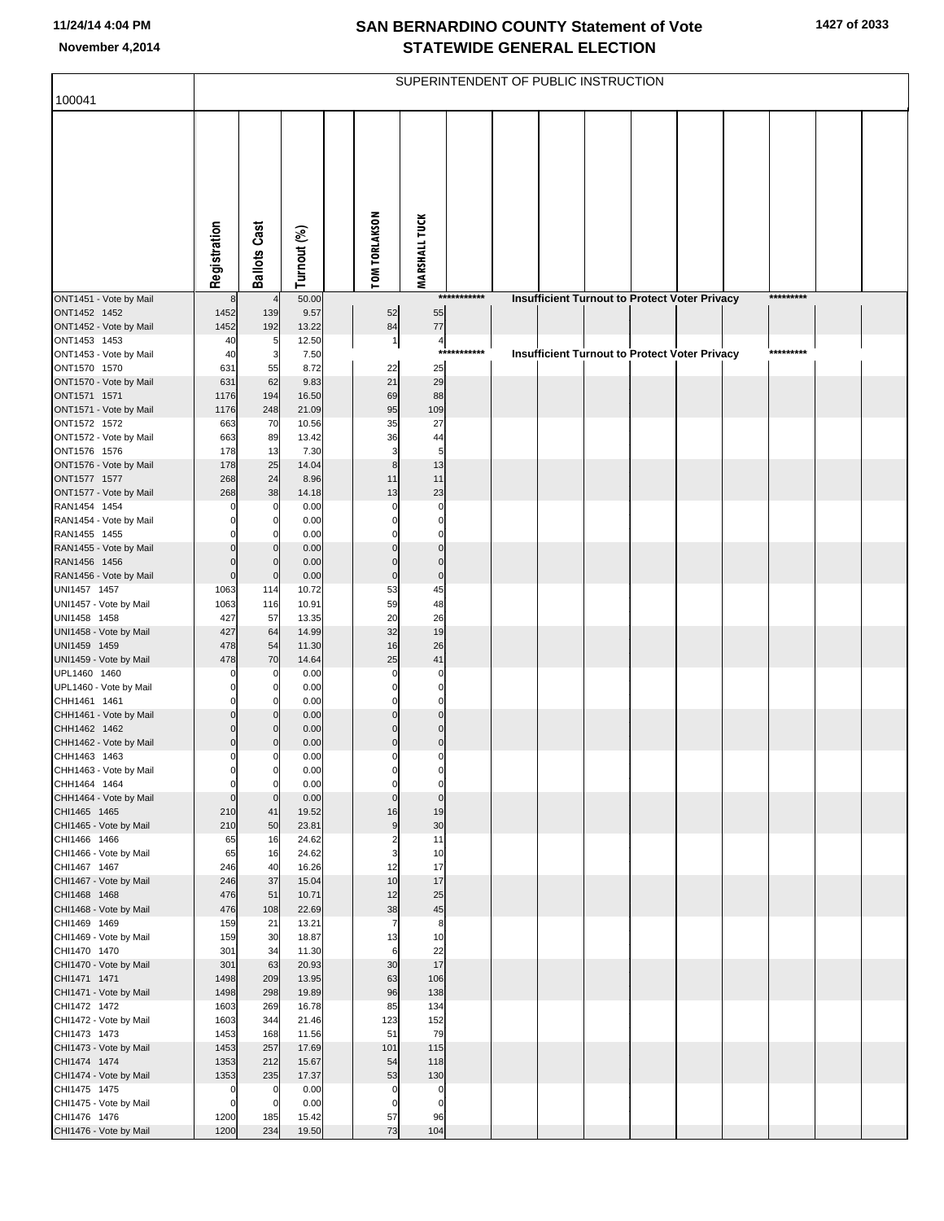# SAN BERNARDINO COUNTY Statement of Vote
## STATEWIDE GENERAL ELECTION

November 4,2014

100041

SUPERINTENDENT OF PUBLIC INSTRUCTION

| | Registration | Ballots Cast | Turnout (%) | TOM TORLAKSON | MARSHALL TUCK |
|---|---|---|---|---|---|
| ONT1451 - Vote by Mail | 8 | 4 | 50.00 | *********** Insufficient Turnout to Protect Voter Privacy ********* | |
| ONT1452 1452 | 1452 | 139 | 9.57 | 52 | 55 |
| ONT1452 - Vote by Mail | 1452 | 192 | 13.22 | 84 | 77 |
| ONT1453 1453 | 40 | 5 | 12.50 | 1 | 4 |
| ONT1453 - Vote by Mail | 40 | 3 | 7.50 | *********** Insufficient Turnout to Protect Voter Privacy ********* | |
| ONT1570 1570 | 631 | 55 | 8.72 | 22 | 25 |
| ONT1570 - Vote by Mail | 631 | 62 | 9.83 | 21 | 29 |
| ONT1571 1571 | 1176 | 194 | 16.50 | 69 | 88 |
| ONT1571 - Vote by Mail | 1176 | 248 | 21.09 | 95 | 109 |
| ONT1572 1572 | 663 | 70 | 10.56 | 35 | 27 |
| ONT1572 - Vote by Mail | 663 | 89 | 13.42 | 36 | 44 |
| ONT1576 1576 | 178 | 13 | 7.30 | 3 | 5 |
| ONT1576 - Vote by Mail | 178 | 25 | 14.04 | 8 | 13 |
| ONT1577 1577 | 268 | 24 | 8.96 | 11 | 11 |
| ONT1577 - Vote by Mail | 268 | 38 | 14.18 | 13 | 23 |
| RAN1454 1454 | 0 | 0 | 0.00 | 0 | 0 |
| RAN1454 - Vote by Mail | 0 | 0 | 0.00 | 0 | 0 |
| RAN1455 1455 | 0 | 0 | 0.00 | 0 | 0 |
| RAN1455 - Vote by Mail | 0 | 0 | 0.00 | 0 | 0 |
| RAN1456 1456 | 0 | 0 | 0.00 | 0 | 0 |
| RAN1456 - Vote by Mail | 0 | 0 | 0.00 | 0 | 0 |
| UNI1457 1457 | 1063 | 114 | 10.72 | 53 | 45 |
| UNI1457 - Vote by Mail | 1063 | 116 | 10.91 | 59 | 48 |
| UNI1458 1458 | 427 | 57 | 13.35 | 20 | 26 |
| UNI1458 - Vote by Mail | 427 | 64 | 14.99 | 32 | 19 |
| UNI1459 1459 | 478 | 54 | 11.30 | 16 | 26 |
| UNI1459 - Vote by Mail | 478 | 70 | 14.64 | 25 | 41 |
| UPL1460 1460 | 0 | 0 | 0.00 | 0 | 0 |
| UPL1460 - Vote by Mail | 0 | 0 | 0.00 | 0 | 0 |
| CHH1461 1461 | 0 | 0 | 0.00 | 0 | 0 |
| CHH1461 - Vote by Mail | 0 | 0 | 0.00 | 0 | 0 |
| CHH1462 1462 | 0 | 0 | 0.00 | 0 | 0 |
| CHH1462 - Vote by Mail | 0 | 0 | 0.00 | 0 | 0 |
| CHH1463 1463 | 0 | 0 | 0.00 | 0 | 0 |
| CHH1463 - Vote by Mail | 0 | 0 | 0.00 | 0 | 0 |
| CHH1464 1464 | 0 | 0 | 0.00 | 0 | 0 |
| CHH1464 - Vote by Mail | 0 | 0 | 0.00 | 0 | 0 |
| CHI1465 1465 | 210 | 41 | 19.52 | 16 | 19 |
| CHI1465 - Vote by Mail | 210 | 50 | 23.81 | 9 | 30 |
| CHI1466 1466 | 65 | 16 | 24.62 | 2 | 11 |
| CHI1466 - Vote by Mail | 65 | 16 | 24.62 | 3 | 10 |
| CHI1467 1467 | 246 | 40 | 16.26 | 12 | 17 |
| CHI1467 - Vote by Mail | 246 | 37 | 15.04 | 10 | 17 |
| CHI1468 1468 | 476 | 51 | 10.71 | 12 | 25 |
| CHI1468 - Vote by Mail | 476 | 108 | 22.69 | 38 | 45 |
| CHI1469 1469 | 159 | 21 | 13.21 | 7 | 8 |
| CHI1469 - Vote by Mail | 159 | 30 | 18.87 | 13 | 10 |
| CHI1470 1470 | 301 | 34 | 11.30 | 6 | 22 |
| CHI1470 - Vote by Mail | 301 | 63 | 20.93 | 30 | 17 |
| CHI1471 1471 | 1498 | 209 | 13.95 | 63 | 106 |
| CHI1471 - Vote by Mail | 1498 | 298 | 19.89 | 96 | 138 |
| CHI1472 1472 | 1603 | 269 | 16.78 | 85 | 134 |
| CHI1472 - Vote by Mail | 1603 | 344 | 21.46 | 123 | 152 |
| CHI1473 1473 | 1453 | 168 | 11.56 | 51 | 79 |
| CHI1473 - Vote by Mail | 1453 | 257 | 17.69 | 101 | 115 |
| CHI1474 1474 | 1353 | 212 | 15.67 | 54 | 118 |
| CHI1474 - Vote by Mail | 1353 | 235 | 17.37 | 53 | 130 |
| CHI1475 1475 | 0 | 0 | 0.00 | 0 | 0 |
| CHI1475 - Vote by Mail | 0 | 0 | 0.00 | 0 | 0 |
| CHI1476 1476 | 1200 | 185 | 15.42 | 57 | 96 |
| CHI1476 - Vote by Mail | 1200 | 234 | 19.50 | 73 | 104 |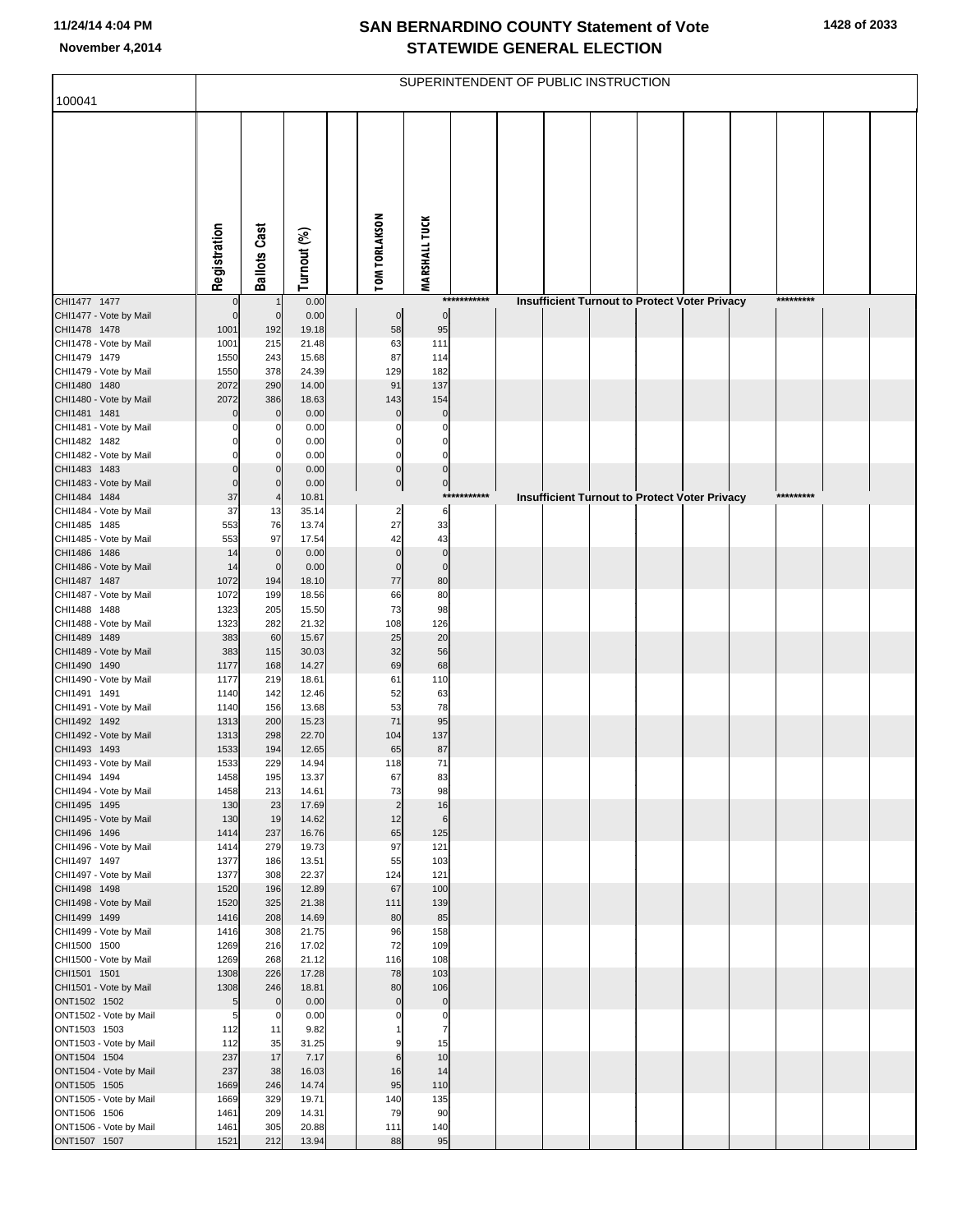# SAN BERNARDINO COUNTY Statement of Vote
## STATEWIDE GENERAL ELECTION

November 4,2014

SUPERINTENDENT OF PUBLIC INSTRUCTION

100041

| | Registration | Ballots Cast | Turnout (%) | TOM TORLAKSON | MARSHALL TUCK |
|---|---|---|---|---|---|
| CHI1477 1477 | 0 | 1 | 0.00 | *********** Insufficient Turnout to Protect Voter Privacy ********* | |
| CHI1477 - Vote by Mail | 0 | 0 | 0.00 | 0 | 0 |
| CHI1478 1478 | 1001 | 192 | 19.18 | 58 | 95 |
| CHI1478 - Vote by Mail | 1001 | 215 | 21.48 | 63 | 111 |
| CHI1479 1479 | 1550 | 243 | 15.68 | 87 | 114 |
| CHI1479 - Vote by Mail | 1550 | 378 | 24.39 | 129 | 182 |
| CHI1480 1480 | 2072 | 290 | 14.00 | 91 | 137 |
| CHI1480 - Vote by Mail | 2072 | 386 | 18.63 | 143 | 154 |
| CHI1481 1481 | 0 | 0 | 0.00 | 0 | 0 |
| CHI1481 - Vote by Mail | 0 | 0 | 0.00 | 0 | 0 |
| CHI1482 1482 | 0 | 0 | 0.00 | 0 | 0 |
| CHI1482 - Vote by Mail | 0 | 0 | 0.00 | 0 | 0 |
| CHI1483 1483 | 0 | 0 | 0.00 | 0 | 0 |
| CHI1483 - Vote by Mail | 0 | 0 | 0.00 | 0 | 0 |
| CHI1484 1484 | 37 | 4 | 10.81 | *********** Insufficient Turnout to Protect Voter Privacy ********* | |
| CHI1484 - Vote by Mail | 37 | 13 | 35.14 | 2 | 6 |
| CHI1485 1485 | 553 | 76 | 13.74 | 27 | 33 |
| CHI1485 - Vote by Mail | 553 | 97 | 17.54 | 42 | 43 |
| CHI1486 1486 | 14 | 0 | 0.00 | 0 | 0 |
| CHI1486 - Vote by Mail | 14 | 0 | 0.00 | 0 | 0 |
| CHI1487 1487 | 1072 | 194 | 18.10 | 77 | 80 |
| CHI1487 - Vote by Mail | 1072 | 199 | 18.56 | 66 | 80 |
| CHI1488 1488 | 1323 | 205 | 15.50 | 73 | 98 |
| CHI1488 - Vote by Mail | 1323 | 282 | 21.32 | 108 | 126 |
| CHI1489 1489 | 383 | 60 | 15.67 | 25 | 20 |
| CHI1489 - Vote by Mail | 383 | 115 | 30.03 | 32 | 56 |
| CHI1490 1490 | 1177 | 168 | 14.27 | 69 | 68 |
| CHI1490 - Vote by Mail | 1177 | 219 | 18.61 | 61 | 110 |
| CHI1491 1491 | 1140 | 142 | 12.46 | 52 | 63 |
| CHI1491 - Vote by Mail | 1140 | 156 | 13.68 | 53 | 78 |
| CHI1492 1492 | 1313 | 200 | 15.23 | 71 | 95 |
| CHI1492 - Vote by Mail | 1313 | 298 | 22.70 | 104 | 137 |
| CHI1493 1493 | 1533 | 194 | 12.65 | 65 | 87 |
| CHI1493 - Vote by Mail | 1533 | 229 | 14.94 | 118 | 71 |
| CHI1494 1494 | 1458 | 195 | 13.37 | 67 | 83 |
| CHI1494 - Vote by Mail | 1458 | 213 | 14.61 | 73 | 98 |
| CHI1495 1495 | 130 | 23 | 17.69 | 2 | 16 |
| CHI1495 - Vote by Mail | 130 | 19 | 14.62 | 12 | 6 |
| CHI1496 1496 | 1414 | 237 | 16.76 | 65 | 125 |
| CHI1496 - Vote by Mail | 1414 | 279 | 19.73 | 97 | 121 |
| CHI1497 1497 | 1377 | 186 | 13.51 | 55 | 103 |
| CHI1497 - Vote by Mail | 1377 | 308 | 22.37 | 124 | 121 |
| CHI1498 1498 | 1520 | 196 | 12.89 | 67 | 100 |
| CHI1498 - Vote by Mail | 1520 | 325 | 21.38 | 111 | 139 |
| CHI1499 1499 | 1416 | 208 | 14.69 | 80 | 85 |
| CHI1499 - Vote by Mail | 1416 | 308 | 21.75 | 96 | 158 |
| CHI1500 1500 | 1269 | 216 | 17.02 | 72 | 109 |
| CHI1500 - Vote by Mail | 1269 | 268 | 21.12 | 116 | 108 |
| CHI1501 1501 | 1308 | 226 | 17.28 | 78 | 103 |
| CHI1501 - Vote by Mail | 1308 | 246 | 18.81 | 80 | 106 |
| ONT1502 1502 | 5 | 0 | 0.00 | 0 | 0 |
| ONT1502 - Vote by Mail | 5 | 0 | 0.00 | 0 | 0 |
| ONT1503 1503 | 112 | 11 | 9.82 | 1 | 7 |
| ONT1503 - Vote by Mail | 112 | 35 | 31.25 | 9 | 15 |
| ONT1504 1504 | 237 | 17 | 7.17 | 6 | 10 |
| ONT1504 - Vote by Mail | 237 | 38 | 16.03 | 16 | 14 |
| ONT1505 1505 | 1669 | 246 | 14.74 | 95 | 110 |
| ONT1505 - Vote by Mail | 1669 | 329 | 19.71 | 140 | 135 |
| ONT1506 1506 | 1461 | 209 | 14.31 | 79 | 90 |
| ONT1506 - Vote by Mail | 1461 | 305 | 20.88 | 111 | 140 |
| ONT1507 1507 | 1521 | 212 | 13.94 | 88 | 95 |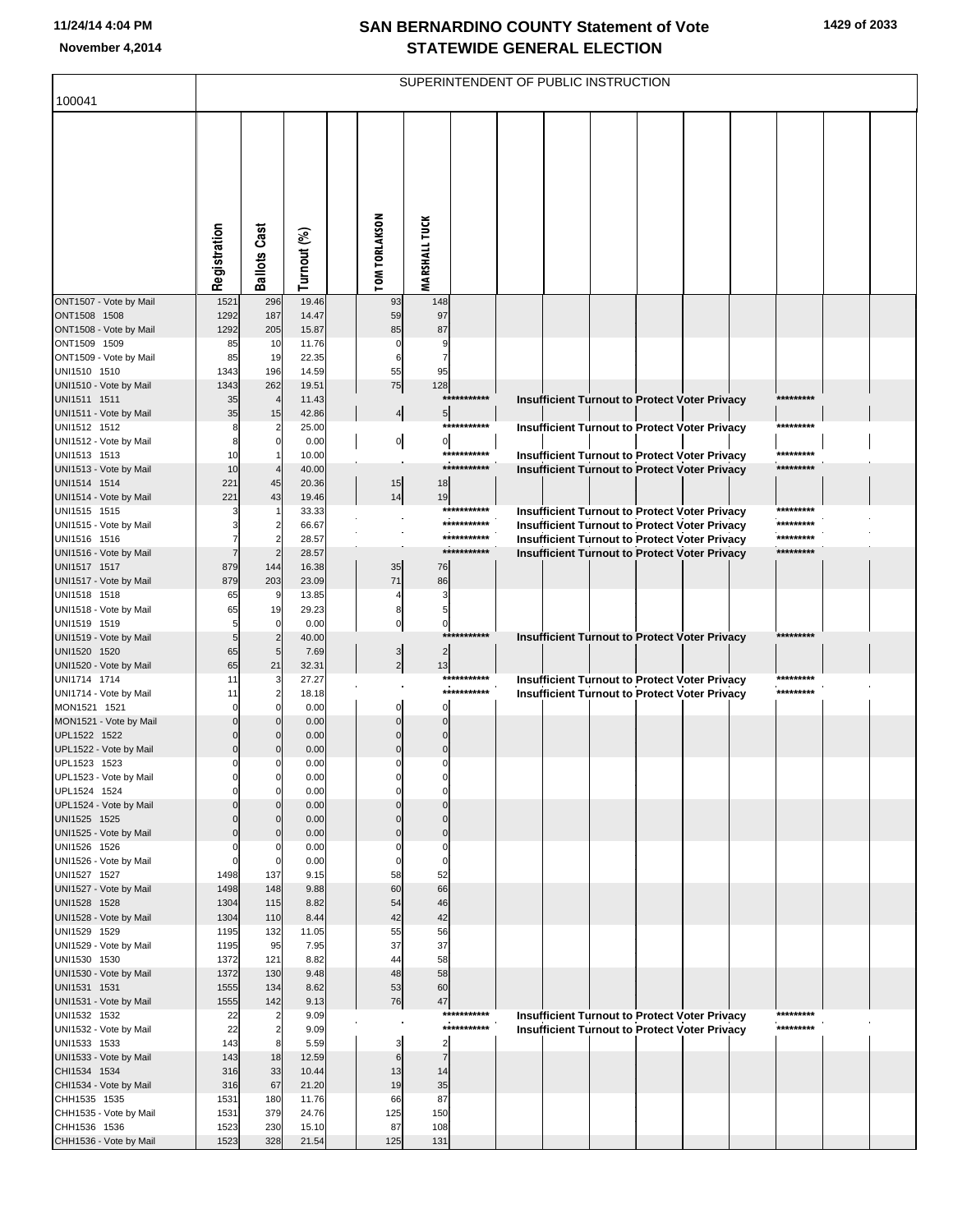# SAN BERNARDINO COUNTY Statement of Vote
# STATEWIDE GENERAL ELECTION

November 4,2014

## SUPERINTENDENT OF PUBLIC INSTRUCTION

100041

| | Registration | Ballots Cast | Turnout (%) | TOM TORLAKSON | MARSHALL TUCK | |
|---|---|---|---|---|---|---|
| ONT1507 - Vote by Mail | 1521 | 296 | 19.46 | 93 | 148 | |
| ONT1508 1508 | 1292 | 187 | 14.47 | 59 | 97 | |
| ONT1508 - Vote by Mail | 1292 | 205 | 15.87 | 85 | 87 | |
| ONT1509 1509 | 85 | 10 | 11.76 | 0 | 9 | |
| ONT1509 - Vote by Mail | 85 | 19 | 22.35 | 6 | 7 | |
| UNI1510 1510 | 1343 | 196 | 14.59 | 55 | 95 | |
| UNI1510 - Vote by Mail | 1343 | 262 | 19.51 | 75 | 128 | |
| UNI1511 1511 | 35 | 4 | 11.43 | | *********** | Insufficient Turnout to Protect Voter Privacy ********* |
| UNI1511 - Vote by Mail | 35 | 15 | 42.86 | 4 | 5 | |
| UNI1512 1512 | 8 | 2 | 25.00 | | *********** | Insufficient Turnout to Protect Voter Privacy ********* |
| UNI1512 - Vote by Mail | 8 | 0 | 0.00 | 0 | 0 | |
| UNI1513 1513 | 10 | 1 | 10.00 | | *********** | Insufficient Turnout to Protect Voter Privacy ********* |
| UNI1513 - Vote by Mail | 10 | 4 | 40.00 | | *********** | Insufficient Turnout to Protect Voter Privacy ********* |
| UNI1514 1514 | 221 | 45 | 20.36 | 15 | 18 | |
| UNI1514 - Vote by Mail | 221 | 43 | 19.46 | 14 | 19 | |
| UNI1515 1515 | 3 | 1 | 33.33 | | *********** | Insufficient Turnout to Protect Voter Privacy ********* |
| UNI1515 - Vote by Mail | 3 | 2 | 66.67 | | *********** | Insufficient Turnout to Protect Voter Privacy ********* |
| UNI1516 1516 | 7 | 2 | 28.57 | | *********** | Insufficient Turnout to Protect Voter Privacy ********* |
| UNI1516 - Vote by Mail | 7 | 2 | 28.57 | | *********** | Insufficient Turnout to Protect Voter Privacy ********* |
| UNI1517 1517 | 879 | 144 | 16.38 | 35 | 76 | |
| UNI1517 - Vote by Mail | 879 | 203 | 23.09 | 71 | 86 | |
| UNI1518 1518 | 65 | 9 | 13.85 | 4 | 3 | |
| UNI1518 - Vote by Mail | 65 | 19 | 29.23 | 8 | 5 | |
| UNI1519 1519 | 5 | 0 | 0.00 | 0 | 0 | |
| UNI1519 - Vote by Mail | 5 | 2 | 40.00 | | *********** | Insufficient Turnout to Protect Voter Privacy ********* |
| UNI1520 1520 | 65 | 5 | 7.69 | 3 | 2 | |
| UNI1520 - Vote by Mail | 65 | 21 | 32.31 | 2 | 13 | |
| UNI1714 1714 | 11 | 3 | 27.27 | | *********** | Insufficient Turnout to Protect Voter Privacy ********* |
| UNI1714 - Vote by Mail | 11 | 2 | 18.18 | | *********** | Insufficient Turnout to Protect Voter Privacy ********* |
| MON1521 1521 | 0 | 0 | 0.00 | 0 | 0 | |
| MON1521 - Vote by Mail | 0 | 0 | 0.00 | 0 | 0 | |
| UPL1522 1522 | 0 | 0 | 0.00 | 0 | 0 | |
| UPL1522 - Vote by Mail | 0 | 0 | 0.00 | 0 | 0 | |
| UPL1523 1523 | 0 | 0 | 0.00 | 0 | 0 | |
| UPL1523 - Vote by Mail | 0 | 0 | 0.00 | 0 | 0 | |
| UPL1524 1524 | 0 | 0 | 0.00 | 0 | 0 | |
| UPL1524 - Vote by Mail | 0 | 0 | 0.00 | 0 | 0 | |
| UNI1525 1525 | 0 | 0 | 0.00 | 0 | 0 | |
| UNI1525 - Vote by Mail | 0 | 0 | 0.00 | 0 | 0 | |
| UNI1526 1526 | 0 | 0 | 0.00 | 0 | 0 | |
| UNI1526 - Vote by Mail | 0 | 0 | 0.00 | 0 | 0 | |
| UNI1527 1527 | 1498 | 137 | 9.15 | 58 | 52 | |
| UNI1527 - Vote by Mail | 1498 | 148 | 9.88 | 60 | 66 | |
| UNI1528 1528 | 1304 | 115 | 8.82 | 54 | 46 | |
| UNI1528 - Vote by Mail | 1304 | 110 | 8.44 | 42 | 42 | |
| UNI1529 1529 | 1195 | 132 | 11.05 | 55 | 56 | |
| UNI1529 - Vote by Mail | 1195 | 95 | 7.95 | 37 | 37 | |
| UNI1530 1530 | 1372 | 121 | 8.82 | 44 | 58 | |
| UNI1530 - Vote by Mail | 1372 | 130 | 9.48 | 48 | 58 | |
| UNI1531 1531 | 1555 | 134 | 8.62 | 53 | 60 | |
| UNI1531 - Vote by Mail | 1555 | 142 | 9.13 | 76 | 47 | |
| UNI1532 1532 | 22 | 2 | 9.09 | | *********** | Insufficient Turnout to Protect Voter Privacy ********* |
| UNI1532 - Vote by Mail | 22 | 2 | 9.09 | | *********** | Insufficient Turnout to Protect Voter Privacy ********* |
| UNI1533 1533 | 143 | 8 | 5.59 | 3 | 2 | |
| UNI1533 - Vote by Mail | 143 | 18 | 12.59 | 6 | 7 | |
| CHI1534 1534 | 316 | 33 | 10.44 | 13 | 14 | |
| CHI1534 - Vote by Mail | 316 | 67 | 21.20 | 19 | 35 | |
| CHH1535 1535 | 1531 | 180 | 11.76 | 66 | 87 | |
| CHH1535 - Vote by Mail | 1531 | 379 | 24.76 | 125 | 150 | |
| CHH1536 1536 | 1523 | 230 | 15.10 | 87 | 108 | |
| CHH1536 - Vote by Mail | 1523 | 328 | 21.54 | 125 | 131 | |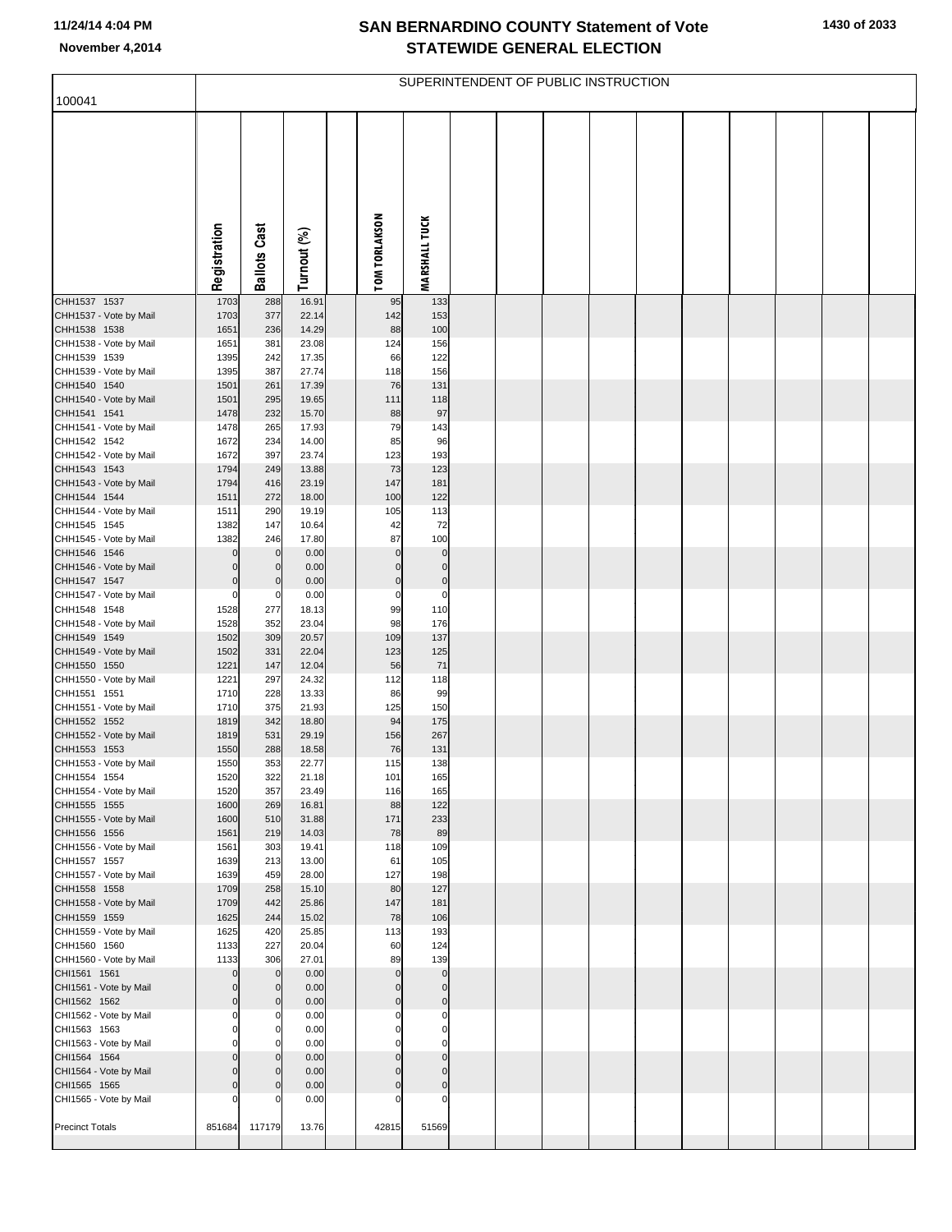# SAN BERNARDINO COUNTY Statement of Vote
## STATEWIDE GENERAL ELECTION

November 4,2014

100041

SUPERINTENDENT OF PUBLIC INSTRUCTION

| | Registration | Ballots Cast | Turnout (%) | TOM TORLAKSON | MARSHALL TUCK |
|---|---|---|---|---|---|
| CHH1537 1537 | 1703 | 288 | 16.91 | 95 | 133 |
| CHH1537 - Vote by Mail | 1703 | 377 | 22.14 | 142 | 153 |
| CHH1538 1538 | 1651 | 236 | 14.29 | 88 | 100 |
| CHH1538 - Vote by Mail | 1651 | 381 | 23.08 | 124 | 156 |
| CHH1539 1539 | 1395 | 242 | 17.35 | 66 | 122 |
| CHH1539 - Vote by Mail | 1395 | 387 | 27.74 | 118 | 156 |
| CHH1540 1540 | 1501 | 261 | 17.39 | 76 | 131 |
| CHH1540 - Vote by Mail | 1501 | 295 | 19.65 | 111 | 118 |
| CHH1541 1541 | 1478 | 232 | 15.70 | 88 | 97 |
| CHH1541 - Vote by Mail | 1478 | 265 | 17.93 | 79 | 143 |
| CHH1542 1542 | 1672 | 234 | 14.00 | 85 | 96 |
| CHH1542 - Vote by Mail | 1672 | 397 | 23.74 | 123 | 193 |
| CHH1543 1543 | 1794 | 249 | 13.88 | 73 | 123 |
| CHH1543 - Vote by Mail | 1794 | 416 | 23.19 | 147 | 181 |
| CHH1544 1544 | 1511 | 272 | 18.00 | 100 | 122 |
| CHH1544 - Vote by Mail | 1511 | 290 | 19.19 | 105 | 113 |
| CHH1545 1545 | 1382 | 147 | 10.64 | 42 | 72 |
| CHH1545 - Vote by Mail | 1382 | 246 | 17.80 | 87 | 100 |
| CHH1546 1546 | 0 | 0 | 0.00 | 0 | 0 |
| CHH1546 - Vote by Mail | 0 | 0 | 0.00 | 0 | 0 |
| CHH1547 1547 | 0 | 0 | 0.00 | 0 | 0 |
| CHH1547 - Vote by Mail | 0 | 0 | 0.00 | 0 | 0 |
| CHH1548 1548 | 1528 | 277 | 18.13 | 99 | 110 |
| CHH1548 - Vote by Mail | 1528 | 352 | 23.04 | 98 | 176 |
| CHH1549 1549 | 1502 | 309 | 20.57 | 109 | 137 |
| CHH1549 - Vote by Mail | 1502 | 331 | 22.04 | 123 | 125 |
| CHH1550 1550 | 1221 | 147 | 12.04 | 56 | 71 |
| CHH1550 - Vote by Mail | 1221 | 297 | 24.32 | 112 | 118 |
| CHH1551 1551 | 1710 | 228 | 13.33 | 86 | 99 |
| CHH1551 - Vote by Mail | 1710 | 375 | 21.93 | 125 | 150 |
| CHH1552 1552 | 1819 | 342 | 18.80 | 94 | 175 |
| CHH1552 - Vote by Mail | 1819 | 531 | 29.19 | 156 | 267 |
| CHH1553 1553 | 1550 | 288 | 18.58 | 76 | 131 |
| CHH1553 - Vote by Mail | 1550 | 353 | 22.77 | 115 | 138 |
| CHH1554 1554 | 1520 | 322 | 21.18 | 101 | 165 |
| CHH1554 - Vote by Mail | 1520 | 357 | 23.49 | 116 | 165 |
| CHH1555 1555 | 1600 | 269 | 16.81 | 88 | 122 |
| CHH1555 - Vote by Mail | 1600 | 510 | 31.88 | 171 | 233 |
| CHH1556 1556 | 1561 | 219 | 14.03 | 78 | 89 |
| CHH1556 - Vote by Mail | 1561 | 303 | 19.41 | 118 | 109 |
| CHH1557 1557 | 1639 | 213 | 13.00 | 61 | 105 |
| CHH1557 - Vote by Mail | 1639 | 459 | 28.00 | 127 | 198 |
| CHH1558 1558 | 1709 | 258 | 15.10 | 80 | 127 |
| CHH1558 - Vote by Mail | 1709 | 442 | 25.86 | 147 | 181 |
| CHH1559 1559 | 1625 | 244 | 15.02 | 78 | 106 |
| CHH1559 - Vote by Mail | 1625 | 420 | 25.85 | 113 | 193 |
| CHH1560 1560 | 1133 | 227 | 20.04 | 60 | 124 |
| CHH1560 - Vote by Mail | 1133 | 306 | 27.01 | 89 | 139 |
| CHI1561 1561 | 0 | 0 | 0.00 | 0 | 0 |
| CHI1561 - Vote by Mail | 0 | 0 | 0.00 | 0 | 0 |
| CHI1562 1562 | 0 | 0 | 0.00 | 0 | 0 |
| CHI1562 - Vote by Mail | 0 | 0 | 0.00 | 0 | 0 |
| CHI1563 1563 | 0 | 0 | 0.00 | 0 | 0 |
| CHI1563 - Vote by Mail | 0 | 0 | 0.00 | 0 | 0 |
| CHI1564 1564 | 0 | 0 | 0.00 | 0 | 0 |
| CHI1564 - Vote by Mail | 0 | 0 | 0.00 | 0 | 0 |
| CHI1565 1565 | 0 | 0 | 0.00 | 0 | 0 |
| CHI1565 - Vote by Mail | 0 | 0 | 0.00 | 0 | 0 |
| Precinct Totals | 851684 | 117179 | 13.76 | 42815 | 51569 |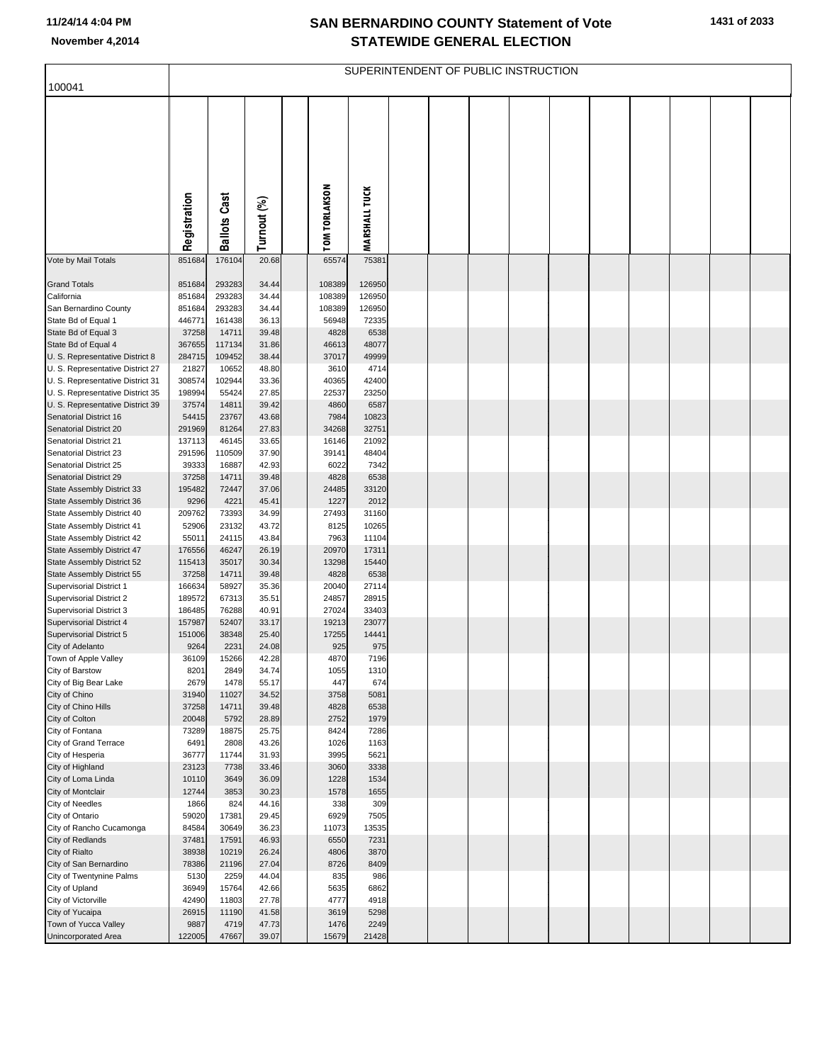# SAN BERNARDINO COUNTY Statement of Vote
## STATEWIDE GENERAL ELECTION

11/24/14 4:04 PM
November 4,2014

100041

SUPERINTENDENT OF PUBLIC INSTRUCTION

| | Registration | Ballots Cast | Turnout (%) | | TOM TORLAKSON | MARSHALL TUCK |
|---|---|---|---|---|---|---|
| Vote by Mail Totals | 851684 | 176104 | 20.68 | | 65574 | 75381 |
| Grand Totals | 851684 | 293283 | 34.44 | | 108389 | 126950 |
| California | 851684 | 293283 | 34.44 | | 108389 | 126950 |
| San Bernardino County | 851684 | 293283 | 34.44 | | 108389 | 126950 |
| State Bd of Equal 1 | 446771 | 161438 | 36.13 | | 56948 | 72335 |
| State Bd of Equal 3 | 37258 | 14711 | 39.48 | | 4828 | 6538 |
| State Bd of Equal 4 | 367655 | 117134 | 31.86 | | 46613 | 48077 |
| U. S. Representative District 8 | 284715 | 109452 | 38.44 | | 37017 | 49999 |
| U. S. Representative District 27 | 21827 | 10652 | 48.80 | | 3610 | 4714 |
| U. S. Representative District 31 | 308574 | 102944 | 33.36 | | 40365 | 42400 |
| U. S. Representative District 35 | 198994 | 55424 | 27.85 | | 22537 | 23250 |
| U. S. Representative District 39 | 37574 | 14811 | 39.42 | | 4860 | 6587 |
| Senatorial District 16 | 54415 | 23767 | 43.68 | | 7984 | 10823 |
| Senatorial District 20 | 291969 | 81264 | 27.83 | | 34268 | 32751 |
| Senatorial District 21 | 137113 | 46145 | 33.65 | | 16146 | 21092 |
| Senatorial District 23 | 291596 | 110509 | 37.90 | | 39141 | 48404 |
| Senatorial District 25 | 39333 | 16887 | 42.93 | | 6022 | 7342 |
| Senatorial District 29 | 37258 | 14711 | 39.48 | | 4828 | 6538 |
| State Assembly District 33 | 195482 | 72447 | 37.06 | | 24485 | 33120 |
| State Assembly District 36 | 9296 | 4221 | 45.41 | | 1227 | 2012 |
| State Assembly District 40 | 209762 | 73393 | 34.99 | | 27493 | 31160 |
| State Assembly District 41 | 52906 | 23132 | 43.72 | | 8125 | 10265 |
| State Assembly District 42 | 55011 | 24115 | 43.84 | | 7963 | 11104 |
| State Assembly District 47 | 176556 | 46247 | 26.19 | | 20970 | 17311 |
| State Assembly District 52 | 115413 | 35017 | 30.34 | | 13298 | 15440 |
| State Assembly District 55 | 37258 | 14711 | 39.48 | | 4828 | 6538 |
| Supervisorial District 1 | 166634 | 58927 | 35.36 | | 20040 | 27114 |
| Supervisorial District 2 | 189572 | 67313 | 35.51 | | 24857 | 28915 |
| Supervisorial District 3 | 186485 | 76288 | 40.91 | | 27024 | 33403 |
| Supervisorial District 4 | 157987 | 52407 | 33.17 | | 19213 | 23077 |
| Supervisorial District 5 | 151006 | 38348 | 25.40 | | 17255 | 14441 |
| City of Adelanto | 9264 | 2231 | 24.08 | | 925 | 975 |
| Town of Apple Valley | 36109 | 15266 | 42.28 | | 4870 | 7196 |
| City of Barstow | 8201 | 2849 | 34.74 | | 1055 | 1310 |
| City of Big Bear Lake | 2679 | 1478 | 55.17 | | 447 | 674 |
| City of Chino | 31940 | 11027 | 34.52 | | 3758 | 5081 |
| City of Chino Hills | 37258 | 14711 | 39.48 | | 4828 | 6538 |
| City of Colton | 20048 | 5792 | 28.89 | | 2752 | 1979 |
| City of Fontana | 73289 | 18875 | 25.75 | | 8424 | 7286 |
| City of Grand Terrace | 6491 | 2808 | 43.26 | | 1026 | 1163 |
| City of Hesperia | 36777 | 11744 | 31.93 | | 3995 | 5621 |
| City of Highland | 23123 | 7738 | 33.46 | | 3060 | 3338 |
| City of Loma Linda | 10110 | 3649 | 36.09 | | 1228 | 1534 |
| City of Montclair | 12744 | 3853 | 30.23 | | 1578 | 1655 |
| City of Needles | 1866 | 824 | 44.16 | | 338 | 309 |
| City of Ontario | 59020 | 17381 | 29.45 | | 6929 | 7505 |
| City of Rancho Cucamonga | 84584 | 30649 | 36.23 | | 11073 | 13535 |
| City of Redlands | 37481 | 17591 | 46.93 | | 6550 | 7231 |
| City of Rialto | 38938 | 10219 | 26.24 | | 4806 | 3870 |
| City of San Bernardino | 78386 | 21196 | 27.04 | | 8726 | 8409 |
| City of Twentynine Palms | 5130 | 2259 | 44.04 | | 835 | 986 |
| City of Upland | 36949 | 15764 | 42.66 | | 5635 | 6862 |
| City of Victorville | 42490 | 11803 | 27.78 | | 4777 | 4918 |
| City of Yucaipa | 26915 | 11190 | 41.58 | | 3619 | 5298 |
| Town of Yucca Valley | 9887 | 4719 | 47.73 | | 1476 | 2249 |
| Unincorporated Area | 122005 | 47667 | 39.07 | | 15679 | 21428 |